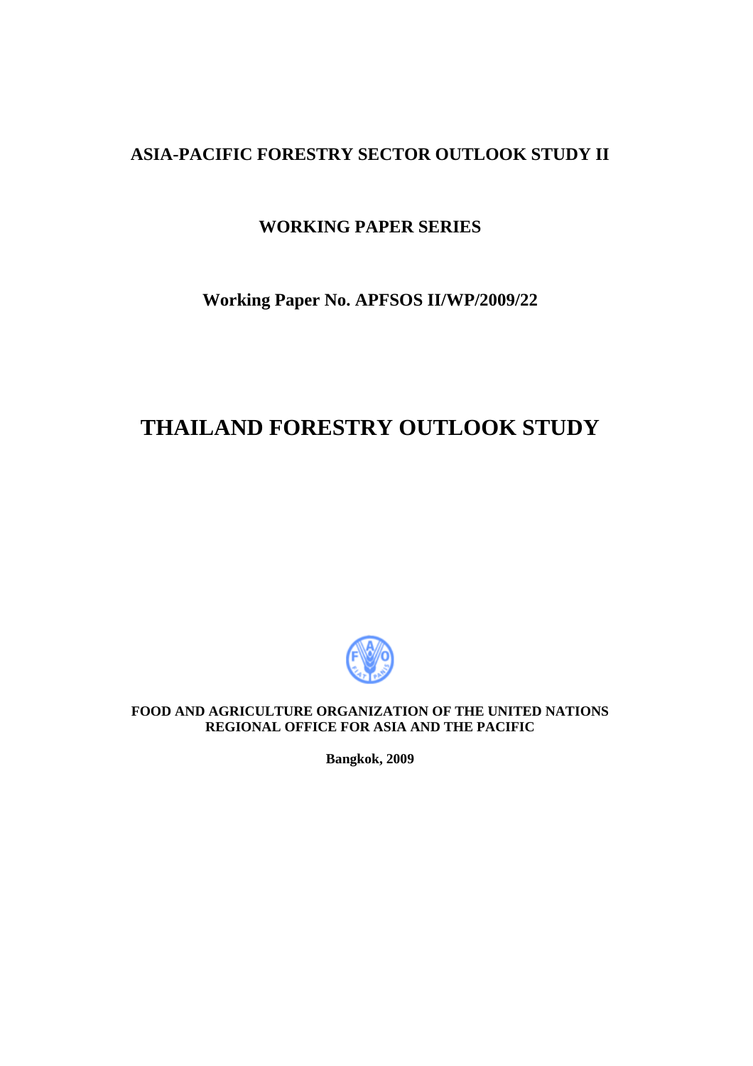**ASIA-PACIFIC FORESTRY SECTOR OUTLOOK STUDY II**

**WORKING PAPER SERIES**

**Working Paper No. APFSOS II/WP/2009/22**

# THAILAND FORESTRY OUTLOOK STUDY

**FOOD AND AGRICULTURE ORGANIZATION OF THE UNITED NATIONS**
**REGIONAL OFFICE FOR ASIA AND THE PACIFIC**

**Bangkok, 2009**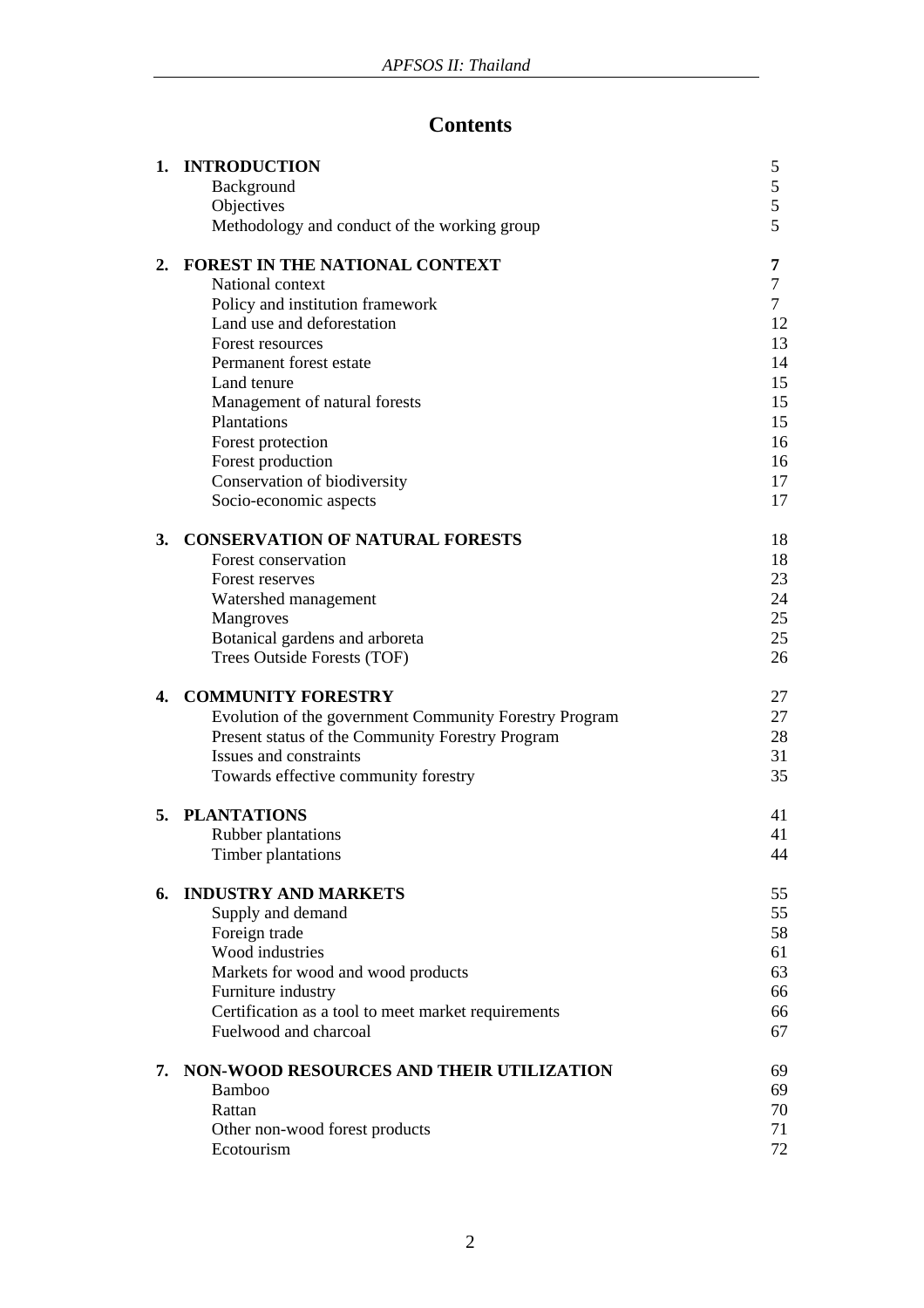# Contents

| | | |
|---|---|---|
| **1.** | **INTRODUCTION** | 5 |
| | Background | 5 |
| | Objectives | 5 |
| | Methodology and conduct of the working group | 5 |
| **2.** | **FOREST IN THE NATIONAL CONTEXT** | **7** |
| | National context | 7 |
| | Policy and institution framework | 7 |
| | Land use and deforestation | 12 |
| | Forest resources | 13 |
| | Permanent forest estate | 14 |
| | Land tenure | 15 |
| | Management of natural forests | 15 |
| | Plantations | 15 |
| | Forest protection | 16 |
| | Forest production | 16 |
| | Conservation of biodiversity | 17 |
| | Socio-economic aspects | 17 |
| **3.** | **CONSERVATION OF NATURAL FORESTS** | 18 |
| | Forest conservation | 18 |
| | Forest reserves | 23 |
| | Watershed management | 24 |
| | Mangroves | 25 |
| | Botanical gardens and arboreta | 25 |
| | Trees Outside Forests (TOF) | 26 |
| **4.** | **COMMUNITY FORESTRY** | 27 |
| | Evolution of the government Community Forestry Program | 27 |
| | Present status of the Community Forestry Program | 28 |
| | Issues and constraints | 31 |
| | Towards effective community forestry | 35 |
| **5.** | **PLANTATIONS** | 41 |
| | Rubber plantations | 41 |
| | Timber plantations | 44 |
| **6.** | **INDUSTRY AND MARKETS** | 55 |
| | Supply and demand | 55 |
| | Foreign trade | 58 |
| | Wood industries | 61 |
| | Markets for wood and wood products | 63 |
| | Furniture industry | 66 |
| | Certification as a tool to meet market requirements | 66 |
| | Fuelwood and charcoal | 67 |
| **7.** | **NON-WOOD RESOURCES AND THEIR UTILIZATION** | 69 |
| | Bamboo | 69 |
| | Rattan | 70 |
| | Other non-wood forest products | 71 |
| | Ecotourism | 72 |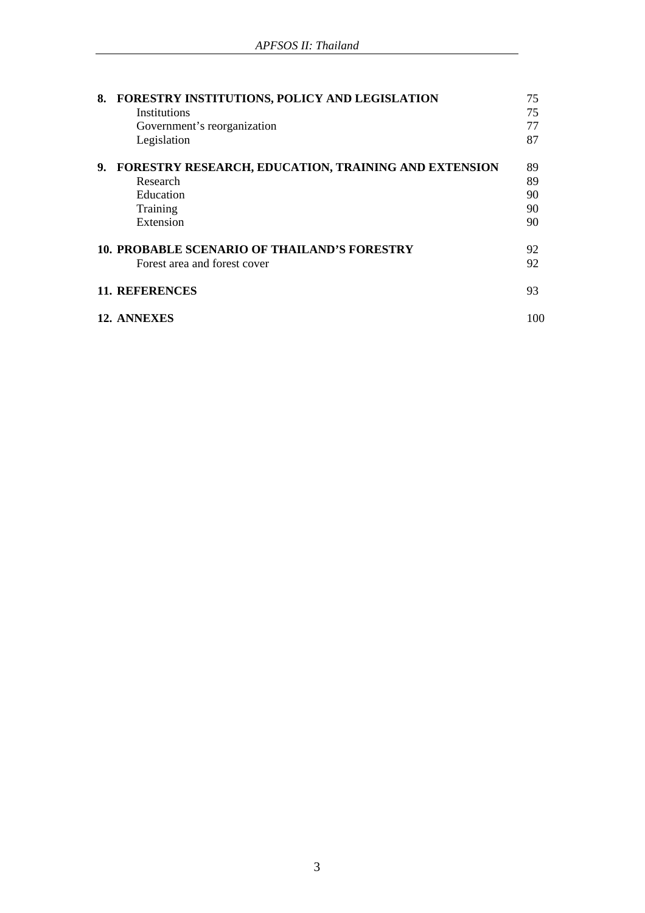| | | |
|---|---|---|
| **8.** | **FORESTRY INSTITUTIONS, POLICY AND LEGISLATION** | 75 |
| | Institutions | 75 |
| | Government's reorganization | 77 |
| | Legislation | 87 |
| **9.** | **FORESTRY RESEARCH, EDUCATION, TRAINING AND EXTENSION** | 89 |
| | Research | 89 |
| | Education | 90 |
| | Training | 90 |
| | Extension | 90 |
| **10.** | **PROBABLE SCENARIO OF THAILAND'S FORESTRY** | 92 |
| | Forest area and forest cover | 92 |
| **11.** | **REFERENCES** | 93 |
| **12.** | **ANNEXES** | 100 |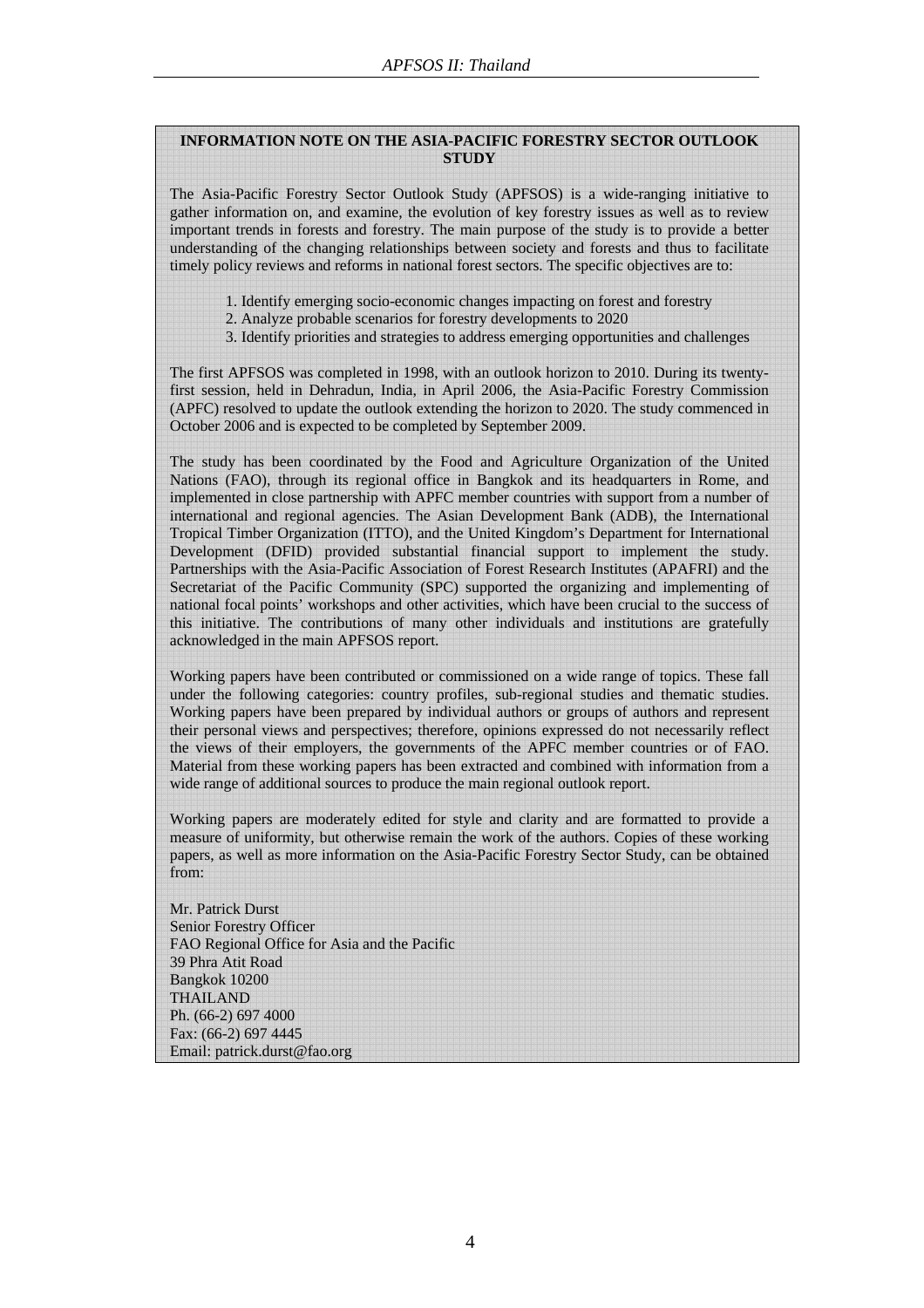**INFORMATION NOTE ON THE ASIA-PACIFIC FORESTRY SECTOR OUTLOOK STUDY**

The Asia-Pacific Forestry Sector Outlook Study (APFSOS) is a wide-ranging initiative to gather information on, and examine, the evolution of key forestry issues as well as to review important trends in forests and forestry. The main purpose of the study is to provide a better understanding of the changing relationships between society and forests and thus to facilitate timely policy reviews and reforms in national forest sectors. The specific objectives are to:

1. Identify emerging socio-economic changes impacting on forest and forestry
2. Analyze probable scenarios for forestry developments to 2020
3. Identify priorities and strategies to address emerging opportunities and challenges

The first APFSOS was completed in 1998, with an outlook horizon to 2010. During its twenty-first session, held in Dehradun, India, in April 2006, the Asia-Pacific Forestry Commission (APFC) resolved to update the outlook extending the horizon to 2020. The study commenced in October 2006 and is expected to be completed by September 2009.

The study has been coordinated by the Food and Agriculture Organization of the United Nations (FAO), through its regional office in Bangkok and its headquarters in Rome, and implemented in close partnership with APFC member countries with support from a number of international and regional agencies. The Asian Development Bank (ADB), the International Tropical Timber Organization (ITTO), and the United Kingdom's Department for International Development (DFID) provided substantial financial support to implement the study. Partnerships with the Asia-Pacific Association of Forest Research Institutes (APAFRI) and the Secretariat of the Pacific Community (SPC) supported the organizing and implementing of national focal points' workshops and other activities, which have been crucial to the success of this initiative. The contributions of many other individuals and institutions are gratefully acknowledged in the main APFSOS report.

Working papers have been contributed or commissioned on a wide range of topics. These fall under the following categories: country profiles, sub-regional studies and thematic studies. Working papers have been prepared by individual authors or groups of authors and represent their personal views and perspectives; therefore, opinions expressed do not necessarily reflect the views of their employers, the governments of the APFC member countries or of FAO. Material from these working papers has been extracted and combined with information from a wide range of additional sources to produce the main regional outlook report.

Working papers are moderately edited for style and clarity and are formatted to provide a measure of uniformity, but otherwise remain the work of the authors. Copies of these working papers, as well as more information on the Asia-Pacific Forestry Sector Study, can be obtained from:

Mr. Patrick Durst
Senior Forestry Officer
FAO Regional Office for Asia and the Pacific
39 Phra Atit Road
Bangkok 10200
THAILAND
Ph. (66-2) 697 4000
Fax: (66-2) 697 4445
Email: patrick.durst@fao.org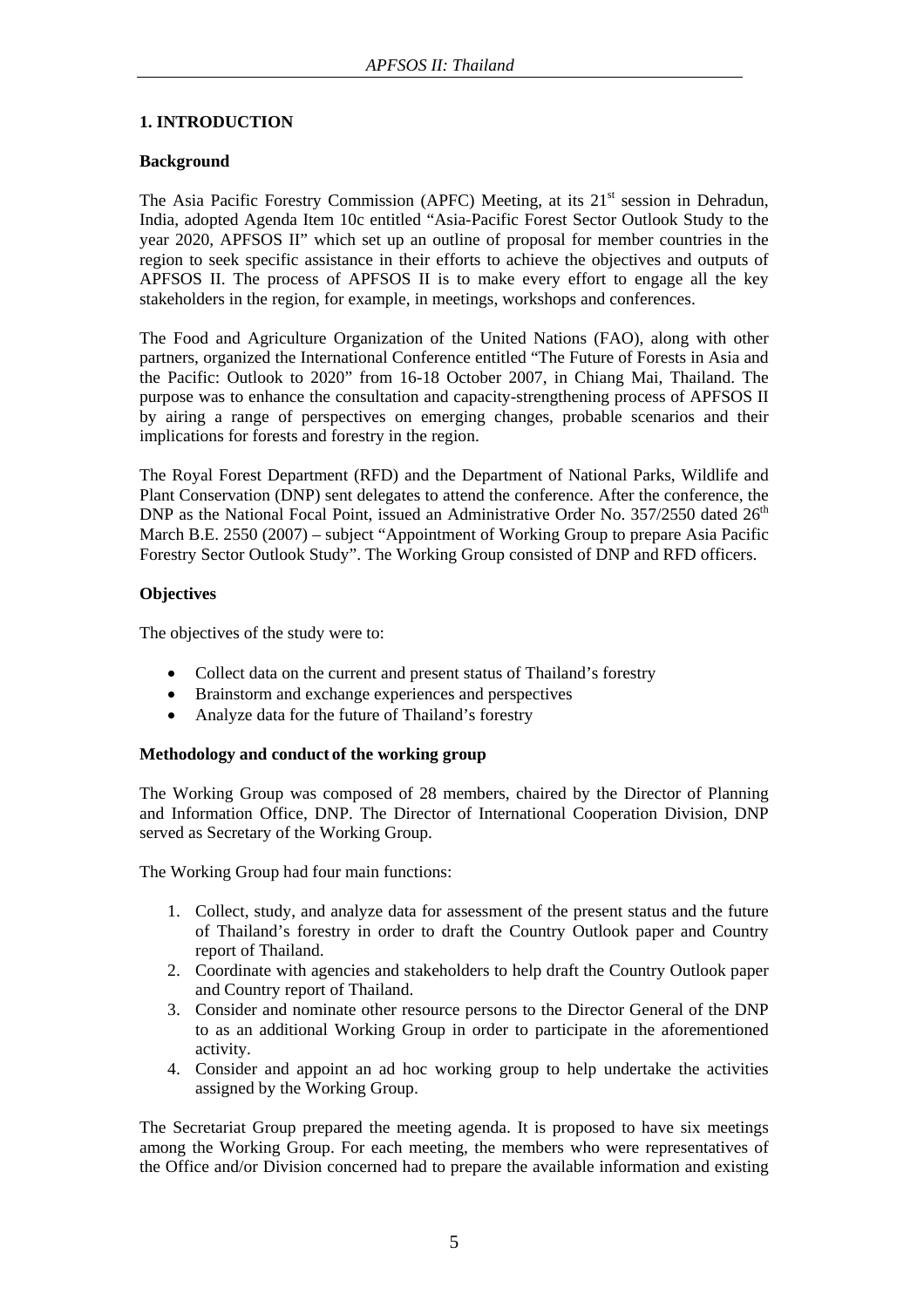# 1. INTRODUCTION

## Background

The Asia Pacific Forestry Commission (APFC) Meeting, at its 21st session in Dehradun, India, adopted Agenda Item 10c entitled "Asia-Pacific Forest Sector Outlook Study to the year 2020, APFSOS II" which set up an outline of proposal for member countries in the region to seek specific assistance in their efforts to achieve the objectives and outputs of APFSOS II. The process of APFSOS II is to make every effort to engage all the key stakeholders in the region, for example, in meetings, workshops and conferences.

The Food and Agriculture Organization of the United Nations (FAO), along with other partners, organized the International Conference entitled "The Future of Forests in Asia and the Pacific: Outlook to 2020" from 16-18 October 2007, in Chiang Mai, Thailand. The purpose was to enhance the consultation and capacity-strengthening process of APFSOS II by airing a range of perspectives on emerging changes, probable scenarios and their implications for forests and forestry in the region.

The Royal Forest Department (RFD) and the Department of National Parks, Wildlife and Plant Conservation (DNP) sent delegates to attend the conference. After the conference, the DNP as the National Focal Point, issued an Administrative Order No. 357/2550 dated 26th March B.E. 2550 (2007) – subject "Appointment of Working Group to prepare Asia Pacific Forestry Sector Outlook Study". The Working Group consisted of DNP and RFD officers.

## Objectives

The objectives of the study were to:

- Collect data on the current and present status of Thailand's forestry
- Brainstorm and exchange experiences and perspectives
- Analyze data for the future of Thailand's forestry

## Methodology and conduct of the working group

The Working Group was composed of 28 members, chaired by the Director of Planning and Information Office, DNP. The Director of International Cooperation Division, DNP served as Secretary of the Working Group.

The Working Group had four main functions:

1. Collect, study, and analyze data for assessment of the present status and the future of Thailand's forestry in order to draft the Country Outlook paper and Country report of Thailand.
2. Coordinate with agencies and stakeholders to help draft the Country Outlook paper and Country report of Thailand.
3. Consider and nominate other resource persons to the Director General of the DNP to as an additional Working Group in order to participate in the aforementioned activity.
4. Consider and appoint an ad hoc working group to help undertake the activities assigned by the Working Group.

The Secretariat Group prepared the meeting agenda. It is proposed to have six meetings among the Working Group. For each meeting, the members who were representatives of the Office and/or Division concerned had to prepare the available information and existing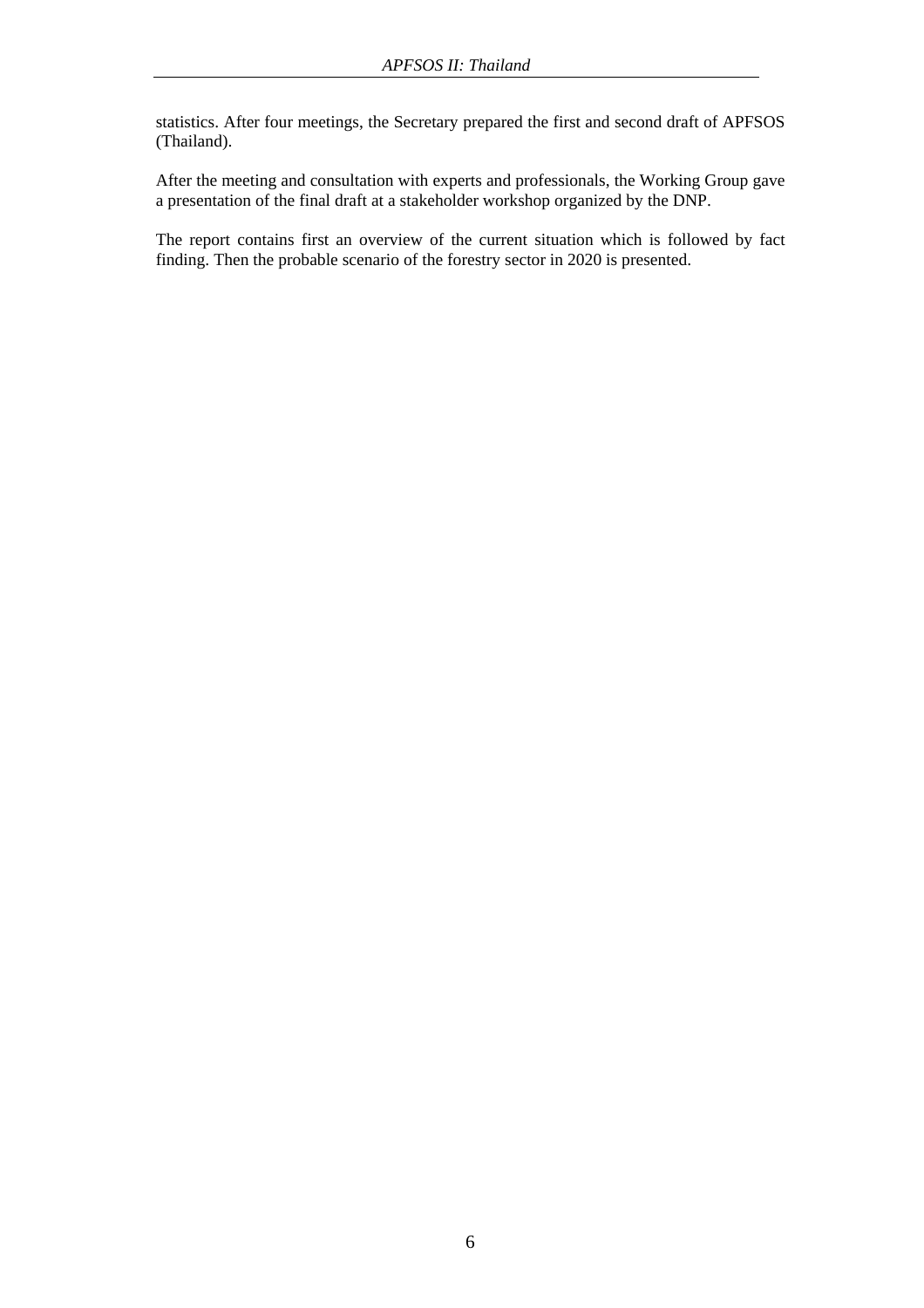statistics. After four meetings, the Secretary prepared the first and second draft of APFSOS (Thailand).

After the meeting and consultation with experts and professionals, the Working Group gave a presentation of the final draft at a stakeholder workshop organized by the DNP.

The report contains first an overview of the current situation which is followed by fact finding. Then the probable scenario of the forestry sector in 2020 is presented.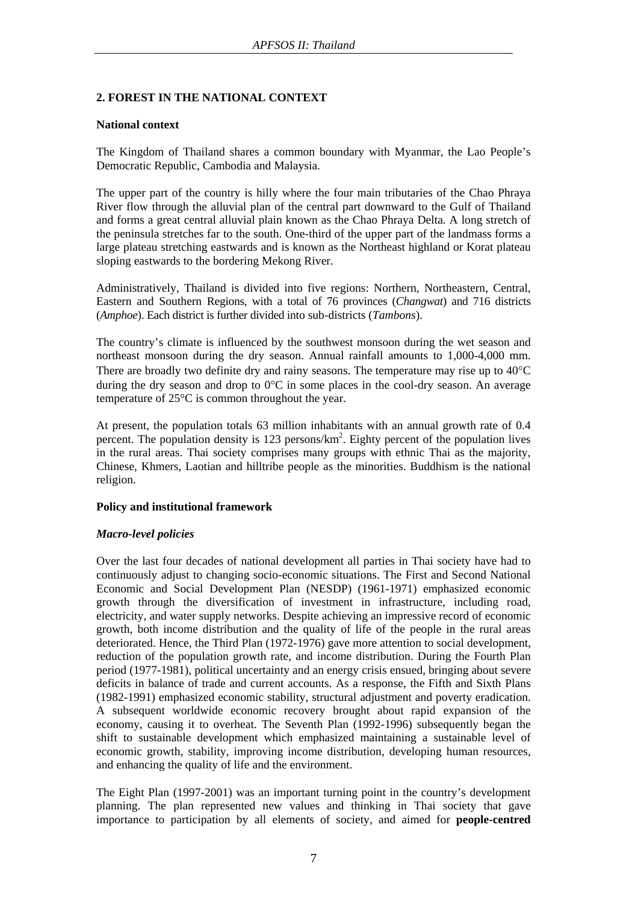## 2. FOREST IN THE NATIONAL CONTEXT

### National context

The Kingdom of Thailand shares a common boundary with Myanmar, the Lao People's Democratic Republic, Cambodia and Malaysia.

The upper part of the country is hilly where the four main tributaries of the Chao Phraya River flow through the alluvial plan of the central part downward to the Gulf of Thailand and forms a great central alluvial plain known as the Chao Phraya Delta. A long stretch of the peninsula stretches far to the south. One-third of the upper part of the landmass forms a large plateau stretching eastwards and is known as the Northeast highland or Korat plateau sloping eastwards to the bordering Mekong River.

Administratively, Thailand is divided into five regions: Northern, Northeastern, Central, Eastern and Southern Regions, with a total of 76 provinces (*Changwat*) and 716 districts (*Amphoe*). Each district is further divided into sub-districts (*Tambons*).

The country's climate is influenced by the southwest monsoon during the wet season and northeast monsoon during the dry season. Annual rainfall amounts to 1,000-4,000 mm. There are broadly two definite dry and rainy seasons. The temperature may rise up to 40°C during the dry season and drop to 0°C in some places in the cool-dry season. An average temperature of 25°C is common throughout the year.

At present, the population totals 63 million inhabitants with an annual growth rate of 0.4 percent. The population density is 123 persons/km$^2$. Eighty percent of the population lives in the rural areas. Thai society comprises many groups with ethnic Thai as the majority, Chinese, Khmers, Laotian and hilltribe people as the minorities. Buddhism is the national religion.

### Policy and institutional framework

#### *Macro-level policies*

Over the last four decades of national development all parties in Thai society have had to continuously adjust to changing socio-economic situations. The First and Second National Economic and Social Development Plan (NESDP) (1961-1971) emphasized economic growth through the diversification of investment in infrastructure, including road, electricity, and water supply networks. Despite achieving an impressive record of economic growth, both income distribution and the quality of life of the people in the rural areas deteriorated. Hence, the Third Plan (1972-1976) gave more attention to social development, reduction of the population growth rate, and income distribution. During the Fourth Plan period (1977-1981), political uncertainty and an energy crisis ensued, bringing about severe deficits in balance of trade and current accounts. As a response, the Fifth and Sixth Plans (1982-1991) emphasized economic stability, structural adjustment and poverty eradication. A subsequent worldwide economic recovery brought about rapid expansion of the economy, causing it to overheat. The Seventh Plan (1992-1996) subsequently began the shift to sustainable development which emphasized maintaining a sustainable level of economic growth, stability, improving income distribution, developing human resources, and enhancing the quality of life and the environment.

The Eight Plan (1997-2001) was an important turning point in the country's development planning. The plan represented new values and thinking in Thai society that gave importance to participation by all elements of society, and aimed for **people-centred**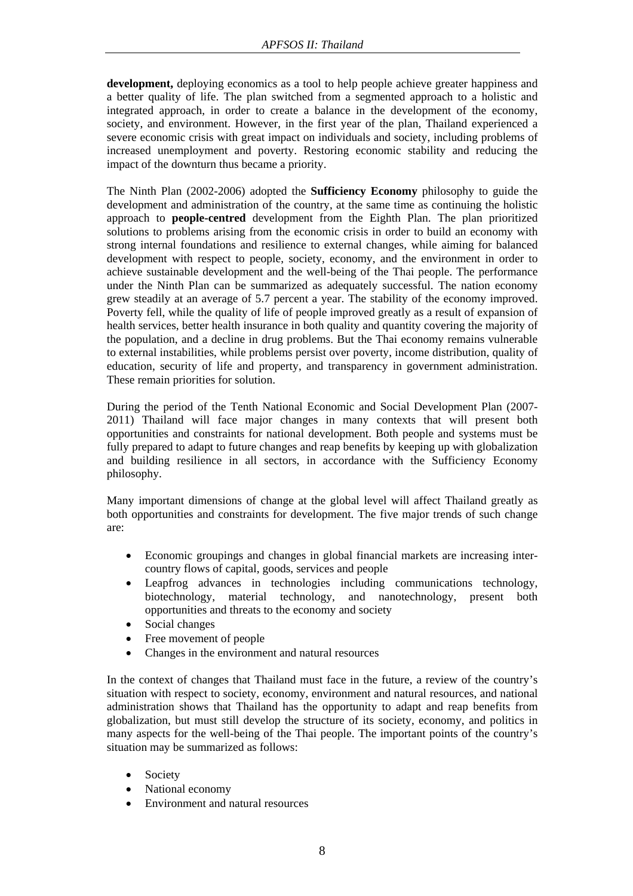**development,** deploying economics as a tool to help people achieve greater happiness and a better quality of life. The plan switched from a segmented approach to a holistic and integrated approach, in order to create a balance in the development of the economy, society, and environment. However, in the first year of the plan, Thailand experienced a severe economic crisis with great impact on individuals and society, including problems of increased unemployment and poverty. Restoring economic stability and reducing the impact of the downturn thus became a priority.

The Ninth Plan (2002-2006) adopted the **Sufficiency Economy** philosophy to guide the development and administration of the country, at the same time as continuing the holistic approach to **people-centred** development from the Eighth Plan. The plan prioritized solutions to problems arising from the economic crisis in order to build an economy with strong internal foundations and resilience to external changes, while aiming for balanced development with respect to people, society, economy, and the environment in order to achieve sustainable development and the well-being of the Thai people. The performance under the Ninth Plan can be summarized as adequately successful. The nation economy grew steadily at an average of 5.7 percent a year. The stability of the economy improved. Poverty fell, while the quality of life of people improved greatly as a result of expansion of health services, better health insurance in both quality and quantity covering the majority of the population, and a decline in drug problems. But the Thai economy remains vulnerable to external instabilities, while problems persist over poverty, income distribution, quality of education, security of life and property, and transparency in government administration. These remain priorities for solution.

During the period of the Tenth National Economic and Social Development Plan (2007-2011) Thailand will face major changes in many contexts that will present both opportunities and constraints for national development. Both people and systems must be fully prepared to adapt to future changes and reap benefits by keeping up with globalization and building resilience in all sectors, in accordance with the Sufficiency Economy philosophy.

Many important dimensions of change at the global level will affect Thailand greatly as both opportunities and constraints for development. The five major trends of such change are:

- Economic groupings and changes in global financial markets are increasing inter-country flows of capital, goods, services and people
- Leapfrog advances in technologies including communications technology, biotechnology, material technology, and nanotechnology, present both opportunities and threats to the economy and society
- Social changes
- Free movement of people
- Changes in the environment and natural resources

In the context of changes that Thailand must face in the future, a review of the country's situation with respect to society, economy, environment and natural resources, and national administration shows that Thailand has the opportunity to adapt and reap benefits from globalization, but must still develop the structure of its society, economy, and politics in many aspects for the well-being of the Thai people. The important points of the country's situation may be summarized as follows:

- Society
- National economy
- Environment and natural resources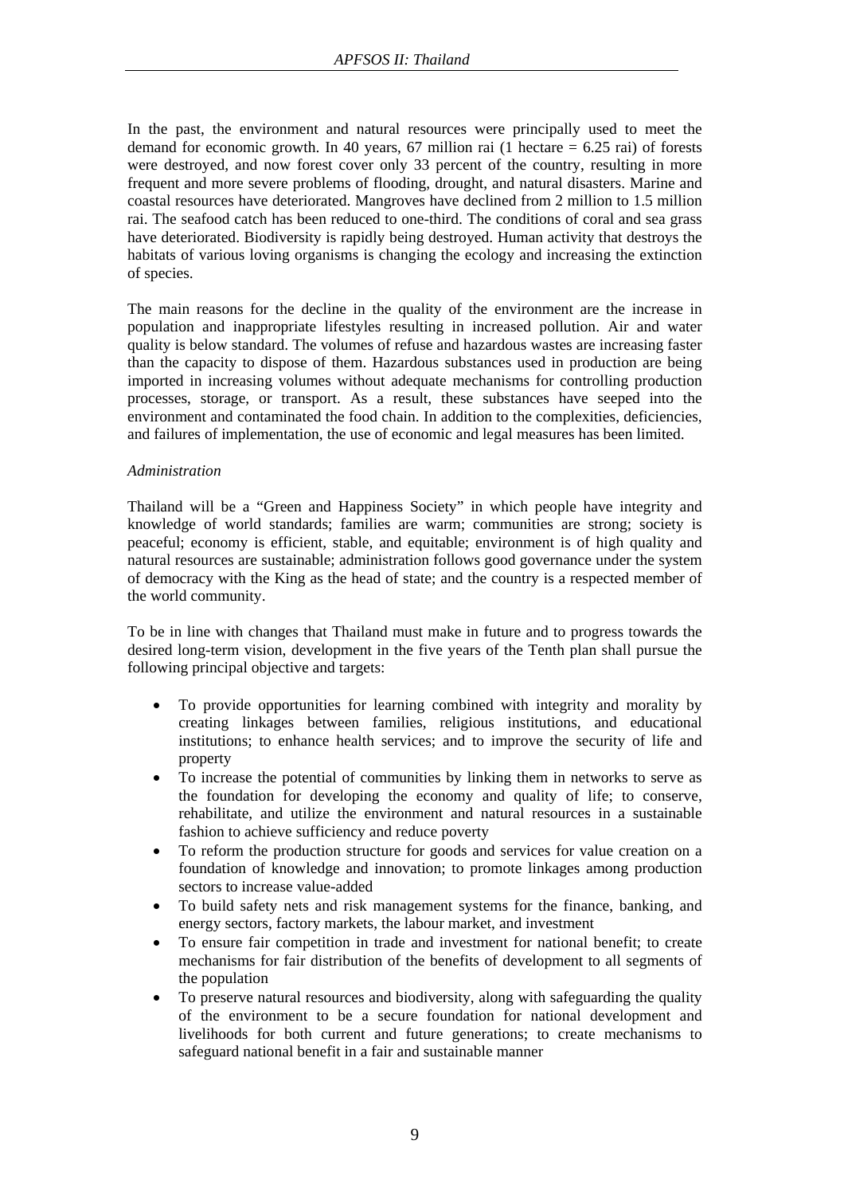In the past, the environment and natural resources were principally used to meet the demand for economic growth. In 40 years, 67 million rai (1 hectare = 6.25 rai) of forests were destroyed, and now forest cover only 33 percent of the country, resulting in more frequent and more severe problems of flooding, drought, and natural disasters. Marine and coastal resources have deteriorated. Mangroves have declined from 2 million to 1.5 million rai. The seafood catch has been reduced to one-third. The conditions of coral and sea grass have deteriorated. Biodiversity is rapidly being destroyed. Human activity that destroys the habitats of various loving organisms is changing the ecology and increasing the extinction of species.

The main reasons for the decline in the quality of the environment are the increase in population and inappropriate lifestyles resulting in increased pollution. Air and water quality is below standard. The volumes of refuse and hazardous wastes are increasing faster than the capacity to dispose of them. Hazardous substances used in production are being imported in increasing volumes without adequate mechanisms for controlling production processes, storage, or transport. As a result, these substances have seeped into the environment and contaminated the food chain. In addition to the complexities, deficiencies, and failures of implementation, the use of economic and legal measures has been limited.

*Administration*

Thailand will be a "Green and Happiness Society" in which people have integrity and knowledge of world standards; families are warm; communities are strong; society is peaceful; economy is efficient, stable, and equitable; environment is of high quality and natural resources are sustainable; administration follows good governance under the system of democracy with the King as the head of state; and the country is a respected member of the world community.

To be in line with changes that Thailand must make in future and to progress towards the desired long-term vision, development in the five years of the Tenth plan shall pursue the following principal objective and targets:

- To provide opportunities for learning combined with integrity and morality by creating linkages between families, religious institutions, and educational institutions; to enhance health services; and to improve the security of life and property
- To increase the potential of communities by linking them in networks to serve as the foundation for developing the economy and quality of life; to conserve, rehabilitate, and utilize the environment and natural resources in a sustainable fashion to achieve sufficiency and reduce poverty
- To reform the production structure for goods and services for value creation on a foundation of knowledge and innovation; to promote linkages among production sectors to increase value-added
- To build safety nets and risk management systems for the finance, banking, and energy sectors, factory markets, the labour market, and investment
- To ensure fair competition in trade and investment for national benefit; to create mechanisms for fair distribution of the benefits of development to all segments of the population
- To preserve natural resources and biodiversity, along with safeguarding the quality of the environment to be a secure foundation for national development and livelihoods for both current and future generations; to create mechanisms to safeguard national benefit in a fair and sustainable manner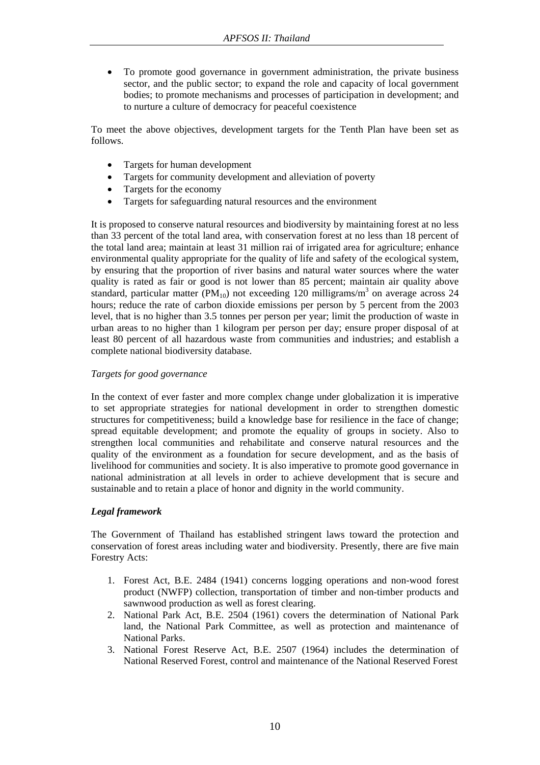- To promote good governance in government administration, the private business sector, and the public sector; to expand the role and capacity of local government bodies; to promote mechanisms and processes of participation in development; and to nurture a culture of democracy for peaceful coexistence

To meet the above objectives, development targets for the Tenth Plan have been set as follows.

- Targets for human development
- Targets for community development and alleviation of poverty
- Targets for the economy
- Targets for safeguarding natural resources and the environment

It is proposed to conserve natural resources and biodiversity by maintaining forest at no less than 33 percent of the total land area, with conservation forest at no less than 18 percent of the total land area; maintain at least 31 million rai of irrigated area for agriculture; enhance environmental quality appropriate for the quality of life and safety of the ecological system, by ensuring that the proportion of river basins and natural water sources where the water quality is rated as fair or good is not lower than 85 percent; maintain air quality above standard, particular matter ($PM_{10}$) not exceeding 120 milligrams/$m^3$ on average across 24 hours; reduce the rate of carbon dioxide emissions per person by 5 percent from the 2003 level, that is no higher than 3.5 tonnes per person per year; limit the production of waste in urban areas to no higher than 1 kilogram per person per day; ensure proper disposal of at least 80 percent of all hazardous waste from communities and industries; and establish a complete national biodiversity database.

*Targets for good governance*

In the context of ever faster and more complex change under globalization it is imperative to set appropriate strategies for national development in order to strengthen domestic structures for competitiveness; build a knowledge base for resilience in the face of change; spread equitable development; and promote the equality of groups in society. Also to strengthen local communities and rehabilitate and conserve natural resources and the quality of the environment as a foundation for secure development, and as the basis of livelihood for communities and society. It is also imperative to promote good governance in national administration at all levels in order to achieve development that is secure and sustainable and to retain a place of honor and dignity in the world community.

***Legal framework***

The Government of Thailand has established stringent laws toward the protection and conservation of forest areas including water and biodiversity. Presently, there are five main Forestry Acts:

1. Forest Act, B.E. 2484 (1941) concerns logging operations and non-wood forest product (NWFP) collection, transportation of timber and non-timber products and sawnwood production as well as forest clearing.
2. National Park Act, B.E. 2504 (1961) covers the determination of National Park land, the National Park Committee, as well as protection and maintenance of National Parks.
3. National Forest Reserve Act, B.E. 2507 (1964) includes the determination of National Reserved Forest, control and maintenance of the National Reserved Forest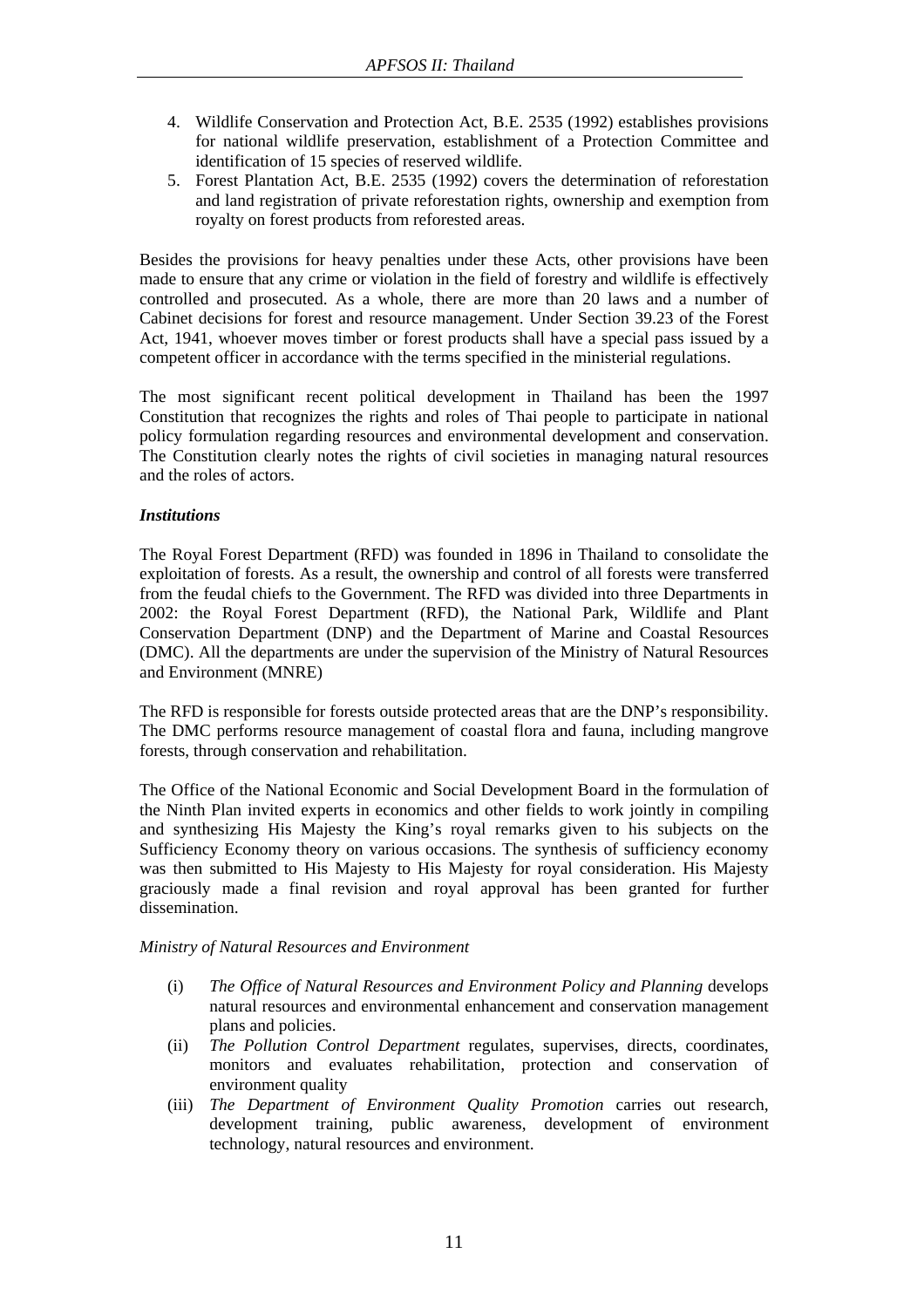4. Wildlife Conservation and Protection Act, B.E. 2535 (1992) establishes provisions for national wildlife preservation, establishment of a Protection Committee and identification of 15 species of reserved wildlife.
5. Forest Plantation Act, B.E. 2535 (1992) covers the determination of reforestation and land registration of private reforestation rights, ownership and exemption from royalty on forest products from reforested areas.

Besides the provisions for heavy penalties under these Acts, other provisions have been made to ensure that any crime or violation in the field of forestry and wildlife is effectively controlled and prosecuted. As a whole, there are more than 20 laws and a number of Cabinet decisions for forest and resource management. Under Section 39.23 of the Forest Act, 1941, whoever moves timber or forest products shall have a special pass issued by a competent officer in accordance with the terms specified in the ministerial regulations.

The most significant recent political development in Thailand has been the 1997 Constitution that recognizes the rights and roles of Thai people to participate in national policy formulation regarding resources and environmental development and conservation. The Constitution clearly notes the rights of civil societies in managing natural resources and the roles of actors.

***Institutions***

The Royal Forest Department (RFD) was founded in 1896 in Thailand to consolidate the exploitation of forests. As a result, the ownership and control of all forests were transferred from the feudal chiefs to the Government. The RFD was divided into three Departments in 2002: the Royal Forest Department (RFD), the National Park, Wildlife and Plant Conservation Department (DNP) and the Department of Marine and Coastal Resources (DMC). All the departments are under the supervision of the Ministry of Natural Resources and Environment (MNRE)

The RFD is responsible for forests outside protected areas that are the DNP's responsibility. The DMC performs resource management of coastal flora and fauna, including mangrove forests, through conservation and rehabilitation.

The Office of the National Economic and Social Development Board in the formulation of the Ninth Plan invited experts in economics and other fields to work jointly in compiling and synthesizing His Majesty the King's royal remarks given to his subjects on the Sufficiency Economy theory on various occasions. The synthesis of sufficiency economy was then submitted to His Majesty to His Majesty for royal consideration. His Majesty graciously made a final revision and royal approval has been granted for further dissemination.

*Ministry of Natural Resources and Environment*

(i) *The Office of Natural Resources and Environment Policy and Planning* develops natural resources and environmental enhancement and conservation management plans and policies.
(ii) *The Pollution Control Department* regulates, supervises, directs, coordinates, monitors and evaluates rehabilitation, protection and conservation of environment quality
(iii) *The Department of Environment Quality Promotion* carries out research, development training, public awareness, development of environment technology, natural resources and environment.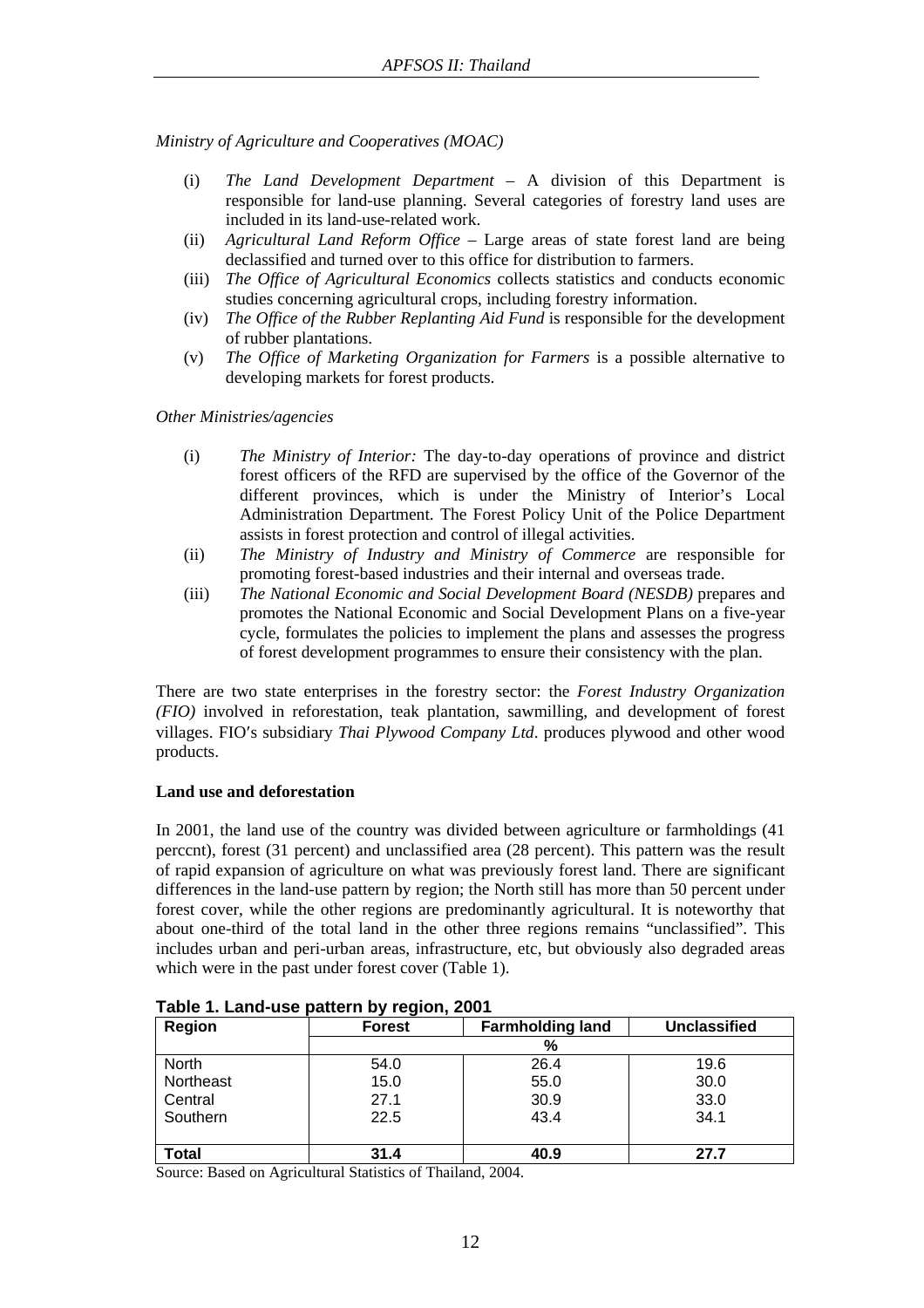*Ministry of Agriculture and Cooperatives (MOAC)*

(i) *The Land Development Department* – A division of this Department is responsible for land-use planning. Several categories of forestry land uses are included in its land-use-related work.
(ii) *Agricultural Land Reform Office* – Large areas of state forest land are being declassified and turned over to this office for distribution to farmers.
(iii) *The Office of Agricultural Economics* collects statistics and conducts economic studies concerning agricultural crops, including forestry information.
(iv) *The Office of the Rubber Replanting Aid Fund* is responsible for the development of rubber plantations.
(v) *The Office of Marketing Organization for Farmers* is a possible alternative to developing markets for forest products.

*Other Ministries/agencies*

(i) *The Ministry of Interior:* The day-to-day operations of province and district forest officers of the RFD are supervised by the office of the Governor of the different provinces, which is under the Ministry of Interior's Local Administration Department. The Forest Policy Unit of the Police Department assists in forest protection and control of illegal activities.
(ii) *The Ministry of Industry and Ministry of Commerce* are responsible for promoting forest-based industries and their internal and overseas trade.
(iii) *The National Economic and Social Development Board (NESDB)* prepares and promotes the National Economic and Social Development Plans on a five-year cycle, formulates the policies to implement the plans and assesses the progress of forest development programmes to ensure their consistency with the plan.

There are two state enterprises in the forestry sector: the *Forest Industry Organization (FIO)* involved in reforestation, teak plantation, sawmilling, and development of forest villages. FIO′s subsidiary *Thai Plywood Company Ltd*. produces plywood and other wood products.

**Land use and deforestation**

In 2001, the land use of the country was divided between agriculture or farmholdings (41 perccnt), forest (31 percent) and unclassified area (28 percent). This pattern was the result of rapid expansion of agriculture on what was previously forest land. There are significant differences in the land-use pattern by region; the North still has more than 50 percent under forest cover, while the other regions are predominantly agricultural. It is noteworthy that about one-third of the total land in the other three regions remains "unclassified". This includes urban and peri-urban areas, infrastructure, etc, but obviously also degraded areas which were in the past under forest cover (Table 1).

**Table 1. Land-use pattern by region, 2001**

| Region | Forest | Farmholding land | Unclassified |
|---|---|---|---|
| | % | | |
| North | 54.0 | 26.4 | 19.6 |
| Northeast | 15.0 | 55.0 | 30.0 |
| Central | 27.1 | 30.9 | 33.0 |
| Southern | 22.5 | 43.4 | 34.1 |
| **Total** | **31.4** | **40.9** | **27.7** |

Source: Based on Agricultural Statistics of Thailand, 2004.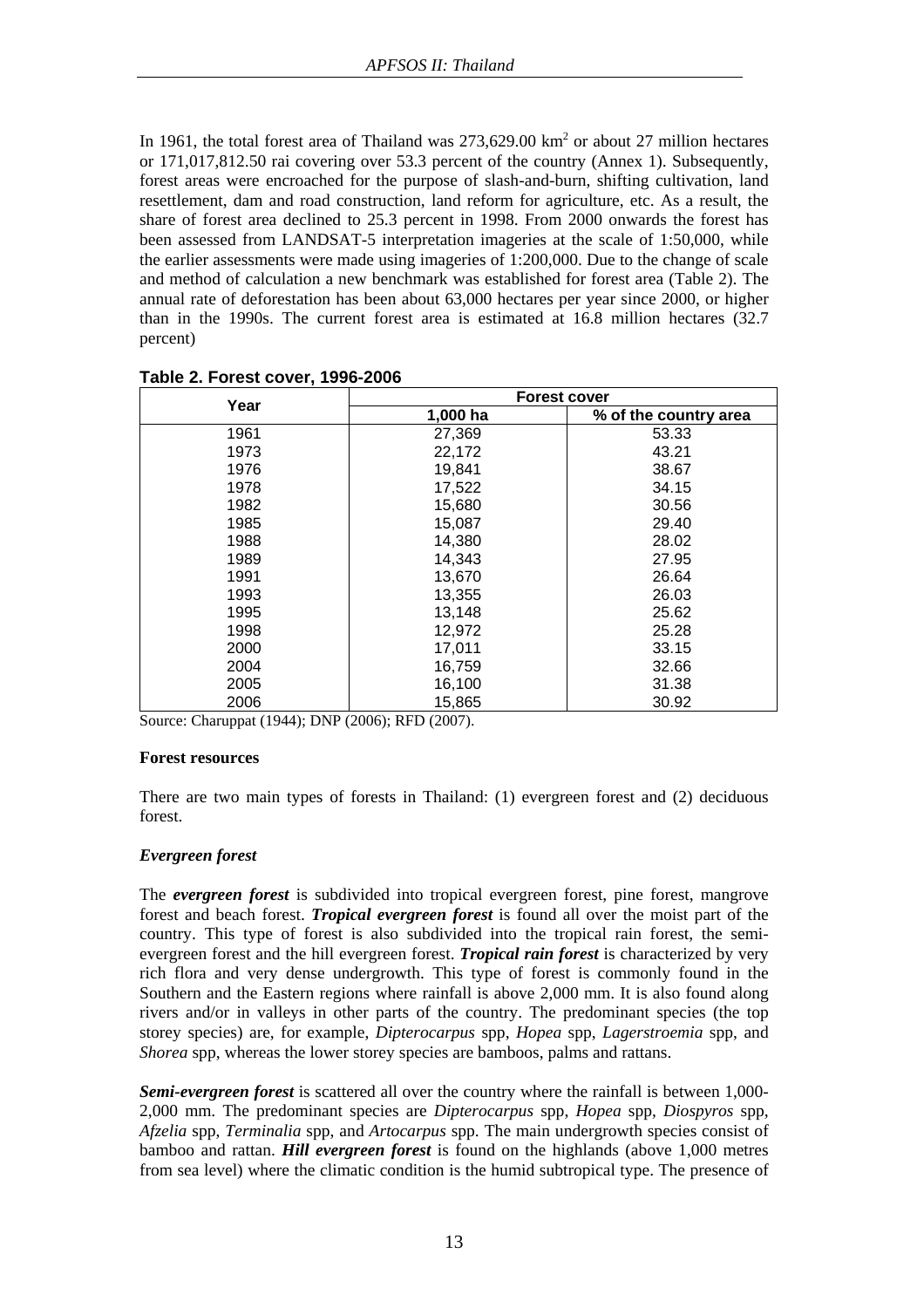In 1961, the total forest area of Thailand was 273,629.00 $km^2$ or about 27 million hectares or 171,017,812.50 rai covering over 53.3 percent of the country (Annex 1). Subsequently, forest areas were encroached for the purpose of slash-and-burn, shifting cultivation, land resettlement, dam and road construction, land reform for agriculture, etc. As a result, the share of forest area declined to 25.3 percent in 1998. From 2000 onwards the forest has been assessed from LANDSAT-5 interpretation imageries at the scale of 1:50,000, while the earlier assessments were made using imageries of 1:200,000. Due to the change of scale and method of calculation a new benchmark was established for forest area (Table 2). The annual rate of deforestation has been about 63,000 hectares per year since 2000, or higher than in the 1990s. The current forest area is estimated at 16.8 million hectares (32.7 percent)

**Table 2. Forest cover, 1996-2006**

| Year | Forest cover | |
|---|---|---|
| | 1,000 ha | % of the country area |
| 1961 | 27,369 | 53.33 |
| 1973 | 22,172 | 43.21 |
| 1976 | 19,841 | 38.67 |
| 1978 | 17,522 | 34.15 |
| 1982 | 15,680 | 30.56 |
| 1985 | 15,087 | 29.40 |
| 1988 | 14,380 | 28.02 |
| 1989 | 14,343 | 27.95 |
| 1991 | 13,670 | 26.64 |
| 1993 | 13,355 | 26.03 |
| 1995 | 13,148 | 25.62 |
| 1998 | 12,972 | 25.28 |
| 2000 | 17,011 | 33.15 |
| 2004 | 16,759 | 32.66 |
| 2005 | 16,100 | 31.38 |
| 2006 | 15,865 | 30.92 |

Source: Charuppat (1944); DNP (2006); RFD (2007).

**Forest resources**

There are two main types of forests in Thailand: (1) evergreen forest and (2) deciduous forest.

***Evergreen forest***

The ***evergreen forest*** is subdivided into tropical evergreen forest, pine forest, mangrove forest and beach forest. ***Tropical evergreen forest*** is found all over the moist part of the country. This type of forest is also subdivided into the tropical rain forest, the semi-evergreen forest and the hill evergreen forest. ***Tropical rain forest*** is characterized by very rich flora and very dense undergrowth. This type of forest is commonly found in the Southern and the Eastern regions where rainfall is above 2,000 mm. It is also found along rivers and/or in valleys in other parts of the country. The predominant species (the top storey species) are, for example, *Dipterocarpus* spp, *Hopea* spp, *Lagerstroemia* spp, and *Shorea* spp, whereas the lower storey species are bamboos, palms and rattans.

***Semi-evergreen forest*** is scattered all over the country where the rainfall is between 1,000-2,000 mm. The predominant species are *Dipterocarpus* spp, *Hopea* spp, *Diospyros* spp, *Afzelia* spp, *Terminalia* spp, and *Artocarpus* spp. The main undergrowth species consist of bamboo and rattan. ***Hill evergreen forest*** is found on the highlands (above 1,000 metres from sea level) where the climatic condition is the humid subtropical type. The presence of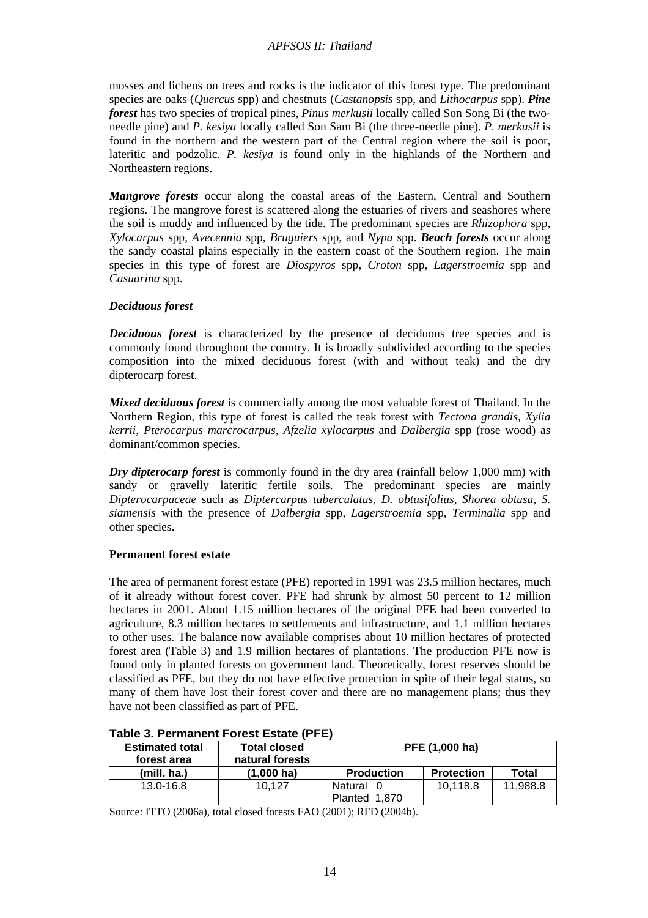mosses and lichens on trees and rocks is the indicator of this forest type. The predominant species are oaks (*Quercus* spp) and chestnuts (*Castanopsis* spp, and *Lithocarpus* spp). ***Pine forest*** has two species of tropical pines, *Pinus merkusii* locally called Son Song Bi (the two-needle pine) and *P. kesiya* locally called Son Sam Bi (the three-needle pine). *P. merkusii* is found in the northern and the western part of the Central region where the soil is poor, lateritic and podzolic. *P. kesiya* is found only in the highlands of the Northern and Northeastern regions.

***Mangrove forests*** occur along the coastal areas of the Eastern, Central and Southern regions. The mangrove forest is scattered along the estuaries of rivers and seashores where the soil is muddy and influenced by the tide. The predominant species are *Rhizophora* spp, *Xylocarpus* spp, *Avecennia* spp, *Bruguiers* spp, and *Nypa* spp. ***Beach forests*** occur along the sandy coastal plains especially in the eastern coast of the Southern region. The main species in this type of forest are *Diospyros* spp, *Croton* spp, *Lagerstroemia* spp and *Casuarina* spp.

### *Deciduous forest*

***Deciduous forest*** is characterized by the presence of deciduous tree species and is commonly found throughout the country. It is broadly subdivided according to the species composition into the mixed deciduous forest (with and without teak) and the dry dipterocarp forest.

***Mixed deciduous forest*** is commercially among the most valuable forest of Thailand. In the Northern Region, this type of forest is called the teak forest with *Tectona grandis*, *Xylia kerrii, Pterocarpus marcrocarpus, Afzelia xylocarpus* and *Dalbergia* spp (rose wood) as dominant/common species.

***Dry dipterocarp forest*** is commonly found in the dry area (rainfall below 1,000 mm) with sandy or gravelly lateritic fertile soils. The predominant species are mainly *Dipterocarpaceae* such as *Diptercarpus tuberculatus, D. obtusifolius, Shorea obtusa, S. siamensis* with the presence of *Dalbergia* spp, *Lagerstroemia* spp, *Terminalia* spp and other species.

### Permanent forest estate

The area of permanent forest estate (PFE) reported in 1991 was 23.5 million hectares, much of it already without forest cover. PFE had shrunk by almost 50 percent to 12 million hectares in 2001. About 1.15 million hectares of the original PFE had been converted to agriculture, 8.3 million hectares to settlements and infrastructure, and 1.1 million hectares to other uses. The balance now available comprises about 10 million hectares of protected forest area (Table 3) and 1.9 million hectares of plantations. The production PFE now is found only in planted forests on government land. Theoretically, forest reserves should be classified as PFE, but they do not have effective protection in spite of their legal status, so many of them have lost their forest cover and there are no management plans; thus they have not been classified as part of PFE.

**Table 3. Permanent Forest Estate (PFE)**

| Estimated total forest area | Total closed natural forests | PFE (1,000 ha) | | |
|---|---|---|---|---|
| (mill. ha.) | (1,000 ha) | Production | Protection | Total |
| 13.0-16.8 | 10,127 | Natural 0<br>Planted 1,870 | 10,118.8 | 11,988.8 |

Source: ITTO (2006a), total closed forests FAO (2001); RFD (2004b).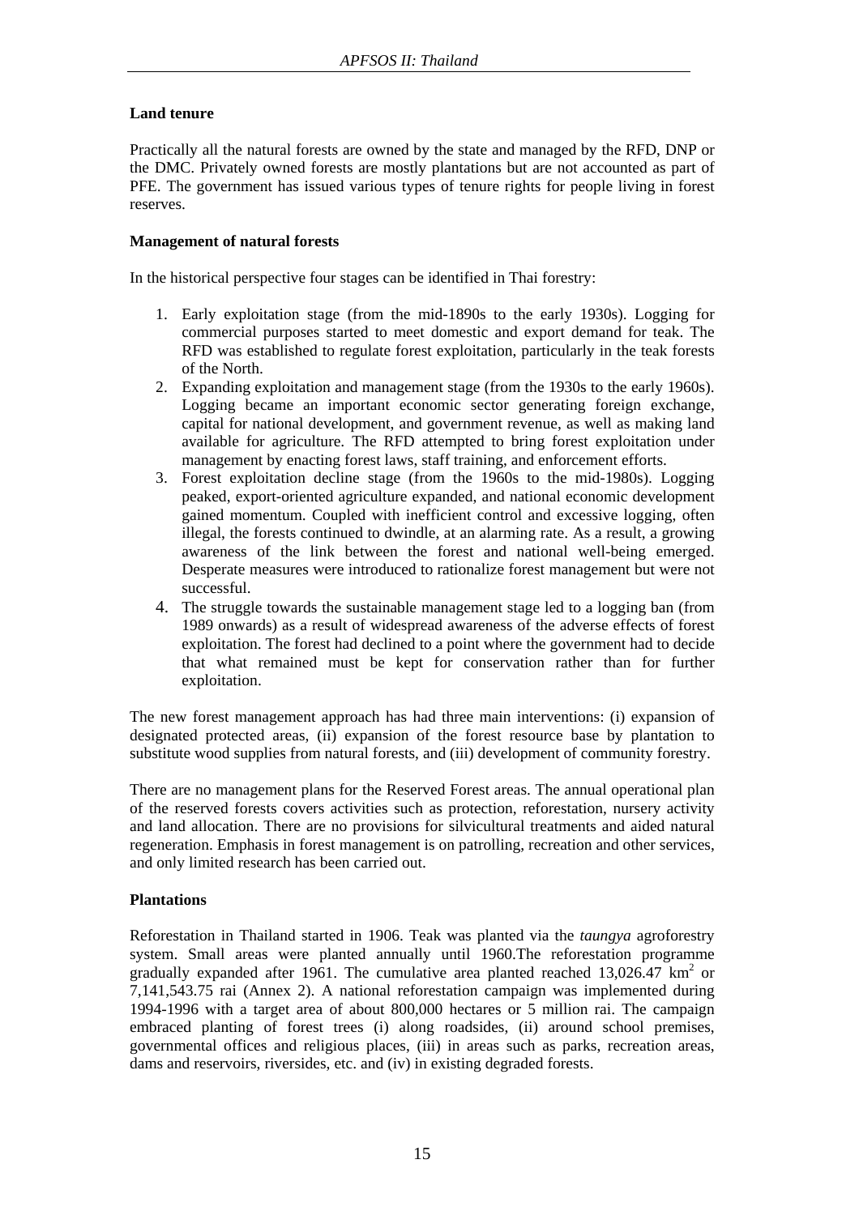**Land tenure**

Practically all the natural forests are owned by the state and managed by the RFD, DNP or the DMC. Privately owned forests are mostly plantations but are not accounted as part of PFE. The government has issued various types of tenure rights for people living in forest reserves.

**Management of natural forests**

In the historical perspective four stages can be identified in Thai forestry:

1. Early exploitation stage (from the mid-1890s to the early 1930s). Logging for commercial purposes started to meet domestic and export demand for teak. The RFD was established to regulate forest exploitation, particularly in the teak forests of the North.
2. Expanding exploitation and management stage (from the 1930s to the early 1960s). Logging became an important economic sector generating foreign exchange, capital for national development, and government revenue, as well as making land available for agriculture. The RFD attempted to bring forest exploitation under management by enacting forest laws, staff training, and enforcement efforts.
3. Forest exploitation decline stage (from the 1960s to the mid-1980s). Logging peaked, export-oriented agriculture expanded, and national economic development gained momentum. Coupled with inefficient control and excessive logging, often illegal, the forests continued to dwindle, at an alarming rate. As a result, a growing awareness of the link between the forest and national well-being emerged. Desperate measures were introduced to rationalize forest management but were not successful.
4. The struggle towards the sustainable management stage led to a logging ban (from 1989 onwards) as a result of widespread awareness of the adverse effects of forest exploitation. The forest had declined to a point where the government had to decide that what remained must be kept for conservation rather than for further exploitation.

The new forest management approach has had three main interventions: (i) expansion of designated protected areas, (ii) expansion of the forest resource base by plantation to substitute wood supplies from natural forests, and (iii) development of community forestry.

There are no management plans for the Reserved Forest areas. The annual operational plan of the reserved forests covers activities such as protection, reforestation, nursery activity and land allocation. There are no provisions for silvicultural treatments and aided natural regeneration. Emphasis in forest management is on patrolling, recreation and other services, and only limited research has been carried out.

**Plantations**

Reforestation in Thailand started in 1906. Teak was planted via the *taungya* agroforestry system. Small areas were planted annually until 1960.The reforestation programme gradually expanded after 1961. The cumulative area planted reached 13,026.47 km$^2$ or 7,141,543.75 rai (Annex 2). A national reforestation campaign was implemented during 1994-1996 with a target area of about 800,000 hectares or 5 million rai. The campaign embraced planting of forest trees (i) along roadsides, (ii) around school premises, governmental offices and religious places, (iii) in areas such as parks, recreation areas, dams and reservoirs, riversides, etc. and (iv) in existing degraded forests.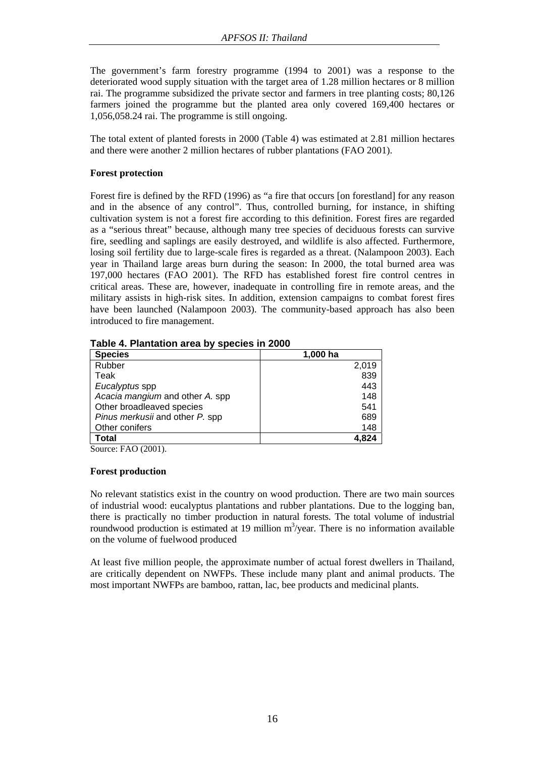The government's farm forestry programme (1994 to 2001) was a response to the deteriorated wood supply situation with the target area of 1.28 million hectares or 8 million rai. The programme subsidized the private sector and farmers in tree planting costs; 80,126 farmers joined the programme but the planted area only covered 169,400 hectares or 1,056,058.24 rai. The programme is still ongoing.

The total extent of planted forests in 2000 (Table 4) was estimated at 2.81 million hectares and there were another 2 million hectares of rubber plantations (FAO 2001).

**Forest protection**

Forest fire is defined by the RFD (1996) as "a fire that occurs [on forestland] for any reason and in the absence of any control". Thus, controlled burning, for instance, in shifting cultivation system is not a forest fire according to this definition. Forest fires are regarded as a "serious threat" because, although many tree species of deciduous forests can survive fire, seedling and saplings are easily destroyed, and wildlife is also affected. Furthermore, losing soil fertility due to large-scale fires is regarded as a threat. (Nalampoon 2003). Each year in Thailand large areas burn during the season: In 2000, the total burned area was 197,000 hectares (FAO 2001). The RFD has established forest fire control centres in critical areas. These are, however, inadequate in controlling fire in remote areas, and the military assists in high-risk sites. In addition, extension campaigns to combat forest fires have been launched (Nalampoon 2003). The community-based approach has also been introduced to fire management.

**Table 4. Plantation area by species in 2000**

| Species | 1,000 ha |
|---|---|
| Rubber | 2,019 |
| Teak | 839 |
| *Eucalyptus* spp | 443 |
| *Acacia mangium* and other *A.* spp | 148 |
| Other broadleaved species | 541 |
| *Pinus merkusii* and other *P.* spp | 689 |
| Other conifers | 148 |
| **Total** | **4,824** |

Source: FAO (2001).

**Forest production**

No relevant statistics exist in the country on wood production. There are two main sources of industrial wood: eucalyptus plantations and rubber plantations. Due to the logging ban, there is practically no timber production in natural forests. The total volume of industrial roundwood production is estimated at 19 million $m^3$/year. There is no information available on the volume of fuelwood produced

At least five million people, the approximate number of actual forest dwellers in Thailand, are critically dependent on NWFPs. These include many plant and animal products. The most important NWFPs are bamboo, rattan, lac, bee products and medicinal plants.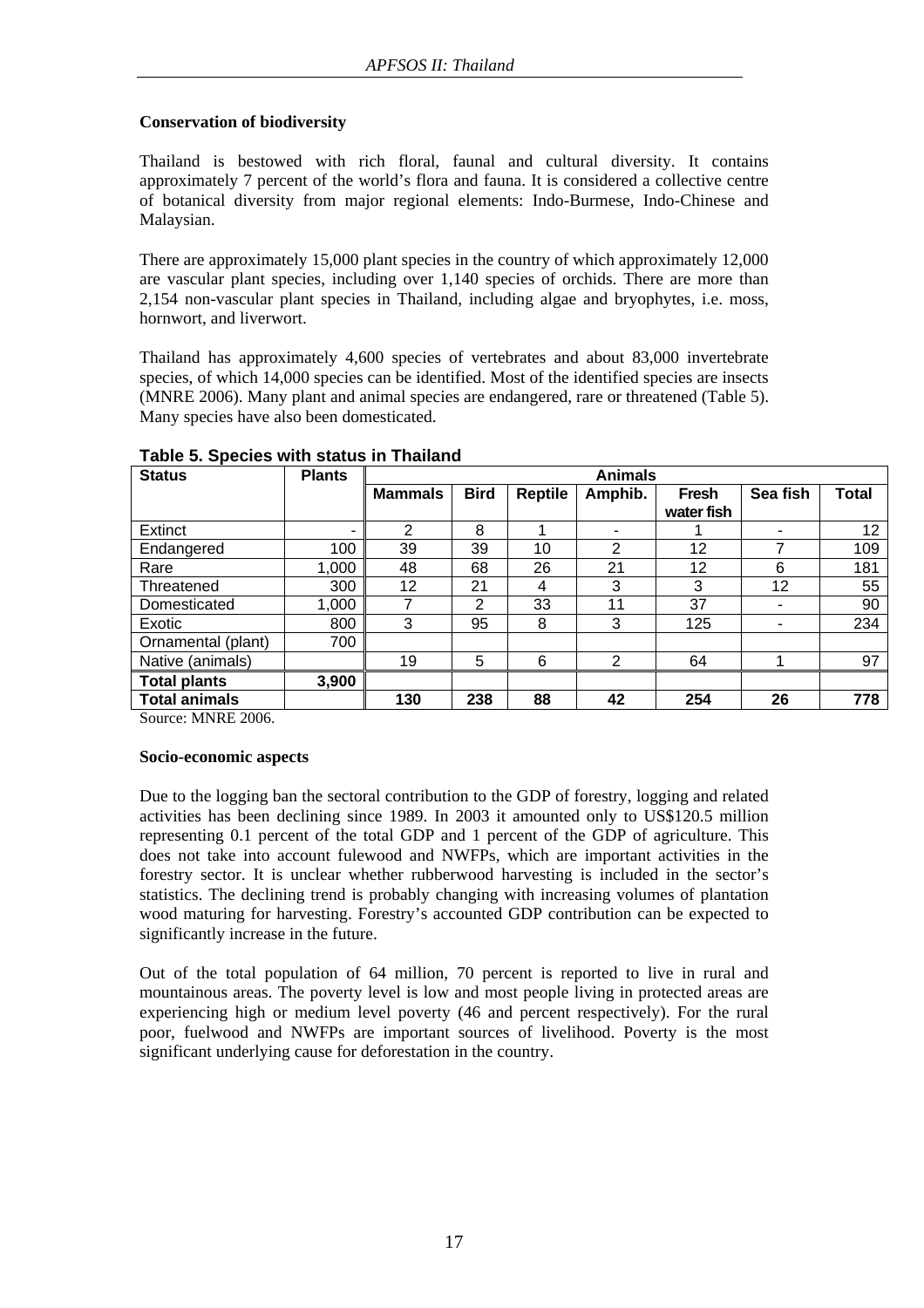**Conservation of biodiversity**

Thailand is bestowed with rich floral, faunal and cultural diversity. It contains approximately 7 percent of the world's flora and fauna. It is considered a collective centre of botanical diversity from major regional elements: Indo-Burmese, Indo-Chinese and Malaysian.

There are approximately 15,000 plant species in the country of which approximately 12,000 are vascular plant species, including over 1,140 species of orchids. There are more than 2,154 non-vascular plant species in Thailand, including algae and bryophytes, i.e. moss, hornwort, and liverwort.

Thailand has approximately 4,600 species of vertebrates and about 83,000 invertebrate species, of which 14,000 species can be identified. Most of the identified species are insects (MNRE 2006). Many plant and animal species are endangered, rare or threatened (Table 5). Many species have also been domesticated.

**Table 5. Species with status in Thailand**

| Status | Plants | Animals | | | | | | |
|---|---|---|---|---|---|---|---|---|
| | | Mammals | Bird | Reptile | Amphib. | Fresh water fish | Sea fish | Total |
| Extinct | - | 2 | 8 | 1 | - | 1 | - | 12 |
| Endangered | 100 | 39 | 39 | 10 | 2 | 12 | 7 | 109 |
| Rare | 1,000 | 48 | 68 | 26 | 21 | 12 | 6 | 181 |
| Threatened | 300 | 12 | 21 | 4 | 3 | 3 | 12 | 55 |
| Domesticated | 1,000 | 7 | 2 | 33 | 11 | 37 | - | 90 |
| Exotic | 800 | 3 | 95 | 8 | 3 | 125 | - | 234 |
| Ornamental (plant) | 700 | | | | | | | |
| Native (animals) | | 19 | 5 | 6 | 2 | 64 | 1 | 97 |
| **Total plants** | **3,900** | | | | | | | |
| **Total animals** | | **130** | **238** | **88** | **42** | **254** | **26** | **778** |

Source: MNRE 2006.

**Socio-economic aspects**

Due to the logging ban the sectoral contribution to the GDP of forestry, logging and related activities has been declining since 1989. In 2003 it amounted only to US$120.5 million representing 0.1 percent of the total GDP and 1 percent of the GDP of agriculture. This does not take into account fulewood and NWFPs, which are important activities in the forestry sector. It is unclear whether rubberwood harvesting is included in the sector's statistics. The declining trend is probably changing with increasing volumes of plantation wood maturing for harvesting. Forestry's accounted GDP contribution can be expected to significantly increase in the future.

Out of the total population of 64 million, 70 percent is reported to live in rural and mountainous areas. The poverty level is low and most people living in protected areas are experiencing high or medium level poverty (46 and percent respectively). For the rural poor, fuelwood and NWFPs are important sources of livelihood. Poverty is the most significant underlying cause for deforestation in the country.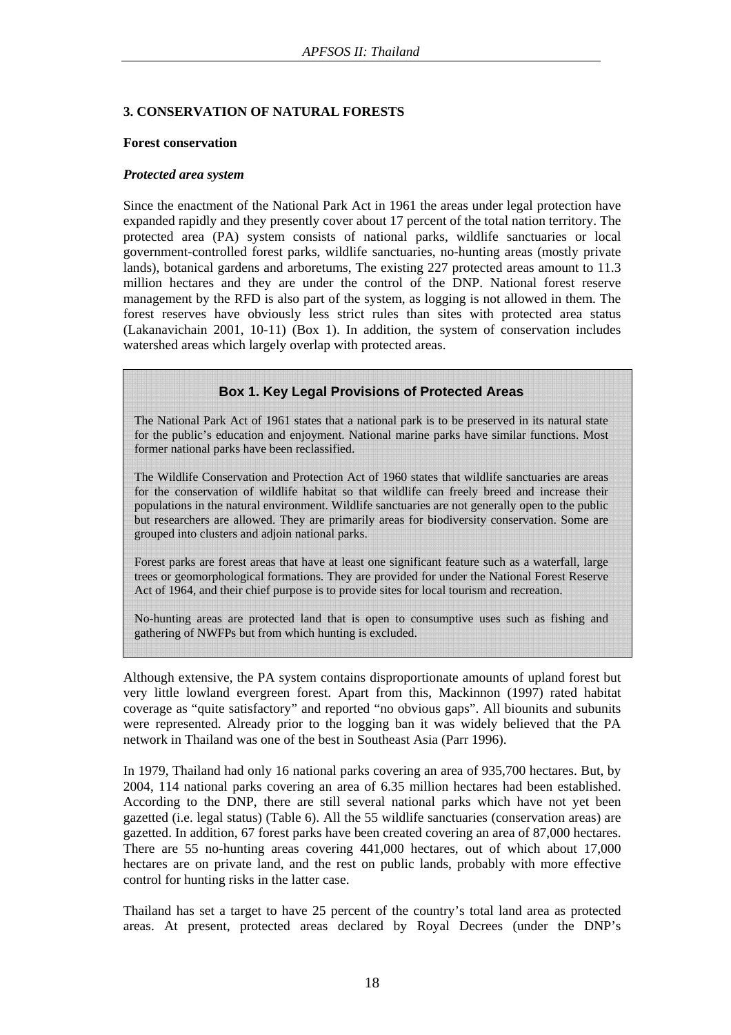## 3. CONSERVATION OF NATURAL FORESTS

### Forest conservation

#### *Protected area system*

Since the enactment of the National Park Act in 1961 the areas under legal protection have expanded rapidly and they presently cover about 17 percent of the total nation territory. The protected area (PA) system consists of national parks, wildlife sanctuaries or local government-controlled forest parks, wildlife sanctuaries, no-hunting areas (mostly private lands), botanical gardens and arboretums, The existing 227 protected areas amount to 11.3 million hectares and they are under the control of the DNP. National forest reserve management by the RFD is also part of the system, as logging is not allowed in them. The forest reserves have obviously less strict rules than sites with protected area status (Lakanavichain 2001, 10-11) (Box 1). In addition, the system of conservation includes watershed areas which largely overlap with protected areas.

> **Box 1. Key Legal Provisions of Protected Areas**
>
> The National Park Act of 1961 states that a national park is to be preserved in its natural state for the public's education and enjoyment. National marine parks have similar functions. Most former national parks have been reclassified.
>
> The Wildlife Conservation and Protection Act of 1960 states that wildlife sanctuaries are areas for the conservation of wildlife habitat so that wildlife can freely breed and increase their populations in the natural environment. Wildlife sanctuaries are not generally open to the public but researchers are allowed. They are primarily areas for biodiversity conservation. Some are grouped into clusters and adjoin national parks.
>
> Forest parks are forest areas that have at least one significant feature such as a waterfall, large trees or geomorphological formations. They are provided for under the National Forest Reserve Act of 1964, and their chief purpose is to provide sites for local tourism and recreation.
>
> No-hunting areas are protected land that is open to consumptive uses such as fishing and gathering of NWFPs but from which hunting is excluded.

Although extensive, the PA system contains disproportionate amounts of upland forest but very little lowland evergreen forest. Apart from this, Mackinnon (1997) rated habitat coverage as "quite satisfactory" and reported "no obvious gaps". All biounits and subunits were represented. Already prior to the logging ban it was widely believed that the PA network in Thailand was one of the best in Southeast Asia (Parr 1996).

In 1979, Thailand had only 16 national parks covering an area of 935,700 hectares. But, by 2004, 114 national parks covering an area of 6.35 million hectares had been established. According to the DNP, there are still several national parks which have not yet been gazetted (i.e. legal status) (Table 6). All the 55 wildlife sanctuaries (conservation areas) are gazetted. In addition, 67 forest parks have been created covering an area of 87,000 hectares. There are 55 no-hunting areas covering 441,000 hectares, out of which about 17,000 hectares are on private land, and the rest on public lands, probably with more effective control for hunting risks in the latter case.

Thailand has set a target to have 25 percent of the country's total land area as protected areas. At present, protected areas declared by Royal Decrees (under the DNP's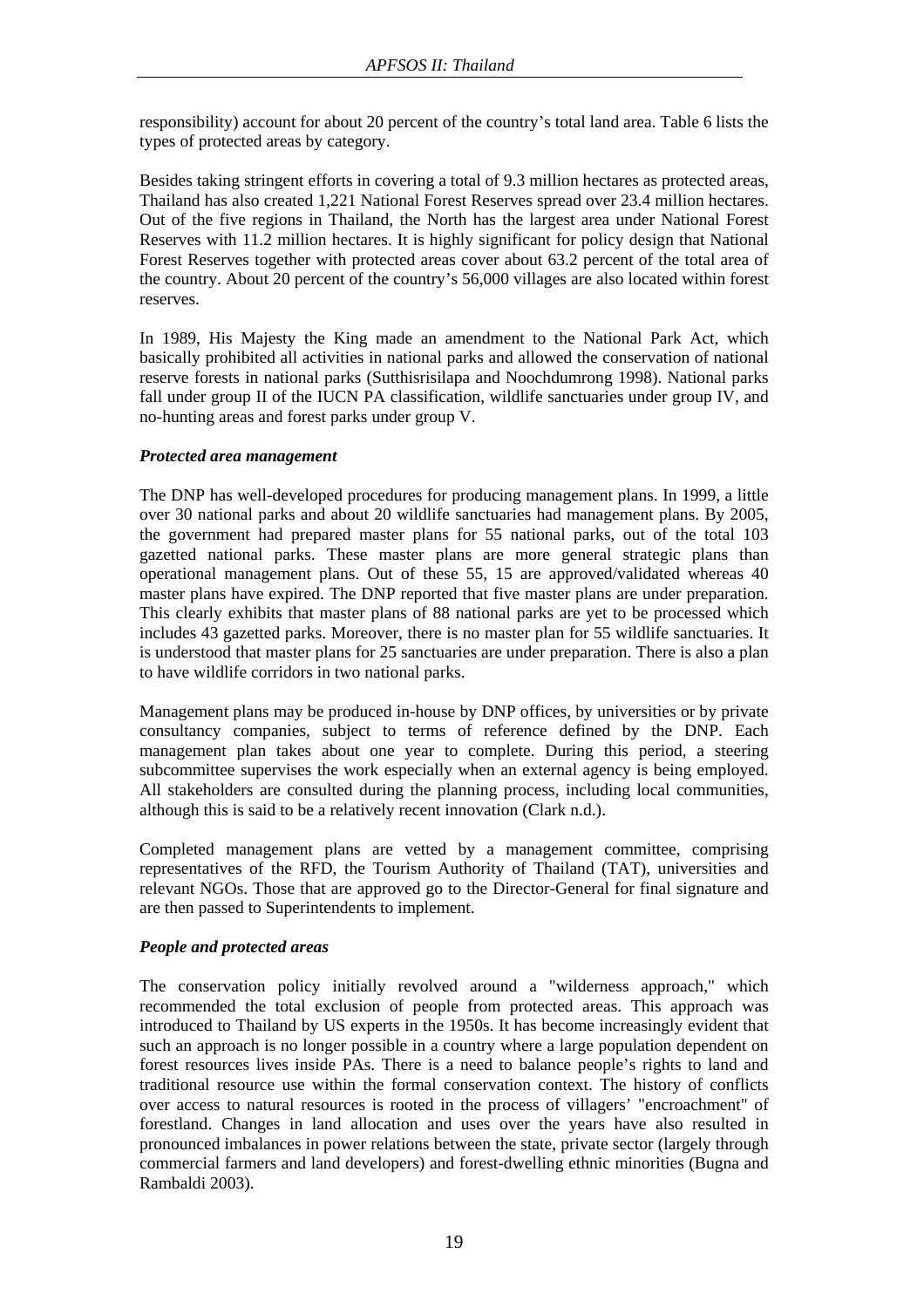responsibility) account for about 20 percent of the country's total land area. Table 6 lists the types of protected areas by category.

Besides taking stringent efforts in covering a total of 9.3 million hectares as protected areas, Thailand has also created 1,221 National Forest Reserves spread over 23.4 million hectares. Out of the five regions in Thailand, the North has the largest area under National Forest Reserves with 11.2 million hectares. It is highly significant for policy design that National Forest Reserves together with protected areas cover about 63.2 percent of the total area of the country. About 20 percent of the country's 56,000 villages are also located within forest reserves.

In 1989, His Majesty the King made an amendment to the National Park Act, which basically prohibited all activities in national parks and allowed the conservation of national reserve forests in national parks (Sutthisrisilapa and Noochdumrong 1998). National parks fall under group II of the IUCN PA classification, wildlife sanctuaries under group IV, and no-hunting areas and forest parks under group V.

### *Protected area management*

The DNP has well-developed procedures for producing management plans. In 1999, a little over 30 national parks and about 20 wildlife sanctuaries had management plans. By 2005, the government had prepared master plans for 55 national parks, out of the total 103 gazetted national parks. These master plans are more general strategic plans than operational management plans. Out of these 55, 15 are approved/validated whereas 40 master plans have expired. The DNP reported that five master plans are under preparation. This clearly exhibits that master plans of 88 national parks are yet to be processed which includes 43 gazetted parks. Moreover, there is no master plan for 55 wildlife sanctuaries. It is understood that master plans for 25 sanctuaries are under preparation. There is also a plan to have wildlife corridors in two national parks.

Management plans may be produced in-house by DNP offices, by universities or by private consultancy companies, subject to terms of reference defined by the DNP. Each management plan takes about one year to complete. During this period, a steering subcommittee supervises the work especially when an external agency is being employed. All stakeholders are consulted during the planning process, including local communities, although this is said to be a relatively recent innovation (Clark n.d.).

Completed management plans are vetted by a management committee, comprising representatives of the RFD, the Tourism Authority of Thailand (TAT), universities and relevant NGOs. Those that are approved go to the Director-General for final signature and are then passed to Superintendents to implement.

### *People and protected areas*

The conservation policy initially revolved around a "wilderness approach," which recommended the total exclusion of people from protected areas. This approach was introduced to Thailand by US experts in the 1950s. It has become increasingly evident that such an approach is no longer possible in a country where a large population dependent on forest resources lives inside PAs. There is a need to balance people's rights to land and traditional resource use within the formal conservation context. The history of conflicts over access to natural resources is rooted in the process of villagers' "encroachment" of forestland. Changes in land allocation and uses over the years have also resulted in pronounced imbalances in power relations between the state, private sector (largely through commercial farmers and land developers) and forest-dwelling ethnic minorities (Bugna and Rambaldi 2003).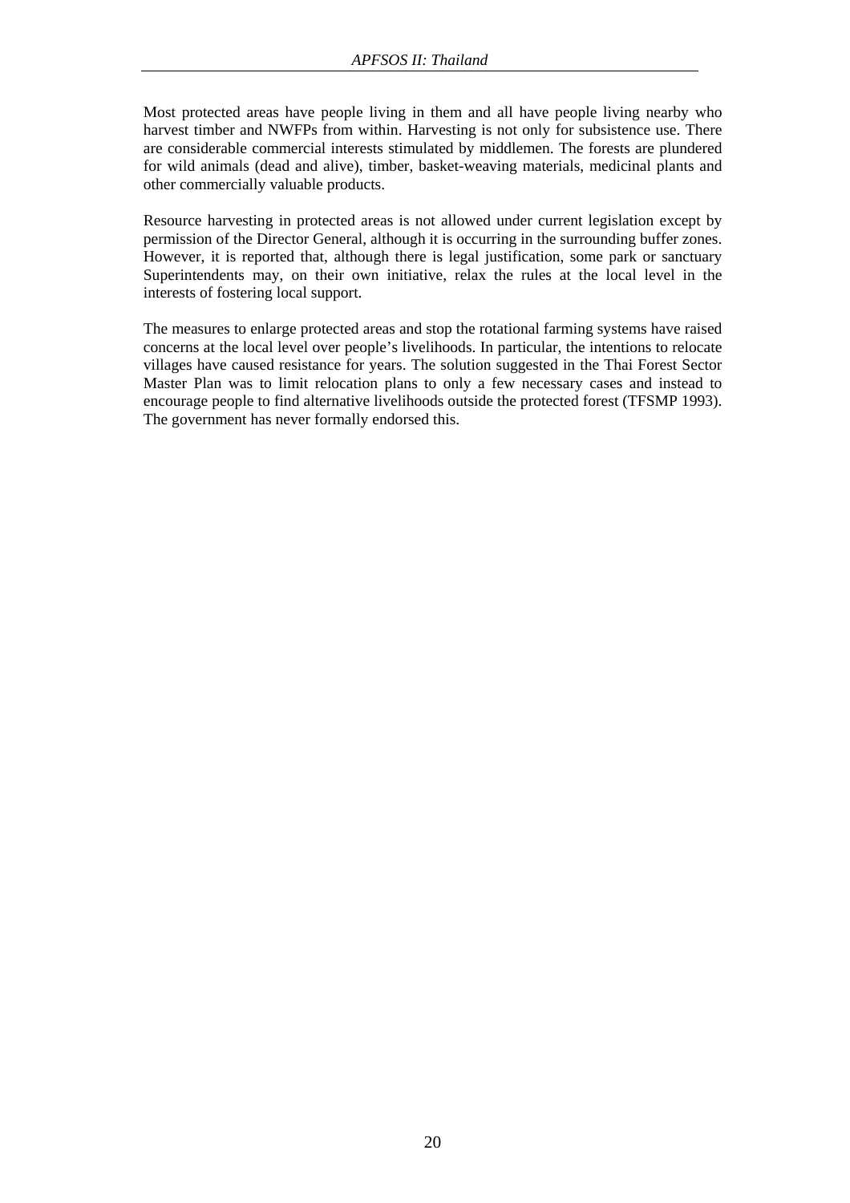Most protected areas have people living in them and all have people living nearby who harvest timber and NWFPs from within. Harvesting is not only for subsistence use. There are considerable commercial interests stimulated by middlemen. The forests are plundered for wild animals (dead and alive), timber, basket-weaving materials, medicinal plants and other commercially valuable products.

Resource harvesting in protected areas is not allowed under current legislation except by permission of the Director General, although it is occurring in the surrounding buffer zones. However, it is reported that, although there is legal justification, some park or sanctuary Superintendents may, on their own initiative, relax the rules at the local level in the interests of fostering local support.

The measures to enlarge protected areas and stop the rotational farming systems have raised concerns at the local level over people's livelihoods. In particular, the intentions to relocate villages have caused resistance for years. The solution suggested in the Thai Forest Sector Master Plan was to limit relocation plans to only a few necessary cases and instead to encourage people to find alternative livelihoods outside the protected forest (TFSMP 1993). The government has never formally endorsed this.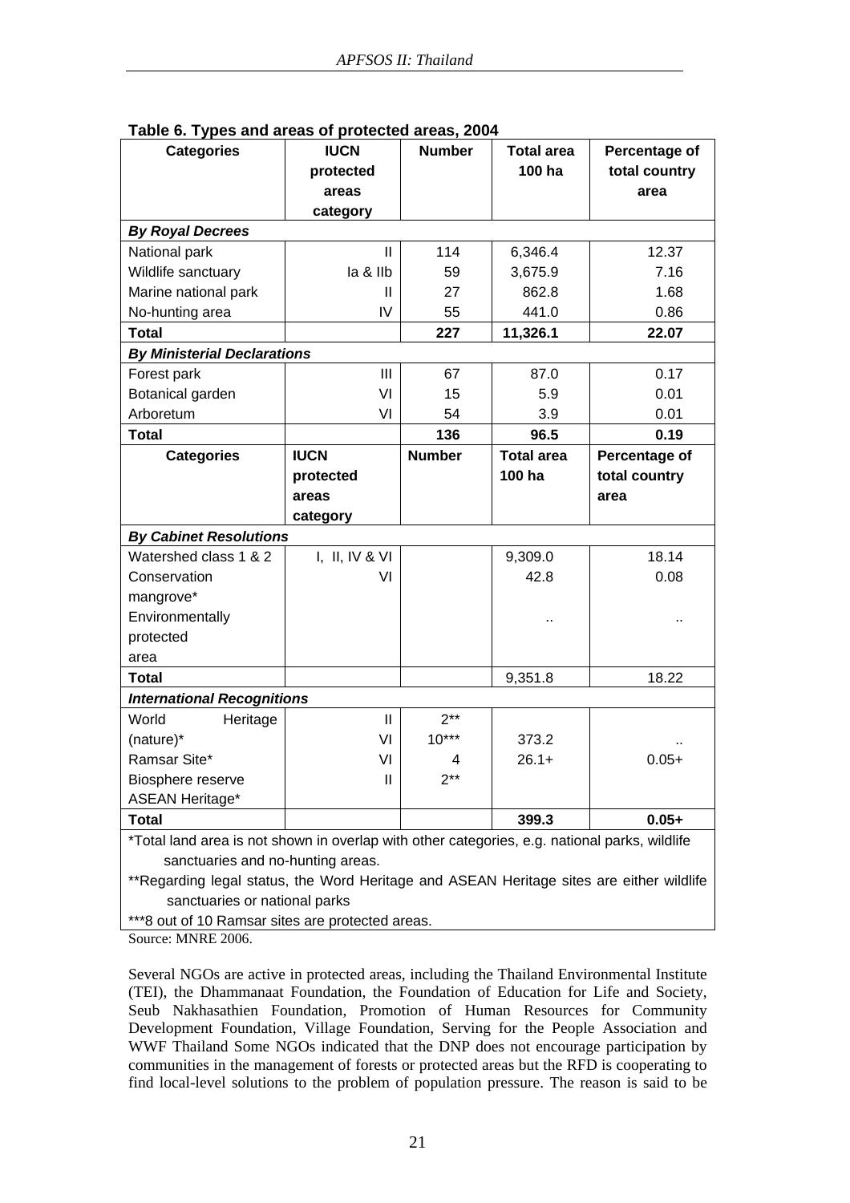**Table 6. Types and areas of protected areas, 2004**

| Categories | IUCN protected areas category | Number | Total area 100 ha | Percentage of total country area |
|---|---|---|---|---|
| ***By Royal Decrees*** | | | | |
| National park | II | 114 | 6,346.4 | 12.37 |
| Wildlife sanctuary | Ia & IIb | 59 | 3,675.9 | 7.16 |
| Marine national park | II | 27 | 862.8 | 1.68 |
| No-hunting area | IV | 55 | 441.0 | 0.86 |
| **Total** | | **227** | **11,326.1** | **22.07** |
| ***By Ministerial Declarations*** | | | | |
| Forest park | III | 67 | 87.0 | 0.17 |
| Botanical garden | VI | 15 | 5.9 | 0.01 |
| Arboretum | VI | 54 | 3.9 | 0.01 |
| **Total** | | **136** | **96.5** | **0.19** |
| **Categories** | **IUCN protected areas category** | **Number** | **Total area 100 ha** | **Percentage of total country area** |
| ***By Cabinet Resolutions*** | | | | |
| Watershed class 1 & 2 | I, II, IV & VI | | 9,309.0 | 18.14 |
| Conservation mangrove* | VI | | 42.8 | 0.08 |
| Environmentally protected area | | | .. | .. |
| **Total** | | | 9,351.8 | 18.22 |
| ***International Recognitions*** | | | | |
| World Heritage (nature)* | II | 2** | | |
| Ramsar Site* | VI | 10*** | 373.2 | .. |
| Biosphere reserve | VI | 4 | 26.1+ | 0.05+ |
| ASEAN Heritage* | II | 2** | | |
| **Total** | | | **399.3** | **0.05+** |

*Total land area is not shown in overlap with other categories, e.g. national parks, wildlife sanctuaries and no-hunting areas.

**Regarding legal status, the Word Heritage and ASEAN Heritage sites are either wildlife sanctuaries or national parks

***8 out of 10 Ramsar sites are protected areas.

Source: MNRE 2006.

Several NGOs are active in protected areas, including the Thailand Environmental Institute (TEI), the Dhammanaat Foundation, the Foundation of Education for Life and Society, Seub Nakhasathien Foundation, Promotion of Human Resources for Community Development Foundation, Village Foundation, Serving for the People Association and WWF Thailand Some NGOs indicated that the DNP does not encourage participation by communities in the management of forests or protected areas but the RFD is cooperating to find local-level solutions to the problem of population pressure. The reason is said to be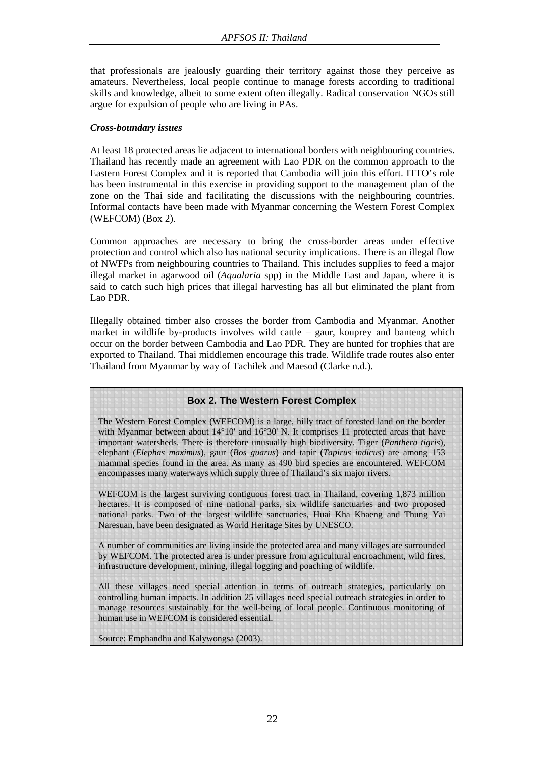that professionals are jealously guarding their territory against those they perceive as amateurs. Nevertheless, local people continue to manage forests according to traditional skills and knowledge, albeit to some extent often illegally. Radical conservation NGOs still argue for expulsion of people who are living in PAs.

### *Cross-boundary issues*

At least 18 protected areas lie adjacent to international borders with neighbouring countries. Thailand has recently made an agreement with Lao PDR on the common approach to the Eastern Forest Complex and it is reported that Cambodia will join this effort. ITTO's role has been instrumental in this exercise in providing support to the management plan of the zone on the Thai side and facilitating the discussions with the neighbouring countries. Informal contacts have been made with Myanmar concerning the Western Forest Complex (WEFCOM) (Box 2).

Common approaches are necessary to bring the cross-border areas under effective protection and control which also has national security implications. There is an illegal flow of NWFPs from neighbouring countries to Thailand. This includes supplies to feed a major illegal market in agarwood oil (*Aqualaria* spp) in the Middle East and Japan, where it is said to catch such high prices that illegal harvesting has all but eliminated the plant from Lao PDR.

Illegally obtained timber also crosses the border from Cambodia and Myanmar. Another market in wildlife by-products involves wild cattle – gaur, kouprey and banteng which occur on the border between Cambodia and Lao PDR. They are hunted for trophies that are exported to Thailand. Thai middlemen encourage this trade. Wildlife trade routes also enter Thailand from Myanmar by way of Tachilek and Maesod (Clarke n.d.).

> **Box 2. The Western Forest Complex**
>
> The Western Forest Complex (WEFCOM) is a large, hilly tract of forested land on the border with Myanmar between about 14°10' and 16°30' N. It comprises 11 protected areas that have important watersheds. There is therefore unusually high biodiversity. Tiger (*Panthera tigris*), elephant (*Elephas maximus*), gaur (*Bos guarus*) and tapir (*Tapirus indicus*) are among 153 mammal species found in the area. As many as 490 bird species are encountered. WEFCOM encompasses many waterways which supply three of Thailand's six major rivers.
>
> WEFCOM is the largest surviving contiguous forest tract in Thailand, covering 1,873 million hectares. It is composed of nine national parks, six wildlife sanctuaries and two proposed national parks. Two of the largest wildlife sanctuaries, Huai Kha Khaeng and Thung Yai Naresuan, have been designated as World Heritage Sites by UNESCO.
>
> A number of communities are living inside the protected area and many villages are surrounded by WEFCOM. The protected area is under pressure from agricultural encroachment, wild fires, infrastructure development, mining, illegal logging and poaching of wildlife.
>
> All these villages need special attention in terms of outreach strategies, particularly on controlling human impacts. In addition 25 villages need special outreach strategies in order to manage resources sustainably for the well-being of local people. Continuous monitoring of human use in WEFCOM is considered essential.
>
> Source: Emphandhu and Kalywongsa (2003).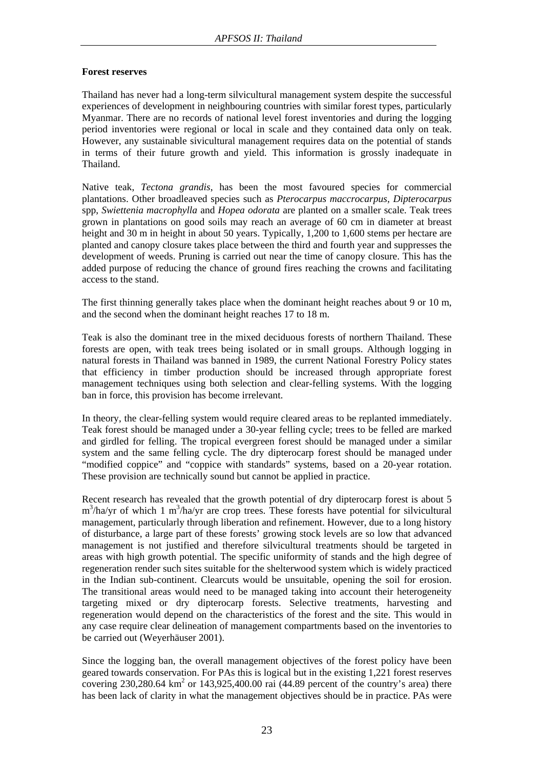**Forest reserves**

Thailand has never had a long-term silvicultural management system despite the successful experiences of development in neighbouring countries with similar forest types, particularly Myanmar. There are no records of national level forest inventories and during the logging period inventories were regional or local in scale and they contained data only on teak. However, any sustainable sivicultural management requires data on the potential of stands in terms of their future growth and yield. This information is grossly inadequate in Thailand.

Native teak, *Tectona grandis*, has been the most favoured species for commercial plantations. Other broadleaved species such as *Pterocarpus maccrocarpus, Dipterocarpus* spp, *Swiettenia macrophylla* and *Hopea odorata* are planted on a smaller scale. Teak trees grown in plantations on good soils may reach an average of 60 cm in diameter at breast height and 30 m in height in about 50 years. Typically, 1,200 to 1,600 stems per hectare are planted and canopy closure takes place between the third and fourth year and suppresses the development of weeds. Pruning is carried out near the time of canopy closure. This has the added purpose of reducing the chance of ground fires reaching the crowns and facilitating access to the stand.

The first thinning generally takes place when the dominant height reaches about 9 or 10 m, and the second when the dominant height reaches 17 to 18 m.

Teak is also the dominant tree in the mixed deciduous forests of northern Thailand. These forests are open, with teak trees being isolated or in small groups. Although logging in natural forests in Thailand was banned in 1989, the current National Forestry Policy states that efficiency in timber production should be increased through appropriate forest management techniques using both selection and clear-felling systems. With the logging ban in force, this provision has become irrelevant.

In theory, the clear-felling system would require cleared areas to be replanted immediately. Teak forest should be managed under a 30-year felling cycle; trees to be felled are marked and girdled for felling. The tropical evergreen forest should be managed under a similar system and the same felling cycle. The dry dipterocarp forest should be managed under "modified coppice" and "coppice with standards" systems, based on a 20-year rotation. These provision are technically sound but cannot be applied in practice.

Recent research has revealed that the growth potential of dry dipterocarp forest is about 5 $m^3$/ha/yr of which 1 $m^3$/ha/yr are crop trees. These forests have potential for silvicultural management, particularly through liberation and refinement. However, due to a long history of disturbance, a large part of these forests' growing stock levels are so low that advanced management is not justified and therefore silvicultural treatments should be targeted in areas with high growth potential. The specific uniformity of stands and the high degree of regeneration render such sites suitable for the shelterwood system which is widely practiced in the Indian sub-continent. Clearcuts would be unsuitable, opening the soil for erosion. The transitional areas would need to be managed taking into account their heterogeneity targeting mixed or dry dipterocarp forests. Selective treatments, harvesting and regeneration would depend on the characteristics of the forest and the site. This would in any case require clear delineation of management compartments based on the inventories to be carried out (Weyerhäuser 2001).

Since the logging ban, the overall management objectives of the forest policy have been geared towards conservation. For PAs this is logical but in the existing 1,221 forest reserves covering 230,280.64 $km^2$ or 143,925,400.00 rai (44.89 percent of the country's area) there has been lack of clarity in what the management objectives should be in practice. PAs were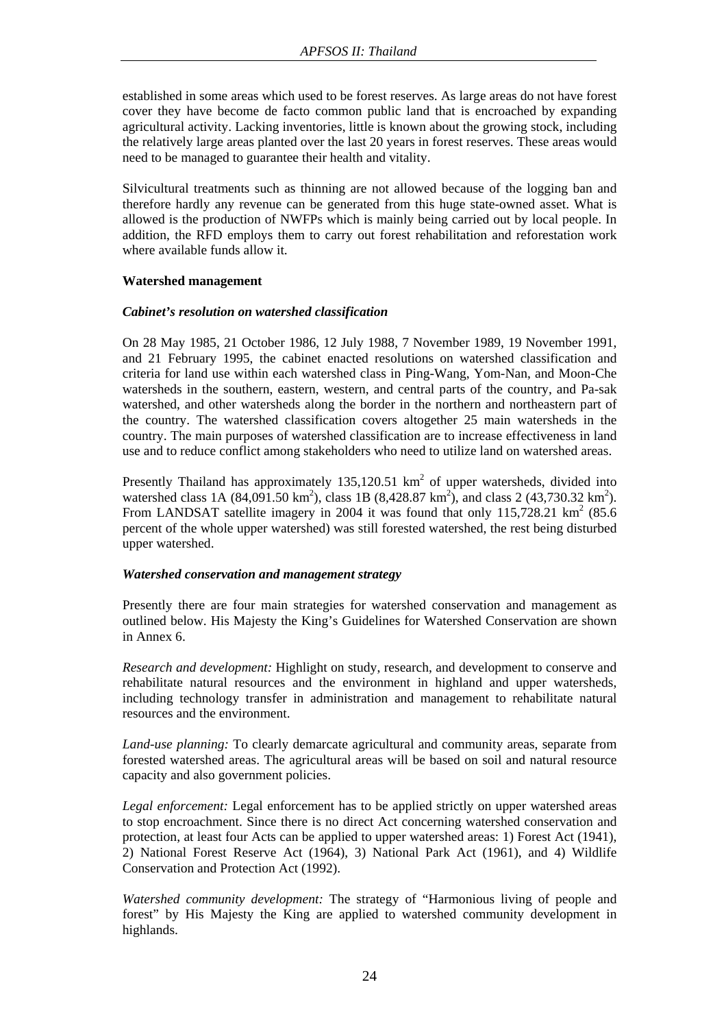established in some areas which used to be forest reserves. As large areas do not have forest cover they have become de facto common public land that is encroached by expanding agricultural activity. Lacking inventories, little is known about the growing stock, including the relatively large areas planted over the last 20 years in forest reserves. These areas would need to be managed to guarantee their health and vitality.

Silvicultural treatments such as thinning are not allowed because of the logging ban and therefore hardly any revenue can be generated from this huge state-owned asset. What is allowed is the production of NWFPs which is mainly being carried out by local people. In addition, the RFD employs them to carry out forest rehabilitation and reforestation work where available funds allow it.

**Watershed management**

***Cabinet's resolution on watershed classification***

On 28 May 1985, 21 October 1986, 12 July 1988, 7 November 1989, 19 November 1991, and 21 February 1995, the cabinet enacted resolutions on watershed classification and criteria for land use within each watershed class in Ping-Wang, Yom-Nan, and Moon-Che watersheds in the southern, eastern, western, and central parts of the country, and Pa-sak watershed, and other watersheds along the border in the northern and northeastern part of the country. The watershed classification covers altogether 25 main watersheds in the country. The main purposes of watershed classification are to increase effectiveness in land use and to reduce conflict among stakeholders who need to utilize land on watershed areas.

Presently Thailand has approximately 135,120.51 km$^2$ of upper watersheds, divided into watershed class 1A (84,091.50 km$^2$), class 1B (8,428.87 km$^2$), and class 2 (43,730.32 km$^2$). From LANDSAT satellite imagery in 2004 it was found that only 115,728.21 km$^2$ (85.6 percent of the whole upper watershed) was still forested watershed, the rest being disturbed upper watershed.

***Watershed conservation and management strategy***

Presently there are four main strategies for watershed conservation and management as outlined below. His Majesty the King's Guidelines for Watershed Conservation are shown in Annex 6.

*Research and development:* Highlight on study, research, and development to conserve and rehabilitate natural resources and the environment in highland and upper watersheds, including technology transfer in administration and management to rehabilitate natural resources and the environment.

*Land-use planning:* To clearly demarcate agricultural and community areas, separate from forested watershed areas. The agricultural areas will be based on soil and natural resource capacity and also government policies.

*Legal enforcement:* Legal enforcement has to be applied strictly on upper watershed areas to stop encroachment. Since there is no direct Act concerning watershed conservation and protection, at least four Acts can be applied to upper watershed areas: 1) Forest Act (1941), 2) National Forest Reserve Act (1964), 3) National Park Act (1961), and 4) Wildlife Conservation and Protection Act (1992).

*Watershed community development:* The strategy of "Harmonious living of people and forest" by His Majesty the King are applied to watershed community development in highlands.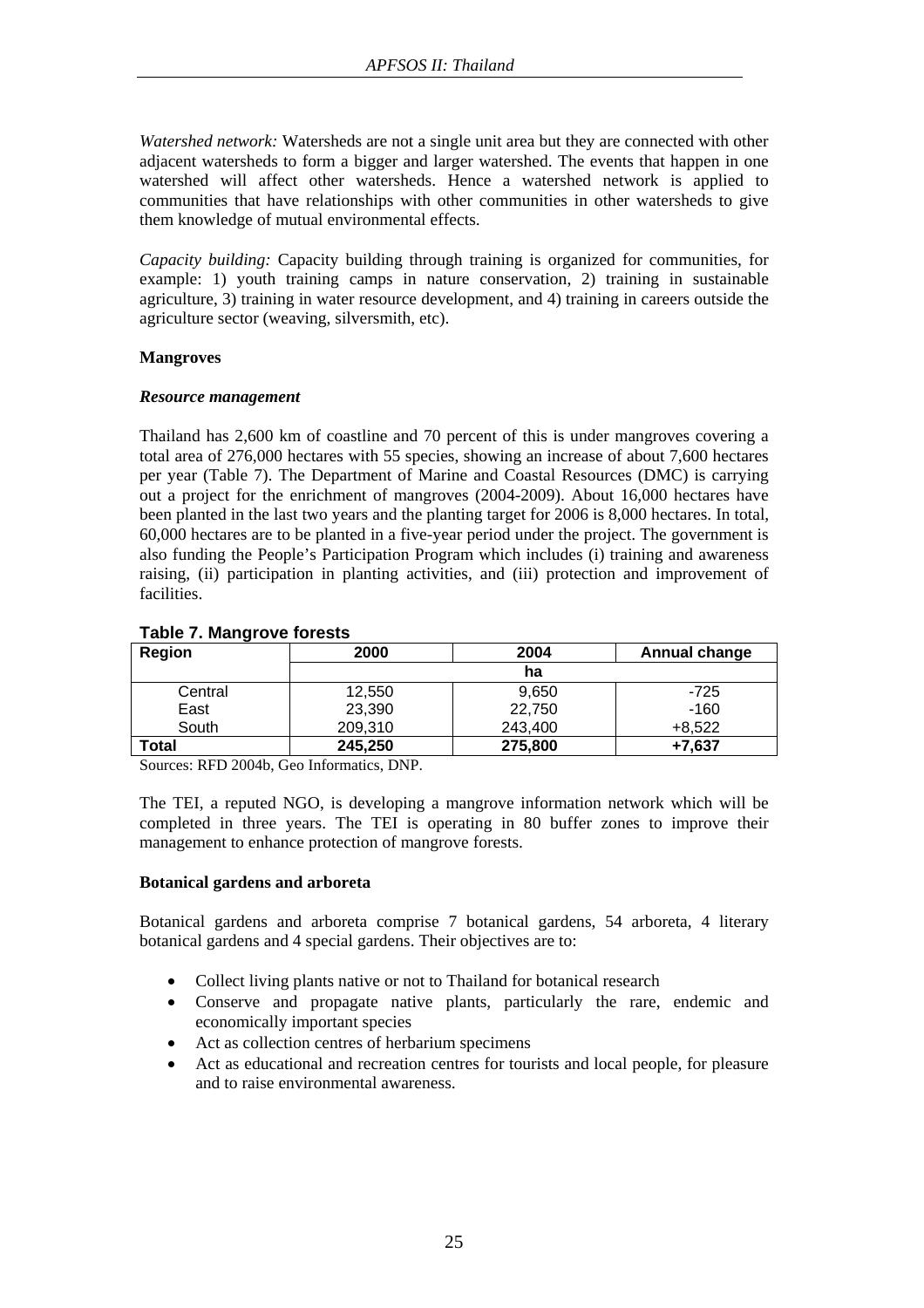*Watershed network:* Watersheds are not a single unit area but they are connected with other adjacent watersheds to form a bigger and larger watershed. The events that happen in one watershed will affect other watersheds. Hence a watershed network is applied to communities that have relationships with other communities in other watersheds to give them knowledge of mutual environmental effects.

*Capacity building:* Capacity building through training is organized for communities, for example: 1) youth training camps in nature conservation, 2) training in sustainable agriculture, 3) training in water resource development, and 4) training in careers outside the agriculture sector (weaving, silversmith, etc).

**Mangroves**

***Resource management***

Thailand has 2,600 km of coastline and 70 percent of this is under mangroves covering a total area of 276,000 hectares with 55 species, showing an increase of about 7,600 hectares per year (Table 7). The Department of Marine and Coastal Resources (DMC) is carrying out a project for the enrichment of mangroves (2004-2009). About 16,000 hectares have been planted in the last two years and the planting target for 2006 is 8,000 hectares. In total, 60,000 hectares are to be planted in a five-year period under the project. The government is also funding the People's Participation Program which includes (i) training and awareness raising, (ii) participation in planting activities, and (iii) protection and improvement of facilities.

**Table 7. Mangrove forests**

| Region | 2000 | 2004 | Annual change |
|---|---|---|---|
| | ha | | |
| Central | 12,550 | 9,650 | -725 |
| East | 23,390 | 22,750 | -160 |
| South | 209,310 | 243,400 | +8,522 |
| **Total** | **245,250** | **275,800** | **+7,637** |

Sources: RFD 2004b, Geo Informatics, DNP.

The TEI, a reputed NGO, is developing a mangrove information network which will be completed in three years. The TEI is operating in 80 buffer zones to improve their management to enhance protection of mangrove forests.

**Botanical gardens and arboreta**

Botanical gardens and arboreta comprise 7 botanical gardens, 54 arboreta, 4 literary botanical gardens and 4 special gardens. Their objectives are to:

- Collect living plants native or not to Thailand for botanical research
- Conserve and propagate native plants, particularly the rare, endemic and economically important species
- Act as collection centres of herbarium specimens
- Act as educational and recreation centres for tourists and local people, for pleasure and to raise environmental awareness.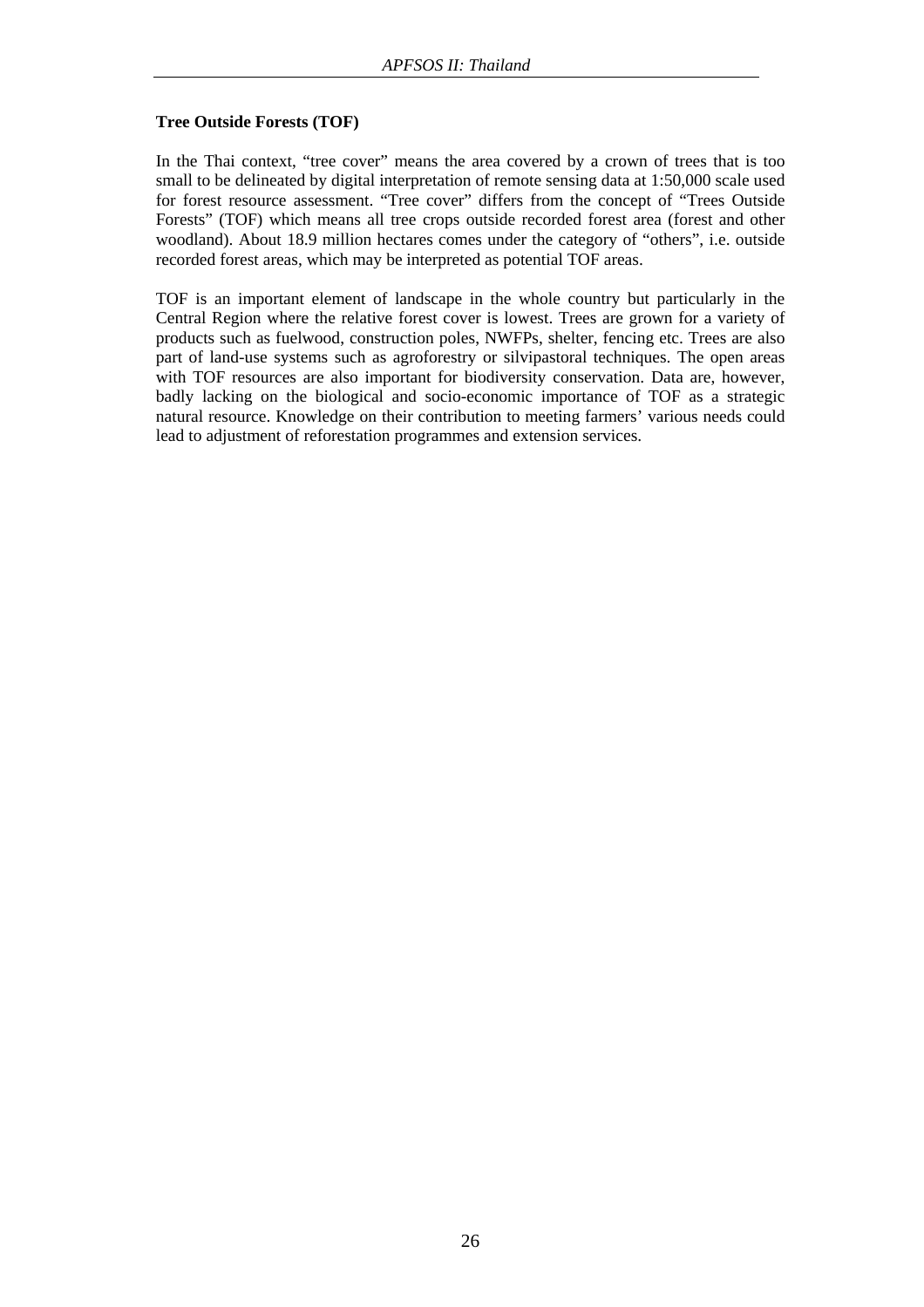**Tree Outside Forests (TOF)**

In the Thai context, "tree cover" means the area covered by a crown of trees that is too small to be delineated by digital interpretation of remote sensing data at 1:50,000 scale used for forest resource assessment. "Tree cover" differs from the concept of "Trees Outside Forests" (TOF) which means all tree crops outside recorded forest area (forest and other woodland). About 18.9 million hectares comes under the category of "others", i.e. outside recorded forest areas, which may be interpreted as potential TOF areas.

TOF is an important element of landscape in the whole country but particularly in the Central Region where the relative forest cover is lowest. Trees are grown for a variety of products such as fuelwood, construction poles, NWFPs, shelter, fencing etc. Trees are also part of land-use systems such as agroforestry or silvipastoral techniques. The open areas with TOF resources are also important for biodiversity conservation. Data are, however, badly lacking on the biological and socio-economic importance of TOF as a strategic natural resource. Knowledge on their contribution to meeting farmers' various needs could lead to adjustment of reforestation programmes and extension services.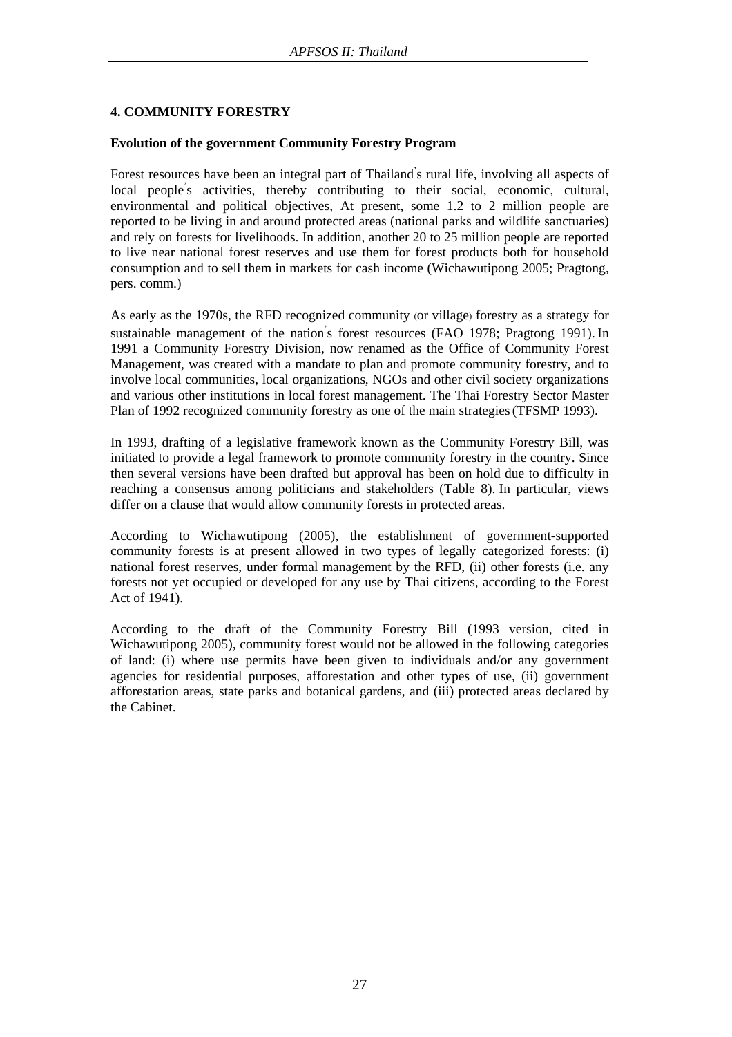## 4. COMMUNITY FORESTRY

### Evolution of the government Community Forestry Program

Forest resources have been an integral part of Thailand's rural life, involving all aspects of local people's activities, thereby contributing to their social, economic, cultural, environmental and political objectives, At present, some 1.2 to 2 million people are reported to be living in and around protected areas (national parks and wildlife sanctuaries) and rely on forests for livelihoods. In addition, another 20 to 25 million people are reported to live near national forest reserves and use them for forest products both for household consumption and to sell them in markets for cash income (Wichawutipong 2005; Pragtong, pers. comm.)

As early as the 1970s, the RFD recognized community (or village) forestry as a strategy for sustainable management of the nation's forest resources (FAO 1978; Pragtong 1991). In 1991 a Community Forestry Division, now renamed as the Office of Community Forest Management, was created with a mandate to plan and promote community forestry, and to involve local communities, local organizations, NGOs and other civil society organizations and various other institutions in local forest management. The Thai Forestry Sector Master Plan of 1992 recognized community forestry as one of the main strategies (TFSMP 1993).

In 1993, drafting of a legislative framework known as the Community Forestry Bill, was initiated to provide a legal framework to promote community forestry in the country. Since then several versions have been drafted but approval has been on hold due to difficulty in reaching a consensus among politicians and stakeholders (Table 8). In particular, views differ on a clause that would allow community forests in protected areas.

According to Wichawutipong (2005), the establishment of government-supported community forests is at present allowed in two types of legally categorized forests: (i) national forest reserves, under formal management by the RFD, (ii) other forests (i.e. any forests not yet occupied or developed for any use by Thai citizens, according to the Forest Act of 1941).

According to the draft of the Community Forestry Bill (1993 version, cited in Wichawutipong 2005), community forest would not be allowed in the following categories of land: (i) where use permits have been given to individuals and/or any government agencies for residential purposes, afforestation and other types of use, (ii) government afforestation areas, state parks and botanical gardens, and (iii) protected areas declared by the Cabinet.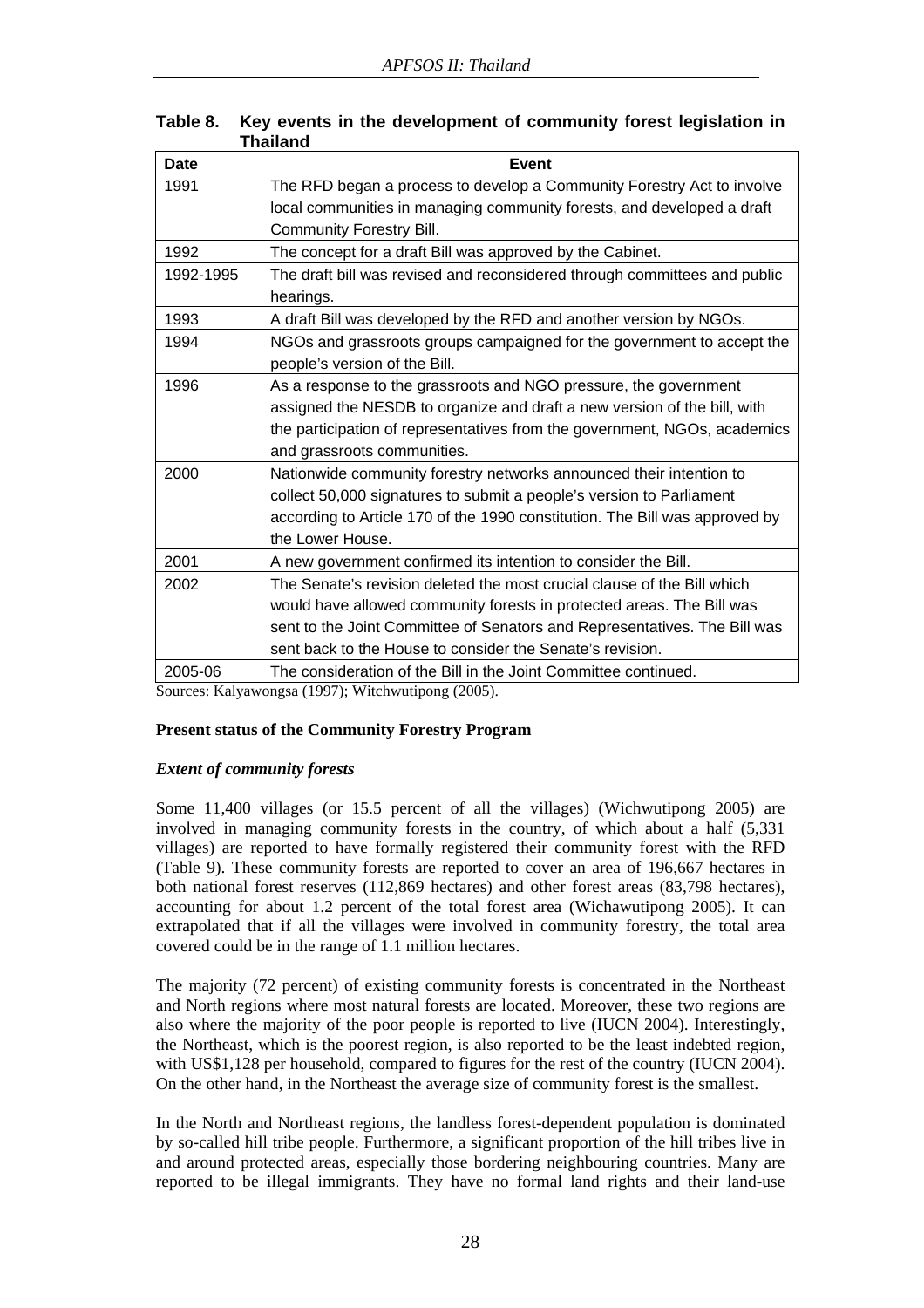**Table 8. Key events in the development of community forest legislation in Thailand**

| Date | Event |
|---|---|
| 1991 | The RFD began a process to develop a Community Forestry Act to involve local communities in managing community forests, and developed a draft Community Forestry Bill. |
| 1992 | The concept for a draft Bill was approved by the Cabinet. |
| 1992-1995 | The draft bill was revised and reconsidered through committees and public hearings. |
| 1993 | A draft Bill was developed by the RFD and another version by NGOs. |
| 1994 | NGOs and grassroots groups campaigned for the government to accept the people's version of the Bill. |
| 1996 | As a response to the grassroots and NGO pressure, the government assigned the NESDB to organize and draft a new version of the bill, with the participation of representatives from the government, NGOs, academics and grassroots communities. |
| 2000 | Nationwide community forestry networks announced their intention to collect 50,000 signatures to submit a people's version to Parliament according to Article 170 of the 1990 constitution. The Bill was approved by the Lower House. |
| 2001 | A new government confirmed its intention to consider the Bill. |
| 2002 | The Senate's revision deleted the most crucial clause of the Bill which would have allowed community forests in protected areas. The Bill was sent to the Joint Committee of Senators and Representatives. The Bill was sent back to the House to consider the Senate's revision. |
| 2005-06 | The consideration of the Bill in the Joint Committee continued. |

Sources: Kalyawongsa (1997); Witchwutipong (2005).

**Present status of the Community Forestry Program**

***Extent of community forests***

Some 11,400 villages (or 15.5 percent of all the villages) (Wichwutipong 2005) are involved in managing community forests in the country, of which about a half (5,331 villages) are reported to have formally registered their community forest with the RFD (Table 9). These community forests are reported to cover an area of 196,667 hectares in both national forest reserves (112,869 hectares) and other forest areas (83,798 hectares), accounting for about 1.2 percent of the total forest area (Wichawutipong 2005). It can extrapolated that if all the villages were involved in community forestry, the total area covered could be in the range of 1.1 million hectares.

The majority (72 percent) of existing community forests is concentrated in the Northeast and North regions where most natural forests are located. Moreover, these two regions are also where the majority of the poor people is reported to live (IUCN 2004). Interestingly, the Northeast, which is the poorest region, is also reported to be the least indebted region, with US$1,128 per household, compared to figures for the rest of the country (IUCN 2004). On the other hand, in the Northeast the average size of community forest is the smallest.

In the North and Northeast regions, the landless forest-dependent population is dominated by so-called hill tribe people. Furthermore, a significant proportion of the hill tribes live in and around protected areas, especially those bordering neighbouring countries. Many are reported to be illegal immigrants. They have no formal land rights and their land-use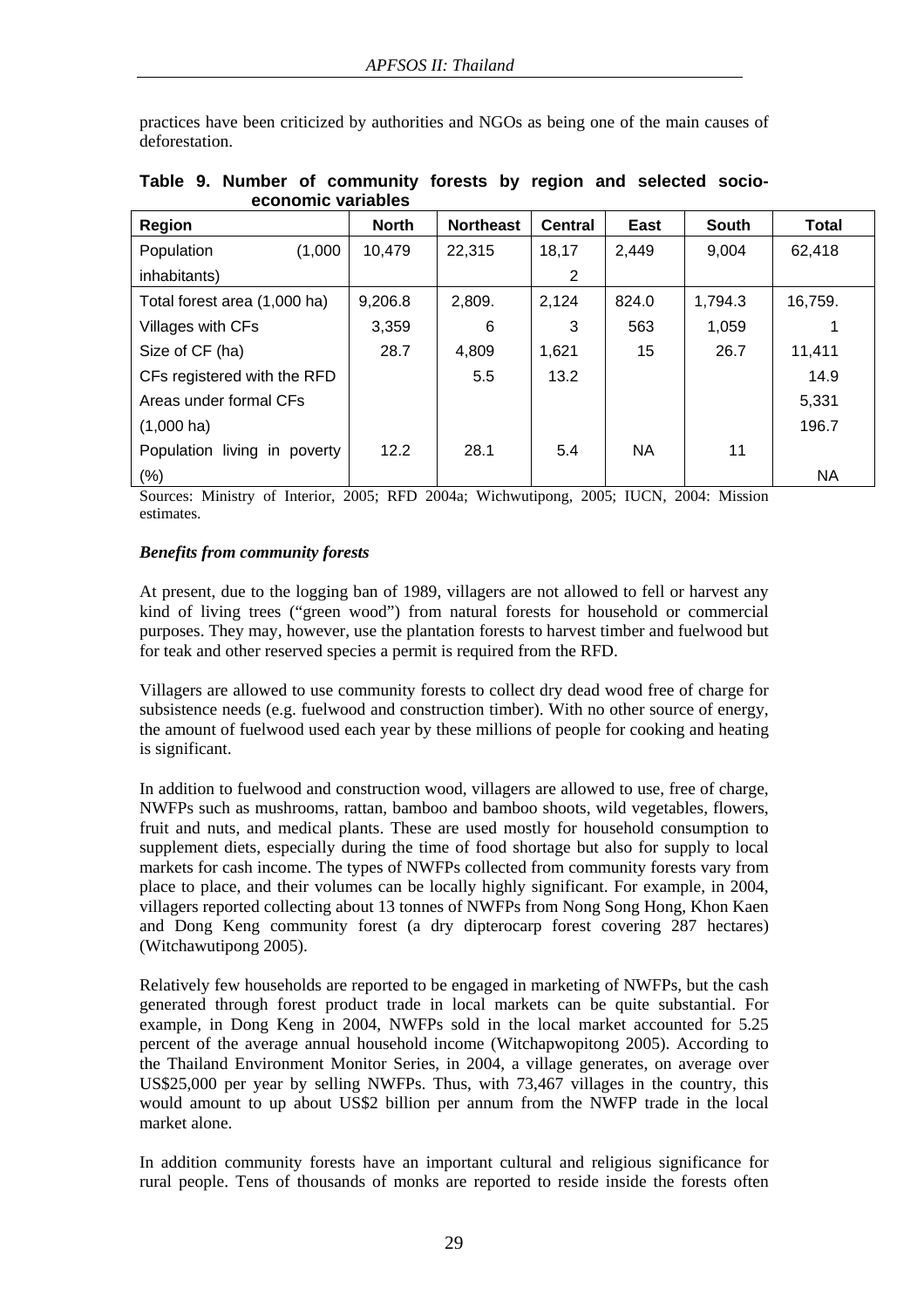practices have been criticized by authorities and NGOs as being one of the main causes of deforestation.

**Table 9. Number of community forests by region and selected socio-economic variables**

| Region | North | Northeast | Central | East | South | Total |
|---|---|---|---|---|---|---|
| Population (1,000 inhabitants) | 10,479 | 22,315 | 18,172 | 2,449 | 9,004 | 62,418 |
| Total forest area (1,000 ha) | 9,206.8 | 2,809. | 2,124 | 824.0 | 1,794.3 | 16,759. |
| Villages with CFs | 3,359 | 6 | 3 | 563 | 1,059 | 1 |
| Size of CF (ha) | 28.7 | 4,809 | 1,621 | 15 | 26.7 | 11,411 |
| CFs registered with the RFD | | 5.5 | 13.2 | | | 14.9 |
| Areas under formal CFs | | | | | | 5,331 |
| (1,000 ha) | | | | | | 196.7 |
| Population living in poverty (%) | 12.2 | 28.1 | 5.4 | NA | 11 | NA |

Sources: Ministry of Interior, 2005; RFD 2004a; Wichwutipong, 2005; IUCN, 2004: Mission estimates.

### *Benefits from community forests*

At present, due to the logging ban of 1989, villagers are not allowed to fell or harvest any kind of living trees ("green wood") from natural forests for household or commercial purposes. They may, however, use the plantation forests to harvest timber and fuelwood but for teak and other reserved species a permit is required from the RFD.

Villagers are allowed to use community forests to collect dry dead wood free of charge for subsistence needs (e.g. fuelwood and construction timber). With no other source of energy, the amount of fuelwood used each year by these millions of people for cooking and heating is significant.

In addition to fuelwood and construction wood, villagers are allowed to use, free of charge, NWFPs such as mushrooms, rattan, bamboo and bamboo shoots, wild vegetables, flowers, fruit and nuts, and medical plants. These are used mostly for household consumption to supplement diets, especially during the time of food shortage but also for supply to local markets for cash income. The types of NWFPs collected from community forests vary from place to place, and their volumes can be locally highly significant. For example, in 2004, villagers reported collecting about 13 tonnes of NWFPs from Nong Song Hong, Khon Kaen and Dong Keng community forest (a dry dipterocarp forest covering 287 hectares) (Witchawutipong 2005).

Relatively few households are reported to be engaged in marketing of NWFPs, but the cash generated through forest product trade in local markets can be quite substantial. For example, in Dong Keng in 2004, NWFPs sold in the local market accounted for 5.25 percent of the average annual household income (Witchapwopitong 2005). According to the Thailand Environment Monitor Series, in 2004, a village generates, on average over US$25,000 per year by selling NWFPs. Thus, with 73,467 villages in the country, this would amount to up about US$2 billion per annum from the NWFP trade in the local market alone.

In addition community forests have an important cultural and religious significance for rural people. Tens of thousands of monks are reported to reside inside the forests often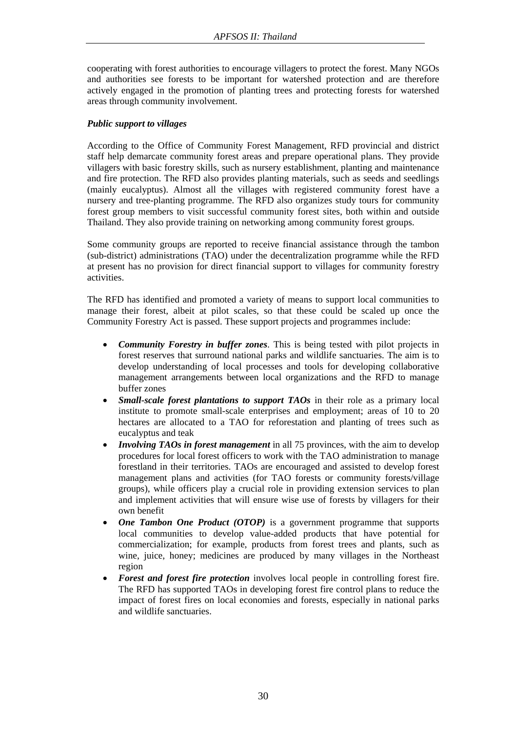cooperating with forest authorities to encourage villagers to protect the forest. Many NGOs and authorities see forests to be important for watershed protection and are therefore actively engaged in the promotion of planting trees and protecting forests for watershed areas through community involvement.

***Public support to villages***

According to the Office of Community Forest Management, RFD provincial and district staff help demarcate community forest areas and prepare operational plans. They provide villagers with basic forestry skills, such as nursery establishment, planting and maintenance and fire protection. The RFD also provides planting materials, such as seeds and seedlings (mainly eucalyptus). Almost all the villages with registered community forest have a nursery and tree-planting programme. The RFD also organizes study tours for community forest group members to visit successful community forest sites, both within and outside Thailand. They also provide training on networking among community forest groups.

Some community groups are reported to receive financial assistance through the tambon (sub-district) administrations (TAO) under the decentralization programme while the RFD at present has no provision for direct financial support to villages for community forestry activities.

The RFD has identified and promoted a variety of means to support local communities to manage their forest, albeit at pilot scales, so that these could be scaled up once the Community Forestry Act is passed. These support projects and programmes include:

- ***Community Forestry in buffer zones***. This is being tested with pilot projects in forest reserves that surround national parks and wildlife sanctuaries. The aim is to develop understanding of local processes and tools for developing collaborative management arrangements between local organizations and the RFD to manage buffer zones
- ***Small-scale forest plantations to support TAOs*** in their role as a primary local institute to promote small-scale enterprises and employment; areas of 10 to 20 hectares are allocated to a TAO for reforestation and planting of trees such as eucalyptus and teak
- ***Involving TAOs in forest management*** in all 75 provinces, with the aim to develop procedures for local forest officers to work with the TAO administration to manage forestland in their territories. TAOs are encouraged and assisted to develop forest management plans and activities (for TAO forests or community forests/village groups), while officers play a crucial role in providing extension services to plan and implement activities that will ensure wise use of forests by villagers for their own benefit
- ***One Tambon One Product (OTOP)*** is a government programme that supports local communities to develop value-added products that have potential for commercialization; for example, products from forest trees and plants, such as wine, juice, honey; medicines are produced by many villages in the Northeast region
- ***Forest and forest fire protection*** involves local people in controlling forest fire. The RFD has supported TAOs in developing forest fire control plans to reduce the impact of forest fires on local economies and forests, especially in national parks and wildlife sanctuaries.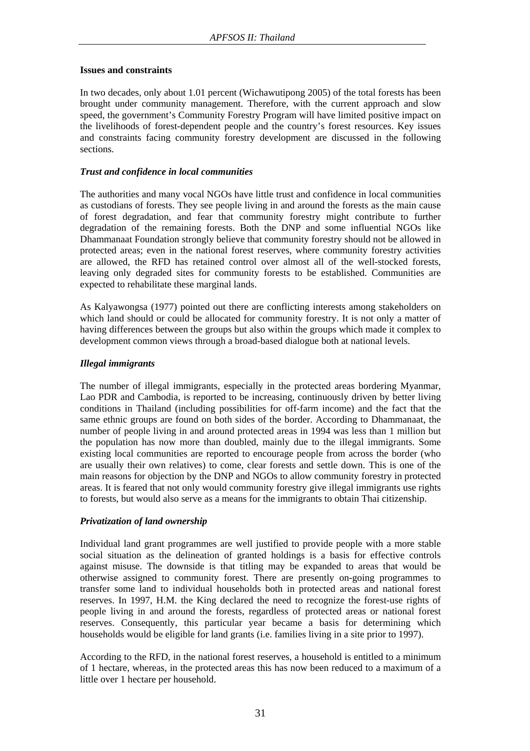**Issues and constraints**

In two decades, only about 1.01 percent (Wichawutipong 2005) of the total forests has been brought under community management. Therefore, with the current approach and slow speed, the government's Community Forestry Program will have limited positive impact on the livelihoods of forest-dependent people and the country's forest resources. Key issues and constraints facing community forestry development are discussed in the following sections.

***Trust and confidence in local communities***

The authorities and many vocal NGOs have little trust and confidence in local communities as custodians of forests. They see people living in and around the forests as the main cause of forest degradation, and fear that community forestry might contribute to further degradation of the remaining forests. Both the DNP and some influential NGOs like Dhammanaat Foundation strongly believe that community forestry should not be allowed in protected areas; even in the national forest reserves, where community forestry activities are allowed, the RFD has retained control over almost all of the well-stocked forests, leaving only degraded sites for community forests to be established. Communities are expected to rehabilitate these marginal lands.

As Kalyawongsa (1977) pointed out there are conflicting interests among stakeholders on which land should or could be allocated for community forestry. It is not only a matter of having differences between the groups but also within the groups which made it complex to development common views through a broad-based dialogue both at national levels.

***Illegal immigrants***

The number of illegal immigrants, especially in the protected areas bordering Myanmar, Lao PDR and Cambodia, is reported to be increasing, continuously driven by better living conditions in Thailand (including possibilities for off-farm income) and the fact that the same ethnic groups are found on both sides of the border. According to Dhammanaat, the number of people living in and around protected areas in 1994 was less than 1 million but the population has now more than doubled, mainly due to the illegal immigrants. Some existing local communities are reported to encourage people from across the border (who are usually their own relatives) to come, clear forests and settle down. This is one of the main reasons for objection by the DNP and NGOs to allow community forestry in protected areas. It is feared that not only would community forestry give illegal immigrants use rights to forests, but would also serve as a means for the immigrants to obtain Thai citizenship.

***Privatization of land ownership***

Individual land grant programmes are well justified to provide people with a more stable social situation as the delineation of granted holdings is a basis for effective controls against misuse. The downside is that titling may be expanded to areas that would be otherwise assigned to community forest. There are presently on-going programmes to transfer some land to individual households both in protected areas and national forest reserves. In 1997, H.M. the King declared the need to recognize the forest-use rights of people living in and around the forests, regardless of protected areas or national forest reserves. Consequently, this particular year became a basis for determining which households would be eligible for land grants (i.e. families living in a site prior to 1997).

According to the RFD, in the national forest reserves, a household is entitled to a minimum of 1 hectare, whereas, in the protected areas this has now been reduced to a maximum of a little over 1 hectare per household.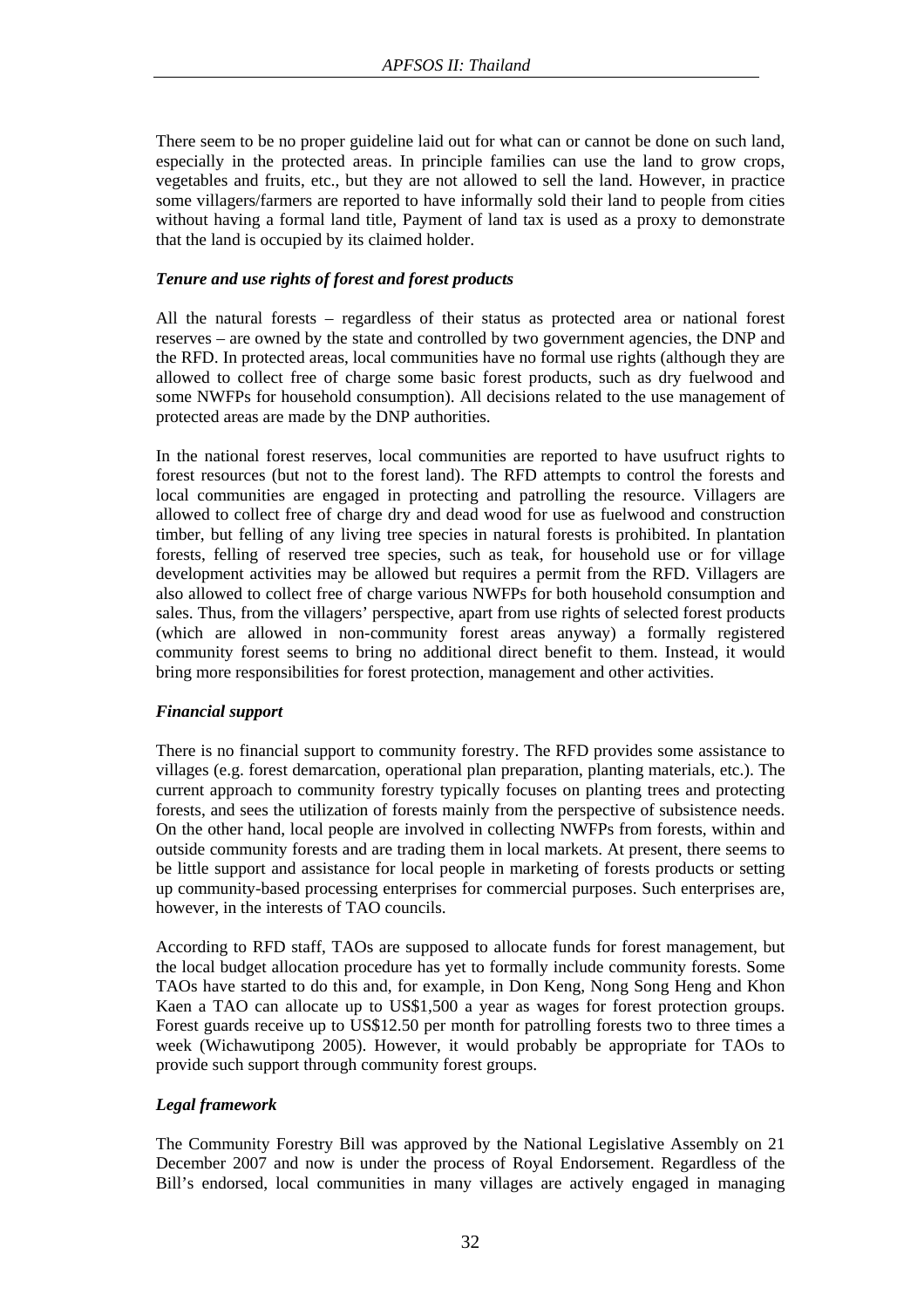There seem to be no proper guideline laid out for what can or cannot be done on such land, especially in the protected areas. In principle families can use the land to grow crops, vegetables and fruits, etc., but they are not allowed to sell the land. However, in practice some villagers/farmers are reported to have informally sold their land to people from cities without having a formal land title, Payment of land tax is used as a proxy to demonstrate that the land is occupied by its claimed holder.

### *Tenure and use rights of forest and forest products*

All the natural forests – regardless of their status as protected area or national forest reserves – are owned by the state and controlled by two government agencies, the DNP and the RFD. In protected areas, local communities have no formal use rights (although they are allowed to collect free of charge some basic forest products, such as dry fuelwood and some NWFPs for household consumption). All decisions related to the use management of protected areas are made by the DNP authorities.

In the national forest reserves, local communities are reported to have usufruct rights to forest resources (but not to the forest land). The RFD attempts to control the forests and local communities are engaged in protecting and patrolling the resource. Villagers are allowed to collect free of charge dry and dead wood for use as fuelwood and construction timber, but felling of any living tree species in natural forests is prohibited. In plantation forests, felling of reserved tree species, such as teak, for household use or for village development activities may be allowed but requires a permit from the RFD. Villagers are also allowed to collect free of charge various NWFPs for both household consumption and sales. Thus, from the villagers' perspective, apart from use rights of selected forest products (which are allowed in non-community forest areas anyway) a formally registered community forest seems to bring no additional direct benefit to them. Instead, it would bring more responsibilities for forest protection, management and other activities.

### *Financial support*

There is no financial support to community forestry. The RFD provides some assistance to villages (e.g. forest demarcation, operational plan preparation, planting materials, etc.). The current approach to community forestry typically focuses on planting trees and protecting forests, and sees the utilization of forests mainly from the perspective of subsistence needs. On the other hand, local people are involved in collecting NWFPs from forests, within and outside community forests and are trading them in local markets. At present, there seems to be little support and assistance for local people in marketing of forests products or setting up community-based processing enterprises for commercial purposes. Such enterprises are, however, in the interests of TAO councils.

According to RFD staff, TAOs are supposed to allocate funds for forest management, but the local budget allocation procedure has yet to formally include community forests. Some TAOs have started to do this and, for example, in Don Keng, Nong Song Heng and Khon Kaen a TAO can allocate up to US$1,500 a year as wages for forest protection groups. Forest guards receive up to US$12.50 per month for patrolling forests two to three times a week (Wichawutipong 2005). However, it would probably be appropriate for TAOs to provide such support through community forest groups.

### *Legal framework*

The Community Forestry Bill was approved by the National Legislative Assembly on 21 December 2007 and now is under the process of Royal Endorsement. Regardless of the Bill's endorsed, local communities in many villages are actively engaged in managing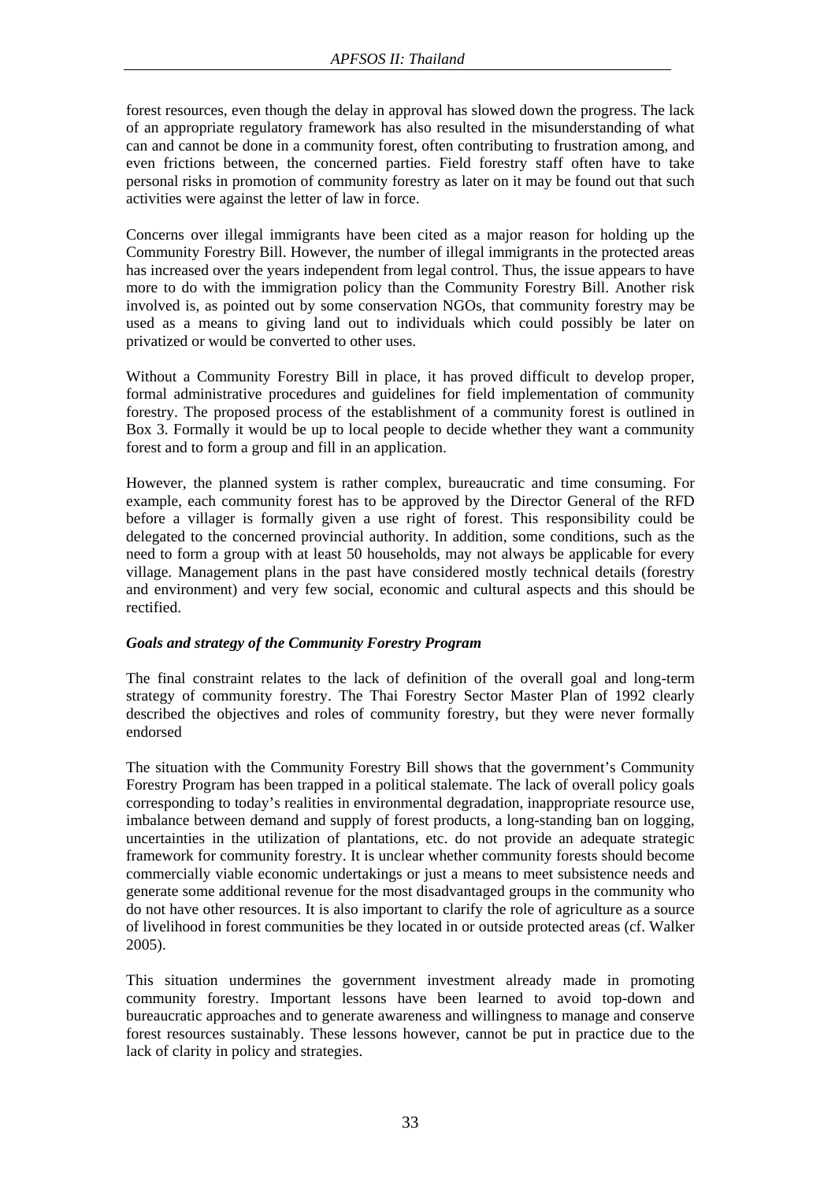forest resources, even though the delay in approval has slowed down the progress. The lack of an appropriate regulatory framework has also resulted in the misunderstanding of what can and cannot be done in a community forest, often contributing to frustration among, and even frictions between, the concerned parties. Field forestry staff often have to take personal risks in promotion of community forestry as later on it may be found out that such activities were against the letter of law in force.

Concerns over illegal immigrants have been cited as a major reason for holding up the Community Forestry Bill. However, the number of illegal immigrants in the protected areas has increased over the years independent from legal control. Thus, the issue appears to have more to do with the immigration policy than the Community Forestry Bill. Another risk involved is, as pointed out by some conservation NGOs, that community forestry may be used as a means to giving land out to individuals which could possibly be later on privatized or would be converted to other uses.

Without a Community Forestry Bill in place, it has proved difficult to develop proper, formal administrative procedures and guidelines for field implementation of community forestry. The proposed process of the establishment of a community forest is outlined in Box 3. Formally it would be up to local people to decide whether they want a community forest and to form a group and fill in an application.

However, the planned system is rather complex, bureaucratic and time consuming. For example, each community forest has to be approved by the Director General of the RFD before a villager is formally given a use right of forest. This responsibility could be delegated to the concerned provincial authority. In addition, some conditions, such as the need to form a group with at least 50 households, may not always be applicable for every village. Management plans in the past have considered mostly technical details (forestry and environment) and very few social, economic and cultural aspects and this should be rectified.

***Goals and strategy of the Community Forestry Program***

The final constraint relates to the lack of definition of the overall goal and long-term strategy of community forestry. The Thai Forestry Sector Master Plan of 1992 clearly described the objectives and roles of community forestry, but they were never formally endorsed

The situation with the Community Forestry Bill shows that the government's Community Forestry Program has been trapped in a political stalemate. The lack of overall policy goals corresponding to today's realities in environmental degradation, inappropriate resource use, imbalance between demand and supply of forest products, a long-standing ban on logging, uncertainties in the utilization of plantations, etc. do not provide an adequate strategic framework for community forestry. It is unclear whether community forests should become commercially viable economic undertakings or just a means to meet subsistence needs and generate some additional revenue for the most disadvantaged groups in the community who do not have other resources. It is also important to clarify the role of agriculture as a source of livelihood in forest communities be they located in or outside protected areas (cf. Walker 2005).

This situation undermines the government investment already made in promoting community forestry. Important lessons have been learned to avoid top-down and bureaucratic approaches and to generate awareness and willingness to manage and conserve forest resources sustainably. These lessons however, cannot be put in practice due to the lack of clarity in policy and strategies.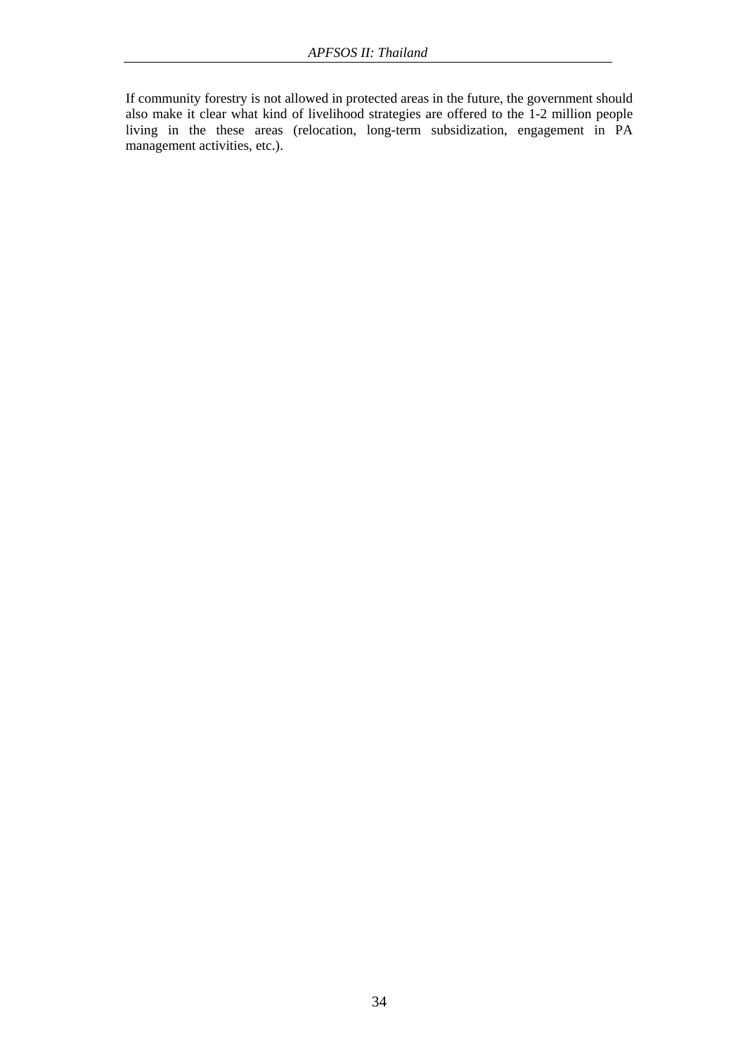If community forestry is not allowed in protected areas in the future, the government should also make it clear what kind of livelihood strategies are offered to the 1-2 million people living in the these areas (relocation, long-term subsidization, engagement in PA management activities, etc.).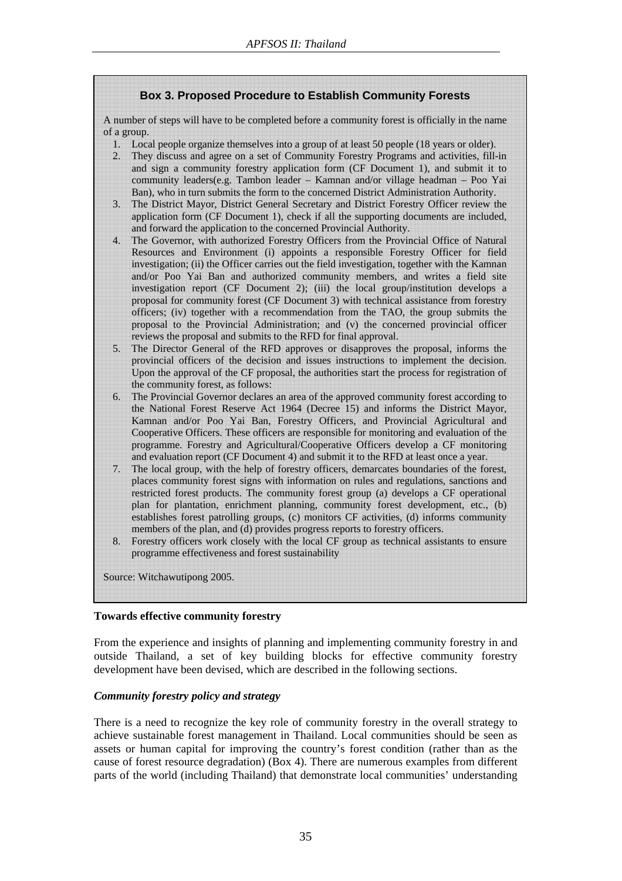### Box 3. Proposed Procedure to Establish Community Forests

A number of steps will have to be completed before a community forest is officially in the name of a group.

1. Local people organize themselves into a group of at least 50 people (18 years or older).
2. They discuss and agree on a set of Community Forestry Programs and activities, fill-in and sign a community forestry application form (CF Document 1), and submit it to community leaders(e.g. Tambon leader – Kamnan and/or village headman – Poo Yai Ban), who in turn submits the form to the concerned District Administration Authority.
3. The District Mayor, District General Secretary and District Forestry Officer review the application form (CF Document 1), check if all the supporting documents are included, and forward the application to the concerned Provincial Authority.
4. The Governor, with authorized Forestry Officers from the Provincial Office of Natural Resources and Environment (i) appoints a responsible Forestry Officer for field investigation; (ii) the Officer carries out the field investigation, together with the Kamnan and/or Poo Yai Ban and authorized community members, and writes a field site investigation report (CF Document 2); (iii) the local group/institution develops a proposal for community forest (CF Document 3) with technical assistance from forestry officers; (iv) together with a recommendation from the TAO, the group submits the proposal to the Provincial Administration; and (v) the concerned provincial officer reviews the proposal and submits to the RFD for final approval.
5. The Director General of the RFD approves or disapproves the proposal, informs the provincial officers of the decision and issues instructions to implement the decision. Upon the approval of the CF proposal, the authorities start the process for registration of the community forest, as follows:
6. The Provincial Governor declares an area of the approved community forest according to the National Forest Reserve Act 1964 (Decree 15) and informs the District Mayor, Kamnan and/or Poo Yai Ban, Forestry Officers, and Provincial Agricultural and Cooperative Officers. These officers are responsible for monitoring and evaluation of the programme. Forestry and Agricultural/Cooperative Officers develop a CF monitoring and evaluation report (CF Document 4) and submit it to the RFD at least once a year.
7. The local group, with the help of forestry officers, demarcates boundaries of the forest, places community forest signs with information on rules and regulations, sanctions and restricted forest products. The community forest group (a) develops a CF operational plan for plantation, enrichment planning, community forest development, etc., (b) establishes forest patrolling groups, (c) monitors CF activities, (d) informs community members of the plan, and (d) provides progress reports to forestry officers.
8. Forestry officers work closely with the local CF group as technical assistants to ensure programme effectiveness and forest sustainability

Source: Witchawutipong 2005.

**Towards effective community forestry**

From the experience and insights of planning and implementing community forestry in and outside Thailand, a set of key building blocks for effective community forestry development have been devised, which are described in the following sections.

***Community forestry policy and strategy***

There is a need to recognize the key role of community forestry in the overall strategy to achieve sustainable forest management in Thailand. Local communities should be seen as assets or human capital for improving the country's forest condition (rather than as the cause of forest resource degradation) (Box 4). There are numerous examples from different parts of the world (including Thailand) that demonstrate local communities' understanding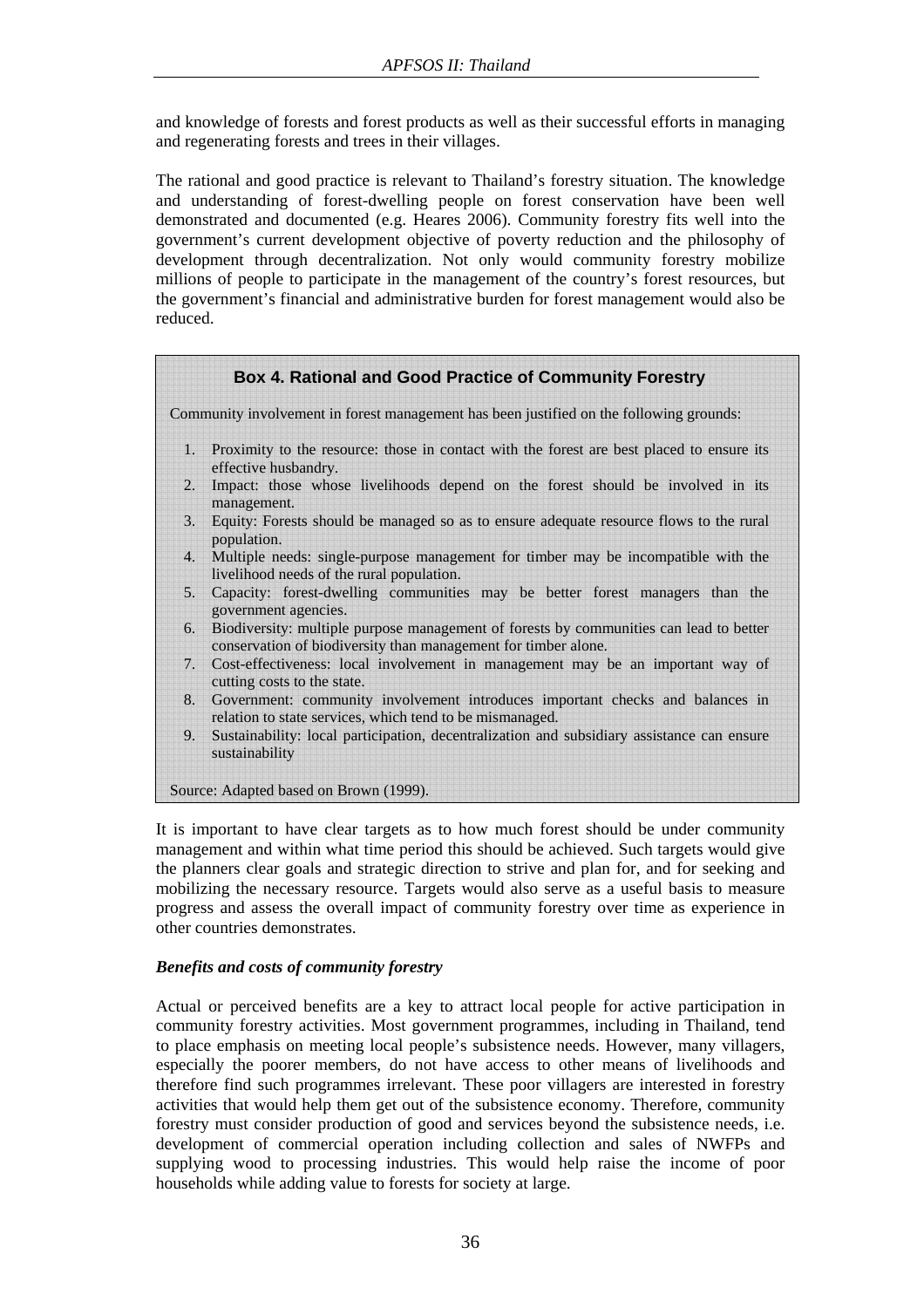and knowledge of forests and forest products as well as their successful efforts in managing and regenerating forests and trees in their villages.

The rational and good practice is relevant to Thailand's forestry situation. The knowledge and understanding of forest-dwelling people on forest conservation have been well demonstrated and documented (e.g. Heares 2006). Community forestry fits well into the government's current development objective of poverty reduction and the philosophy of development through decentralization. Not only would community forestry mobilize millions of people to participate in the management of the country's forest resources, but the government's financial and administrative burden for forest management would also be reduced.

> **Box 4. Rational and Good Practice of Community Forestry**
>
> Community involvement in forest management has been justified on the following grounds:
>
> 1. Proximity to the resource: those in contact with the forest are best placed to ensure its effective husbandry.
> 2. Impact: those whose livelihoods depend on the forest should be involved in its management.
> 3. Equity: Forests should be managed so as to ensure adequate resource flows to the rural population.
> 4. Multiple needs: single-purpose management for timber may be incompatible with the livelihood needs of the rural population.
> 5. Capacity: forest-dwelling communities may be better forest managers than the government agencies.
> 6. Biodiversity: multiple purpose management of forests by communities can lead to better conservation of biodiversity than management for timber alone.
> 7. Cost-effectiveness: local involvement in management may be an important way of cutting costs to the state.
> 8. Government: community involvement introduces important checks and balances in relation to state services, which tend to be mismanaged.
> 9. Sustainability: local participation, decentralization and subsidiary assistance can ensure sustainability
>
> Source: Adapted based on Brown (1999).

It is important to have clear targets as to how much forest should be under community management and within what time period this should be achieved. Such targets would give the planners clear goals and strategic direction to strive and plan for, and for seeking and mobilizing the necessary resource. Targets would also serve as a useful basis to measure progress and assess the overall impact of community forestry over time as experience in other countries demonstrates.

### *Benefits and costs of community forestry*

Actual or perceived benefits are a key to attract local people for active participation in community forestry activities. Most government programmes, including in Thailand, tend to place emphasis on meeting local people's subsistence needs. However, many villagers, especially the poorer members, do not have access to other means of livelihoods and therefore find such programmes irrelevant. These poor villagers are interested in forestry activities that would help them get out of the subsistence economy. Therefore, community forestry must consider production of good and services beyond the subsistence needs, i.e. development of commercial operation including collection and sales of NWFPs and supplying wood to processing industries. This would help raise the income of poor households while adding value to forests for society at large.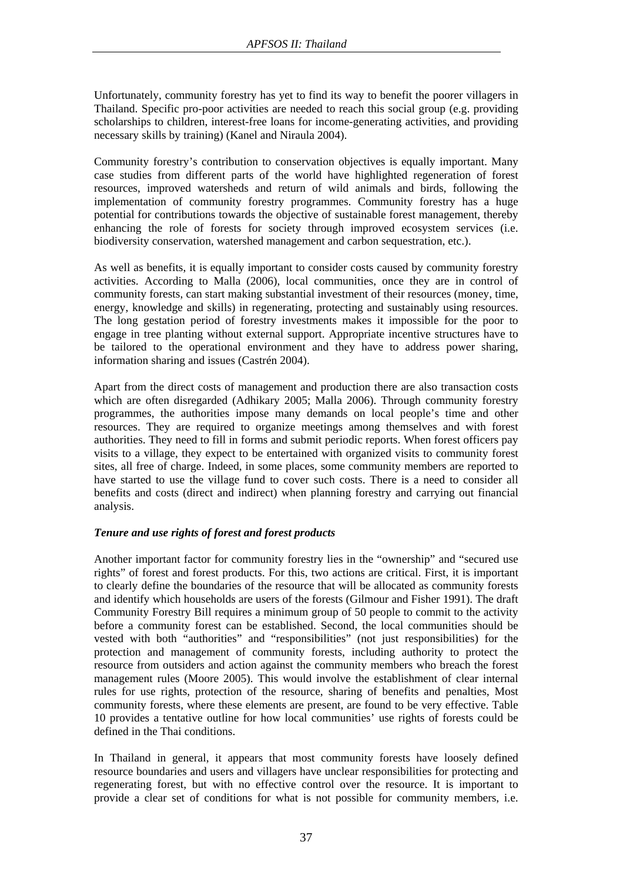Unfortunately, community forestry has yet to find its way to benefit the poorer villagers in Thailand. Specific pro-poor activities are needed to reach this social group (e.g. providing scholarships to children, interest-free loans for income-generating activities, and providing necessary skills by training) (Kanel and Niraula 2004).

Community forestry's contribution to conservation objectives is equally important. Many case studies from different parts of the world have highlighted regeneration of forest resources, improved watersheds and return of wild animals and birds, following the implementation of community forestry programmes. Community forestry has a huge potential for contributions towards the objective of sustainable forest management, thereby enhancing the role of forests for society through improved ecosystem services (i.e. biodiversity conservation, watershed management and carbon sequestration, etc.).

As well as benefits, it is equally important to consider costs caused by community forestry activities. According to Malla (2006), local communities, once they are in control of community forests, can start making substantial investment of their resources (money, time, energy, knowledge and skills) in regenerating, protecting and sustainably using resources. The long gestation period of forestry investments makes it impossible for the poor to engage in tree planting without external support. Appropriate incentive structures have to be tailored to the operational environment and they have to address power sharing, information sharing and issues (Castrén 2004).

Apart from the direct costs of management and production there are also transaction costs which are often disregarded (Adhikary 2005; Malla 2006). Through community forestry programmes, the authorities impose many demands on local people's time and other resources. They are required to organize meetings among themselves and with forest authorities. They need to fill in forms and submit periodic reports. When forest officers pay visits to a village, they expect to be entertained with organized visits to community forest sites, all free of charge. Indeed, in some places, some community members are reported to have started to use the village fund to cover such costs. There is a need to consider all benefits and costs (direct and indirect) when planning forestry and carrying out financial analysis.

***Tenure and use rights of forest and forest products***

Another important factor for community forestry lies in the "ownership" and "secured use rights" of forest and forest products. For this, two actions are critical. First, it is important to clearly define the boundaries of the resource that will be allocated as community forests and identify which households are users of the forests (Gilmour and Fisher 1991). The draft Community Forestry Bill requires a minimum group of 50 people to commit to the activity before a community forest can be established. Second, the local communities should be vested with both "authorities" and "responsibilities" (not just responsibilities) for the protection and management of community forests, including authority to protect the resource from outsiders and action against the community members who breach the forest management rules (Moore 2005). This would involve the establishment of clear internal rules for use rights, protection of the resource, sharing of benefits and penalties, Most community forests, where these elements are present, are found to be very effective. Table 10 provides a tentative outline for how local communities' use rights of forests could be defined in the Thai conditions.

In Thailand in general, it appears that most community forests have loosely defined resource boundaries and users and villagers have unclear responsibilities for protecting and regenerating forest, but with no effective control over the resource. It is important to provide a clear set of conditions for what is not possible for community members, i.e.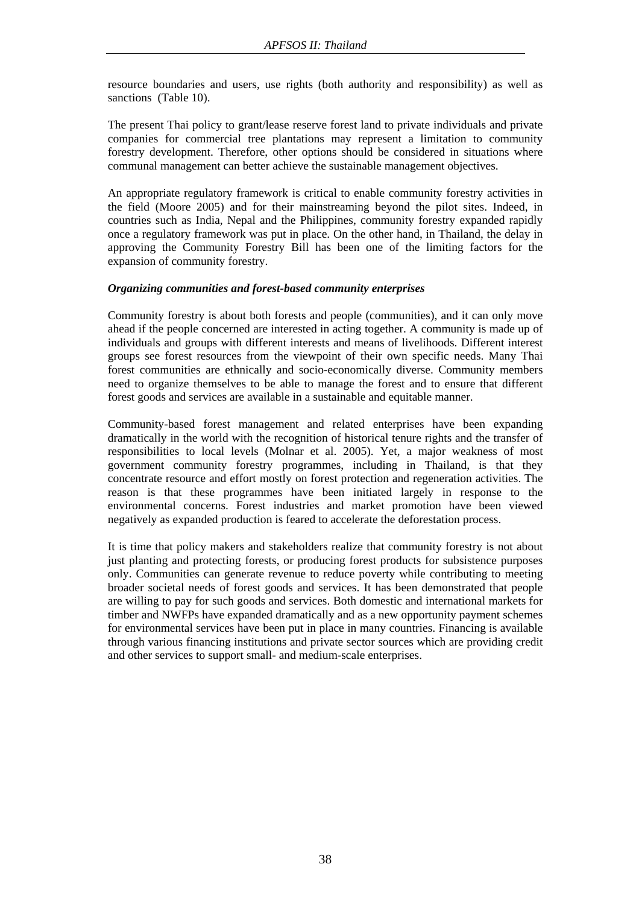resource boundaries and users, use rights (both authority and responsibility) as well as sanctions (Table 10).

The present Thai policy to grant/lease reserve forest land to private individuals and private companies for commercial tree plantations may represent a limitation to community forestry development. Therefore, other options should be considered in situations where communal management can better achieve the sustainable management objectives.

An appropriate regulatory framework is critical to enable community forestry activities in the field (Moore 2005) and for their mainstreaming beyond the pilot sites. Indeed, in countries such as India, Nepal and the Philippines, community forestry expanded rapidly once a regulatory framework was put in place. On the other hand, in Thailand, the delay in approving the Community Forestry Bill has been one of the limiting factors for the expansion of community forestry.

***Organizing communities and forest-based community enterprises***

Community forestry is about both forests and people (communities), and it can only move ahead if the people concerned are interested in acting together. A community is made up of individuals and groups with different interests and means of livelihoods. Different interest groups see forest resources from the viewpoint of their own specific needs. Many Thai forest communities are ethnically and socio-economically diverse. Community members need to organize themselves to be able to manage the forest and to ensure that different forest goods and services are available in a sustainable and equitable manner.

Community-based forest management and related enterprises have been expanding dramatically in the world with the recognition of historical tenure rights and the transfer of responsibilities to local levels (Molnar et al. 2005). Yet, a major weakness of most government community forestry programmes, including in Thailand, is that they concentrate resource and effort mostly on forest protection and regeneration activities. The reason is that these programmes have been initiated largely in response to the environmental concerns. Forest industries and market promotion have been viewed negatively as expanded production is feared to accelerate the deforestation process.

It is time that policy makers and stakeholders realize that community forestry is not about just planting and protecting forests, or producing forest products for subsistence purposes only. Communities can generate revenue to reduce poverty while contributing to meeting broader societal needs of forest goods and services. It has been demonstrated that people are willing to pay for such goods and services. Both domestic and international markets for timber and NWFPs have expanded dramatically and as a new opportunity payment schemes for environmental services have been put in place in many countries. Financing is available through various financing institutions and private sector sources which are providing credit and other services to support small- and medium-scale enterprises.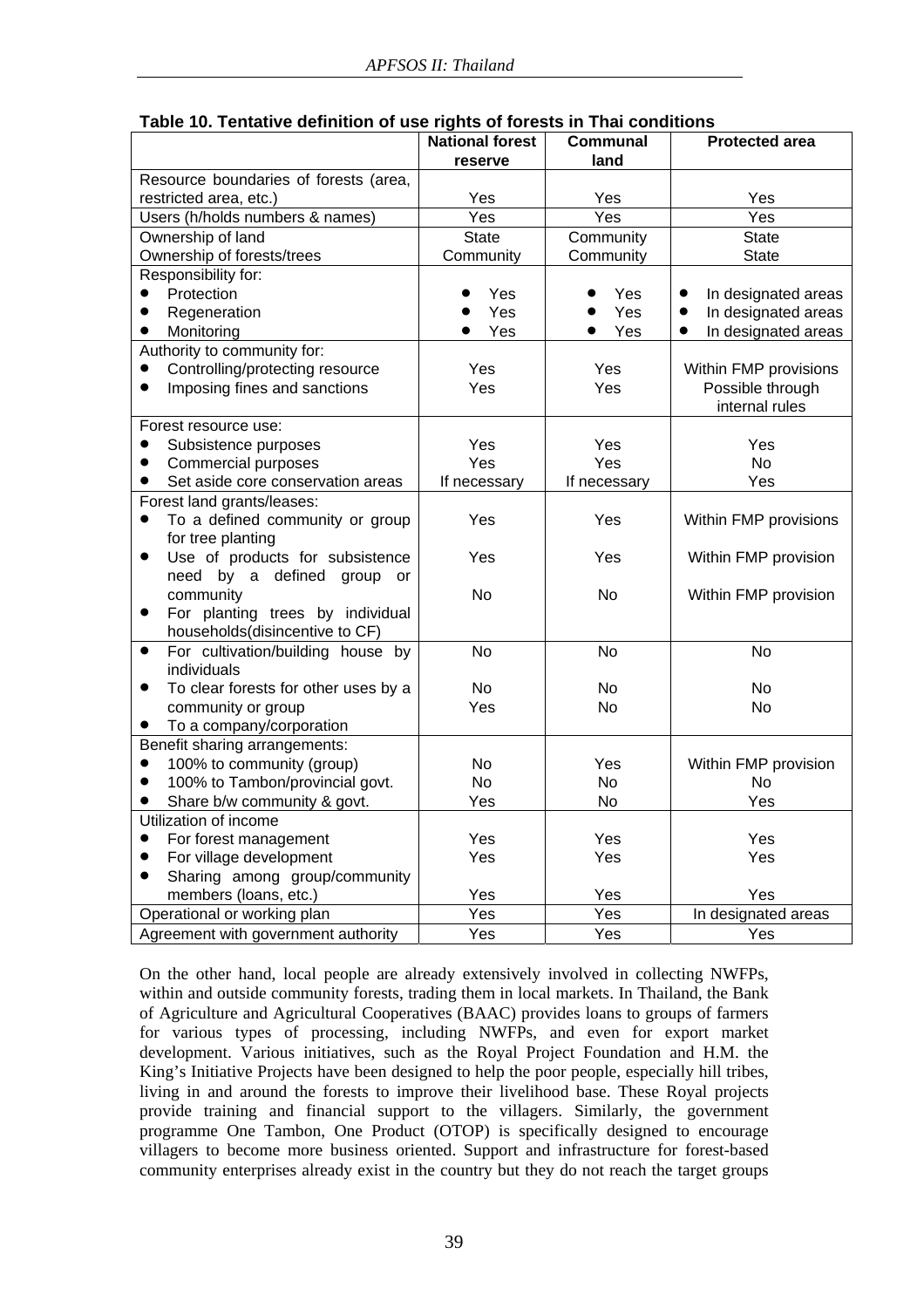**Table 10. Tentative definition of use rights of forests in Thai conditions**

| | National forest reserve | Communal land | Protected area |
|---|---|---|---|
| Resource boundaries of forests (area, restricted area, etc.) | Yes | Yes | Yes |
| Users (h/holds numbers & names) | Yes | Yes | Yes |
| Ownership of land | State | Community | State |
| Ownership of forests/trees | Community | Community | State |
| Responsibility for: | | | |
| • Protection | • Yes | • Yes | • In designated areas |
| • Regeneration | • Yes | • Yes | • In designated areas |
| • Monitoring | • Yes | • Yes | • In designated areas |
| Authority to community for: | | | |
| • Controlling/protecting resource | Yes | Yes | Within FMP provisions |
| • Imposing fines and sanctions | Yes | Yes | Possible through internal rules |
| Forest resource use: | | | |
| • Subsistence purposes | Yes | Yes | Yes |
| • Commercial purposes | Yes | Yes | No |
| • Set aside core conservation areas | If necessary | If necessary | Yes |
| Forest land grants/leases: | | | |
| • To a defined community or group for tree planting | Yes | Yes | Within FMP provisions |
| • Use of products for subsistence need by a defined group or community | Yes | Yes | Within FMP provision |
| • For planting trees by individual households(disincentive to CF) | No | No | Within FMP provision |
| • For cultivation/building house by individuals | No | No | No |
| • To clear forests for other uses by a community or group | No | No | No |
| • To a company/corporation | Yes | No | No |
| Benefit sharing arrangements: | | | |
| • 100% to community (group) | No | Yes | Within FMP provision |
| • 100% to Tambon/provincial govt. | No | No | No |
| • Share b/w community & govt. | Yes | No | Yes |
| Utilization of income | | | |
| • For forest management | Yes | Yes | Yes |
| • For village development | Yes | Yes | Yes |
| • Sharing among group/community members (loans, etc.) | Yes | Yes | Yes |
| Operational or working plan | Yes | Yes | In designated areas |
| Agreement with government authority | Yes | Yes | Yes |

On the other hand, local people are already extensively involved in collecting NWFPs, within and outside community forests, trading them in local markets. In Thailand, the Bank of Agriculture and Agricultural Cooperatives (BAAC) provides loans to groups of farmers for various types of processing, including NWFPs, and even for export market development. Various initiatives, such as the Royal Project Foundation and H.M. the King's Initiative Projects have been designed to help the poor people, especially hill tribes, living in and around the forests to improve their livelihood base. These Royal projects provide training and financial support to the villagers. Similarly, the government programme One Tambon, One Product (OTOP) is specifically designed to encourage villagers to become more business oriented. Support and infrastructure for forest-based community enterprises already exist in the country but they do not reach the target groups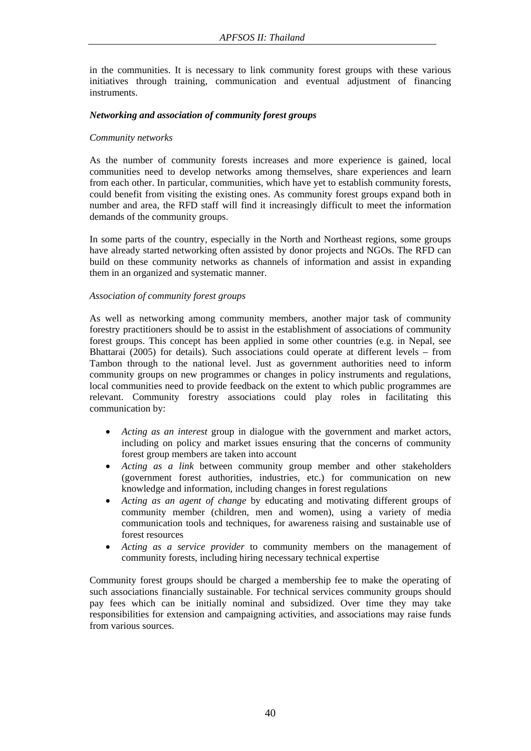in the communities. It is necessary to link community forest groups with these various initiatives through training, communication and eventual adjustment of financing instruments.

### ***Networking and association of community forest groups***

*Community networks*

As the number of community forests increases and more experience is gained, local communities need to develop networks among themselves, share experiences and learn from each other. In particular, communities, which have yet to establish community forests, could benefit from visiting the existing ones. As community forest groups expand both in number and area, the RFD staff will find it increasingly difficult to meet the information demands of the community groups.

In some parts of the country, especially in the North and Northeast regions, some groups have already started networking often assisted by donor projects and NGOs. The RFD can build on these community networks as channels of information and assist in expanding them in an organized and systematic manner.

*Association of community forest groups*

As well as networking among community members, another major task of community forestry practitioners should be to assist in the establishment of associations of community forest groups. This concept has been applied in some other countries (e.g. in Nepal, see Bhattarai (2005) for details). Such associations could operate at different levels – from Tambon through to the national level. Just as government authorities need to inform community groups on new programmes or changes in policy instruments and regulations, local communities need to provide feedback on the extent to which public programmes are relevant. Community forestry associations could play roles in facilitating this communication by:

- *Acting as an interest* group in dialogue with the government and market actors, including on policy and market issues ensuring that the concerns of community forest group members are taken into account
- *Acting as a link* between community group member and other stakeholders (government forest authorities, industries, etc.) for communication on new knowledge and information, including changes in forest regulations
- *Acting as an agent of change* by educating and motivating different groups of community member (children, men and women), using a variety of media communication tools and techniques, for awareness raising and sustainable use of forest resources
- *Acting as a service provider* to community members on the management of community forests, including hiring necessary technical expertise

Community forest groups should be charged a membership fee to make the operating of such associations financially sustainable. For technical services community groups should pay fees which can be initially nominal and subsidized. Over time they may take responsibilities for extension and campaigning activities, and associations may raise funds from various sources.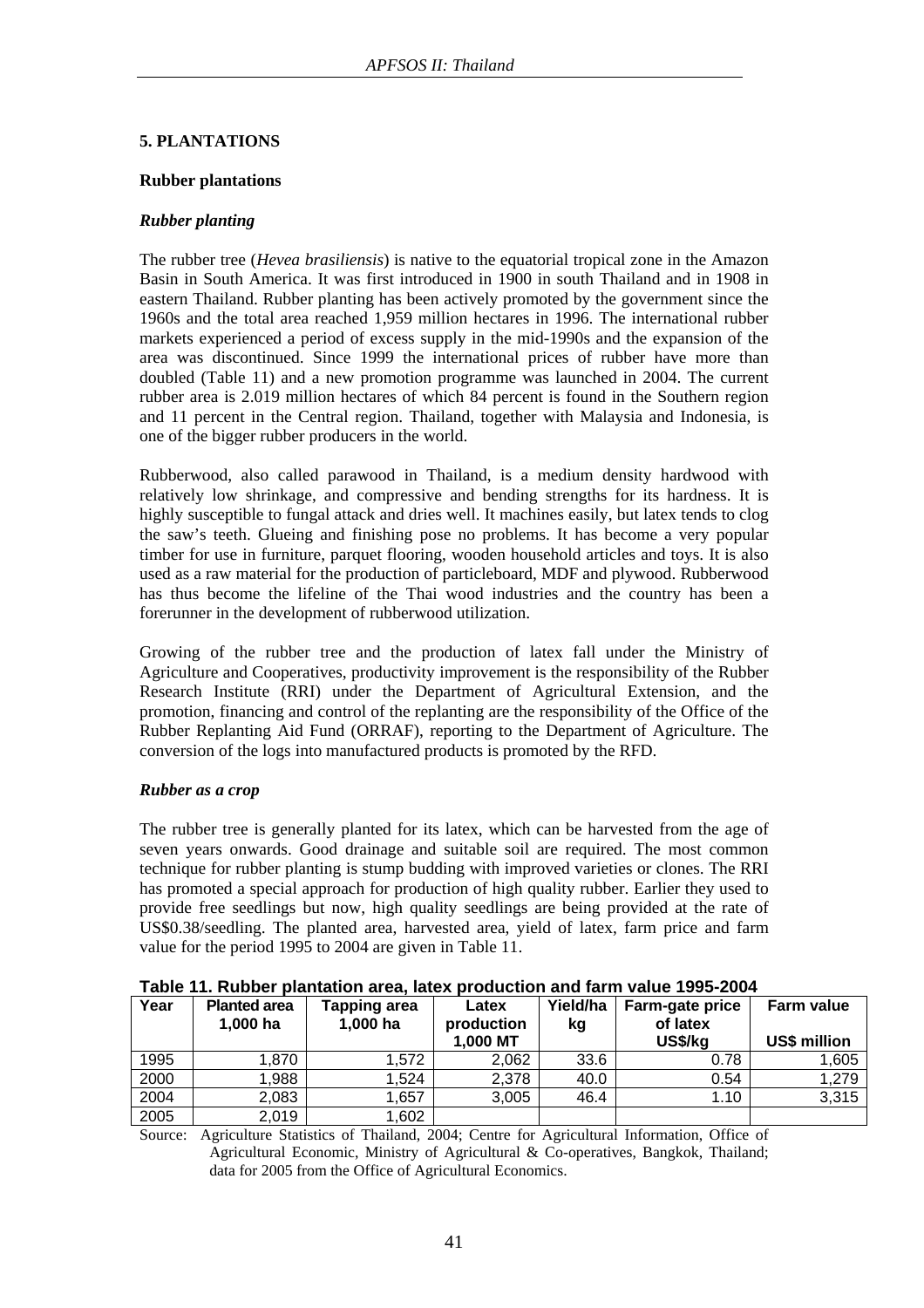## 5. PLANTATIONS

### Rubber plantations

#### *Rubber planting*

The rubber tree (*Hevea brasiliensis*) is native to the equatorial tropical zone in the Amazon Basin in South America. It was first introduced in 1900 in south Thailand and in 1908 in eastern Thailand. Rubber planting has been actively promoted by the government since the 1960s and the total area reached 1,959 million hectares in 1996. The international rubber markets experienced a period of excess supply in the mid-1990s and the expansion of the area was discontinued. Since 1999 the international prices of rubber have more than doubled (Table 11) and a new promotion programme was launched in 2004. The current rubber area is 2.019 million hectares of which 84 percent is found in the Southern region and 11 percent in the Central region. Thailand, together with Malaysia and Indonesia, is one of the bigger rubber producers in the world.

Rubberwood, also called parawood in Thailand, is a medium density hardwood with relatively low shrinkage, and compressive and bending strengths for its hardness. It is highly susceptible to fungal attack and dries well. It machines easily, but latex tends to clog the saw's teeth. Glueing and finishing pose no problems. It has become a very popular timber for use in furniture, parquet flooring, wooden household articles and toys. It is also used as a raw material for the production of particleboard, MDF and plywood. Rubberwood has thus become the lifeline of the Thai wood industries and the country has been a forerunner in the development of rubberwood utilization.

Growing of the rubber tree and the production of latex fall under the Ministry of Agriculture and Cooperatives, productivity improvement is the responsibility of the Rubber Research Institute (RRI) under the Department of Agricultural Extension, and the promotion, financing and control of the replanting are the responsibility of the Office of the Rubber Replanting Aid Fund (ORRAF), reporting to the Department of Agriculture. The conversion of the logs into manufactured products is promoted by the RFD.

#### *Rubber as a crop*

The rubber tree is generally planted for its latex, which can be harvested from the age of seven years onwards. Good drainage and suitable soil are required. The most common technique for rubber planting is stump budding with improved varieties or clones. The RRI has promoted a special approach for production of high quality rubber. Earlier they used to provide free seedlings but now, high quality seedlings are being provided at the rate of US$0.38/seedling. The planted area, harvested area, yield of latex, farm price and farm value for the period 1995 to 2004 are given in Table 11.

**Table 11. Rubber plantation area, latex production and farm value 1995-2004**

| Year | Planted area 1,000 ha | Tapping area 1,000 ha | Latex production 1,000 MT | Yield/ha kg | Farm-gate price of latex US$/kg | Farm value US$ million |
|---|---|---|---|---|---|---|
| 1995 | 1,870 | 1,572 | 2,062 | 33.6 | 0.78 | 1,605 |
| 2000 | 1,988 | 1,524 | 2,378 | 40.0 | 0.54 | 1,279 |
| 2004 | 2,083 | 1,657 | 3,005 | 46.4 | 1.10 | 3,315 |
| 2005 | 2,019 | 1,602 | | | | |

Source: Agriculture Statistics of Thailand, 2004; Centre for Agricultural Information, Office of Agricultural Economic, Ministry of Agricultural & Co-operatives, Bangkok, Thailand; data for 2005 from the Office of Agricultural Economics.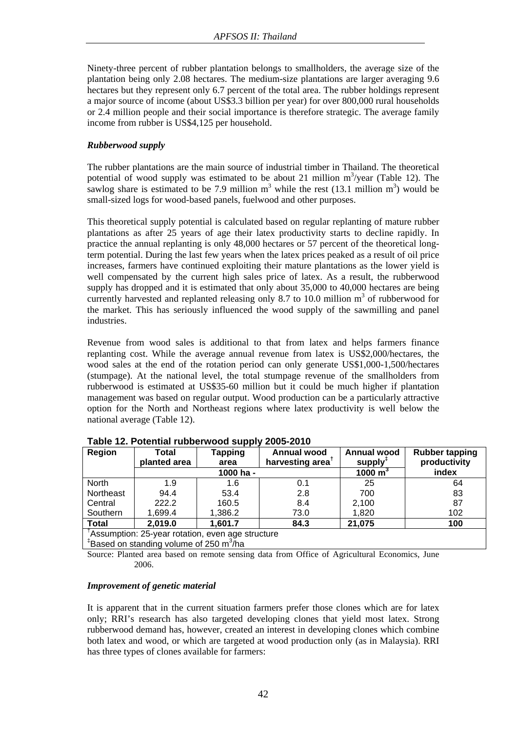Ninety-three percent of rubber plantation belongs to smallholders, the average size of the plantation being only 2.08 hectares. The medium-size plantations are larger averaging 9.6 hectares but they represent only 6.7 percent of the total area. The rubber holdings represent a major source of income (about US$3.3 billion per year) for over 800,000 rural households or 2.4 million people and their social importance is therefore strategic. The average family income from rubber is US$4,125 per household.

***Rubberwood supply***

The rubber plantations are the main source of industrial timber in Thailand. The theoretical potential of wood supply was estimated to be about 21 million $m^3$/year (Table 12). The sawlog share is estimated to be 7.9 million $m^3$ while the rest (13.1 million $m^3$) would be small-sized logs for wood-based panels, fuelwood and other purposes.

This theoretical supply potential is calculated based on regular replanting of mature rubber plantations as after 25 years of age their latex productivity starts to decline rapidly. In practice the annual replanting is only 48,000 hectares or 57 percent of the theoretical long-term potential. During the last few years when the latex prices peaked as a result of oil price increases, farmers have continued exploiting their mature plantations as the lower yield is well compensated by the current high sales price of latex. As a result, the rubberwood supply has dropped and it is estimated that only about 35,000 to 40,000 hectares are being currently harvested and replanted releasing only 8.7 to 10.0 million $m^3$ of rubberwood for the market. This has seriously influenced the wood supply of the sawmilling and panel industries.

Revenue from wood sales is additional to that from latex and helps farmers finance replanting cost. While the average annual revenue from latex is US$2,000/hectares, the wood sales at the end of the rotation period can only generate US$1,000-1,500/hectares (stumpage). At the national level, the total stumpage revenue of the smallholders from rubberwood is estimated at US$35-60 million but it could be much higher if plantation management was based on regular output. Wood production can be a particularly attractive option for the North and Northeast regions where latex productivity is well below the national average (Table 12).

**Table 12. Potential rubberwood supply 2005-2010**

| Region | Total planted area | Tapping area | Annual wood harvesting area[†] | Annual wood supply[‡] | Rubber tapping productivity |
|---|---|---|---|---|---|
| | 1000 ha - | | | 1000 $m^3$ | index |
| North | 1.9 | 1.6 | 0.1 | 25 | 64 |
| Northeast | 94.4 | 53.4 | 2.8 | 700 | 83 |
| Central | 222.2 | 160.5 | 8.4 | 2,100 | 87 |
| Southern | 1,699.4 | 1,386.2 | 73.0 | 1,820 | 102 |
| **Total** | **2,019.0** | **1,601.7** | **84.3** | **21,075** | **100** |

[†]Assumption: 25-year rotation, even age structure
[‡]Based on standing volume of 250 $m^3$/ha

Source: Planted area based on remote sensing data from Office of Agricultural Economics, June 2006.

***Improvement of genetic material***

It is apparent that in the current situation farmers prefer those clones which are for latex only; RRI's research has also targeted developing clones that yield most latex. Strong rubberwood demand has, however, created an interest in developing clones which combine both latex and wood, or which are targeted at wood production only (as in Malaysia). RRI has three types of clones available for farmers: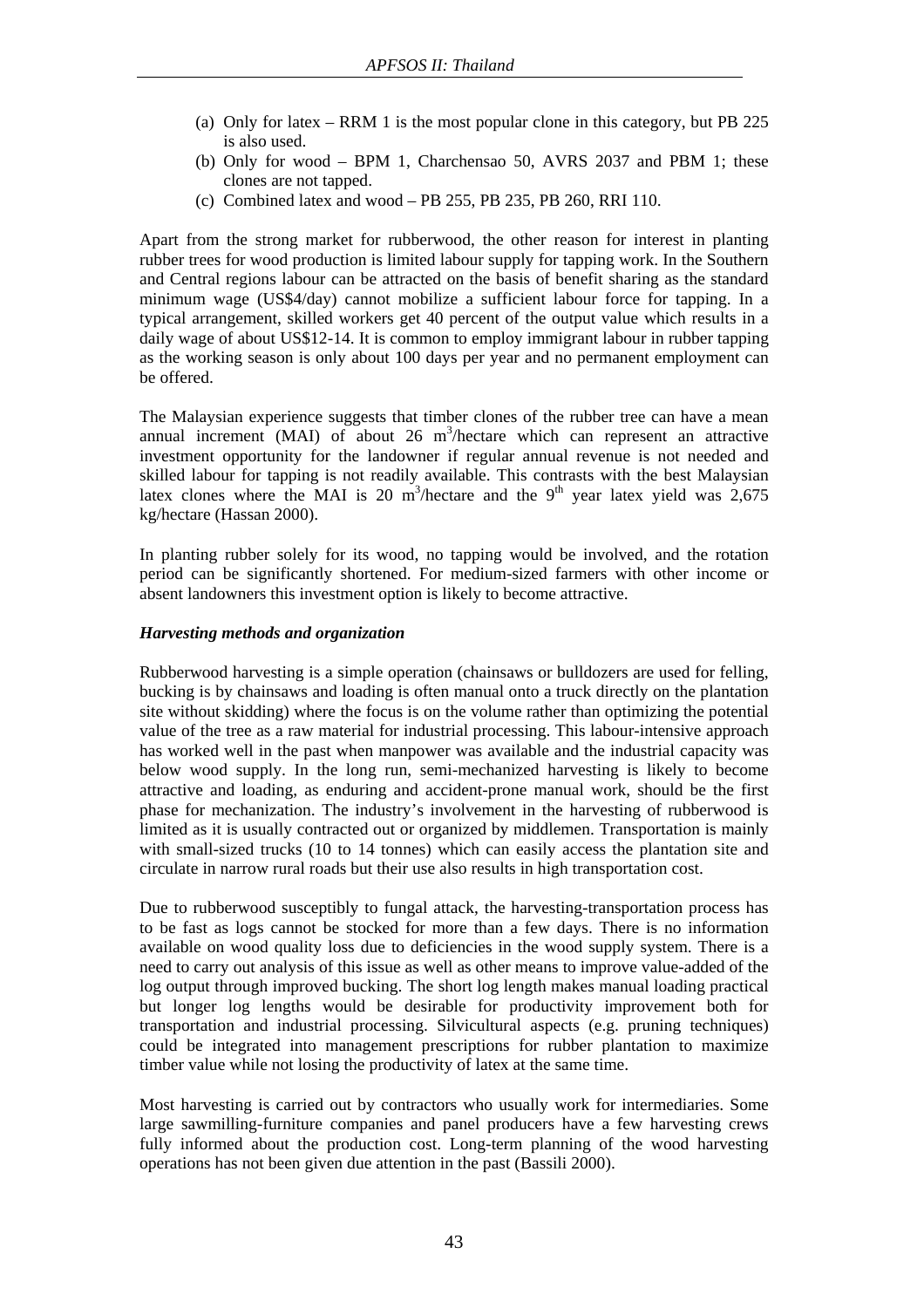(a) Only for latex – RRM 1 is the most popular clone in this category, but PB 225 is also used.
(b) Only for wood – BPM 1, Charchensao 50, AVRS 2037 and PBM 1; these clones are not tapped.
(c) Combined latex and wood – PB 255, PB 235, PB 260, RRI 110.

Apart from the strong market for rubberwood, the other reason for interest in planting rubber trees for wood production is limited labour supply for tapping work. In the Southern and Central regions labour can be attracted on the basis of benefit sharing as the standard minimum wage (US$4/day) cannot mobilize a sufficient labour force for tapping. In a typical arrangement, skilled workers get 40 percent of the output value which results in a daily wage of about US$12-14. It is common to employ immigrant labour in rubber tapping as the working season is only about 100 days per year and no permanent employment can be offered.

The Malaysian experience suggests that timber clones of the rubber tree can have a mean annual increment (MAI) of about 26 $m^3$/hectare which can represent an attractive investment opportunity for the landowner if regular annual revenue is not needed and skilled labour for tapping is not readily available. This contrasts with the best Malaysian latex clones where the MAI is 20 $m^3$/hectare and the $9^{th}$ year latex yield was 2,675 kg/hectare (Hassan 2000).

In planting rubber solely for its wood, no tapping would be involved, and the rotation period can be significantly shortened. For medium-sized farmers with other income or absent landowners this investment option is likely to become attractive.

### *Harvesting methods and organization*

Rubberwood harvesting is a simple operation (chainsaws or bulldozers are used for felling, bucking is by chainsaws and loading is often manual onto a truck directly on the plantation site without skidding) where the focus is on the volume rather than optimizing the potential value of the tree as a raw material for industrial processing. This labour-intensive approach has worked well in the past when manpower was available and the industrial capacity was below wood supply. In the long run, semi-mechanized harvesting is likely to become attractive and loading, as enduring and accident-prone manual work, should be the first phase for mechanization. The industry's involvement in the harvesting of rubberwood is limited as it is usually contracted out or organized by middlemen. Transportation is mainly with small-sized trucks (10 to 14 tonnes) which can easily access the plantation site and circulate in narrow rural roads but their use also results in high transportation cost.

Due to rubberwood susceptibly to fungal attack, the harvesting-transportation process has to be fast as logs cannot be stocked for more than a few days. There is no information available on wood quality loss due to deficiencies in the wood supply system. There is a need to carry out analysis of this issue as well as other means to improve value-added of the log output through improved bucking. The short log length makes manual loading practical but longer log lengths would be desirable for productivity improvement both for transportation and industrial processing. Silvicultural aspects (e.g. pruning techniques) could be integrated into management prescriptions for rubber plantation to maximize timber value while not losing the productivity of latex at the same time.

Most harvesting is carried out by contractors who usually work for intermediaries. Some large sawmilling-furniture companies and panel producers have a few harvesting crews fully informed about the production cost. Long-term planning of the wood harvesting operations has not been given due attention in the past (Bassili 2000).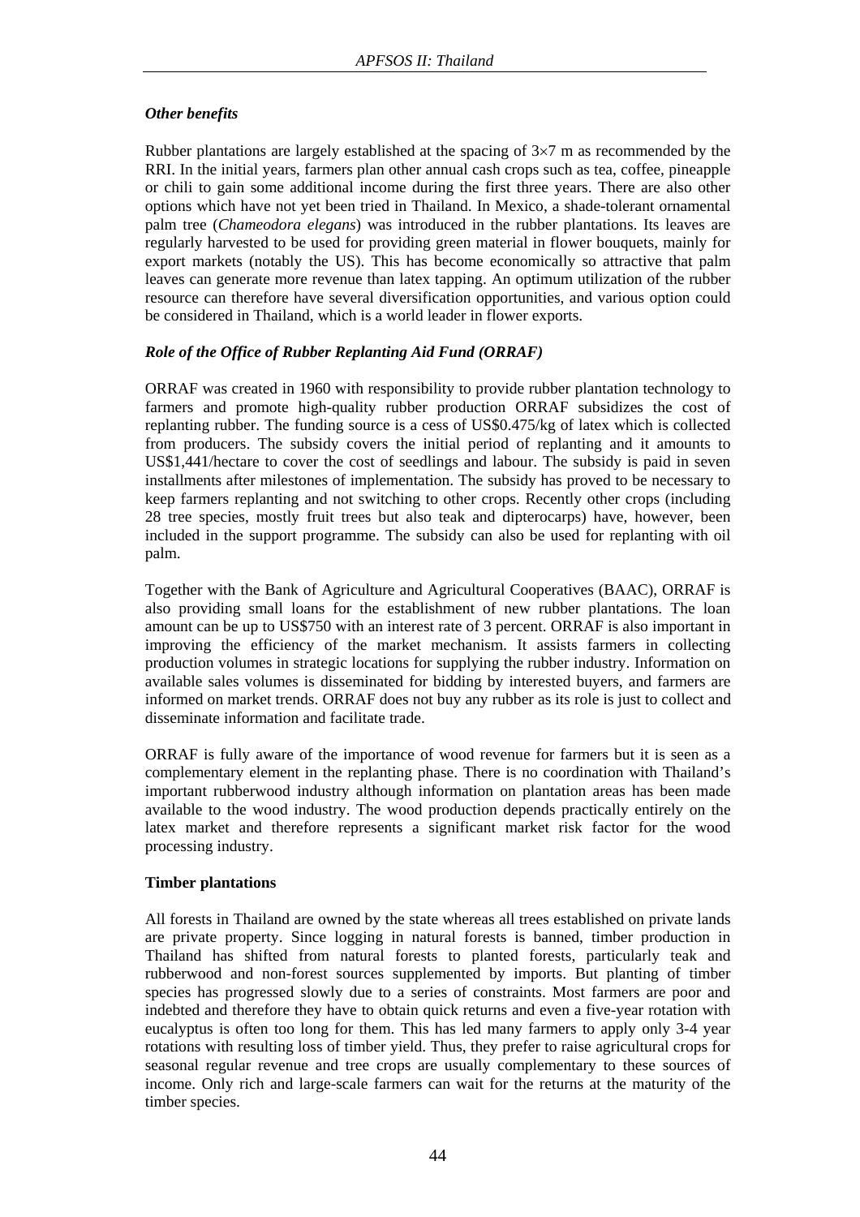### *Other benefits*

Rubber plantations are largely established at the spacing of 3×7 m as recommended by the RRI. In the initial years, farmers plan other annual cash crops such as tea, coffee, pineapple or chili to gain some additional income during the first three years. There are also other options which have not yet been tried in Thailand. In Mexico, a shade-tolerant ornamental palm tree (*Chameodora elegans*) was introduced in the rubber plantations. Its leaves are regularly harvested to be used for providing green material in flower bouquets, mainly for export markets (notably the US). This has become economically so attractive that palm leaves can generate more revenue than latex tapping. An optimum utilization of the rubber resource can therefore have several diversification opportunities, and various option could be considered in Thailand, which is a world leader in flower exports.

### *Role of the Office of Rubber Replanting Aid Fund (ORRAF)*

ORRAF was created in 1960 with responsibility to provide rubber plantation technology to farmers and promote high-quality rubber production ORRAF subsidizes the cost of replanting rubber. The funding source is a cess of US$0.475/kg of latex which is collected from producers. The subsidy covers the initial period of replanting and it amounts to US$1,441/hectare to cover the cost of seedlings and labour. The subsidy is paid in seven installments after milestones of implementation. The subsidy has proved to be necessary to keep farmers replanting and not switching to other crops. Recently other crops (including 28 tree species, mostly fruit trees but also teak and dipterocarps) have, however, been included in the support programme. The subsidy can also be used for replanting with oil palm.

Together with the Bank of Agriculture and Agricultural Cooperatives (BAAC), ORRAF is also providing small loans for the establishment of new rubber plantations. The loan amount can be up to US$750 with an interest rate of 3 percent. ORRAF is also important in improving the efficiency of the market mechanism. It assists farmers in collecting production volumes in strategic locations for supplying the rubber industry. Information on available sales volumes is disseminated for bidding by interested buyers, and farmers are informed on market trends. ORRAF does not buy any rubber as its role is just to collect and disseminate information and facilitate trade.

ORRAF is fully aware of the importance of wood revenue for farmers but it is seen as a complementary element in the replanting phase. There is no coordination with Thailand's important rubberwood industry although information on plantation areas has been made available to the wood industry. The wood production depends practically entirely on the latex market and therefore represents a significant market risk factor for the wood processing industry.

### **Timber plantations**

All forests in Thailand are owned by the state whereas all trees established on private lands are private property. Since logging in natural forests is banned, timber production in Thailand has shifted from natural forests to planted forests, particularly teak and rubberwood and non-forest sources supplemented by imports. But planting of timber species has progressed slowly due to a series of constraints. Most farmers are poor and indebted and therefore they have to obtain quick returns and even a five-year rotation with eucalyptus is often too long for them. This has led many farmers to apply only 3-4 year rotations with resulting loss of timber yield. Thus, they prefer to raise agricultural crops for seasonal regular revenue and tree crops are usually complementary to these sources of income. Only rich and large-scale farmers can wait for the returns at the maturity of the timber species.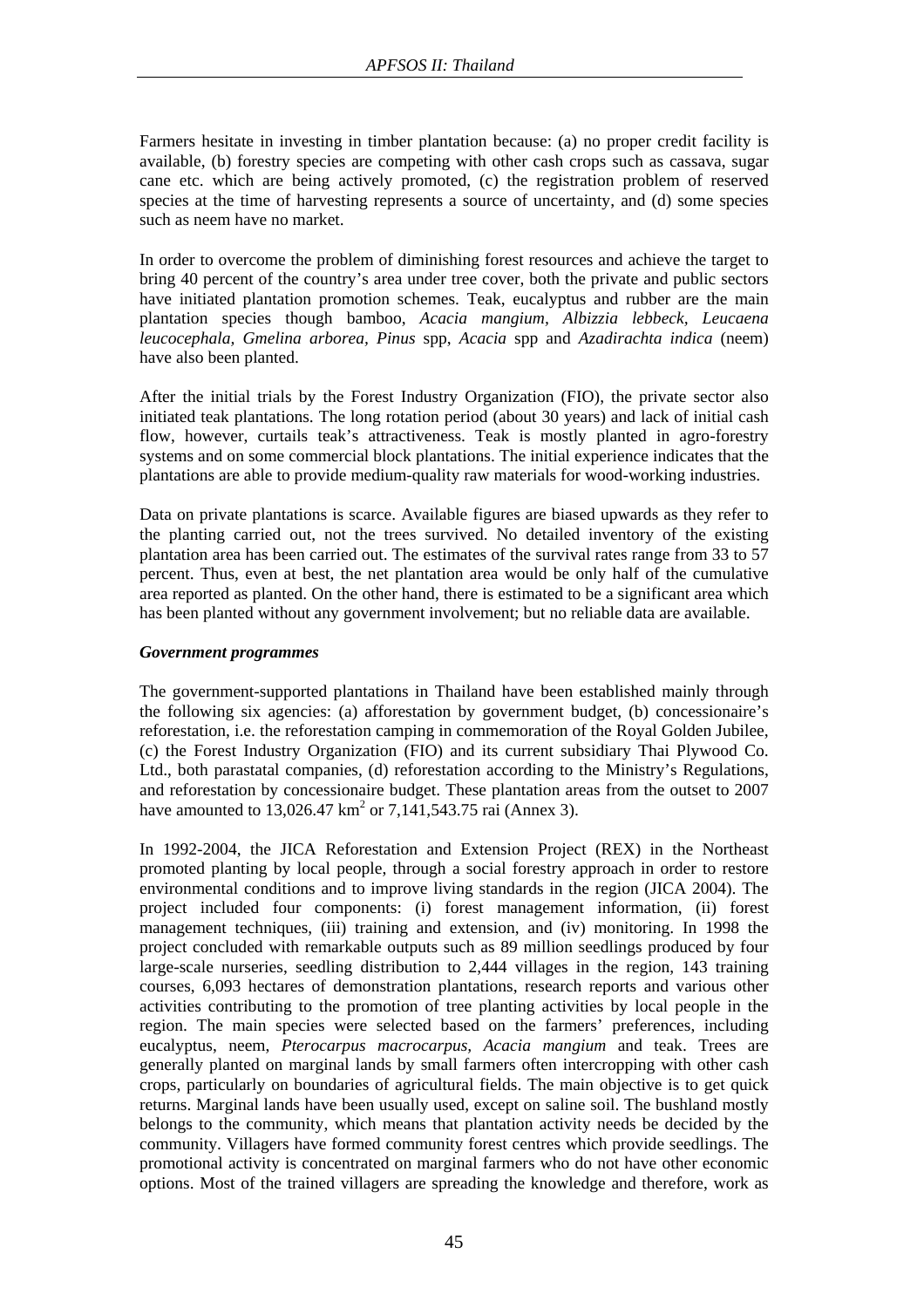Farmers hesitate in investing in timber plantation because: (a) no proper credit facility is available, (b) forestry species are competing with other cash crops such as cassava, sugar cane etc. which are being actively promoted, (c) the registration problem of reserved species at the time of harvesting represents a source of uncertainty, and (d) some species such as neem have no market.

In order to overcome the problem of diminishing forest resources and achieve the target to bring 40 percent of the country's area under tree cover, both the private and public sectors have initiated plantation promotion schemes. Teak, eucalyptus and rubber are the main plantation species though bamboo, *Acacia mangium, Albizzia lebbeck, Leucaena leucocephala, Gmelina arborea, Pinus* spp, *Acacia* spp and *Azadirachta indica* (neem) have also been planted.

After the initial trials by the Forest Industry Organization (FIO), the private sector also initiated teak plantations. The long rotation period (about 30 years) and lack of initial cash flow, however, curtails teak's attractiveness. Teak is mostly planted in agro-forestry systems and on some commercial block plantations. The initial experience indicates that the plantations are able to provide medium-quality raw materials for wood-working industries.

Data on private plantations is scarce. Available figures are biased upwards as they refer to the planting carried out, not the trees survived. No detailed inventory of the existing plantation area has been carried out. The estimates of the survival rates range from 33 to 57 percent. Thus, even at best, the net plantation area would be only half of the cumulative area reported as planted. On the other hand, there is estimated to be a significant area which has been planted without any government involvement; but no reliable data are available.

***Government programmes***

The government-supported plantations in Thailand have been established mainly through the following six agencies: (a) afforestation by government budget, (b) concessionaire's reforestation, i.e. the reforestation camping in commemoration of the Royal Golden Jubilee, (c) the Forest Industry Organization (FIO) and its current subsidiary Thai Plywood Co. Ltd., both parastatal companies, (d) reforestation according to the Ministry's Regulations, and reforestation by concessionaire budget. These plantation areas from the outset to 2007 have amounted to 13,026.47 km$^2$ or 7,141,543.75 rai (Annex 3).

In 1992-2004, the JICA Reforestation and Extension Project (REX) in the Northeast promoted planting by local people, through a social forestry approach in order to restore environmental conditions and to improve living standards in the region (JICA 2004). The project included four components: (i) forest management information, (ii) forest management techniques, (iii) training and extension, and (iv) monitoring. In 1998 the project concluded with remarkable outputs such as 89 million seedlings produced by four large-scale nurseries, seedling distribution to 2,444 villages in the region, 143 training courses, 6,093 hectares of demonstration plantations, research reports and various other activities contributing to the promotion of tree planting activities by local people in the region. The main species were selected based on the farmers' preferences, including eucalyptus, neem, *Pterocarpus macrocarpus, Acacia mangium* and teak. Trees are generally planted on marginal lands by small farmers often intercropping with other cash crops, particularly on boundaries of agricultural fields. The main objective is to get quick returns. Marginal lands have been usually used, except on saline soil. The bushland mostly belongs to the community, which means that plantation activity needs be decided by the community. Villagers have formed community forest centres which provide seedlings. The promotional activity is concentrated on marginal farmers who do not have other economic options. Most of the trained villagers are spreading the knowledge and therefore, work as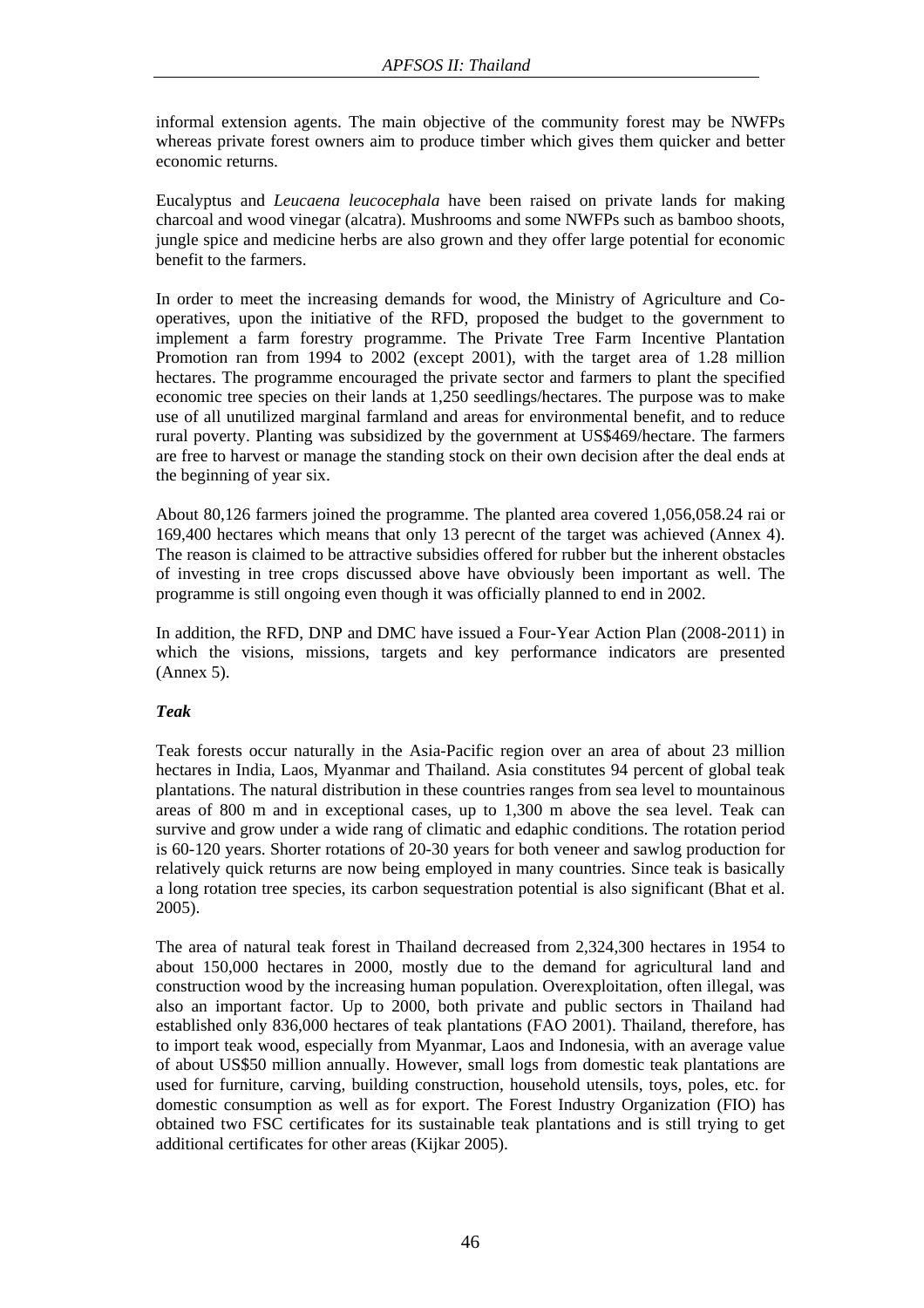informal extension agents. The main objective of the community forest may be NWFPs whereas private forest owners aim to produce timber which gives them quicker and better economic returns.

Eucalyptus and *Leucaena leucocephala* have been raised on private lands for making charcoal and wood vinegar (alcatra). Mushrooms and some NWFPs such as bamboo shoots, jungle spice and medicine herbs are also grown and they offer large potential for economic benefit to the farmers.

In order to meet the increasing demands for wood, the Ministry of Agriculture and Co-operatives, upon the initiative of the RFD, proposed the budget to the government to implement a farm forestry programme. The Private Tree Farm Incentive Plantation Promotion ran from 1994 to 2002 (except 2001), with the target area of 1.28 million hectares. The programme encouraged the private sector and farmers to plant the specified economic tree species on their lands at 1,250 seedlings/hectares. The purpose was to make use of all unutilized marginal farmland and areas for environmental benefit, and to reduce rural poverty. Planting was subsidized by the government at US$469/hectare. The farmers are free to harvest or manage the standing stock on their own decision after the deal ends at the beginning of year six.

About 80,126 farmers joined the programme. The planted area covered 1,056,058.24 rai or 169,400 hectares which means that only 13 perecnt of the target was achieved (Annex 4). The reason is claimed to be attractive subsidies offered for rubber but the inherent obstacles of investing in tree crops discussed above have obviously been important as well. The programme is still ongoing even though it was officially planned to end in 2002.

In addition, the RFD, DNP and DMC have issued a Four-Year Action Plan (2008-2011) in which the visions, missions, targets and key performance indicators are presented (Annex 5).

***Teak***

Teak forests occur naturally in the Asia-Pacific region over an area of about 23 million hectares in India, Laos, Myanmar and Thailand. Asia constitutes 94 percent of global teak plantations. The natural distribution in these countries ranges from sea level to mountainous areas of 800 m and in exceptional cases, up to 1,300 m above the sea level. Teak can survive and grow under a wide rang of climatic and edaphic conditions. The rotation period is 60-120 years. Shorter rotations of 20-30 years for both veneer and sawlog production for relatively quick returns are now being employed in many countries. Since teak is basically a long rotation tree species, its carbon sequestration potential is also significant (Bhat et al. 2005).

The area of natural teak forest in Thailand decreased from 2,324,300 hectares in 1954 to about 150,000 hectares in 2000, mostly due to the demand for agricultural land and construction wood by the increasing human population. Overexploitation, often illegal, was also an important factor. Up to 2000, both private and public sectors in Thailand had established only 836,000 hectares of teak plantations (FAO 2001). Thailand, therefore, has to import teak wood, especially from Myanmar, Laos and Indonesia, with an average value of about US$50 million annually. However, small logs from domestic teak plantations are used for furniture, carving, building construction, household utensils, toys, poles, etc. for domestic consumption as well as for export. The Forest Industry Organization (FIO) has obtained two FSC certificates for its sustainable teak plantations and is still trying to get additional certificates for other areas (Kijkar 2005).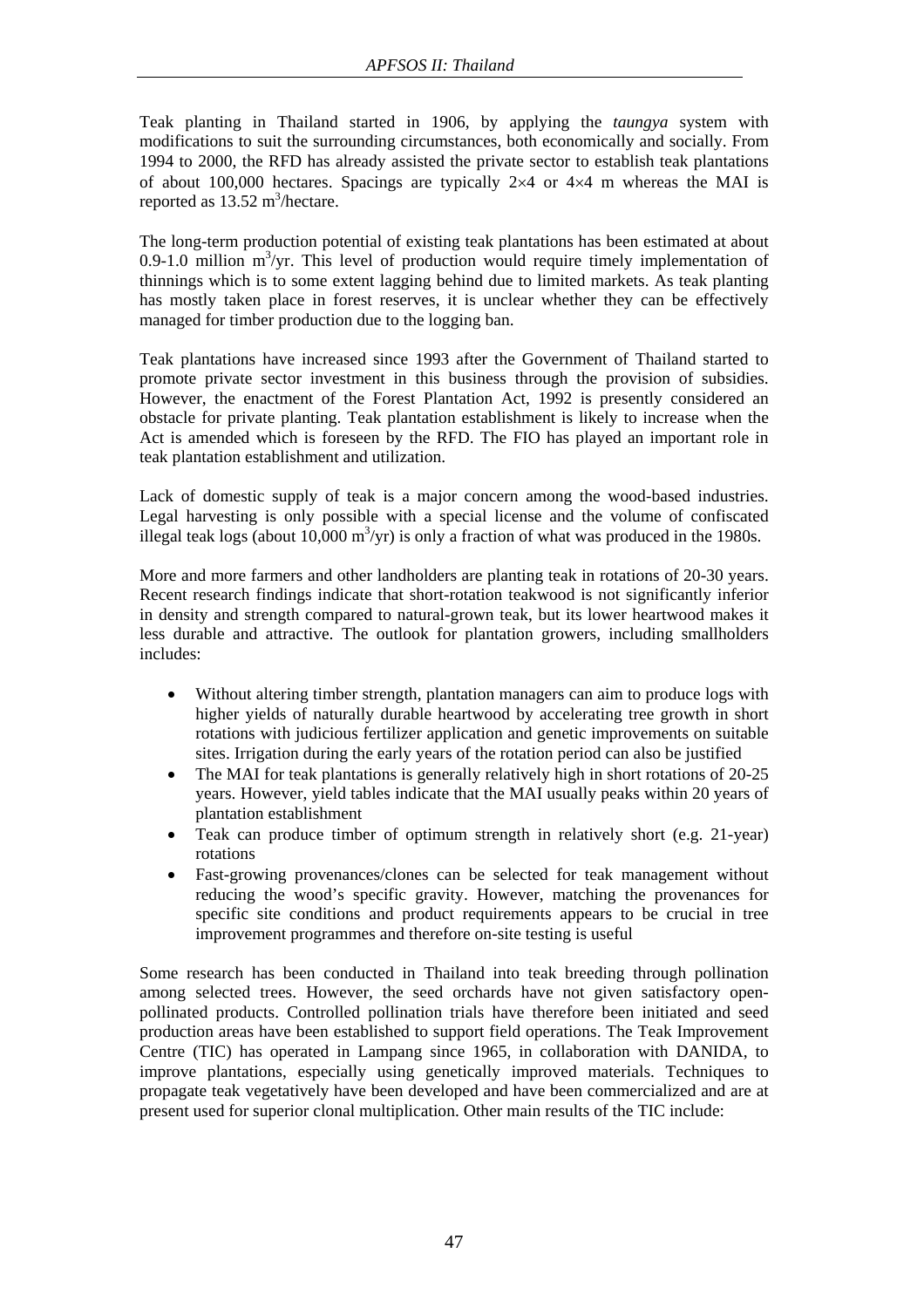Teak planting in Thailand started in 1906, by applying the *taungya* system with modifications to suit the surrounding circumstances, both economically and socially. From 1994 to 2000, the RFD has already assisted the private sector to establish teak plantations of about 100,000 hectares. Spacings are typically 2×4 or 4×4 m whereas the MAI is reported as 13.52 $m^3$/hectare.

The long-term production potential of existing teak plantations has been estimated at about 0.9-1.0 million $m^3$/yr. This level of production would require timely implementation of thinnings which is to some extent lagging behind due to limited markets. As teak planting has mostly taken place in forest reserves, it is unclear whether they can be effectively managed for timber production due to the logging ban.

Teak plantations have increased since 1993 after the Government of Thailand started to promote private sector investment in this business through the provision of subsidies. However, the enactment of the Forest Plantation Act, 1992 is presently considered an obstacle for private planting. Teak plantation establishment is likely to increase when the Act is amended which is foreseen by the RFD. The FIO has played an important role in teak plantation establishment and utilization.

Lack of domestic supply of teak is a major concern among the wood-based industries. Legal harvesting is only possible with a special license and the volume of confiscated illegal teak logs (about 10,000 $m^3$/yr) is only a fraction of what was produced in the 1980s.

More and more farmers and other landholders are planting teak in rotations of 20-30 years. Recent research findings indicate that short-rotation teakwood is not significantly inferior in density and strength compared to natural-grown teak, but its lower heartwood makes it less durable and attractive. The outlook for plantation growers, including smallholders includes:

- Without altering timber strength, plantation managers can aim to produce logs with higher yields of naturally durable heartwood by accelerating tree growth in short rotations with judicious fertilizer application and genetic improvements on suitable sites. Irrigation during the early years of the rotation period can also be justified
- The MAI for teak plantations is generally relatively high in short rotations of 20-25 years. However, yield tables indicate that the MAI usually peaks within 20 years of plantation establishment
- Teak can produce timber of optimum strength in relatively short (e.g. 21-year) rotations
- Fast-growing provenances/clones can be selected for teak management without reducing the wood's specific gravity. However, matching the provenances for specific site conditions and product requirements appears to be crucial in tree improvement programmes and therefore on-site testing is useful

Some research has been conducted in Thailand into teak breeding through pollination among selected trees. However, the seed orchards have not given satisfactory open-pollinated products. Controlled pollination trials have therefore been initiated and seed production areas have been established to support field operations. The Teak Improvement Centre (TIC) has operated in Lampang since 1965, in collaboration with DANIDA, to improve plantations, especially using genetically improved materials. Techniques to propagate teak vegetatively have been developed and have been commercialized and are at present used for superior clonal multiplication. Other main results of the TIC include: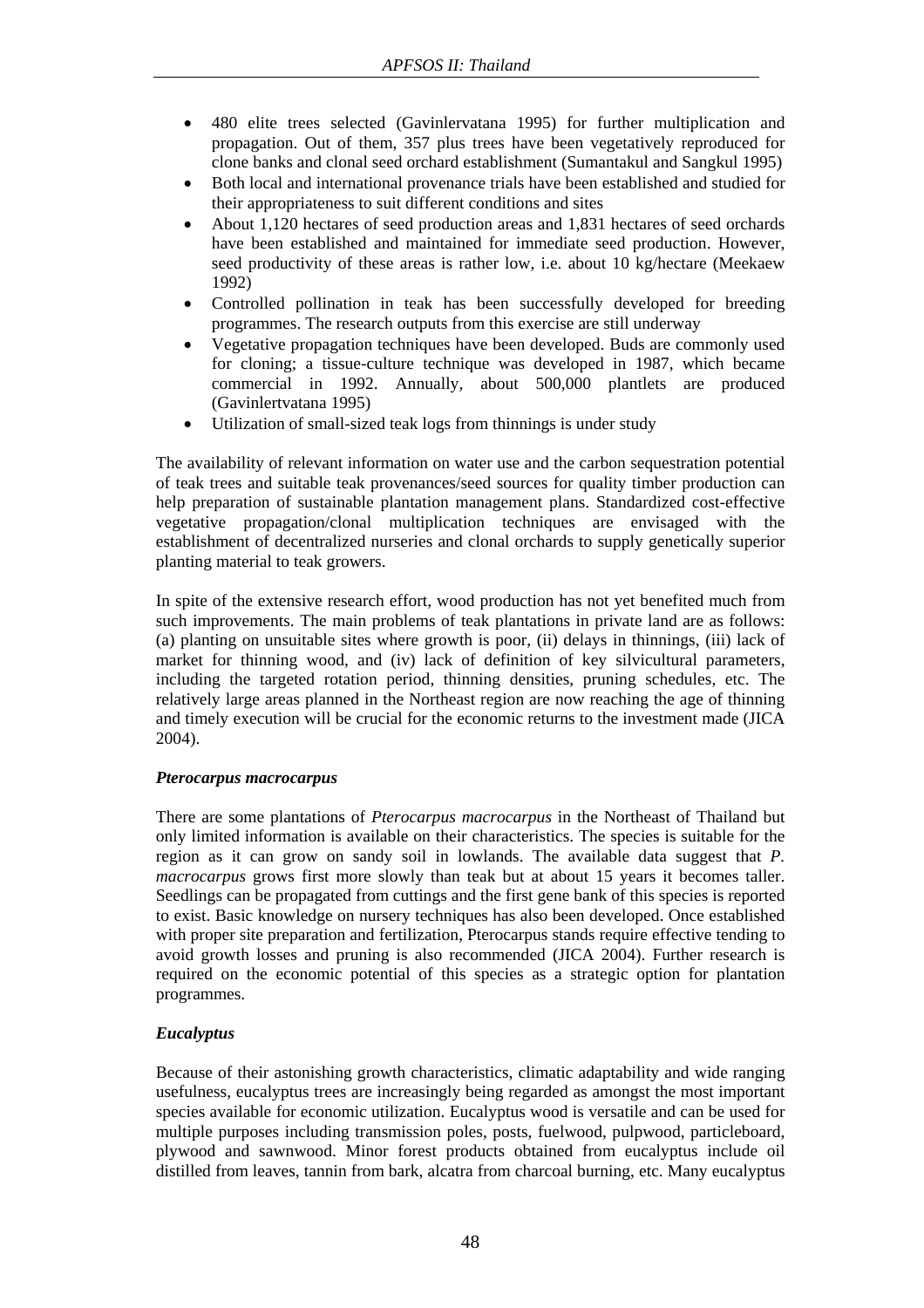- 480 elite trees selected (Gavinlervatana 1995) for further multiplication and propagation. Out of them, 357 plus trees have been vegetatively reproduced for clone banks and clonal seed orchard establishment (Sumantakul and Sangkul 1995)
- Both local and international provenance trials have been established and studied for their appropriateness to suit different conditions and sites
- About 1,120 hectares of seed production areas and 1,831 hectares of seed orchards have been established and maintained for immediate seed production. However, seed productivity of these areas is rather low, i.e. about 10 kg/hectare (Meekaew 1992)
- Controlled pollination in teak has been successfully developed for breeding programmes. The research outputs from this exercise are still underway
- Vegetative propagation techniques have been developed. Buds are commonly used for cloning; a tissue-culture technique was developed in 1987, which became commercial in 1992. Annually, about 500,000 plantlets are produced (Gavinlertvatana 1995)
- Utilization of small-sized teak logs from thinnings is under study

The availability of relevant information on water use and the carbon sequestration potential of teak trees and suitable teak provenances/seed sources for quality timber production can help preparation of sustainable plantation management plans. Standardized cost-effective vegetative propagation/clonal multiplication techniques are envisaged with the establishment of decentralized nurseries and clonal orchards to supply genetically superior planting material to teak growers.

In spite of the extensive research effort, wood production has not yet benefited much from such improvements. The main problems of teak plantations in private land are as follows: (a) planting on unsuitable sites where growth is poor, (ii) delays in thinnings, (iii) lack of market for thinning wood, and (iv) lack of definition of key silvicultural parameters, including the targeted rotation period, thinning densities, pruning schedules, etc. The relatively large areas planned in the Northeast region are now reaching the age of thinning and timely execution will be crucial for the economic returns to the investment made (JICA 2004).

### *Pterocarpus macrocarpus*

There are some plantations of *Pterocarpus macrocarpus* in the Northeast of Thailand but only limited information is available on their characteristics. The species is suitable for the region as it can grow on sandy soil in lowlands. The available data suggest that *P. macrocarpus* grows first more slowly than teak but at about 15 years it becomes taller. Seedlings can be propagated from cuttings and the first gene bank of this species is reported to exist. Basic knowledge on nursery techniques has also been developed. Once established with proper site preparation and fertilization, Pterocarpus stands require effective tending to avoid growth losses and pruning is also recommended (JICA 2004). Further research is required on the economic potential of this species as a strategic option for plantation programmes.

### *Eucalyptus*

Because of their astonishing growth characteristics, climatic adaptability and wide ranging usefulness, eucalyptus trees are increasingly being regarded as amongst the most important species available for economic utilization. Eucalyptus wood is versatile and can be used for multiple purposes including transmission poles, posts, fuelwood, pulpwood, particleboard, plywood and sawnwood. Minor forest products obtained from eucalyptus include oil distilled from leaves, tannin from bark, alcatra from charcoal burning, etc. Many eucalyptus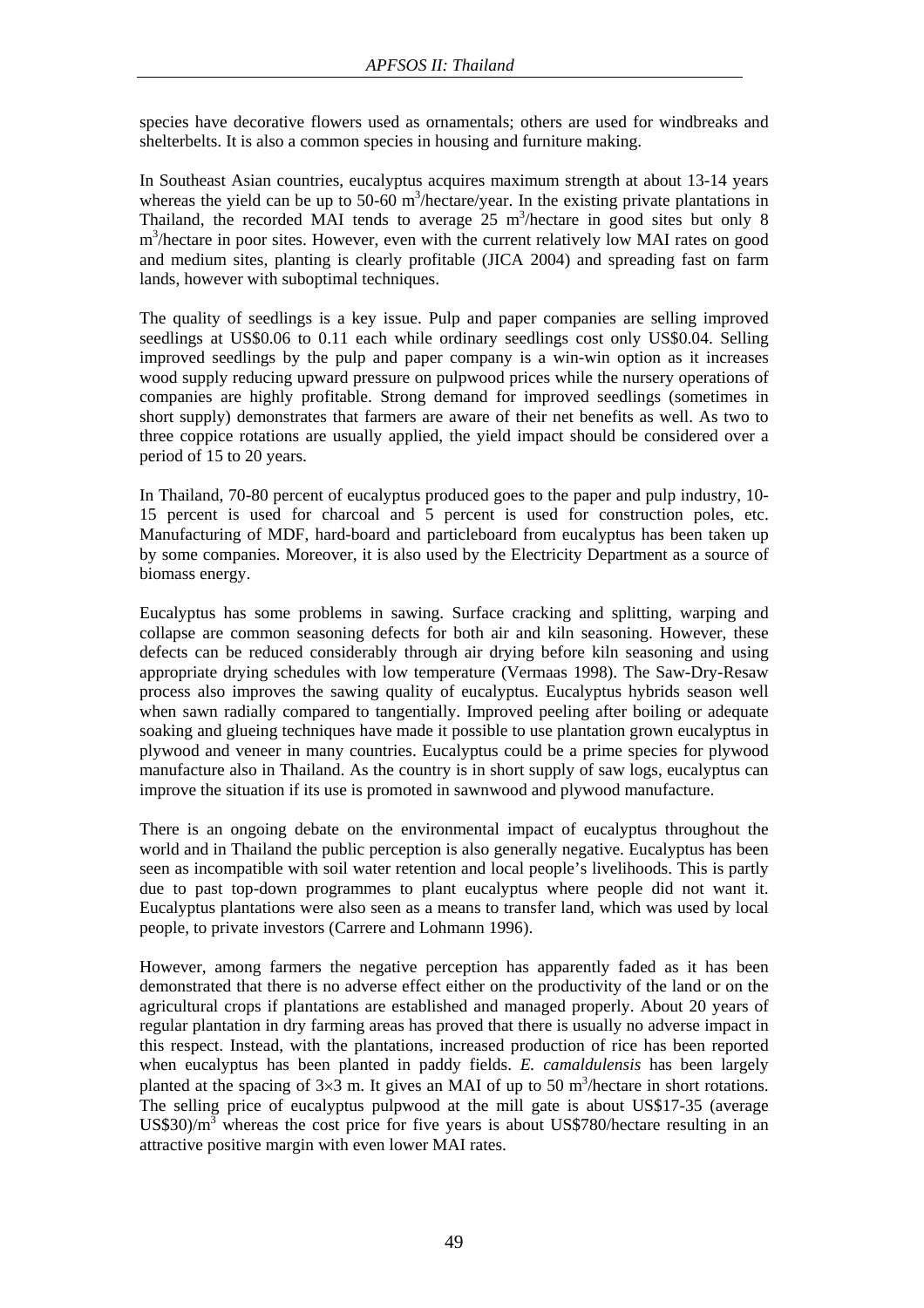species have decorative flowers used as ornamentals; others are used for windbreaks and shelterbelts. It is also a common species in housing and furniture making.

In Southeast Asian countries, eucalyptus acquires maximum strength at about 13-14 years whereas the yield can be up to 50-60 $m^3$/hectare/year. In the existing private plantations in Thailand, the recorded MAI tends to average 25 $m^3$/hectare in good sites but only 8 $m^3$/hectare in poor sites. However, even with the current relatively low MAI rates on good and medium sites, planting is clearly profitable (JICA 2004) and spreading fast on farm lands, however with suboptimal techniques.

The quality of seedlings is a key issue. Pulp and paper companies are selling improved seedlings at US$0.06 to 0.11 each while ordinary seedlings cost only US$0.04. Selling improved seedlings by the pulp and paper company is a win-win option as it increases wood supply reducing upward pressure on pulpwood prices while the nursery operations of companies are highly profitable. Strong demand for improved seedlings (sometimes in short supply) demonstrates that farmers are aware of their net benefits as well. As two to three coppice rotations are usually applied, the yield impact should be considered over a period of 15 to 20 years.

In Thailand, 70-80 percent of eucalyptus produced goes to the paper and pulp industry, 10-15 percent is used for charcoal and 5 percent is used for construction poles, etc. Manufacturing of MDF, hard-board and particleboard from eucalyptus has been taken up by some companies. Moreover, it is also used by the Electricity Department as a source of biomass energy.

Eucalyptus has some problems in sawing. Surface cracking and splitting, warping and collapse are common seasoning defects for both air and kiln seasoning. However, these defects can be reduced considerably through air drying before kiln seasoning and using appropriate drying schedules with low temperature (Vermaas 1998). The Saw-Dry-Resaw process also improves the sawing quality of eucalyptus. Eucalyptus hybrids season well when sawn radially compared to tangentially. Improved peeling after boiling or adequate soaking and glueing techniques have made it possible to use plantation grown eucalyptus in plywood and veneer in many countries. Eucalyptus could be a prime species for plywood manufacture also in Thailand. As the country is in short supply of saw logs, eucalyptus can improve the situation if its use is promoted in sawnwood and plywood manufacture.

There is an ongoing debate on the environmental impact of eucalyptus throughout the world and in Thailand the public perception is also generally negative. Eucalyptus has been seen as incompatible with soil water retention and local people's livelihoods. This is partly due to past top-down programmes to plant eucalyptus where people did not want it. Eucalyptus plantations were also seen as a means to transfer land, which was used by local people, to private investors (Carrere and Lohmann 1996).

However, among farmers the negative perception has apparently faded as it has been demonstrated that there is no adverse effect either on the productivity of the land or on the agricultural crops if plantations are established and managed properly. About 20 years of regular plantation in dry farming areas has proved that there is usually no adverse impact in this respect. Instead, with the plantations, increased production of rice has been reported when eucalyptus has been planted in paddy fields. *E. camaldulensis* has been largely planted at the spacing of 3×3 m. It gives an MAI of up to 50 $m^3$/hectare in short rotations. The selling price of eucalyptus pulpwood at the mill gate is about US$17-35 (average US$30)/$m^3$ whereas the cost price for five years is about US$780/hectare resulting in an attractive positive margin with even lower MAI rates.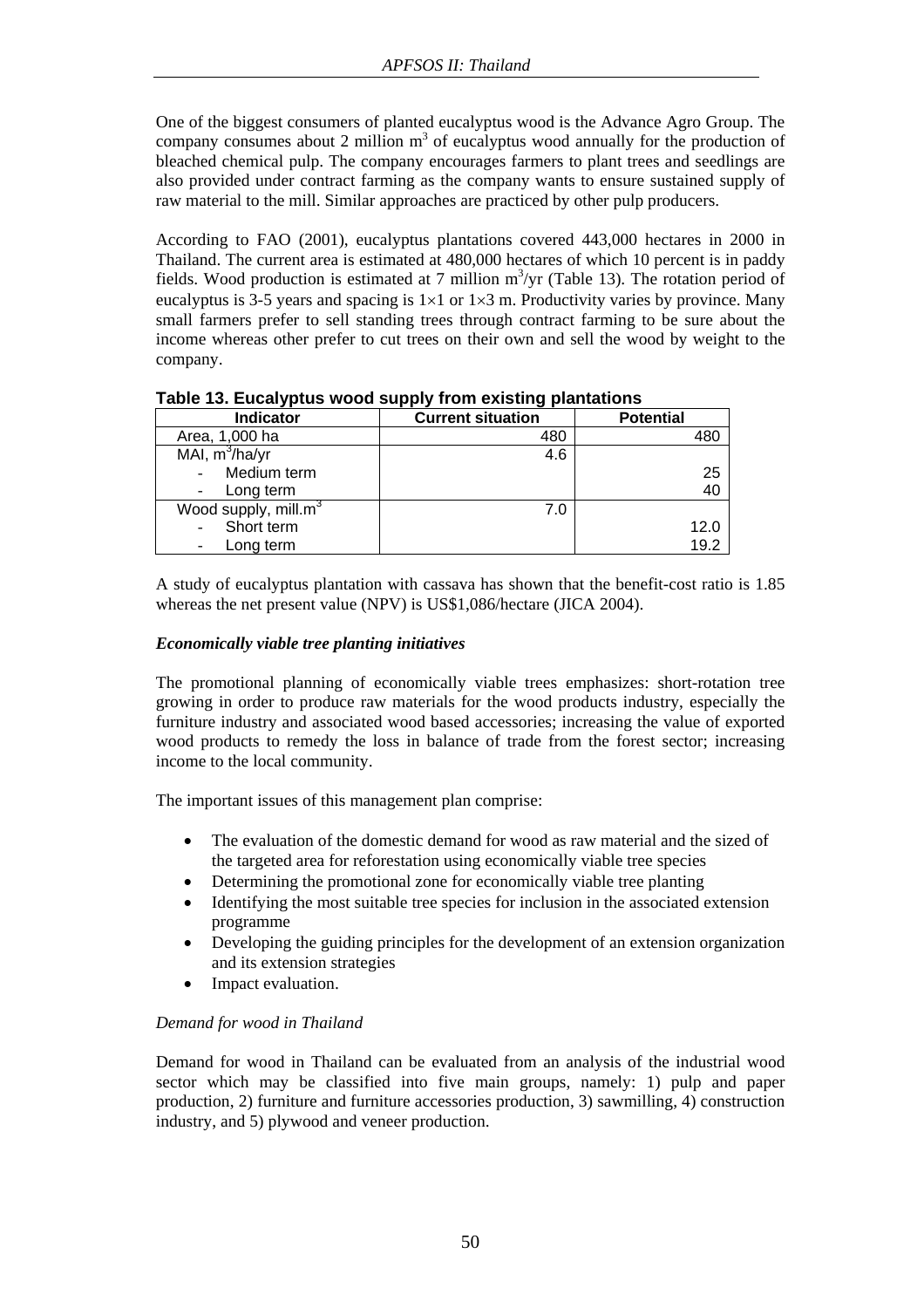One of the biggest consumers of planted eucalyptus wood is the Advance Agro Group. The company consumes about 2 million $m^3$ of eucalyptus wood annually for the production of bleached chemical pulp. The company encourages farmers to plant trees and seedlings are also provided under contract farming as the company wants to ensure sustained supply of raw material to the mill. Similar approaches are practiced by other pulp producers.

According to FAO (2001), eucalyptus plantations covered 443,000 hectares in 2000 in Thailand. The current area is estimated at 480,000 hectares of which 10 percent is in paddy fields. Wood production is estimated at 7 million $m^3$/yr (Table 13). The rotation period of eucalyptus is 3-5 years and spacing is 1×1 or 1×3 m. Productivity varies by province. Many small farmers prefer to sell standing trees through contract farming to be sure about the income whereas other prefer to cut trees on their own and sell the wood by weight to the company.

**Table 13. Eucalyptus wood supply from existing plantations**

| Indicator | Current situation | Potential |
|---|---|---|
| Area, 1,000 ha | 480 | 480 |
| MAI, $m^3$/ha/yr | 4.6 | |
| - Medium term | | 25 |
| - Long term | | 40 |
| Wood supply, mill.$m^3$ | 7.0 | |
| - Short term | | 12.0 |
| - Long term | | 19.2 |

A study of eucalyptus plantation with cassava has shown that the benefit-cost ratio is 1.85 whereas the net present value (NPV) is US$1,086/hectare (JICA 2004).

***Economically viable tree planting initiatives***

The promotional planning of economically viable trees emphasizes: short-rotation tree growing in order to produce raw materials for the wood products industry, especially the furniture industry and associated wood based accessories; increasing the value of exported wood products to remedy the loss in balance of trade from the forest sector; increasing income to the local community.

The important issues of this management plan comprise:

- The evaluation of the domestic demand for wood as raw material and the sized of the targeted area for reforestation using economically viable tree species
- Determining the promotional zone for economically viable tree planting
- Identifying the most suitable tree species for inclusion in the associated extension programme
- Developing the guiding principles for the development of an extension organization and its extension strategies
- Impact evaluation.

*Demand for wood in Thailand*

Demand for wood in Thailand can be evaluated from an analysis of the industrial wood sector which may be classified into five main groups, namely: 1) pulp and paper production, 2) furniture and furniture accessories production, 3) sawmilling, 4) construction industry, and 5) plywood and veneer production.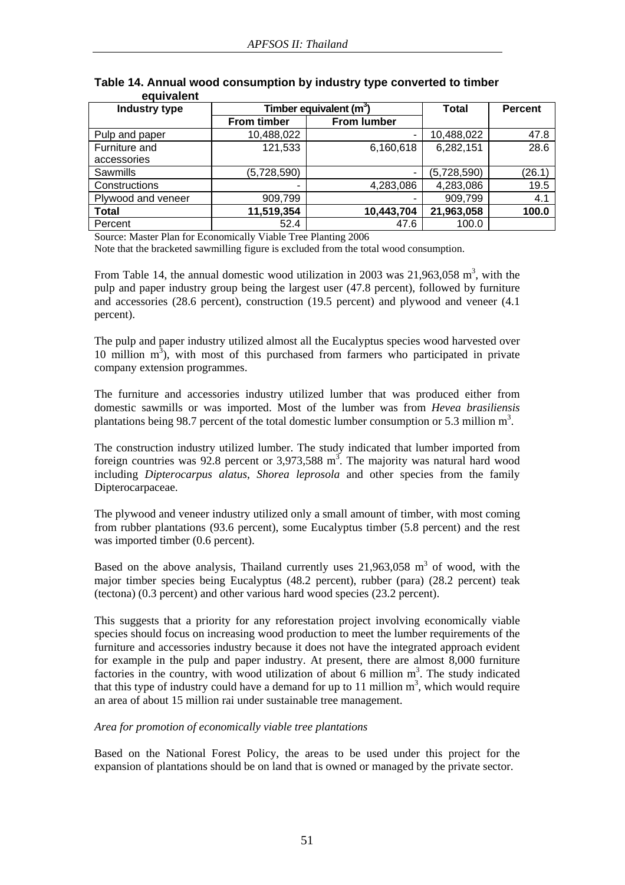**Table 14. Annual wood consumption by industry type converted to timber equivalent**

| Industry type | Timber equivalent ($m^3$) | | Total | Percent |
|---|---|---|---|---|
| | From timber | From lumber | | |
| Pulp and paper | 10,488,022 | - | 10,488,022 | 47.8 |
| Furniture and accessories | 121,533 | 6,160,618 | 6,282,151 | 28.6 |
| Sawmills | (5,728,590) | - | (5,728,590) | (26.1) |
| Constructions | - | 4,283,086 | 4,283,086 | 19.5 |
| Plywood and veneer | 909,799 | - | 909,799 | 4.1 |
| **Total** | **11,519,354** | **10,443,704** | **21,963,058** | **100.0** |
| Percent | 52.4 | 47.6 | 100.0 | |

Source: Master Plan for Economically Viable Tree Planting 2006

Note that the bracketed sawmilling figure is excluded from the total wood consumption.

From Table 14, the annual domestic wood utilization in 2003 was 21,963,058 $m^3$, with the pulp and paper industry group being the largest user (47.8 percent), followed by furniture and accessories (28.6 percent), construction (19.5 percent) and plywood and veneer (4.1 percent).

The pulp and paper industry utilized almost all the Eucalyptus species wood harvested over 10 million $m^3$), with most of this purchased from farmers who participated in private company extension programmes.

The furniture and accessories industry utilized lumber that was produced either from domestic sawmills or was imported. Most of the lumber was from *Hevea brasiliensis* plantations being 98.7 percent of the total domestic lumber consumption or 5.3 million $m^3$.

The construction industry utilized lumber. The study indicated that lumber imported from foreign countries was 92.8 percent or 3,973,588 $m^3$. The majority was natural hard wood including *Dipterocarpus alatus*, *Shorea leprosola* and other species from the family Dipterocarpaceae.

The plywood and veneer industry utilized only a small amount of timber, with most coming from rubber plantations (93.6 percent), some Eucalyptus timber (5.8 percent) and the rest was imported timber (0.6 percent).

Based on the above analysis, Thailand currently uses 21,963,058 $m^3$ of wood, with the major timber species being Eucalyptus (48.2 percent), rubber (para) (28.2 percent) teak (tectona) (0.3 percent) and other various hard wood species (23.2 percent).

This suggests that a priority for any reforestation project involving economically viable species should focus on increasing wood production to meet the lumber requirements of the furniture and accessories industry because it does not have the integrated approach evident for example in the pulp and paper industry. At present, there are almost 8,000 furniture factories in the country, with wood utilization of about 6 million $m^3$. The study indicated that this type of industry could have a demand for up to 11 million $m^3$, which would require an area of about 15 million rai under sustainable tree management.

*Area for promotion of economically viable tree plantations*

Based on the National Forest Policy, the areas to be used under this project for the expansion of plantations should be on land that is owned or managed by the private sector.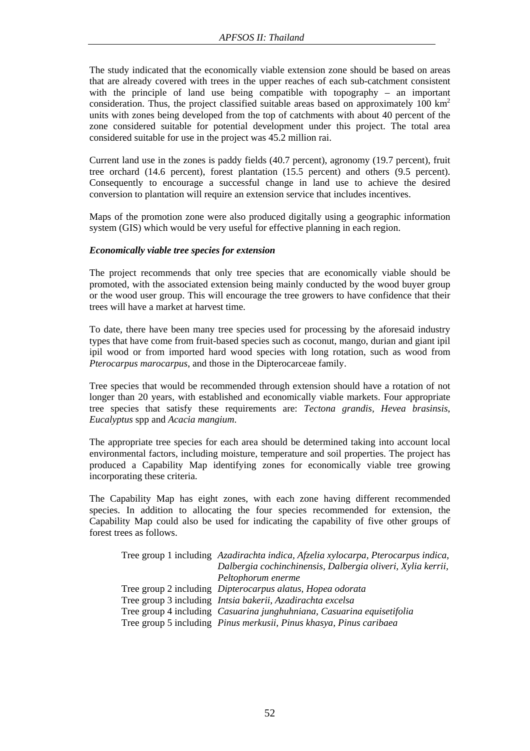The study indicated that the economically viable extension zone should be based on areas that are already covered with trees in the upper reaches of each sub-catchment consistent with the principle of land use being compatible with topography – an important consideration. Thus, the project classified suitable areas based on approximately 100 $km^2$ units with zones being developed from the top of catchments with about 40 percent of the zone considered suitable for potential development under this project. The total area considered suitable for use in the project was 45.2 million rai.

Current land use in the zones is paddy fields (40.7 percent), agronomy (19.7 percent), fruit tree orchard (14.6 percent), forest plantation (15.5 percent) and others (9.5 percent). Consequently to encourage a successful change in land use to achieve the desired conversion to plantation will require an extension service that includes incentives.

Maps of the promotion zone were also produced digitally using a geographic information system (GIS) which would be very useful for effective planning in each region.

***Economically viable tree species for extension***

The project recommends that only tree species that are economically viable should be promoted, with the associated extension being mainly conducted by the wood buyer group or the wood user group. This will encourage the tree growers to have confidence that their trees will have a market at harvest time.

To date, there have been many tree species used for processing by the aforesaid industry types that have come from fruit-based species such as coconut, mango, durian and giant ipil ipil wood or from imported hard wood species with long rotation, such as wood from *Pterocarpus marocarpus*, and those in the Dipterocarceae family.

Tree species that would be recommended through extension should have a rotation of not longer than 20 years, with established and economically viable markets. Four appropriate tree species that satisfy these requirements are: *Tectona grandis*, *Hevea brasinsis*, *Eucalyptus* spp and *Acacia mangium*.

The appropriate tree species for each area should be determined taking into account local environmental factors, including moisture, temperature and soil properties. The project has produced a Capability Map identifying zones for economically viable tree growing incorporating these criteria.

The Capability Map has eight zones, with each zone having different recommended species. In addition to allocating the four species recommended for extension, the Capability Map could also be used for indicating the capability of five other groups of forest trees as follows.

Tree group 1 including *Azadirachta indica, Afzelia xylocarpa, Pterocarpus indica, Dalbergia cochinchinensis, Dalbergia oliveri, Xylia kerrii, Peltophorum enerme*
Tree group 2 including *Dipterocarpus alatus, Hopea odorata*
Tree group 3 including *Intsia bakerii, Azadirachta excelsa*
Tree group 4 including *Casuarina junghuhniana, Casuarina equisetifolia*
Tree group 5 including *Pinus merkusii, Pinus khasya, Pinus caribaea*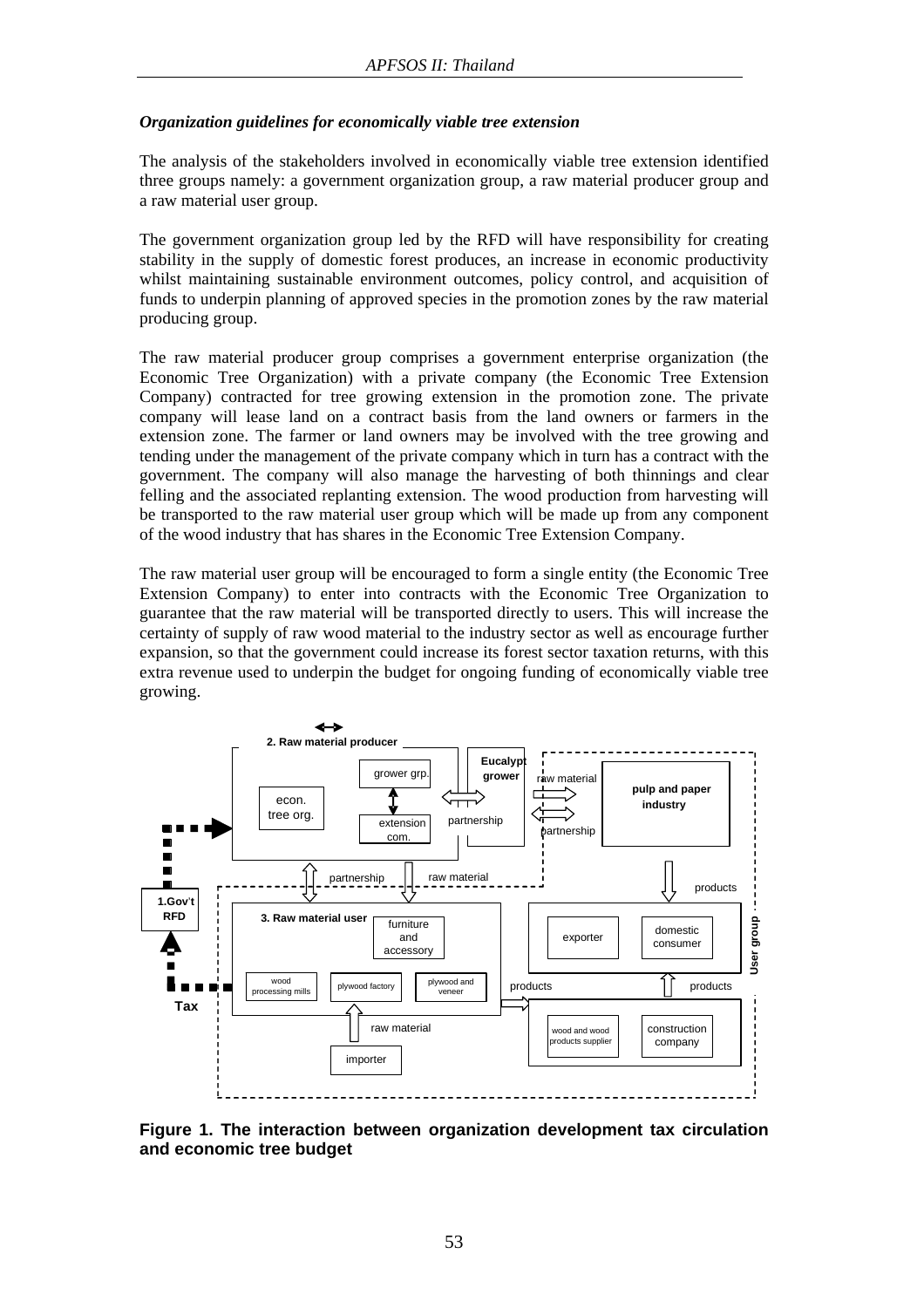### *Organization guidelines for economically viable tree extension*

The analysis of the stakeholders involved in economically viable tree extension identified three groups namely: a government organization group, a raw material producer group and a raw material user group.

The government organization group led by the RFD will have responsibility for creating stability in the supply of domestic forest produces, an increase in economic productivity whilst maintaining sustainable environment outcomes, policy control, and acquisition of funds to underpin planning of approved species in the promotion zones by the raw material producing group.

The raw material producer group comprises a government enterprise organization (the Economic Tree Organization) with a private company (the Economic Tree Extension Company) contracted for tree growing extension in the promotion zone. The private company will lease land on a contract basis from the land owners or farmers in the extension zone. The farmer or land owners may be involved with the tree growing and tending under the management of the private company which in turn has a contract with the government. The company will also manage the harvesting of both thinnings and clear felling and the associated replanting extension. The wood production from harvesting will be transported to the raw material user group which will be made up from any component of the wood industry that has shares in the Economic Tree Extension Company.

The raw material user group will be encouraged to form a single entity (the Economic Tree Extension Company) to enter into contracts with the Economic Tree Organization to guarantee that the raw material will be transported directly to users. This will increase the certainty of supply of raw wood material to the industry sector as well as encourage further expansion, so that the government could increase its forest sector taxation returns, with this extra revenue used to underpin the budget for ongoing funding of economically viable tree growing.

**Figure 1. The interaction between organization development tax circulation and economic tree budget**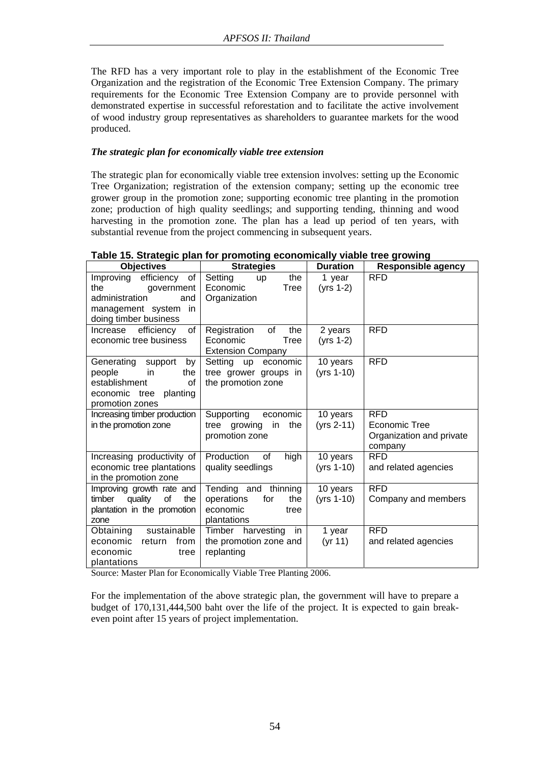The RFD has a very important role to play in the establishment of the Economic Tree Organization and the registration of the Economic Tree Extension Company. The primary requirements for the Economic Tree Extension Company are to provide personnel with demonstrated expertise in successful reforestation and to facilitate the active involvement of wood industry group representatives as shareholders to guarantee markets for the wood produced.

***The strategic plan for economically viable tree extension***

The strategic plan for economically viable tree extension involves: setting up the Economic Tree Organization; registration of the extension company; setting up the economic tree grower group in the promotion zone; supporting economic tree planting in the promotion zone; production of high quality seedlings; and supporting tending, thinning and wood harvesting in the promotion zone. The plan has a lead up period of ten years, with substantial revenue from the project commencing in subsequent years.

**Table 15. Strategic plan for promoting economically viable tree growing**

| Objectives | Strategies | Duration | Responsible agency |
|---|---|---|---|
| Improving efficiency of the government administration and management system in doing timber business | Setting up the Economic Tree Organization | 1 year (yrs 1-2) | RFD |
| Increase efficiency of economic tree business | Registration of the Economic Tree Extension Company | 2 years (yrs 1-2) | RFD |
| Generating support by people in the establishment of economic tree planting promotion zones | Setting up economic tree grower groups in the promotion zone | 10 years (yrs 1-10) | RFD |
| Increasing timber production in the promotion zone | Supporting economic tree growing in the promotion zone | 10 years (yrs 2-11) | RFD Economic Tree Organization and private company |
| Increasing productivity of economic tree plantations in the promotion zone | Production of high quality seedlings | 10 years (yrs 1-10) | RFD and related agencies |
| Improving growth rate and timber quality of the plantation in the promotion zone | Tending and thinning operations for the economic tree plantations | 10 years (yrs 1-10) | RFD Company and members |
| Obtaining sustainable economic return from economic tree plantations | Timber harvesting in the promotion zone and replanting | 1 year (yr 11) | RFD and related agencies |

Source: Master Plan for Economically Viable Tree Planting 2006.

For the implementation of the above strategic plan, the government will have to prepare a budget of 170,131,444,500 baht over the life of the project. It is expected to gain break-even point after 15 years of project implementation.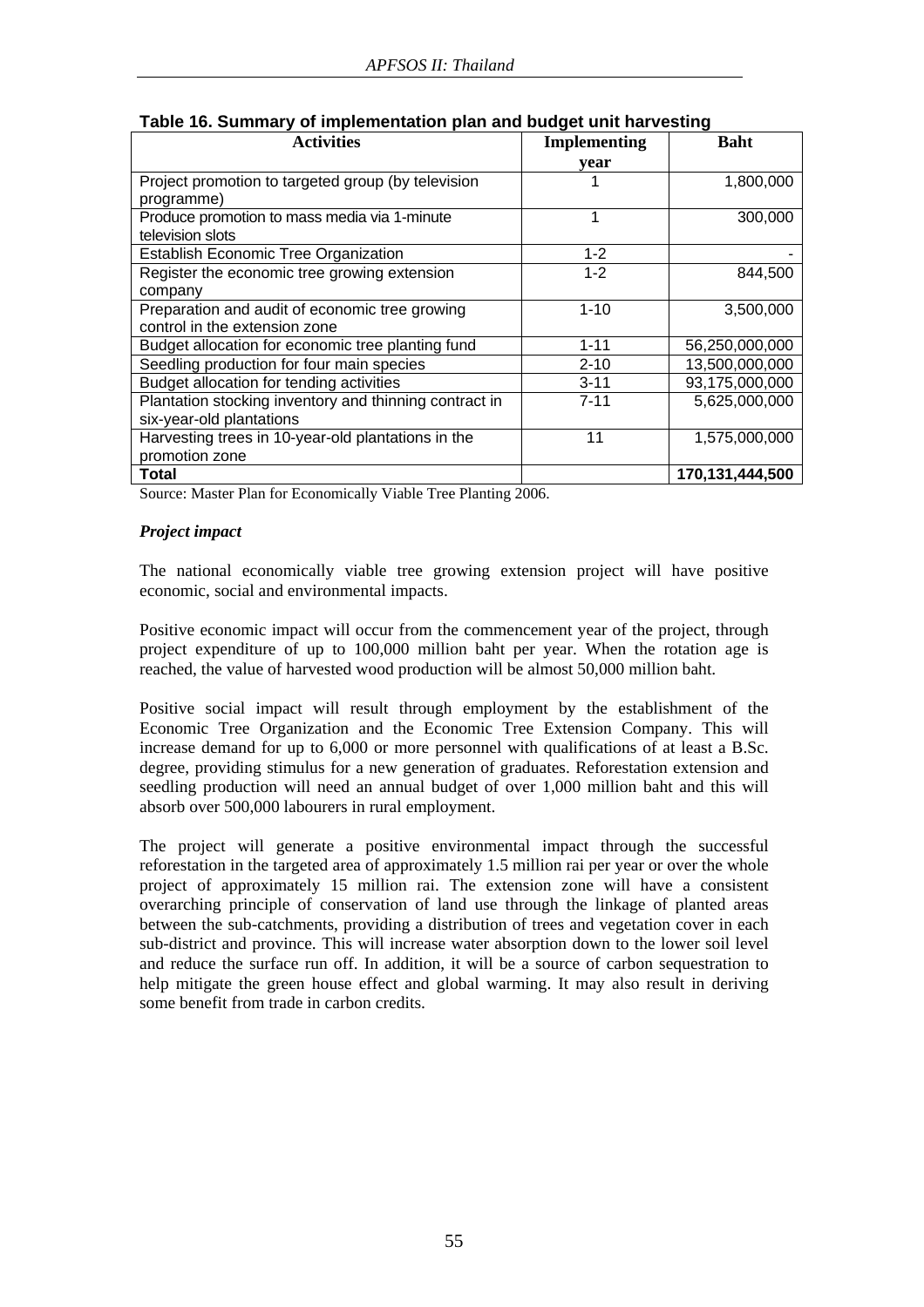**Table 16. Summary of implementation plan and budget unit harvesting**

| Activities | Implementing year | Baht |
|---|---|---|
| Project promotion to targeted group (by television programme) | 1 | 1,800,000 |
| Produce promotion to mass media via 1-minute television slots | 1 | 300,000 |
| Establish Economic Tree Organization | 1-2 | - |
| Register the economic tree growing extension company | 1-2 | 844,500 |
| Preparation and audit of economic tree growing control in the extension zone | 1-10 | 3,500,000 |
| Budget allocation for economic tree planting fund | 1-11 | 56,250,000,000 |
| Seedling production for four main species | 2-10 | 13,500,000,000 |
| Budget allocation for tending activities | 3-11 | 93,175,000,000 |
| Plantation stocking inventory and thinning contract in six-year-old plantations | 7-11 | 5,625,000,000 |
| Harvesting trees in 10-year-old plantations in the promotion zone | 11 | 1,575,000,000 |
| **Total** | | **170,131,444,500** |

Source: Master Plan for Economically Viable Tree Planting 2006.

***Project impact***

The national economically viable tree growing extension project will have positive economic, social and environmental impacts.

Positive economic impact will occur from the commencement year of the project, through project expenditure of up to 100,000 million baht per year. When the rotation age is reached, the value of harvested wood production will be almost 50,000 million baht.

Positive social impact will result through employment by the establishment of the Economic Tree Organization and the Economic Tree Extension Company. This will increase demand for up to 6,000 or more personnel with qualifications of at least a B.Sc. degree, providing stimulus for a new generation of graduates. Reforestation extension and seedling production will need an annual budget of over 1,000 million baht and this will absorb over 500,000 labourers in rural employment.

The project will generate a positive environmental impact through the successful reforestation in the targeted area of approximately 1.5 million rai per year or over the whole project of approximately 15 million rai. The extension zone will have a consistent overarching principle of conservation of land use through the linkage of planted areas between the sub-catchments, providing a distribution of trees and vegetation cover in each sub-district and province. This will increase water absorption down to the lower soil level and reduce the surface run off. In addition, it will be a source of carbon sequestration to help mitigate the green house effect and global warming. It may also result in deriving some benefit from trade in carbon credits.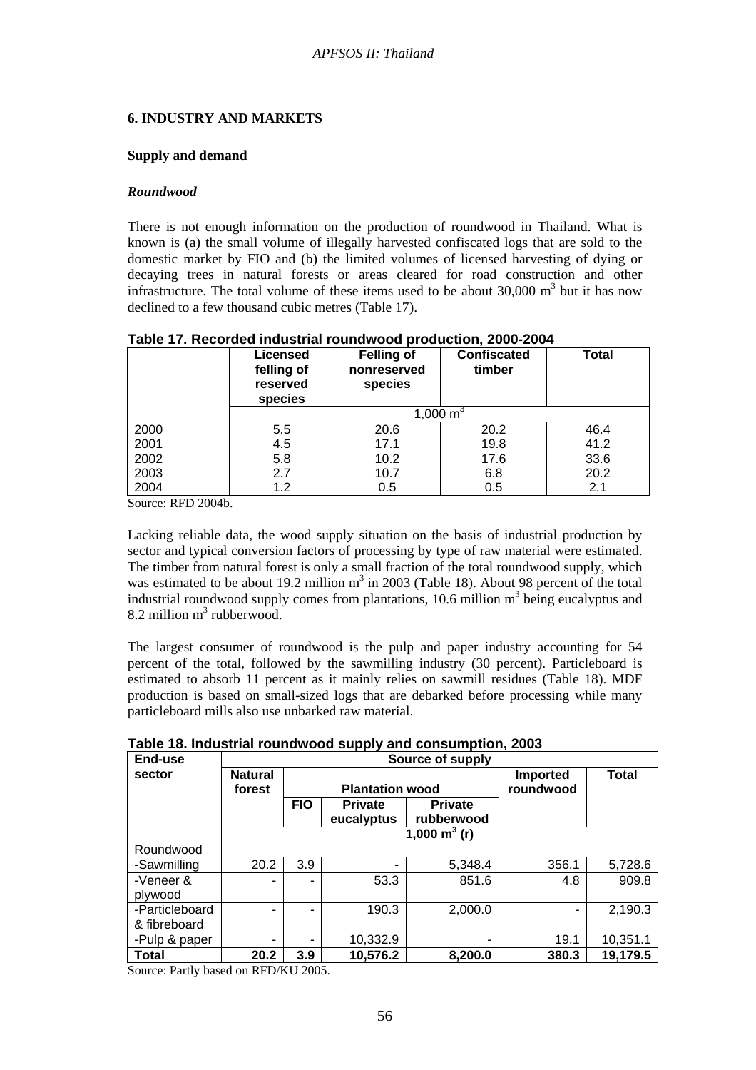## 6. INDUSTRY AND MARKETS

### Supply and demand

#### *Roundwood*

There is not enough information on the production of roundwood in Thailand. What is known is (a) the small volume of illegally harvested confiscated logs that are sold to the domestic market by FIO and (b) the limited volumes of licensed harvesting of dying or decaying trees in natural forests or areas cleared for road construction and other infrastructure. The total volume of these items used to be about 30,000 $m^3$ but it has now declined to a few thousand cubic metres (Table 17).

**Table 17. Recorded industrial roundwood production, 2000-2004**

| | Licensed felling of reserved species | Felling of nonreserved species | Confiscated timber | Total |
|---|---|---|---|---|
| | 1,000 $m^3$ | | | |
| 2000 | 5.5 | 20.6 | 20.2 | 46.4 |
| 2001 | 4.5 | 17.1 | 19.8 | 41.2 |
| 2002 | 5.8 | 10.2 | 17.6 | 33.6 |
| 2003 | 2.7 | 10.7 | 6.8 | 20.2 |
| 2004 | 1.2 | 0.5 | 0.5 | 2.1 |

Source: RFD 2004b.

Lacking reliable data, the wood supply situation on the basis of industrial production by sector and typical conversion factors of processing by type of raw material were estimated. The timber from natural forest is only a small fraction of the total roundwood supply, which was estimated to be about 19.2 million $m^3$ in 2003 (Table 18). About 98 percent of the total industrial roundwood supply comes from plantations, 10.6 million $m^3$ being eucalyptus and 8.2 million $m^3$ rubberwood.

The largest consumer of roundwood is the pulp and paper industry accounting for 54 percent of the total, followed by the sawmilling industry (30 percent). Particleboard is estimated to absorb 11 percent as it mainly relies on sawmill residues (Table 18). MDF production is based on small-sized logs that are debarked before processing while many particleboard mills also use unbarked raw material.

**Table 18. Industrial roundwood supply and consumption, 2003**

| End-use sector | Source of supply | | | | | |
|---|---|---|---|---|---|---|
| | Natural forest | Plantation wood | | | Imported roundwood | Total |
| | | FIO | Private eucalyptus | Private rubberwood | | |
| | 1,000 $m^3$ (r) | | | | | |
| Roundwood | | | | | | |
| -Sawmilling | 20.2 | 3.9 | - | 5,348.4 | 356.1 | 5,728.6 |
| -Veneer & plywood | - | - | 53.3 | 851.6 | 4.8 | 909.8 |
| -Particleboard & fibreboard | - | - | 190.3 | 2,000.0 | - | 2,190.3 |
| -Pulp & paper | - | - | 10,332.9 | - | 19.1 | 10,351.1 |
| **Total** | **20.2** | **3.9** | **10,576.2** | **8,200.0** | **380.3** | **19,179.5** |

Source: Partly based on RFD/KU 2005.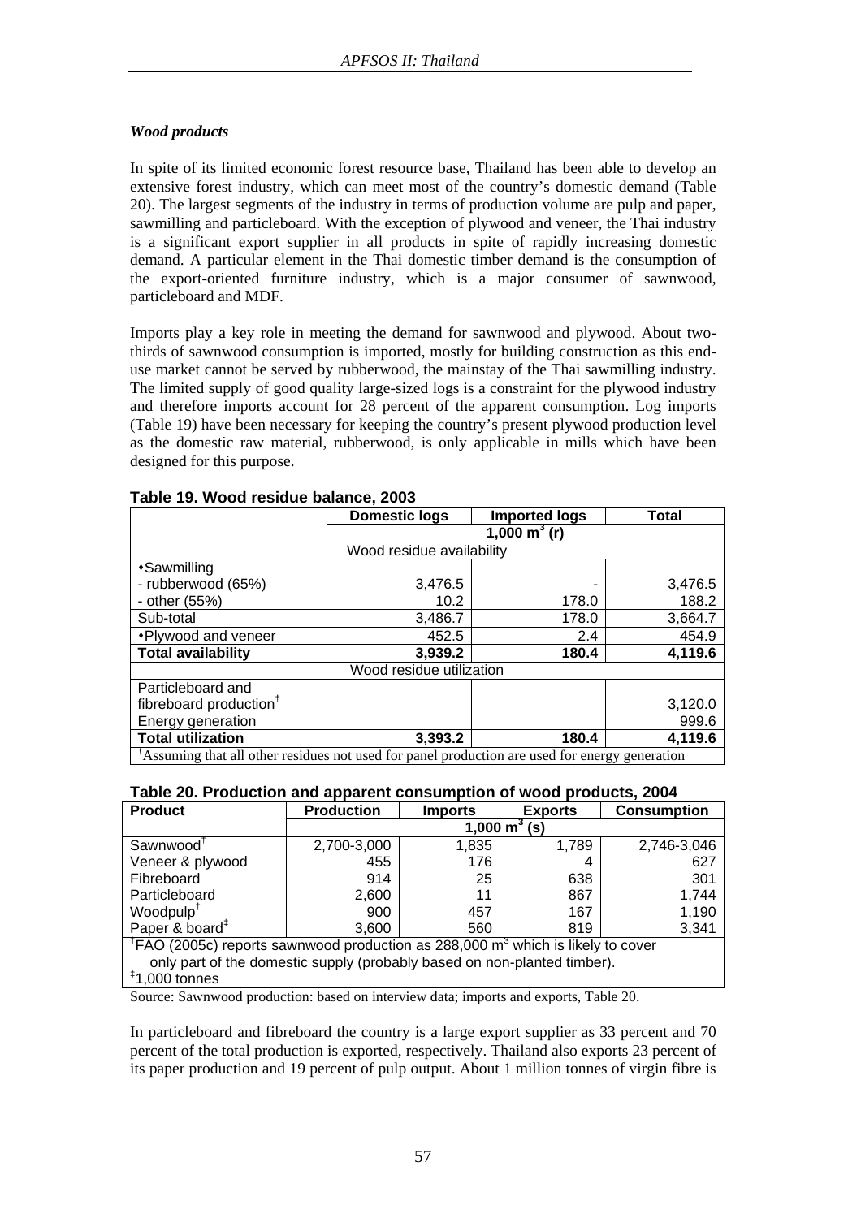*Wood products*

In spite of its limited economic forest resource base, Thailand has been able to develop an extensive forest industry, which can meet most of the country's domestic demand (Table 20). The largest segments of the industry in terms of production volume are pulp and paper, sawmilling and particleboard. With the exception of plywood and veneer, the Thai industry is a significant export supplier in all products in spite of rapidly increasing domestic demand. A particular element in the Thai domestic timber demand is the consumption of the export-oriented furniture industry, which is a major consumer of sawnwood, particleboard and MDF.

Imports play a key role in meeting the demand for sawnwood and plywood. About two-thirds of sawnwood consumption is imported, mostly for building construction as this end-use market cannot be served by rubberwood, the mainstay of the Thai sawmilling industry. The limited supply of good quality large-sized logs is a constraint for the plywood industry and therefore imports account for 28 percent of the apparent consumption. Log imports (Table 19) have been necessary for keeping the country's present plywood production level as the domestic raw material, rubberwood, is only applicable in mills which have been designed for this purpose.

**Table 19. Wood residue balance, 2003**

| | Domestic logs | Imported logs | Total |
|---|---|---|---|
| | 1,000 $m^3$ (r) | | |
| | Wood residue availability | | |
| •Sawmilling | | | |
| - rubberwood (65%) | 3,476.5 | - | 3,476.5 |
| - other (55%) | 10.2 | 178.0 | 188.2 |
| Sub-total | 3,486.7 | 178.0 | 3,664.7 |
| •Plywood and veneer | 452.5 | 2.4 | 454.9 |
| **Total availability** | **3,939.2** | **180.4** | **4,119.6** |
| | Wood residue utilization | | |
| Particleboard and fibreboard production† | | | 3,120.0 |
| Energy generation | | | 999.6 |
| **Total utilization** | **3,393.2** | **180.4** | **4,119.6** |

†Assuming that all other residues not used for panel production are used for energy generation

**Table 20. Production and apparent consumption of wood products, 2004**

| Product | Production | Imports | Exports | Consumption |
|---|---|---|---|---|
| | 1,000 $m^3$ (s) | | | |
| Sawnwood† | 2,700-3,000 | 1,835 | 1,789 | 2,746-3,046 |
| Veneer & plywood | 455 | 176 | 4 | 627 |
| Fibreboard | 914 | 25 | 638 | 301 |
| Particleboard | 2,600 | 11 | 867 | 1,744 |
| Woodpulp† | 900 | 457 | 167 | 1,190 |
| Paper & board‡ | 3,600 | 560 | 819 | 3,341 |

†FAO (2005c) reports sawnwood production as 288,000 $m^3$ which is likely to cover only part of the domestic supply (probably based on non-planted timber).
‡1,000 tonnes

Source: Sawnwood production: based on interview data; imports and exports, Table 20.

In particleboard and fibreboard the country is a large export supplier as 33 percent and 70 percent of the total production is exported, respectively. Thailand also exports 23 percent of its paper production and 19 percent of pulp output. About 1 million tonnes of virgin fibre is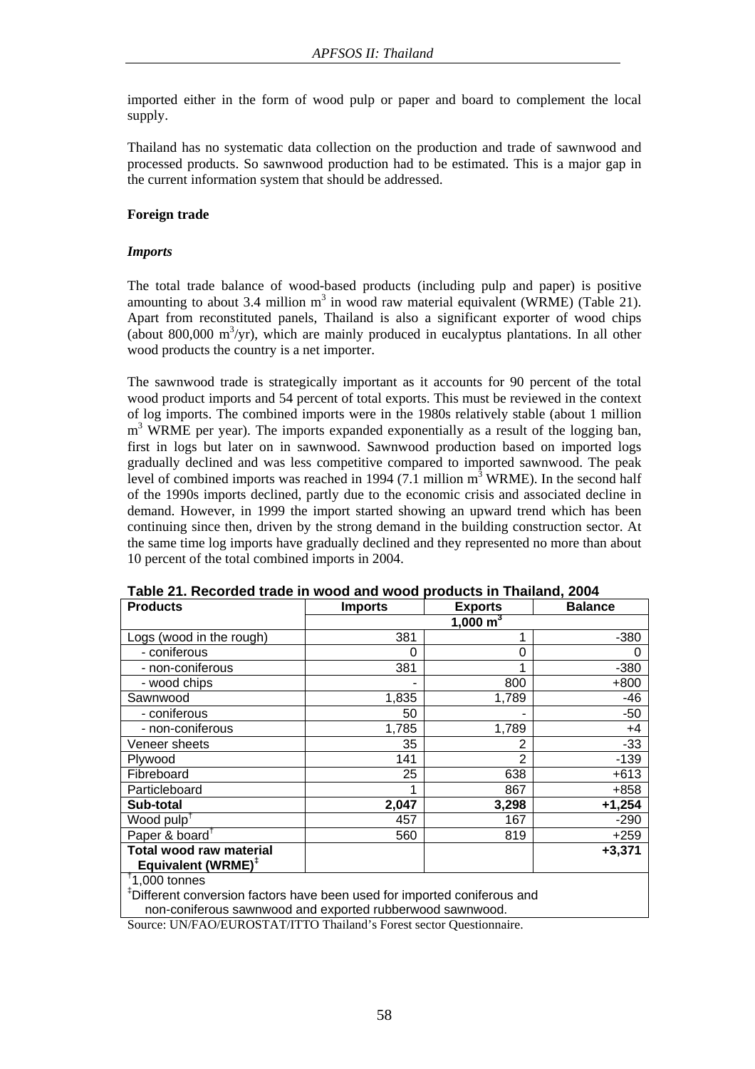imported either in the form of wood pulp or paper and board to complement the local supply.

Thailand has no systematic data collection on the production and trade of sawnwood and processed products. So sawnwood production had to be estimated. This is a major gap in the current information system that should be addressed.

**Foreign trade**

***Imports***

The total trade balance of wood-based products (including pulp and paper) is positive amounting to about 3.4 million $m^3$ in wood raw material equivalent (WRME) (Table 21). Apart from reconstituted panels, Thailand is also a significant exporter of wood chips (about 800,000 $m^3$/yr), which are mainly produced in eucalyptus plantations. In all other wood products the country is a net importer.

The sawnwood trade is strategically important as it accounts for 90 percent of the total wood product imports and 54 percent of total exports. This must be reviewed in the context of log imports. The combined imports were in the 1980s relatively stable (about 1 million $m^3$ WRME per year). The imports expanded exponentially as a result of the logging ban, first in logs but later on in sawnwood. Sawnwood production based on imported logs gradually declined and was less competitive compared to imported sawnwood. The peak level of combined imports was reached in 1994 (7.1 million $m^3$ WRME). In the second half of the 1990s imports declined, partly due to the economic crisis and associated decline in demand. However, in 1999 the import started showing an upward trend which has been continuing since then, driven by the strong demand in the building construction sector. At the same time log imports have gradually declined and they represented no more than about 10 percent of the total combined imports in 2004.

**Table 21. Recorded trade in wood and wood products in Thailand, 2004**

| Products | Imports | Exports | Balance |
|---|---|---|---|
| | 1,000 $m^3$ | | |
| Logs (wood in the rough) | 381 | 1 | -380 |
| - coniferous | 0 | 0 | 0 |
| - non-coniferous | 381 | 1 | -380 |
| - wood chips | - | 800 | +800 |
| Sawnwood | 1,835 | 1,789 | -46 |
| - coniferous | 50 | - | -50 |
| - non-coniferous | 1,785 | 1,789 | +4 |
| Veneer sheets | 35 | 2 | -33 |
| Plywood | 141 | 2 | -139 |
| Fibreboard | 25 | 638 | +613 |
| Particleboard | 1 | 867 | +858 |
| **Sub-total** | **2,047** | **3,298** | **+1,254** |
| Wood pulp[†] | 457 | 167 | -290 |
| Paper & board[†] | 560 | 819 | +259 |
| **Total wood raw material Equivalent (WRME)[‡]** | | | **+3,371** |

[†]1,000 tonnes
[‡]Different conversion factors have been used for imported coniferous and non-coniferous sawnwood and exported rubberwood sawnwood.

Source: UN/FAO/EUROSTAT/ITTO Thailand's Forest sector Questionnaire.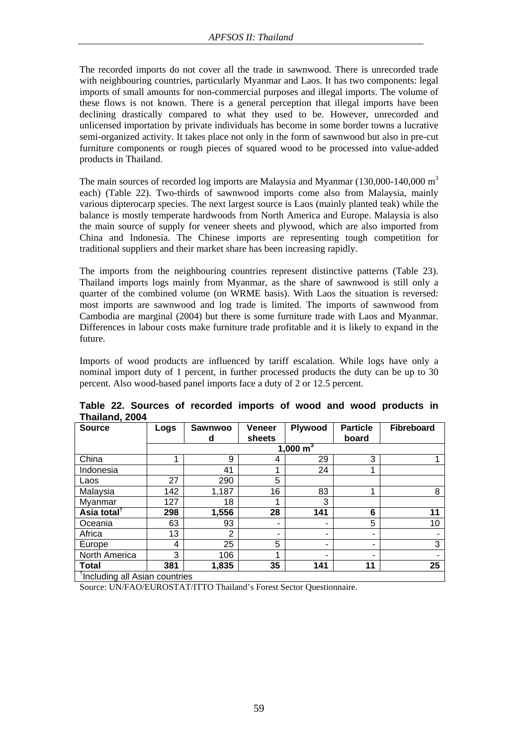The recorded imports do not cover all the trade in sawnwood. There is unrecorded trade with neighbouring countries, particularly Myanmar and Laos. It has two components: legal imports of small amounts for non-commercial purposes and illegal imports. The volume of these flows is not known. There is a general perception that illegal imports have been declining drastically compared to what they used to be. However, unrecorded and unlicensed importation by private individuals has become in some border towns a lucrative semi-organized activity. It takes place not only in the form of sawnwood but also in pre-cut furniture components or rough pieces of squared wood to be processed into value-added products in Thailand.

The main sources of recorded log imports are Malaysia and Myanmar (130,000-140,000 $m^3$ each) (Table 22). Two-thirds of sawnwood imports come also from Malaysia, mainly various dipterocarp species. The next largest source is Laos (mainly planted teak) while the balance is mostly temperate hardwoods from North America and Europe. Malaysia is also the main source of supply for veneer sheets and plywood, which are also imported from China and Indonesia. The Chinese imports are representing tough competition for traditional suppliers and their market share has been increasing rapidly.

The imports from the neighbouring countries represent distinctive patterns (Table 23). Thailand imports logs mainly from Myanmar, as the share of sawnwood is still only a quarter of the combined volume (on WRME basis). With Laos the situation is reversed: most imports are sawnwood and log trade is limited. The imports of sawnwood from Cambodia are marginal (2004) but there is some furniture trade with Laos and Myanmar. Differences in labour costs make furniture trade profitable and it is likely to expand in the future.

Imports of wood products are influenced by tariff escalation. While logs have only a nominal import duty of 1 percent, in further processed products the duty can be up to 30 percent. Also wood-based panel imports face a duty of 2 or 12.5 percent.

**Table 22. Sources of recorded imports of wood and wood products in Thailand, 2004**

| Source | Logs | Sawnwood | Veneer sheets | Plywood | Particle board | Fibreboard |
|---|---|---|---|---|---|---|
| | 1,000 $m^3$ | | | | | |
| China | 1 | 9 | 4 | 29 | 3 | 1 |
| Indonesia | | 41 | 1 | 24 | 1 | |
| Laos | 27 | 290 | 5 | | | |
| Malaysia | 142 | 1,187 | 16 | 83 | 1 | 8 |
| Myanmar | 127 | 18 | 1 | 3 | | |
| **Asia total[†]** | **298** | **1,556** | **28** | **141** | **6** | **11** |
| Oceania | 63 | 93 | - | - | 5 | 10 |
| Africa | 13 | 2 | - | - | - | - |
| Europe | 4 | 25 | 5 | - | - | 3 |
| North America | 3 | 106 | 1 | - | - | - |
| **Total** | **381** | **1,835** | **35** | **141** | **11** | **25** |

[†]Including all Asian countries

Source: UN/FAO/EUROSTAT/ITTO Thailand's Forest Sector Questionnaire.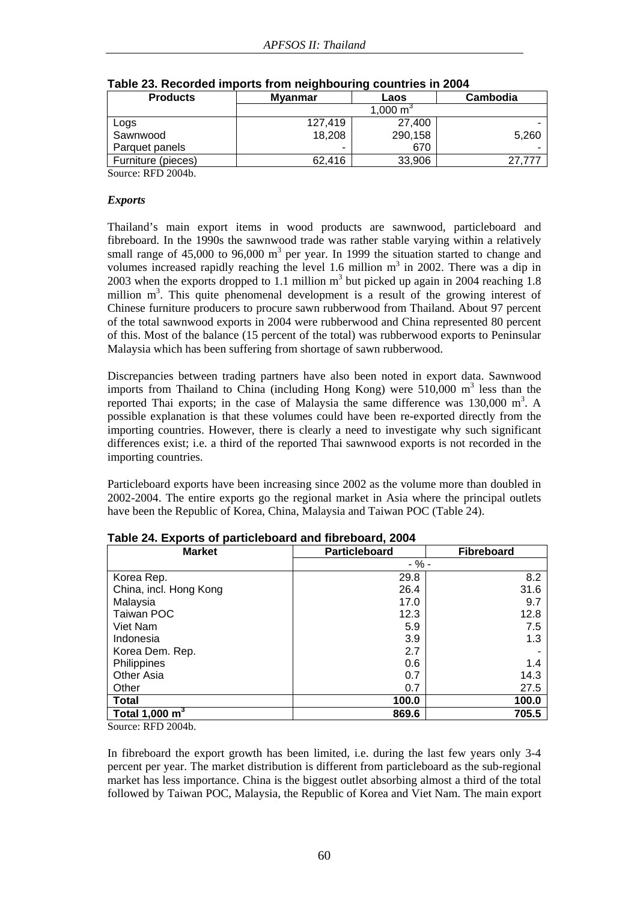**Table 23. Recorded imports from neighbouring countries in 2004**

| Products | Myanmar | Laos | Cambodia |
|---|---|---|---|
| | 1,000 $m^3$ | | |
| Logs | 127,419 | 27,400 | - |
| Sawnwood | 18,208 | 290,158 | 5,260 |
| Parquet panels | - | 670 | - |
| Furniture (pieces) | 62,416 | 33,906 | 27,777 |

Source: RFD 2004b.

### *Exports*

Thailand's main export items in wood products are sawnwood, particleboard and fibreboard. In the 1990s the sawnwood trade was rather stable varying within a relatively small range of 45,000 to 96,000 $m^3$ per year. In 1999 the situation started to change and volumes increased rapidly reaching the level 1.6 million $m^3$ in 2002. There was a dip in 2003 when the exports dropped to 1.1 million $m^3$ but picked up again in 2004 reaching 1.8 million $m^3$. This quite phenomenal development is a result of the growing interest of Chinese furniture producers to procure sawn rubberwood from Thailand. About 97 percent of the total sawnwood exports in 2004 were rubberwood and China represented 80 percent of this. Most of the balance (15 percent of the total) was rubberwood exports to Peninsular Malaysia which has been suffering from shortage of sawn rubberwood.

Discrepancies between trading partners have also been noted in export data. Sawnwood imports from Thailand to China (including Hong Kong) were 510,000 $m^3$ less than the reported Thai exports; in the case of Malaysia the same difference was 130,000 $m^3$. A possible explanation is that these volumes could have been re-exported directly from the importing countries. However, there is clearly a need to investigate why such significant differences exist; i.e. a third of the reported Thai sawnwood exports is not recorded in the importing countries.

Particleboard exports have been increasing since 2002 as the volume more than doubled in 2002-2004. The entire exports go the regional market in Asia where the principal outlets have been the Republic of Korea, China, Malaysia and Taiwan POC (Table 24).

**Table 24. Exports of particleboard and fibreboard, 2004**

| Market | Particleboard | Fibreboard |
|---|---|---|
| | - % - | |
| Korea Rep. | 29.8 | 8.2 |
| China, incl. Hong Kong | 26.4 | 31.6 |
| Malaysia | 17.0 | 9.7 |
| Taiwan POC | 12.3 | 12.8 |
| Viet Nam | 5.9 | 7.5 |
| Indonesia | 3.9 | 1.3 |
| Korea Dem. Rep. | 2.7 | - |
| Philippines | 0.6 | 1.4 |
| Other Asia | 0.7 | 14.3 |
| Other | 0.7 | 27.5 |
| **Total** | **100.0** | **100.0** |
| **Total 1,000 $m^3$** | **869.6** | **705.5** |

Source: RFD 2004b.

In fibreboard the export growth has been limited, i.e. during the last few years only 3-4 percent per year. The market distribution is different from particleboard as the sub-regional market has less importance. China is the biggest outlet absorbing almost a third of the total followed by Taiwan POC, Malaysia, the Republic of Korea and Viet Nam. The main export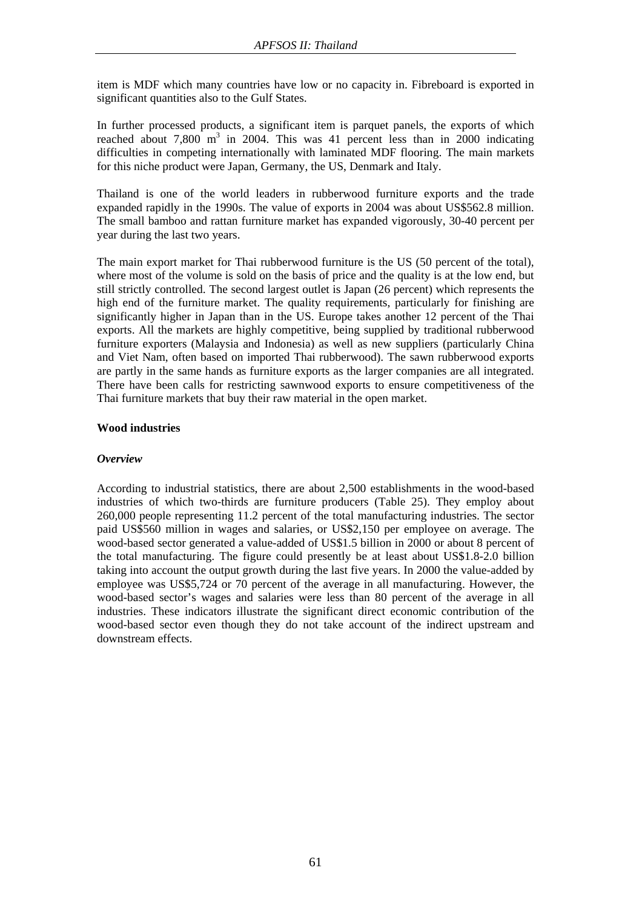item is MDF which many countries have low or no capacity in. Fibreboard is exported in significant quantities also to the Gulf States.

In further processed products, a significant item is parquet panels, the exports of which reached about 7,800 $m^3$ in 2004. This was 41 percent less than in 2000 indicating difficulties in competing internationally with laminated MDF flooring. The main markets for this niche product were Japan, Germany, the US, Denmark and Italy.

Thailand is one of the world leaders in rubberwood furniture exports and the trade expanded rapidly in the 1990s. The value of exports in 2004 was about US$562.8 million. The small bamboo and rattan furniture market has expanded vigorously, 30-40 percent per year during the last two years.

The main export market for Thai rubberwood furniture is the US (50 percent of the total), where most of the volume is sold on the basis of price and the quality is at the low end, but still strictly controlled. The second largest outlet is Japan (26 percent) which represents the high end of the furniture market. The quality requirements, particularly for finishing are significantly higher in Japan than in the US. Europe takes another 12 percent of the Thai exports. All the markets are highly competitive, being supplied by traditional rubberwood furniture exporters (Malaysia and Indonesia) as well as new suppliers (particularly China and Viet Nam, often based on imported Thai rubberwood). The sawn rubberwood exports are partly in the same hands as furniture exports as the larger companies are all integrated. There have been calls for restricting sawnwood exports to ensure competitiveness of the Thai furniture markets that buy their raw material in the open market.

**Wood industries**

***Overview***

According to industrial statistics, there are about 2,500 establishments in the wood-based industries of which two-thirds are furniture producers (Table 25). They employ about 260,000 people representing 11.2 percent of the total manufacturing industries. The sector paid US$560 million in wages and salaries, or US$2,150 per employee on average. The wood-based sector generated a value-added of US$1.5 billion in 2000 or about 8 percent of the total manufacturing. The figure could presently be at least about US$1.8-2.0 billion taking into account the output growth during the last five years. In 2000 the value-added by employee was US$5,724 or 70 percent of the average in all manufacturing. However, the wood-based sector's wages and salaries were less than 80 percent of the average in all industries. These indicators illustrate the significant direct economic contribution of the wood-based sector even though they do not take account of the indirect upstream and downstream effects.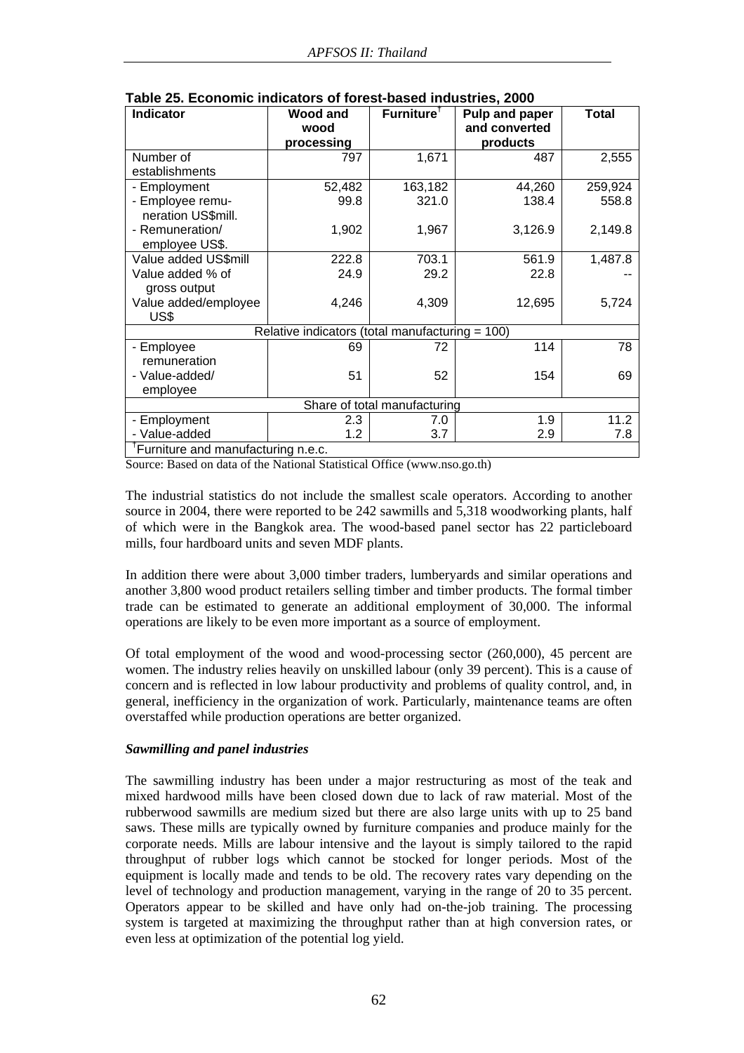**Table 25. Economic indicators of forest-based industries, 2000**

| Indicator | Wood and wood processing | Furniture[†] | Pulp and paper and converted products | Total |
|---|---|---|---|---|
| Number of establishments | 797 | 1,671 | 487 | 2,555 |
| - Employment | 52,482 | 163,182 | 44,260 | 259,924 |
| - Employee remu-neration US$mill. | 99.8 | 321.0 | 138.4 | 558.8 |
| - Remuneration/ employee US$. | 1,902 | 1,967 | 3,126.9 | 2,149.8 |
| Value added US$mill | 222.8 | 703.1 | 561.9 | 1,487.8 |
| Value added % of gross output | 24.9 | 29.2 | 22.8 | -- |
| Value added/employee US$ | 4,246 | 4,309 | 12,695 | 5,724 |
| Relative indicators (total manufacturing = 100) | | | | |
| - Employee remuneration | 69 | 72 | 114 | 78 |
| - Value-added/ employee | 51 | 52 | 154 | 69 |
| Share of total manufacturing | | | | |
| - Employment | 2.3 | 7.0 | 1.9 | 11.2 |
| - Value-added | 1.2 | 3.7 | 2.9 | 7.8 |
| [†]Furniture and manufacturing n.e.c. | | | | |

Source: Based on data of the National Statistical Office (www.nso.go.th)

The industrial statistics do not include the smallest scale operators. According to another source in 2004, there were reported to be 242 sawmills and 5,318 woodworking plants, half of which were in the Bangkok area. The wood-based panel sector has 22 particleboard mills, four hardboard units and seven MDF plants.

In addition there were about 3,000 timber traders, lumberyards and similar operations and another 3,800 wood product retailers selling timber and timber products. The formal timber trade can be estimated to generate an additional employment of 30,000. The informal operations are likely to be even more important as a source of employment.

Of total employment of the wood and wood-processing sector (260,000), 45 percent are women. The industry relies heavily on unskilled labour (only 39 percent). This is a cause of concern and is reflected in low labour productivity and problems of quality control, and, in general, inefficiency in the organization of work. Particularly, maintenance teams are often overstaffed while production operations are better organized.

***Sawmilling and panel industries***

The sawmilling industry has been under a major restructuring as most of the teak and mixed hardwood mills have been closed down due to lack of raw material. Most of the rubberwood sawmills are medium sized but there are also large units with up to 25 band saws. These mills are typically owned by furniture companies and produce mainly for the corporate needs. Mills are labour intensive and the layout is simply tailored to the rapid throughput of rubber logs which cannot be stocked for longer periods. Most of the equipment is locally made and tends to be old. The recovery rates vary depending on the level of technology and production management, varying in the range of 20 to 35 percent. Operators appear to be skilled and have only had on-the-job training. The processing system is targeted at maximizing the throughput rather than at high conversion rates, or even less at optimization of the potential log yield.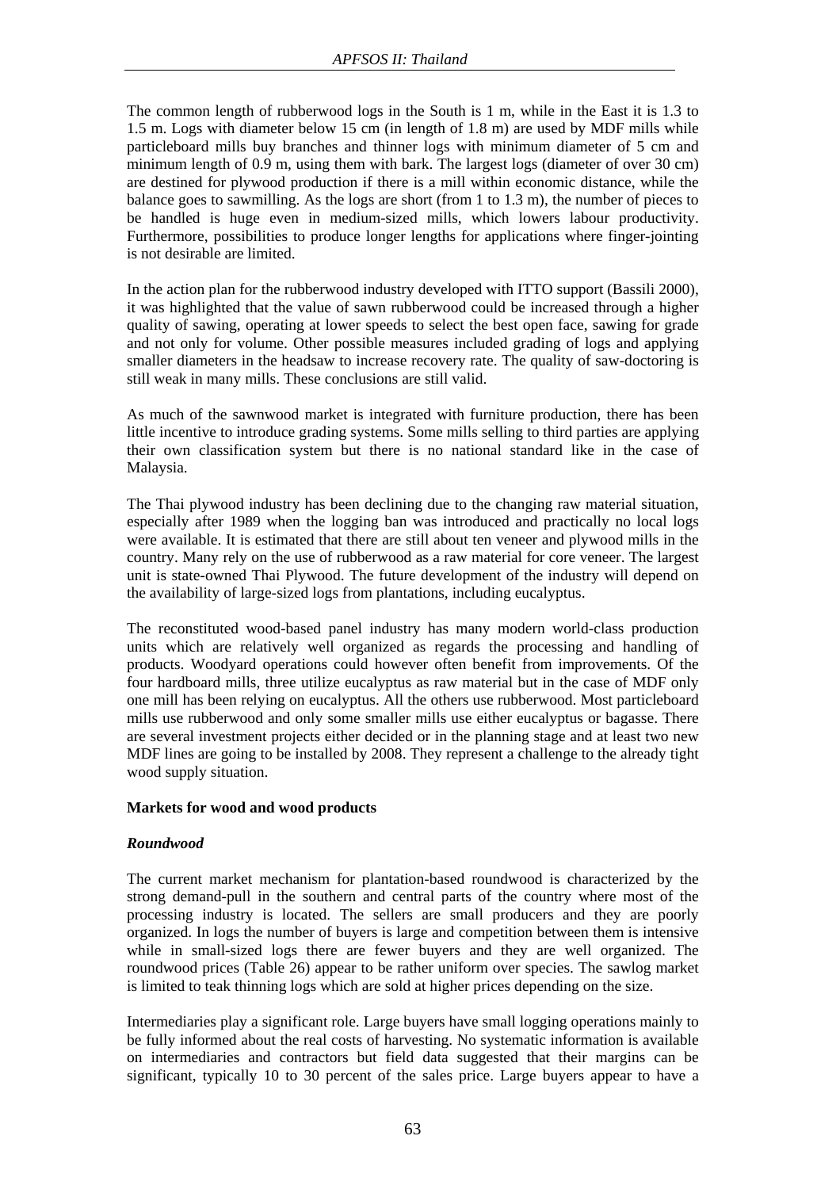The common length of rubberwood logs in the South is 1 m, while in the East it is 1.3 to 1.5 m. Logs with diameter below 15 cm (in length of 1.8 m) are used by MDF mills while particleboard mills buy branches and thinner logs with minimum diameter of 5 cm and minimum length of 0.9 m, using them with bark. The largest logs (diameter of over 30 cm) are destined for plywood production if there is a mill within economic distance, while the balance goes to sawmilling. As the logs are short (from 1 to 1.3 m), the number of pieces to be handled is huge even in medium-sized mills, which lowers labour productivity. Furthermore, possibilities to produce longer lengths for applications where finger-jointing is not desirable are limited.

In the action plan for the rubberwood industry developed with ITTO support (Bassili 2000), it was highlighted that the value of sawn rubberwood could be increased through a higher quality of sawing, operating at lower speeds to select the best open face, sawing for grade and not only for volume. Other possible measures included grading of logs and applying smaller diameters in the headsaw to increase recovery rate. The quality of saw-doctoring is still weak in many mills. These conclusions are still valid.

As much of the sawnwood market is integrated with furniture production, there has been little incentive to introduce grading systems. Some mills selling to third parties are applying their own classification system but there is no national standard like in the case of Malaysia.

The Thai plywood industry has been declining due to the changing raw material situation, especially after 1989 when the logging ban was introduced and practically no local logs were available. It is estimated that there are still about ten veneer and plywood mills in the country. Many rely on the use of rubberwood as a raw material for core veneer. The largest unit is state-owned Thai Plywood. The future development of the industry will depend on the availability of large-sized logs from plantations, including eucalyptus.

The reconstituted wood-based panel industry has many modern world-class production units which are relatively well organized as regards the processing and handling of products. Woodyard operations could however often benefit from improvements. Of the four hardboard mills, three utilize eucalyptus as raw material but in the case of MDF only one mill has been relying on eucalyptus. All the others use rubberwood. Most particleboard mills use rubberwood and only some smaller mills use either eucalyptus or bagasse. There are several investment projects either decided or in the planning stage and at least two new MDF lines are going to be installed by 2008. They represent a challenge to the already tight wood supply situation.

**Markets for wood and wood products**

***Roundwood***

The current market mechanism for plantation-based roundwood is characterized by the strong demand-pull in the southern and central parts of the country where most of the processing industry is located. The sellers are small producers and they are poorly organized. In logs the number of buyers is large and competition between them is intensive while in small-sized logs there are fewer buyers and they are well organized. The roundwood prices (Table 26) appear to be rather uniform over species. The sawlog market is limited to teak thinning logs which are sold at higher prices depending on the size.

Intermediaries play a significant role. Large buyers have small logging operations mainly to be fully informed about the real costs of harvesting. No systematic information is available on intermediaries and contractors but field data suggested that their margins can be significant, typically 10 to 30 percent of the sales price. Large buyers appear to have a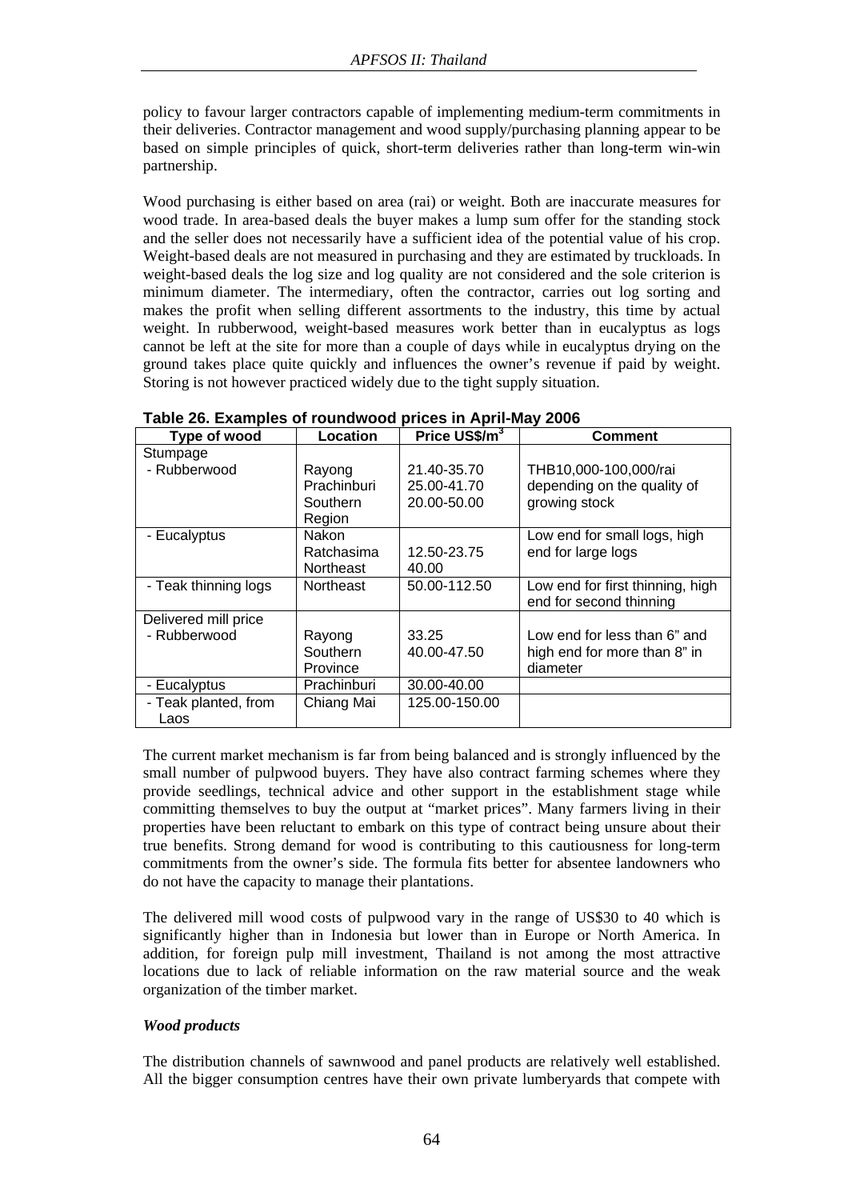policy to favour larger contractors capable of implementing medium-term commitments in their deliveries. Contractor management and wood supply/purchasing planning appear to be based on simple principles of quick, short-term deliveries rather than long-term win-win partnership.

Wood purchasing is either based on area (rai) or weight. Both are inaccurate measures for wood trade. In area-based deals the buyer makes a lump sum offer for the standing stock and the seller does not necessarily have a sufficient idea of the potential value of his crop. Weight-based deals are not measured in purchasing and they are estimated by truckloads. In weight-based deals the log size and log quality are not considered and the sole criterion is minimum diameter. The intermediary, often the contractor, carries out log sorting and makes the profit when selling different assortments to the industry, this time by actual weight. In rubberwood, weight-based measures work better than in eucalyptus as logs cannot be left at the site for more than a couple of days while in eucalyptus drying on the ground takes place quite quickly and influences the owner's revenue if paid by weight. Storing is not however practiced widely due to the tight supply situation.

**Table 26. Examples of roundwood prices in April-May 2006**

| Type of wood | Location | Price US$/m$^3$ | Comment |
|---|---|---|---|
| Stumpage | | | |
| - Rubberwood | Rayong<br>Prachinburi<br>Southern Region | 21.40-35.70<br>25.00-41.70<br>20.00-50.00 | THB10,000-100,000/rai depending on the quality of growing stock |
| - Eucalyptus | Nakon Ratchasima<br>Northeast | 12.50-23.75<br>40.00 | Low end for small logs, high end for large logs |
| - Teak thinning logs | Northeast | 50.00-112.50 | Low end for first thinning, high end for second thinning |
| Delivered mill price | | | |
| - Rubberwood | Rayong<br>Southern Province | 33.25<br>40.00-47.50 | Low end for less than 6" and high end for more than 8" in diameter |
| - Eucalyptus | Prachinburi | 30.00-40.00 | |
| - Teak planted, from Laos | Chiang Mai | 125.00-150.00 | |

The current market mechanism is far from being balanced and is strongly influenced by the small number of pulpwood buyers. They have also contract farming schemes where they provide seedlings, technical advice and other support in the establishment stage while committing themselves to buy the output at "market prices". Many farmers living in their properties have been reluctant to embark on this type of contract being unsure about their true benefits. Strong demand for wood is contributing to this cautiousness for long-term commitments from the owner's side. The formula fits better for absentee landowners who do not have the capacity to manage their plantations.

The delivered mill wood costs of pulpwood vary in the range of US$30 to 40 which is significantly higher than in Indonesia but lower than in Europe or North America. In addition, for foreign pulp mill investment, Thailand is not among the most attractive locations due to lack of reliable information on the raw material source and the weak organization of the timber market.

***Wood products***

The distribution channels of sawnwood and panel products are relatively well established. All the bigger consumption centres have their own private lumberyards that compete with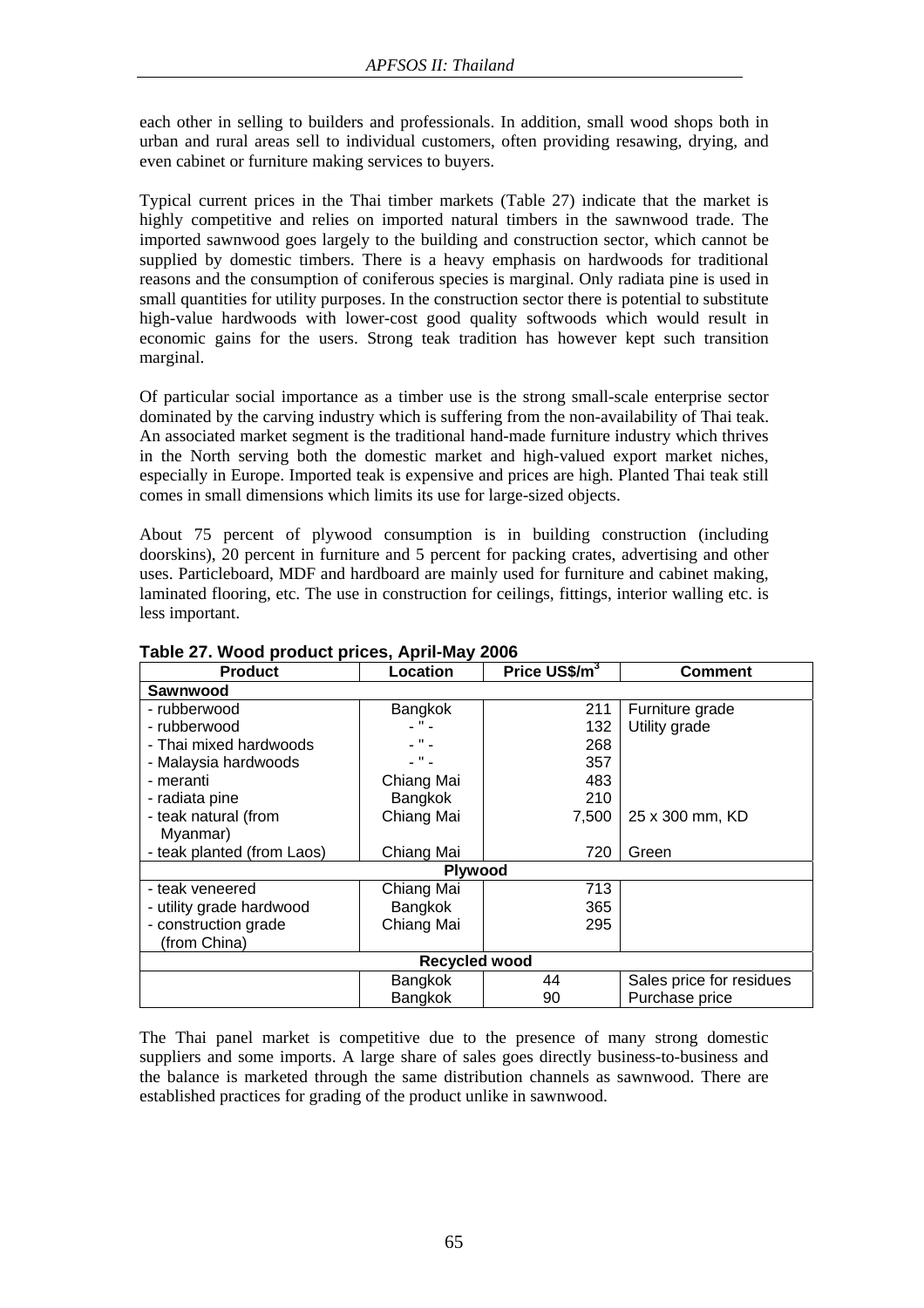each other in selling to builders and professionals. In addition, small wood shops both in urban and rural areas sell to individual customers, often providing resawing, drying, and even cabinet or furniture making services to buyers.

Typical current prices in the Thai timber markets (Table 27) indicate that the market is highly competitive and relies on imported natural timbers in the sawnwood trade. The imported sawnwood goes largely to the building and construction sector, which cannot be supplied by domestic timbers. There is a heavy emphasis on hardwoods for traditional reasons and the consumption of coniferous species is marginal. Only radiata pine is used in small quantities for utility purposes. In the construction sector there is potential to substitute high-value hardwoods with lower-cost good quality softwoods which would result in economic gains for the users. Strong teak tradition has however kept such transition marginal.

Of particular social importance as a timber use is the strong small-scale enterprise sector dominated by the carving industry which is suffering from the non-availability of Thai teak. An associated market segment is the traditional hand-made furniture industry which thrives in the North serving both the domestic market and high-valued export market niches, especially in Europe. Imported teak is expensive and prices are high. Planted Thai teak still comes in small dimensions which limits its use for large-sized objects.

About 75 percent of plywood consumption is in building construction (including doorskins), 20 percent in furniture and 5 percent for packing crates, advertising and other uses. Particleboard, MDF and hardboard are mainly used for furniture and cabinet making, laminated flooring, etc. The use in construction for ceilings, fittings, interior walling etc. is less important.

**Table 27. Wood product prices, April-May 2006**

| Product | Location | Price US$/m$^3$ | Comment |
|---|---|---|---|
| **Sawnwood** | | | |
| - rubberwood | Bangkok | 211 | Furniture grade |
| - rubberwood | - " - | 132 | Utility grade |
| - Thai mixed hardwoods | - " - | 268 | |
| - Malaysia hardwoods | - " - | 357 | |
| - meranti | Chiang Mai | 483 | |
| - radiata pine | Bangkok | 210 | |
| - teak natural (from Myanmar) | Chiang Mai | 7,500 | 25 x 300 mm, KD |
| - teak planted (from Laos) | Chiang Mai | 720 | Green |
| **Plywood** | | | |
| - teak veneered | Chiang Mai | 713 | |
| - utility grade hardwood | Bangkok | 365 | |
| - construction grade (from China) | Chiang Mai | 295 | |
| **Recycled wood** | | | |
| | Bangkok | 44 | Sales price for residues |
| | Bangkok | 90 | Purchase price |

The Thai panel market is competitive due to the presence of many strong domestic suppliers and some imports. A large share of sales goes directly business-to-business and the balance is marketed through the same distribution channels as sawnwood. There are established practices for grading of the product unlike in sawnwood.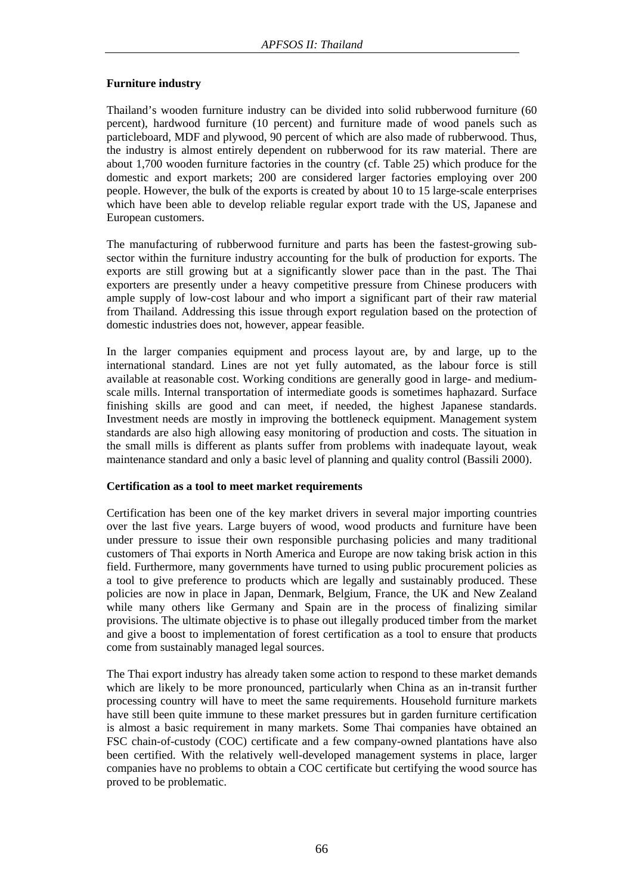**Furniture industry**

Thailand's wooden furniture industry can be divided into solid rubberwood furniture (60 percent), hardwood furniture (10 percent) and furniture made of wood panels such as particleboard, MDF and plywood, 90 percent of which are also made of rubberwood. Thus, the industry is almost entirely dependent on rubberwood for its raw material. There are about 1,700 wooden furniture factories in the country (cf. Table 25) which produce for the domestic and export markets; 200 are considered larger factories employing over 200 people. However, the bulk of the exports is created by about 10 to 15 large-scale enterprises which have been able to develop reliable regular export trade with the US, Japanese and European customers.

The manufacturing of rubberwood furniture and parts has been the fastest-growing sub-sector within the furniture industry accounting for the bulk of production for exports. The exports are still growing but at a significantly slower pace than in the past. The Thai exporters are presently under a heavy competitive pressure from Chinese producers with ample supply of low-cost labour and who import a significant part of their raw material from Thailand. Addressing this issue through export regulation based on the protection of domestic industries does not, however, appear feasible.

In the larger companies equipment and process layout are, by and large, up to the international standard. Lines are not yet fully automated, as the labour force is still available at reasonable cost. Working conditions are generally good in large- and medium-scale mills. Internal transportation of intermediate goods is sometimes haphazard. Surface finishing skills are good and can meet, if needed, the highest Japanese standards. Investment needs are mostly in improving the bottleneck equipment. Management system standards are also high allowing easy monitoring of production and costs. The situation in the small mills is different as plants suffer from problems with inadequate layout, weak maintenance standard and only a basic level of planning and quality control (Bassili 2000).

**Certification as a tool to meet market requirements**

Certification has been one of the key market drivers in several major importing countries over the last five years. Large buyers of wood, wood products and furniture have been under pressure to issue their own responsible purchasing policies and many traditional customers of Thai exports in North America and Europe are now taking brisk action in this field. Furthermore, many governments have turned to using public procurement policies as a tool to give preference to products which are legally and sustainably produced. These policies are now in place in Japan, Denmark, Belgium, France, the UK and New Zealand while many others like Germany and Spain are in the process of finalizing similar provisions. The ultimate objective is to phase out illegally produced timber from the market and give a boost to implementation of forest certification as a tool to ensure that products come from sustainably managed legal sources.

The Thai export industry has already taken some action to respond to these market demands which are likely to be more pronounced, particularly when China as an in-transit further processing country will have to meet the same requirements. Household furniture markets have still been quite immune to these market pressures but in garden furniture certification is almost a basic requirement in many markets. Some Thai companies have obtained an FSC chain-of-custody (COC) certificate and a few company-owned plantations have also been certified. With the relatively well-developed management systems in place, larger companies have no problems to obtain a COC certificate but certifying the wood source has proved to be problematic.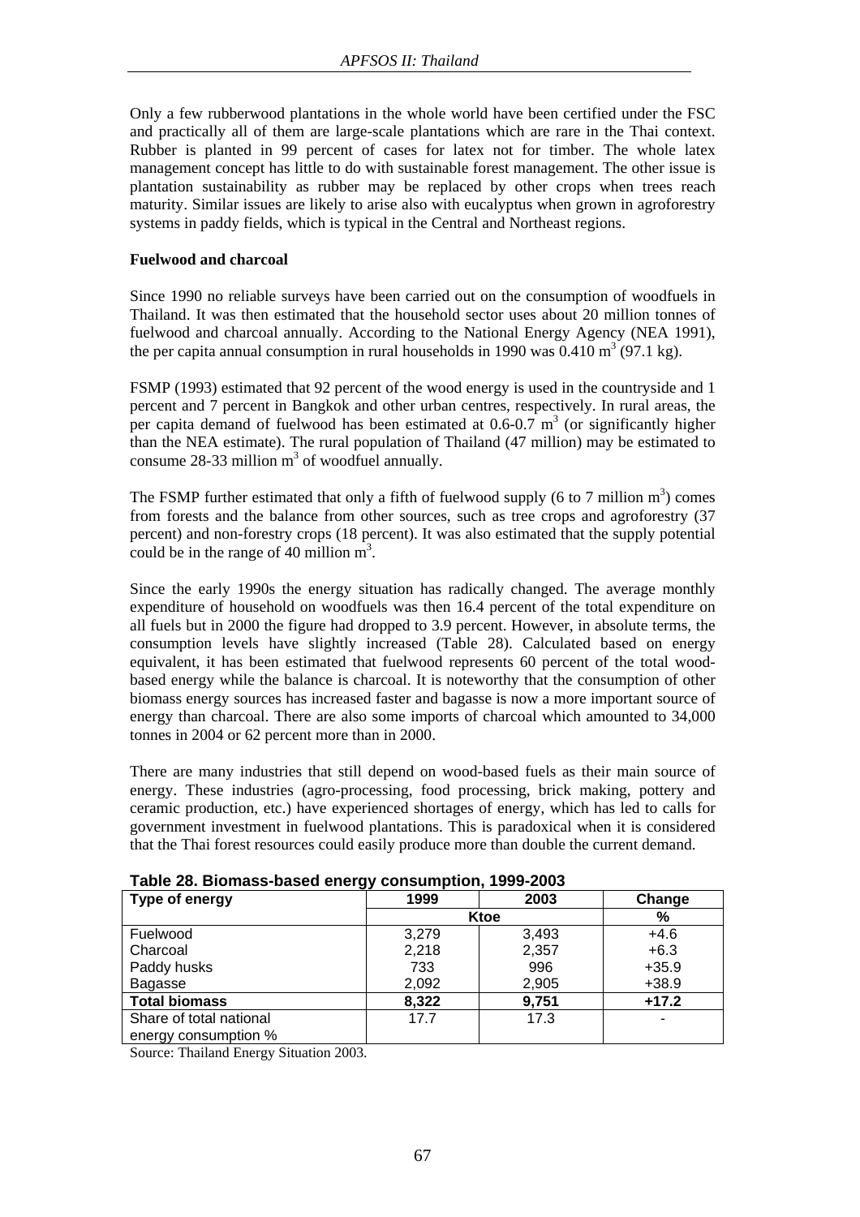Only a few rubberwood plantations in the whole world have been certified under the FSC and practically all of them are large-scale plantations which are rare in the Thai context. Rubber is planted in 99 percent of cases for latex not for timber. The whole latex management concept has little to do with sustainable forest management. The other issue is plantation sustainability as rubber may be replaced by other crops when trees reach maturity. Similar issues are likely to arise also with eucalyptus when grown in agroforestry systems in paddy fields, which is typical in the Central and Northeast regions.

**Fuelwood and charcoal**

Since 1990 no reliable surveys have been carried out on the consumption of woodfuels in Thailand. It was then estimated that the household sector uses about 20 million tonnes of fuelwood and charcoal annually. According to the National Energy Agency (NEA 1991), the per capita annual consumption in rural households in 1990 was 0.410 $m^3$ (97.1 kg).

FSMP (1993) estimated that 92 percent of the wood energy is used in the countryside and 1 percent and 7 percent in Bangkok and other urban centres, respectively. In rural areas, the per capita demand of fuelwood has been estimated at 0.6-0.7 $m^3$ (or significantly higher than the NEA estimate). The rural population of Thailand (47 million) may be estimated to consume 28-33 million $m^3$ of woodfuel annually.

The FSMP further estimated that only a fifth of fuelwood supply (6 to 7 million $m^3$) comes from forests and the balance from other sources, such as tree crops and agroforestry (37 percent) and non-forestry crops (18 percent). It was also estimated that the supply potential could be in the range of 40 million $m^3$.

Since the early 1990s the energy situation has radically changed. The average monthly expenditure of household on woodfuels was then 16.4 percent of the total expenditure on all fuels but in 2000 the figure had dropped to 3.9 percent. However, in absolute terms, the consumption levels have slightly increased (Table 28). Calculated based on energy equivalent, it has been estimated that fuelwood represents 60 percent of the total wood-based energy while the balance is charcoal. It is noteworthy that the consumption of other biomass energy sources has increased faster and bagasse is now a more important source of energy than charcoal. There are also some imports of charcoal which amounted to 34,000 tonnes in 2004 or 62 percent more than in 2000.

There are many industries that still depend on wood-based fuels as their main source of energy. These industries (agro-processing, food processing, brick making, pottery and ceramic production, etc.) have experienced shortages of energy, which has led to calls for government investment in fuelwood plantations. This is paradoxical when it is considered that the Thai forest resources could easily produce more than double the current demand.

**Table 28. Biomass-based energy consumption, 1999-2003**

| Type of energy | 1999 | 2003 | Change |
|---|---|---|---|
| | Ktoe | | % |
| Fuelwood | 3,279 | 3,493 | +4.6 |
| Charcoal | 2,218 | 2,357 | +6.3 |
| Paddy husks | 733 | 996 | +35.9 |
| Bagasse | 2,092 | 2,905 | +38.9 |
| **Total biomass** | **8,322** | **9,751** | **+17.2** |
| Share of total national energy consumption % | 17.7 | 17.3 | - |

Source: Thailand Energy Situation 2003.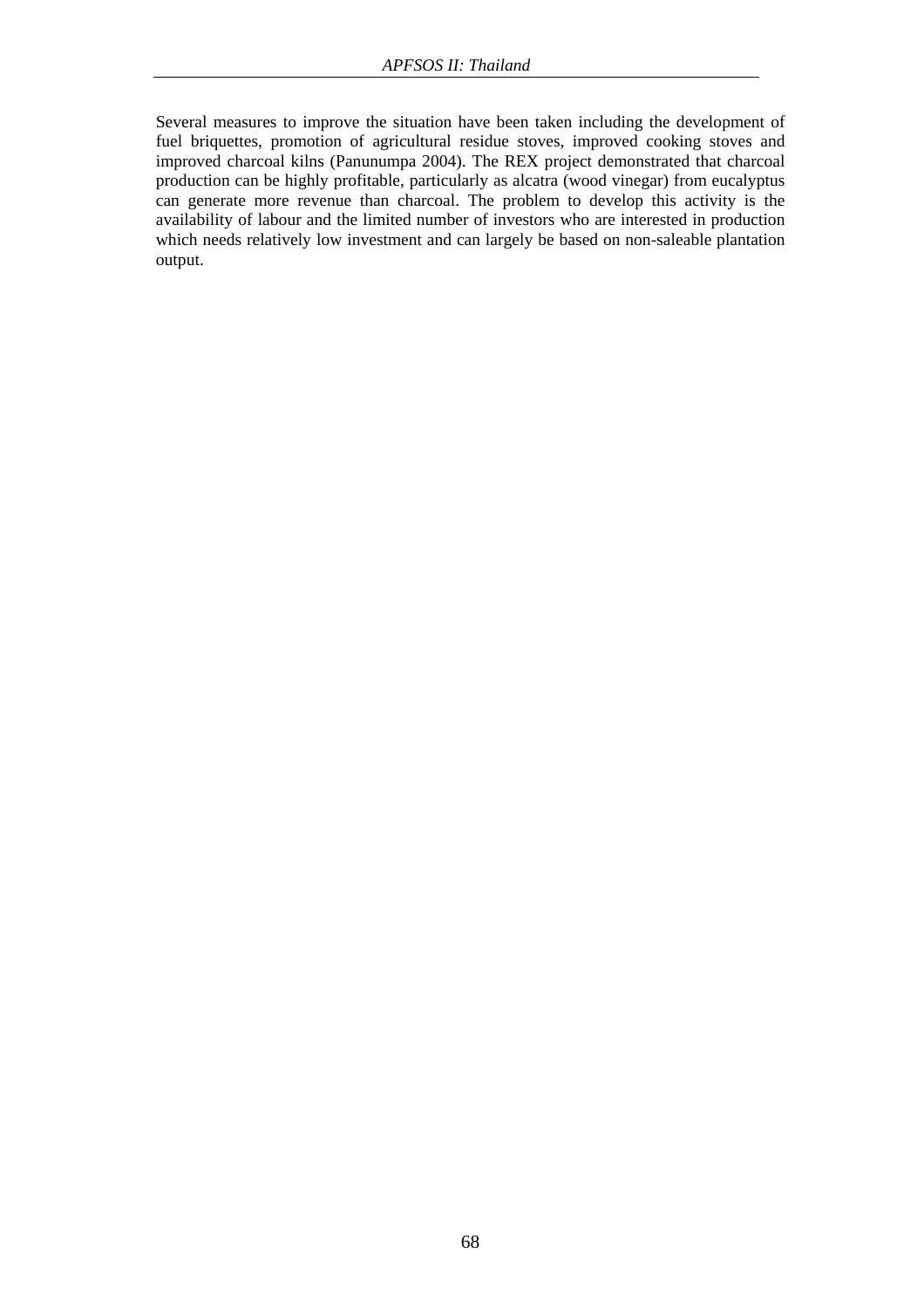Several measures to improve the situation have been taken including the development of fuel briquettes, promotion of agricultural residue stoves, improved cooking stoves and improved charcoal kilns (Panunumpa 2004). The REX project demonstrated that charcoal production can be highly profitable, particularly as alcatra (wood vinegar) from eucalyptus can generate more revenue than charcoal. The problem to develop this activity is the availability of labour and the limited number of investors who are interested in production which needs relatively low investment and can largely be based on non-saleable plantation output.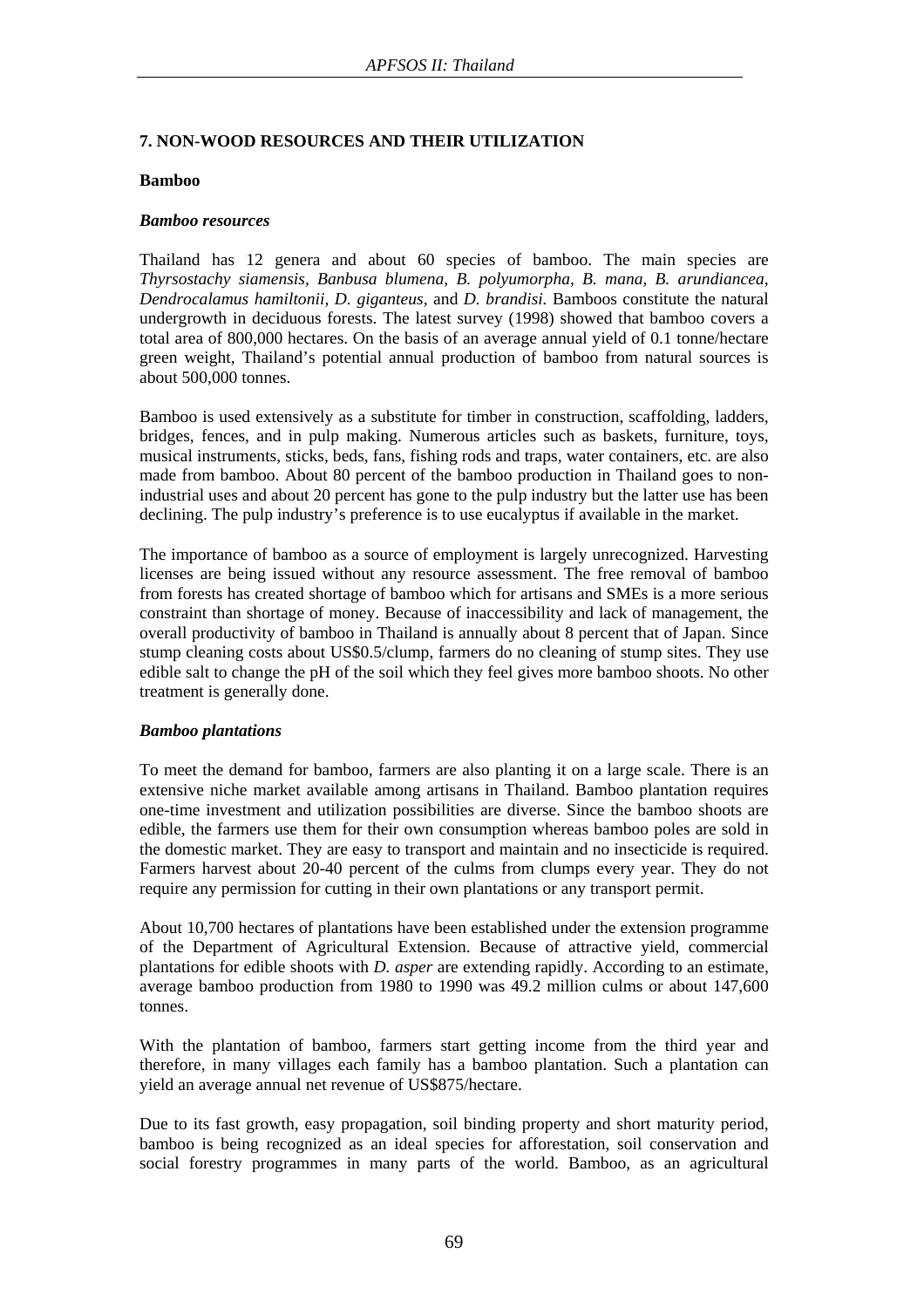## 7. NON-WOOD RESOURCES AND THEIR UTILIZATION

### Bamboo

#### *Bamboo resources*

Thailand has 12 genera and about 60 species of bamboo. The main species are *Thyrsostachy siamensis, Banbusa blumena, B. polyumorpha, B. mana, B. arundiancea, Dendrocalamus hamiltonii, D. giganteus,* and *D. brandisi.* Bamboos constitute the natural undergrowth in deciduous forests. The latest survey (1998) showed that bamboo covers a total area of 800,000 hectares. On the basis of an average annual yield of 0.1 tonne/hectare green weight, Thailand's potential annual production of bamboo from natural sources is about 500,000 tonnes.

Bamboo is used extensively as a substitute for timber in construction, scaffolding, ladders, bridges, fences, and in pulp making. Numerous articles such as baskets, furniture, toys, musical instruments, sticks, beds, fans, fishing rods and traps, water containers, etc. are also made from bamboo. About 80 percent of the bamboo production in Thailand goes to non-industrial uses and about 20 percent has gone to the pulp industry but the latter use has been declining. The pulp industry's preference is to use eucalyptus if available in the market.

The importance of bamboo as a source of employment is largely unrecognized. Harvesting licenses are being issued without any resource assessment. The free removal of bamboo from forests has created shortage of bamboo which for artisans and SMEs is a more serious constraint than shortage of money. Because of inaccessibility and lack of management, the overall productivity of bamboo in Thailand is annually about 8 percent that of Japan. Since stump cleaning costs about US$0.5/clump, farmers do no cleaning of stump sites. They use edible salt to change the pH of the soil which they feel gives more bamboo shoots. No other treatment is generally done.

#### *Bamboo plantations*

To meet the demand for bamboo, farmers are also planting it on a large scale. There is an extensive niche market available among artisans in Thailand. Bamboo plantation requires one-time investment and utilization possibilities are diverse. Since the bamboo shoots are edible, the farmers use them for their own consumption whereas bamboo poles are sold in the domestic market. They are easy to transport and maintain and no insecticide is required. Farmers harvest about 20-40 percent of the culms from clumps every year. They do not require any permission for cutting in their own plantations or any transport permit.

About 10,700 hectares of plantations have been established under the extension programme of the Department of Agricultural Extension. Because of attractive yield, commercial plantations for edible shoots with *D. asper* are extending rapidly. According to an estimate, average bamboo production from 1980 to 1990 was 49.2 million culms or about 147,600 tonnes.

With the plantation of bamboo, farmers start getting income from the third year and therefore, in many villages each family has a bamboo plantation. Such a plantation can yield an average annual net revenue of US$875/hectare.

Due to its fast growth, easy propagation, soil binding property and short maturity period, bamboo is being recognized as an ideal species for afforestation, soil conservation and social forestry programmes in many parts of the world. Bamboo, as an agricultural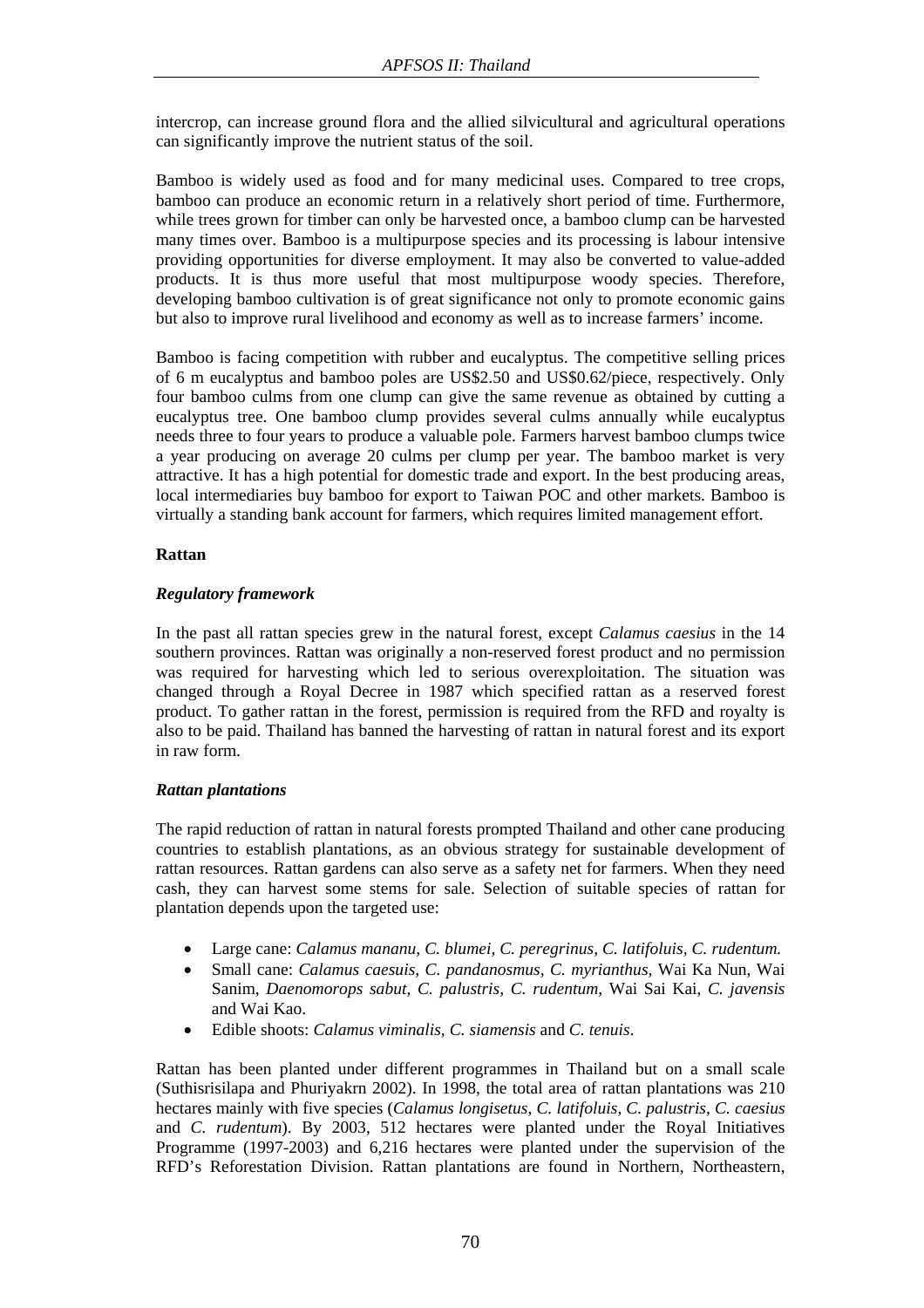intercrop, can increase ground flora and the allied silvicultural and agricultural operations can significantly improve the nutrient status of the soil.

Bamboo is widely used as food and for many medicinal uses. Compared to tree crops, bamboo can produce an economic return in a relatively short period of time. Furthermore, while trees grown for timber can only be harvested once, a bamboo clump can be harvested many times over. Bamboo is a multipurpose species and its processing is labour intensive providing opportunities for diverse employment. It may also be converted to value-added products. It is thus more useful that most multipurpose woody species. Therefore, developing bamboo cultivation is of great significance not only to promote economic gains but also to improve rural livelihood and economy as well as to increase farmers' income.

Bamboo is facing competition with rubber and eucalyptus. The competitive selling prices of 6 m eucalyptus and bamboo poles are US$2.50 and US$0.62/piece, respectively. Only four bamboo culms from one clump can give the same revenue as obtained by cutting a eucalyptus tree. One bamboo clump provides several culms annually while eucalyptus needs three to four years to produce a valuable pole. Farmers harvest bamboo clumps twice a year producing on average 20 culms per clump per year. The bamboo market is very attractive. It has a high potential for domestic trade and export. In the best producing areas, local intermediaries buy bamboo for export to Taiwan POC and other markets. Bamboo is virtually a standing bank account for farmers, which requires limited management effort.

**Rattan**

***Regulatory framework***

In the past all rattan species grew in the natural forest, except *Calamus caesius* in the 14 southern provinces. Rattan was originally a non-reserved forest product and no permission was required for harvesting which led to serious overexploitation. The situation was changed through a Royal Decree in 1987 which specified rattan as a reserved forest product. To gather rattan in the forest, permission is required from the RFD and royalty is also to be paid. Thailand has banned the harvesting of rattan in natural forest and its export in raw form.

***Rattan plantations***

The rapid reduction of rattan in natural forests prompted Thailand and other cane producing countries to establish plantations, as an obvious strategy for sustainable development of rattan resources. Rattan gardens can also serve as a safety net for farmers. When they need cash, they can harvest some stems for sale. Selection of suitable species of rattan for plantation depends upon the targeted use:

- Large cane: *Calamus mananu, C. blumei, C. peregrinus, C. latifoluis, C. rudentum.*
- Small cane: *Calamus caesuis, C. pandanosmus, C. myrianthus,* Wai Ka Nun, Wai Sanim, *Daenomorops sabut, C. palustris, C. rudentum,* Wai Sai Kai, *C. javensis* and Wai Kao.
- Edible shoots: *Calamus viminalis*, *C. siamensis* and *C. tenuis*.

Rattan has been planted under different programmes in Thailand but on a small scale (Suthisrisilapa and Phuriyakrn 2002). In 1998, the total area of rattan plantations was 210 hectares mainly with five species (*Calamus longisetus, C. latifoluis, C. palustris, C. caesius* and *C. rudentum*). By 2003, 512 hectares were planted under the Royal Initiatives Programme (1997-2003) and 6,216 hectares were planted under the supervision of the RFD's Reforestation Division. Rattan plantations are found in Northern, Northeastern,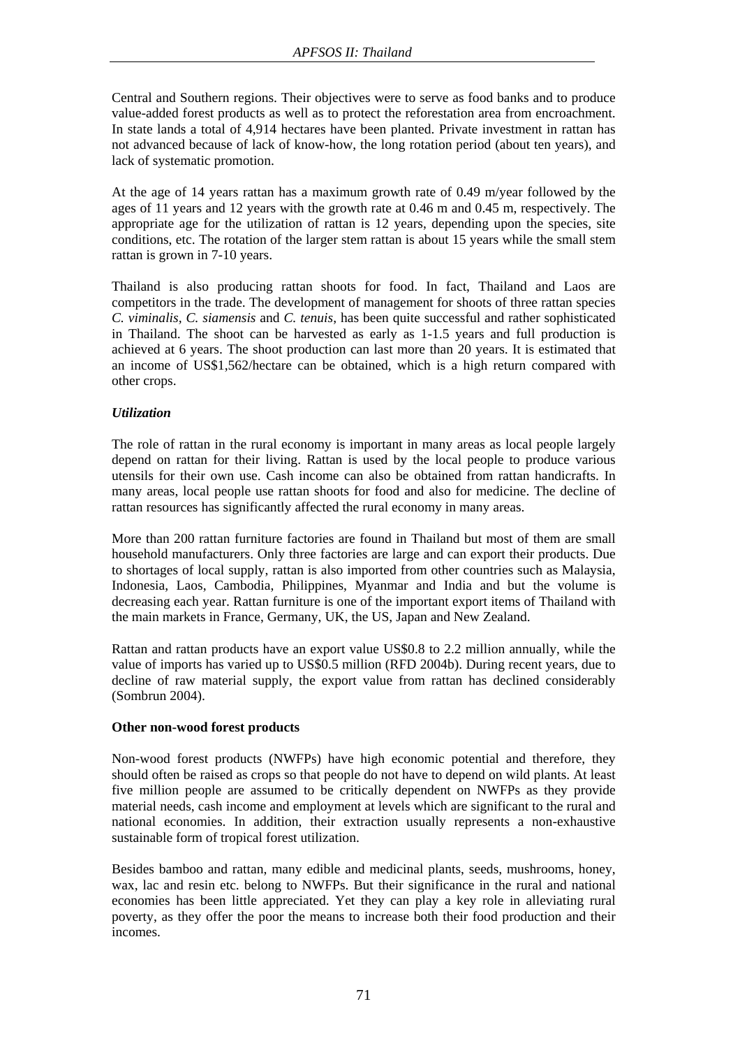Central and Southern regions. Their objectives were to serve as food banks and to produce value-added forest products as well as to protect the reforestation area from encroachment. In state lands a total of 4,914 hectares have been planted. Private investment in rattan has not advanced because of lack of know-how, the long rotation period (about ten years), and lack of systematic promotion.

At the age of 14 years rattan has a maximum growth rate of 0.49 m/year followed by the ages of 11 years and 12 years with the growth rate at 0.46 m and 0.45 m, respectively. The appropriate age for the utilization of rattan is 12 years, depending upon the species, site conditions, etc. The rotation of the larger stem rattan is about 15 years while the small stem rattan is grown in 7-10 years.

Thailand is also producing rattan shoots for food. In fact, Thailand and Laos are competitors in the trade. The development of management for shoots of three rattan species *C. viminalis*, *C. siamensis* and *C. tenuis*, has been quite successful and rather sophisticated in Thailand. The shoot can be harvested as early as 1-1.5 years and full production is achieved at 6 years. The shoot production can last more than 20 years. It is estimated that an income of US$1,562/hectare can be obtained, which is a high return compared with other crops.

***Utilization***

The role of rattan in the rural economy is important in many areas as local people largely depend on rattan for their living. Rattan is used by the local people to produce various utensils for their own use. Cash income can also be obtained from rattan handicrafts. In many areas, local people use rattan shoots for food and also for medicine. The decline of rattan resources has significantly affected the rural economy in many areas.

More than 200 rattan furniture factories are found in Thailand but most of them are small household manufacturers. Only three factories are large and can export their products. Due to shortages of local supply, rattan is also imported from other countries such as Malaysia, Indonesia, Laos, Cambodia, Philippines, Myanmar and India and but the volume is decreasing each year. Rattan furniture is one of the important export items of Thailand with the main markets in France, Germany, UK, the US, Japan and New Zealand.

Rattan and rattan products have an export value US$0.8 to 2.2 million annually, while the value of imports has varied up to US$0.5 million (RFD 2004b). During recent years, due to decline of raw material supply, the export value from rattan has declined considerably (Sombrun 2004).

**Other non-wood forest products**

Non-wood forest products (NWFPs) have high economic potential and therefore, they should often be raised as crops so that people do not have to depend on wild plants. At least five million people are assumed to be critically dependent on NWFPs as they provide material needs, cash income and employment at levels which are significant to the rural and national economies. In addition, their extraction usually represents a non-exhaustive sustainable form of tropical forest utilization.

Besides bamboo and rattan, many edible and medicinal plants, seeds, mushrooms, honey, wax, lac and resin etc. belong to NWFPs. But their significance in the rural and national economies has been little appreciated. Yet they can play a key role in alleviating rural poverty, as they offer the poor the means to increase both their food production and their incomes.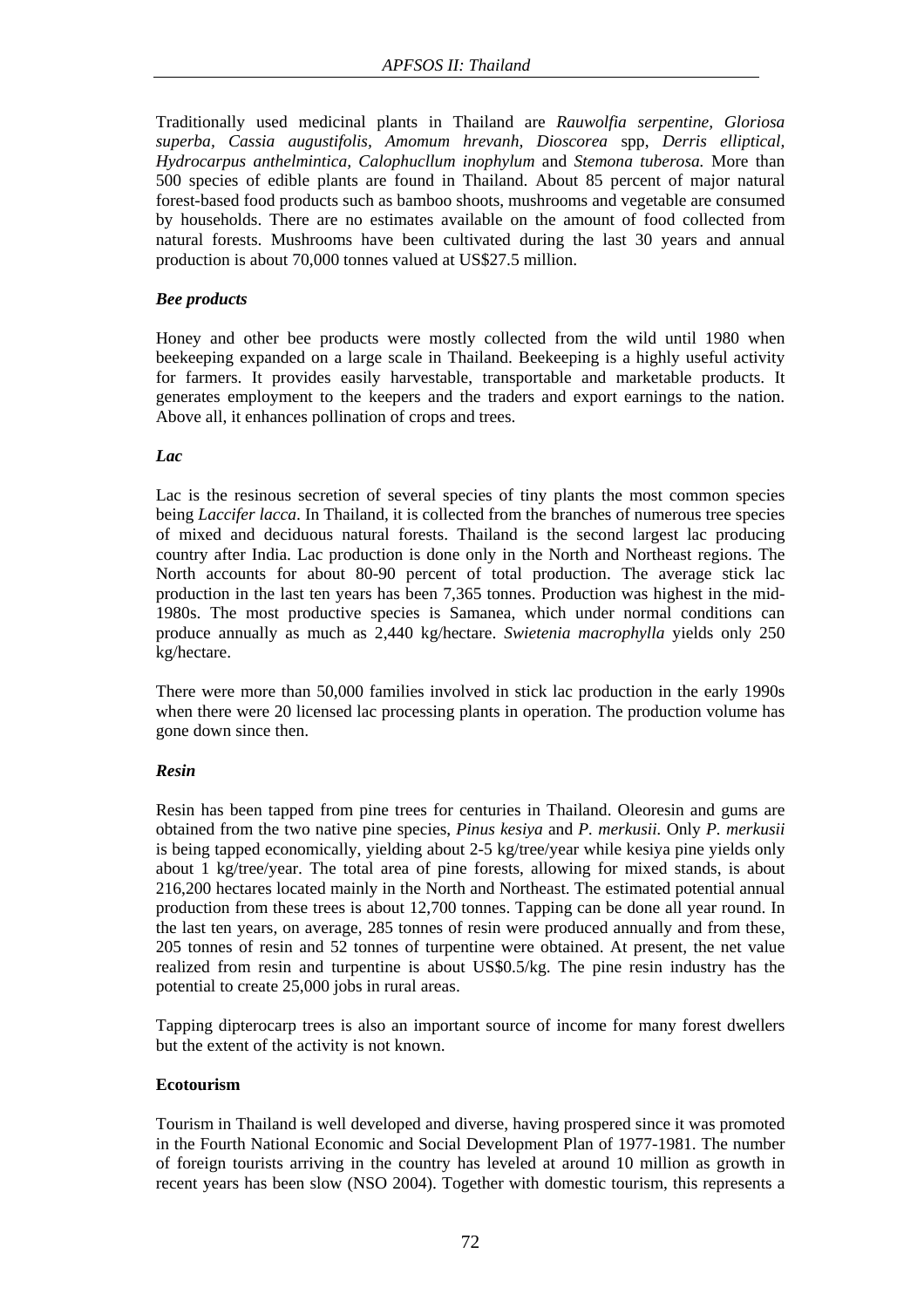Traditionally used medicinal plants in Thailand are *Rauwolfia serpentine, Gloriosa superba, Cassia augustifolis, Amomum hrevanh, Dioscorea* spp, *Derris elliptical, Hydrocarpus anthelmintica, Calophucllum inophylum* and *Stemona tuberosa.* More than 500 species of edible plants are found in Thailand. About 85 percent of major natural forest-based food products such as bamboo shoots, mushrooms and vegetable are consumed by households. There are no estimates available on the amount of food collected from natural forests. Mushrooms have been cultivated during the last 30 years and annual production is about 70,000 tonnes valued at US$27.5 million.

***Bee products***

Honey and other bee products were mostly collected from the wild until 1980 when beekeeping expanded on a large scale in Thailand. Beekeeping is a highly useful activity for farmers. It provides easily harvestable, transportable and marketable products. It generates employment to the keepers and the traders and export earnings to the nation. Above all, it enhances pollination of crops and trees.

***Lac***

Lac is the resinous secretion of several species of tiny plants the most common species being *Laccifer lacca*. In Thailand, it is collected from the branches of numerous tree species of mixed and deciduous natural forests. Thailand is the second largest lac producing country after India. Lac production is done only in the North and Northeast regions. The North accounts for about 80-90 percent of total production. The average stick lac production in the last ten years has been 7,365 tonnes. Production was highest in the mid-1980s. The most productive species is Samanea, which under normal conditions can produce annually as much as 2,440 kg/hectare. *Swietenia macrophylla* yields only 250 kg/hectare.

There were more than 50,000 families involved in stick lac production in the early 1990s when there were 20 licensed lac processing plants in operation. The production volume has gone down since then.

***Resin***

Resin has been tapped from pine trees for centuries in Thailand. Oleoresin and gums are obtained from the two native pine species, *Pinus kesiya* and *P. merkusii.* Only *P. merkusii* is being tapped economically, yielding about 2-5 kg/tree/year while kesiya pine yields only about 1 kg/tree/year. The total area of pine forests, allowing for mixed stands, is about 216,200 hectares located mainly in the North and Northeast. The estimated potential annual production from these trees is about 12,700 tonnes. Tapping can be done all year round. In the last ten years, on average, 285 tonnes of resin were produced annually and from these, 205 tonnes of resin and 52 tonnes of turpentine were obtained. At present, the net value realized from resin and turpentine is about US$0.5/kg. The pine resin industry has the potential to create 25,000 jobs in rural areas.

Tapping dipterocarp trees is also an important source of income for many forest dwellers but the extent of the activity is not known.

**Ecotourism**

Tourism in Thailand is well developed and diverse, having prospered since it was promoted in the Fourth National Economic and Social Development Plan of 1977-1981. The number of foreign tourists arriving in the country has leveled at around 10 million as growth in recent years has been slow (NSO 2004). Together with domestic tourism, this represents a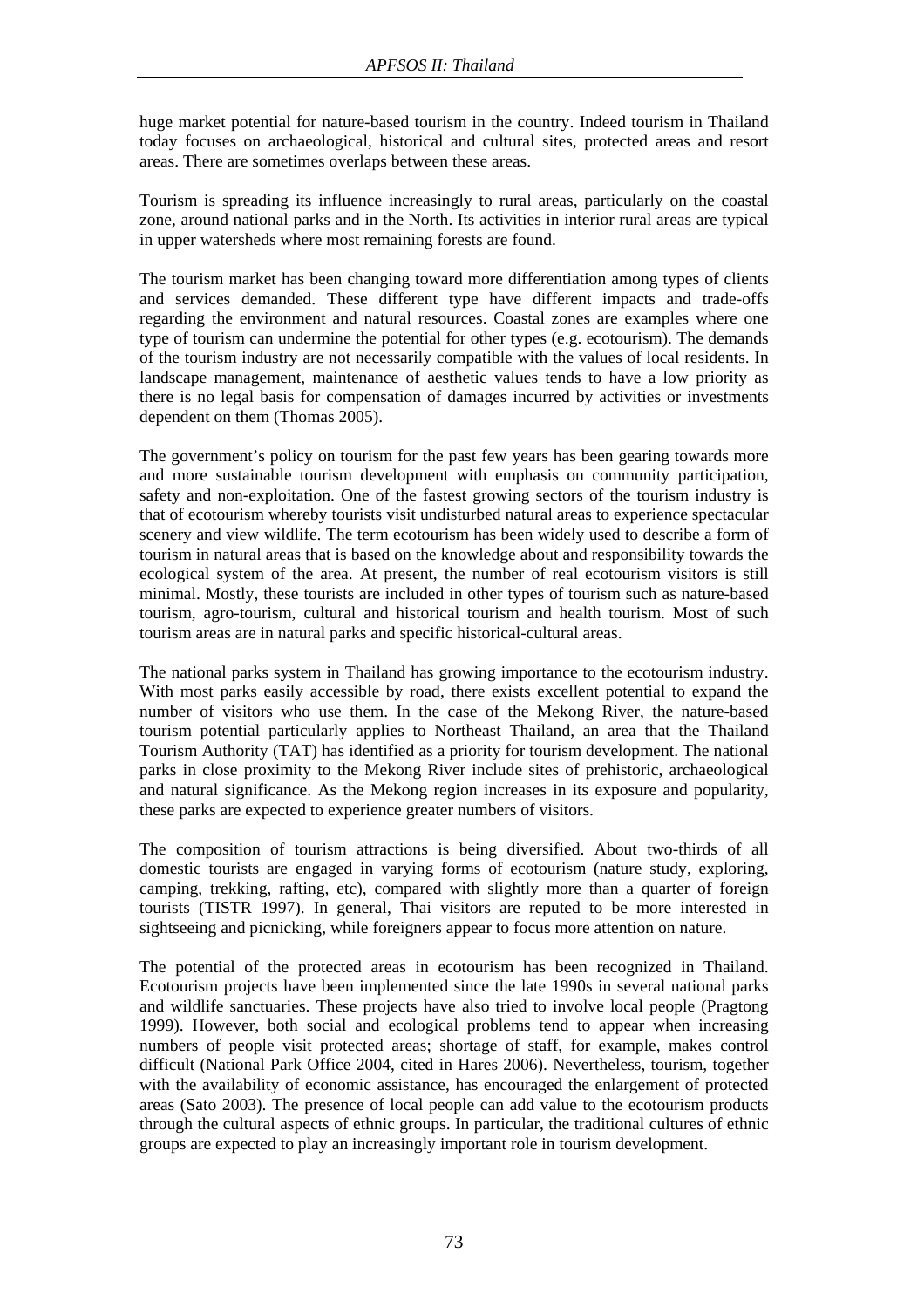huge market potential for nature-based tourism in the country. Indeed tourism in Thailand today focuses on archaeological, historical and cultural sites, protected areas and resort areas. There are sometimes overlaps between these areas.

Tourism is spreading its influence increasingly to rural areas, particularly on the coastal zone, around national parks and in the North. Its activities in interior rural areas are typical in upper watersheds where most remaining forests are found.

The tourism market has been changing toward more differentiation among types of clients and services demanded. These different type have different impacts and trade-offs regarding the environment and natural resources. Coastal zones are examples where one type of tourism can undermine the potential for other types (e.g. ecotourism). The demands of the tourism industry are not necessarily compatible with the values of local residents. In landscape management, maintenance of aesthetic values tends to have a low priority as there is no legal basis for compensation of damages incurred by activities or investments dependent on them (Thomas 2005).

The government's policy on tourism for the past few years has been gearing towards more and more sustainable tourism development with emphasis on community participation, safety and non-exploitation. One of the fastest growing sectors of the tourism industry is that of ecotourism whereby tourists visit undisturbed natural areas to experience spectacular scenery and view wildlife. The term ecotourism has been widely used to describe a form of tourism in natural areas that is based on the knowledge about and responsibility towards the ecological system of the area. At present, the number of real ecotourism visitors is still minimal. Mostly, these tourists are included in other types of tourism such as nature-based tourism, agro-tourism, cultural and historical tourism and health tourism. Most of such tourism areas are in natural parks and specific historical-cultural areas.

The national parks system in Thailand has growing importance to the ecotourism industry. With most parks easily accessible by road, there exists excellent potential to expand the number of visitors who use them. In the case of the Mekong River, the nature-based tourism potential particularly applies to Northeast Thailand, an area that the Thailand Tourism Authority (TAT) has identified as a priority for tourism development. The national parks in close proximity to the Mekong River include sites of prehistoric, archaeological and natural significance. As the Mekong region increases in its exposure and popularity, these parks are expected to experience greater numbers of visitors.

The composition of tourism attractions is being diversified. About two-thirds of all domestic tourists are engaged in varying forms of ecotourism (nature study, exploring, camping, trekking, rafting, etc), compared with slightly more than a quarter of foreign tourists (TISTR 1997). In general, Thai visitors are reputed to be more interested in sightseeing and picnicking, while foreigners appear to focus more attention on nature.

The potential of the protected areas in ecotourism has been recognized in Thailand. Ecotourism projects have been implemented since the late 1990s in several national parks and wildlife sanctuaries. These projects have also tried to involve local people (Pragtong 1999). However, both social and ecological problems tend to appear when increasing numbers of people visit protected areas; shortage of staff, for example, makes control difficult (National Park Office 2004, cited in Hares 2006). Nevertheless, tourism, together with the availability of economic assistance, has encouraged the enlargement of protected areas (Sato 2003). The presence of local people can add value to the ecotourism products through the cultural aspects of ethnic groups. In particular, the traditional cultures of ethnic groups are expected to play an increasingly important role in tourism development.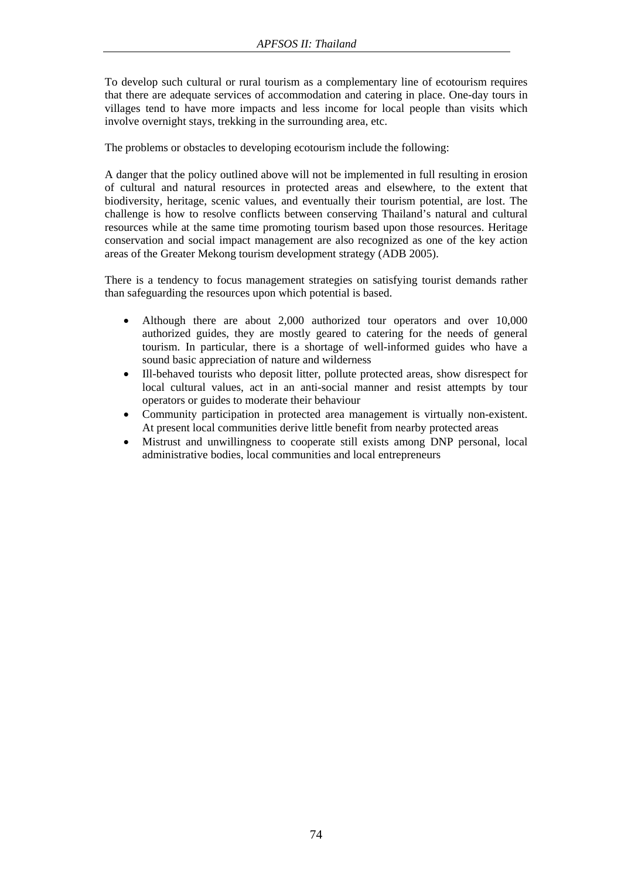To develop such cultural or rural tourism as a complementary line of ecotourism requires that there are adequate services of accommodation and catering in place. One-day tours in villages tend to have more impacts and less income for local people than visits which involve overnight stays, trekking in the surrounding area, etc.

The problems or obstacles to developing ecotourism include the following:

A danger that the policy outlined above will not be implemented in full resulting in erosion of cultural and natural resources in protected areas and elsewhere, to the extent that biodiversity, heritage, scenic values, and eventually their tourism potential, are lost. The challenge is how to resolve conflicts between conserving Thailand's natural and cultural resources while at the same time promoting tourism based upon those resources. Heritage conservation and social impact management are also recognized as one of the key action areas of the Greater Mekong tourism development strategy (ADB 2005).

There is a tendency to focus management strategies on satisfying tourist demands rather than safeguarding the resources upon which potential is based.

- Although there are about 2,000 authorized tour operators and over 10,000 authorized guides, they are mostly geared to catering for the needs of general tourism. In particular, there is a shortage of well-informed guides who have a sound basic appreciation of nature and wilderness
- Ill-behaved tourists who deposit litter, pollute protected areas, show disrespect for local cultural values, act in an anti-social manner and resist attempts by tour operators or guides to moderate their behaviour
- Community participation in protected area management is virtually non-existent. At present local communities derive little benefit from nearby protected areas
- Mistrust and unwillingness to cooperate still exists among DNP personal, local administrative bodies, local communities and local entrepreneurs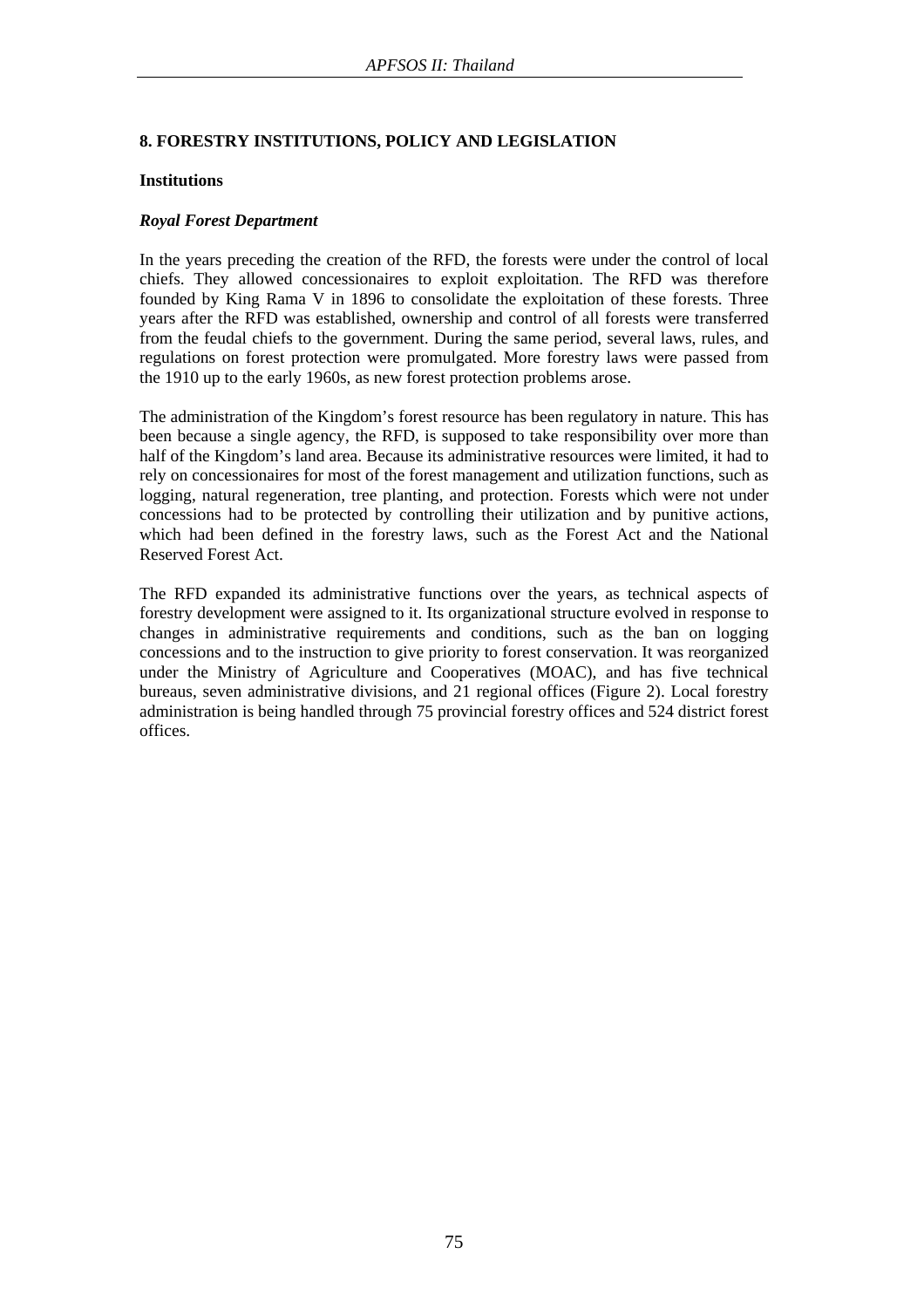## 8. FORESTRY INSTITUTIONS, POLICY AND LEGISLATION

### Institutions

#### *Royal Forest Department*

In the years preceding the creation of the RFD, the forests were under the control of local chiefs. They allowed concessionaires to exploit exploitation. The RFD was therefore founded by King Rama V in 1896 to consolidate the exploitation of these forests. Three years after the RFD was established, ownership and control of all forests were transferred from the feudal chiefs to the government. During the same period, several laws, rules, and regulations on forest protection were promulgated. More forestry laws were passed from the 1910 up to the early 1960s, as new forest protection problems arose.

The administration of the Kingdom's forest resource has been regulatory in nature. This has been because a single agency, the RFD, is supposed to take responsibility over more than half of the Kingdom's land area. Because its administrative resources were limited, it had to rely on concessionaires for most of the forest management and utilization functions, such as logging, natural regeneration, tree planting, and protection. Forests which were not under concessions had to be protected by controlling their utilization and by punitive actions, which had been defined in the forestry laws, such as the Forest Act and the National Reserved Forest Act.

The RFD expanded its administrative functions over the years, as technical aspects of forestry development were assigned to it. Its organizational structure evolved in response to changes in administrative requirements and conditions, such as the ban on logging concessions and to the instruction to give priority to forest conservation. It was reorganized under the Ministry of Agriculture and Cooperatives (MOAC), and has five technical bureaus, seven administrative divisions, and 21 regional offices (Figure 2). Local forestry administration is being handled through 75 provincial forestry offices and 524 district forest offices.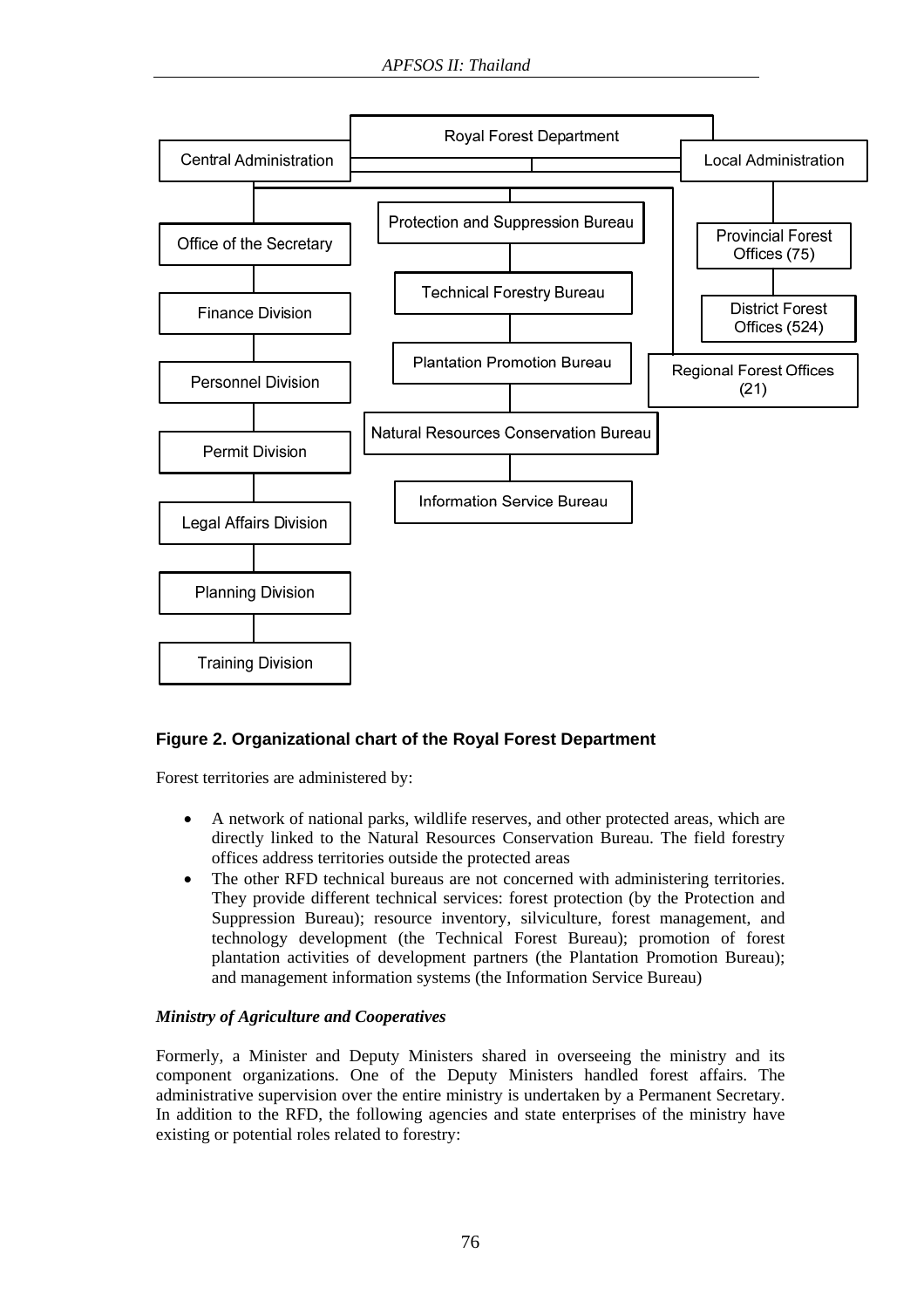Royal Forest Department

- Central Administration
  - Office of the Secretary
  - Finance Division
  - Personnel Division
  - Permit Division
  - Legal Affairs Division
  - Planning Division
  - Training Division
  - Protection and Suppression Bureau
  - Technical Forestry Bureau
  - Plantation Promotion Bureau
  - Natural Resources Conservation Bureau
  - Information Service Bureau
  - Regional Forest Offices (21)
- Local Administration
  - Provincial Forest Offices (75)
  - District Forest Offices (524)

**Figure 2. Organizational chart of the Royal Forest Department**

Forest territories are administered by:

- A network of national parks, wildlife reserves, and other protected areas, which are directly linked to the Natural Resources Conservation Bureau. The field forestry offices address territories outside the protected areas
- The other RFD technical bureaus are not concerned with administering territories. They provide different technical services: forest protection (by the Protection and Suppression Bureau); resource inventory, silviculture, forest management, and technology development (the Technical Forest Bureau); promotion of forest plantation activities of development partners (the Plantation Promotion Bureau); and management information systems (the Information Service Bureau)

### *Ministry of Agriculture and Cooperatives*

Formerly, a Minister and Deputy Ministers shared in overseeing the ministry and its component organizations. One of the Deputy Ministers handled forest affairs. The administrative supervision over the entire ministry is undertaken by a Permanent Secretary. In addition to the RFD, the following agencies and state enterprises of the ministry have existing or potential roles related to forestry: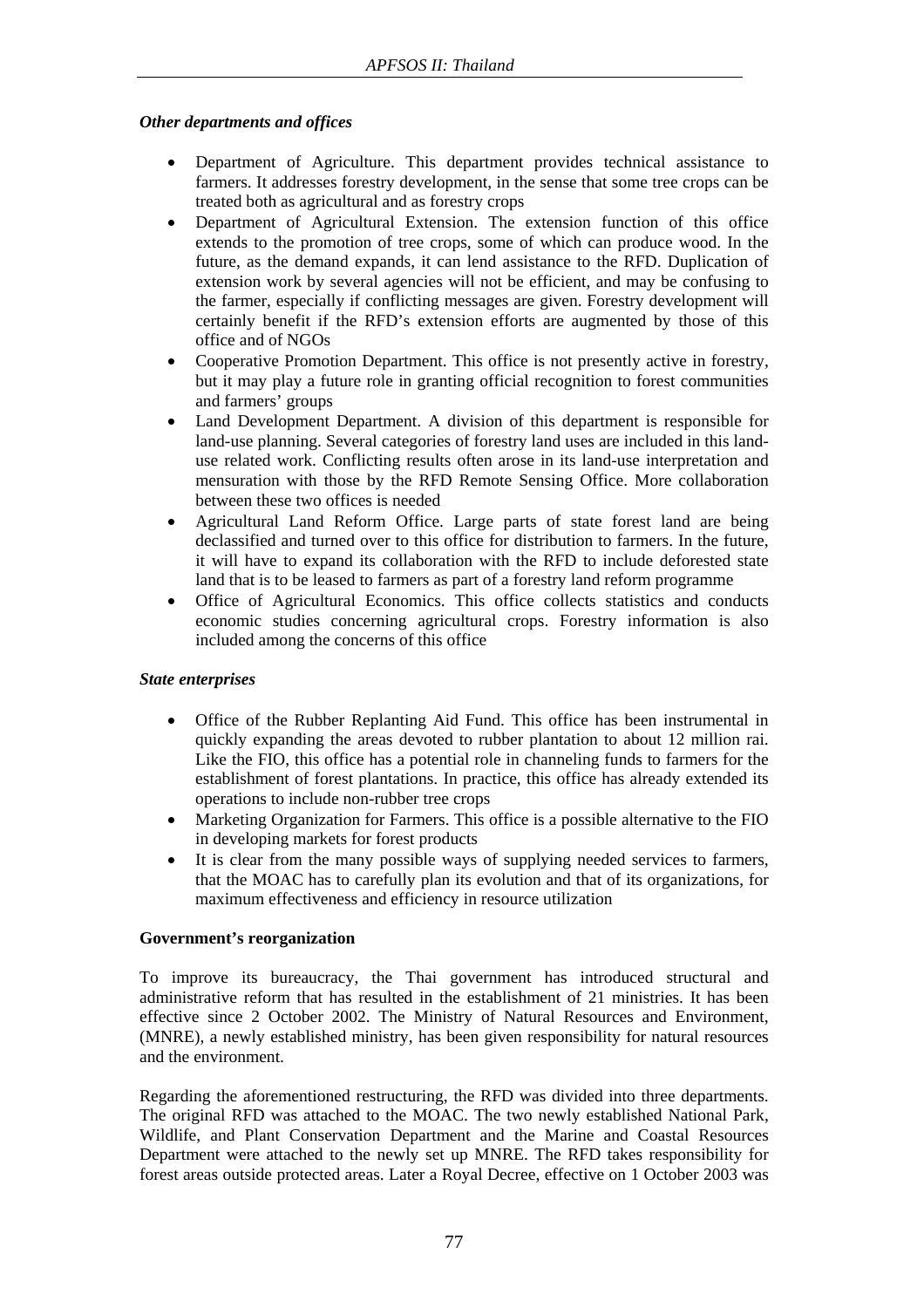*Other departments and offices*

- Department of Agriculture. This department provides technical assistance to farmers. It addresses forestry development, in the sense that some tree crops can be treated both as agricultural and as forestry crops
- Department of Agricultural Extension. The extension function of this office extends to the promotion of tree crops, some of which can produce wood. In the future, as the demand expands, it can lend assistance to the RFD. Duplication of extension work by several agencies will not be efficient, and may be confusing to the farmer, especially if conflicting messages are given. Forestry development will certainly benefit if the RFD's extension efforts are augmented by those of this office and of NGOs
- Cooperative Promotion Department. This office is not presently active in forestry, but it may play a future role in granting official recognition to forest communities and farmers' groups
- Land Development Department. A division of this department is responsible for land-use planning. Several categories of forestry land uses are included in this land-use related work. Conflicting results often arose in its land-use interpretation and mensuration with those by the RFD Remote Sensing Office. More collaboration between these two offices is needed
- Agricultural Land Reform Office. Large parts of state forest land are being declassified and turned over to this office for distribution to farmers. In the future, it will have to expand its collaboration with the RFD to include deforested state land that is to be leased to farmers as part of a forestry land reform programme
- Office of Agricultural Economics. This office collects statistics and conducts economic studies concerning agricultural crops. Forestry information is also included among the concerns of this office

*State enterprises*

- Office of the Rubber Replanting Aid Fund. This office has been instrumental in quickly expanding the areas devoted to rubber plantation to about 12 million rai. Like the FIO, this office has a potential role in channeling funds to farmers for the establishment of forest plantations. In practice, this office has already extended its operations to include non-rubber tree crops
- Marketing Organization for Farmers. This office is a possible alternative to the FIO in developing markets for forest products
- It is clear from the many possible ways of supplying needed services to farmers, that the MOAC has to carefully plan its evolution and that of its organizations, for maximum effectiveness and efficiency in resource utilization

**Government's reorganization**

To improve its bureaucracy, the Thai government has introduced structural and administrative reform that has resulted in the establishment of 21 ministries. It has been effective since 2 October 2002. The Ministry of Natural Resources and Environment, (MNRE), a newly established ministry, has been given responsibility for natural resources and the environment.

Regarding the aforementioned restructuring, the RFD was divided into three departments. The original RFD was attached to the MOAC. The two newly established National Park, Wildlife, and Plant Conservation Department and the Marine and Coastal Resources Department were attached to the newly set up MNRE. The RFD takes responsibility for forest areas outside protected areas. Later a Royal Decree, effective on 1 October 2003 was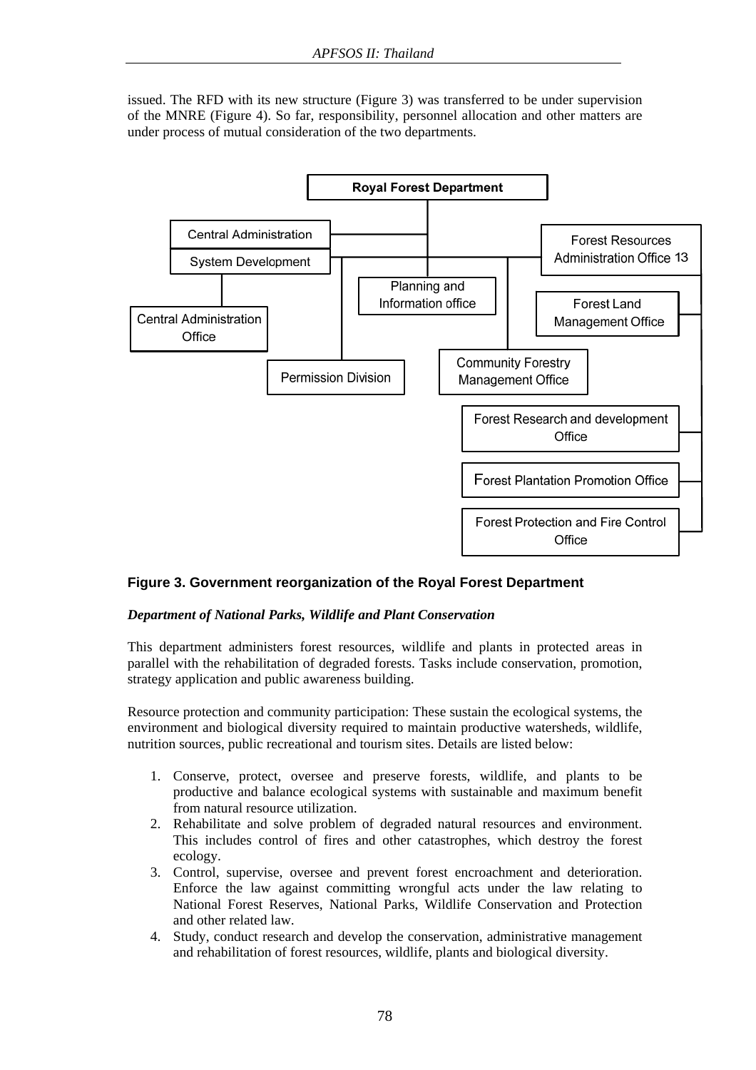issued. The RFD with its new structure (Figure 3) was transferred to be under supervision of the MNRE (Figure 4). So far, responsibility, personnel allocation and other matters are under process of mutual consideration of the two departments.

**Royal Forest Department**

- Central Administration
- System Development
- Central Administration Office
- Permission Division
- Planning and Information office
- Community Forestry Management Office
- Forest Resources Administration Office 13
- Forest Land Management Office
- Forest Research and development Office
- Forest Plantation Promotion Office
- Forest Protection and Fire Control Office

**Figure 3. Government reorganization of the Royal Forest Department**

***Department of National Parks, Wildlife and Plant Conservation***

This department administers forest resources, wildlife and plants in protected areas in parallel with the rehabilitation of degraded forests. Tasks include conservation, promotion, strategy application and public awareness building.

Resource protection and community participation: These sustain the ecological systems, the environment and biological diversity required to maintain productive watersheds, wildlife, nutrition sources, public recreational and tourism sites. Details are listed below:

1. Conserve, protect, oversee and preserve forests, wildlife, and plants to be productive and balance ecological systems with sustainable and maximum benefit from natural resource utilization.
2. Rehabilitate and solve problem of degraded natural resources and environment. This includes control of fires and other catastrophes, which destroy the forest ecology.
3. Control, supervise, oversee and prevent forest encroachment and deterioration. Enforce the law against committing wrongful acts under the law relating to National Forest Reserves, National Parks, Wildlife Conservation and Protection and other related law.
4. Study, conduct research and develop the conservation, administrative management and rehabilitation of forest resources, wildlife, plants and biological diversity.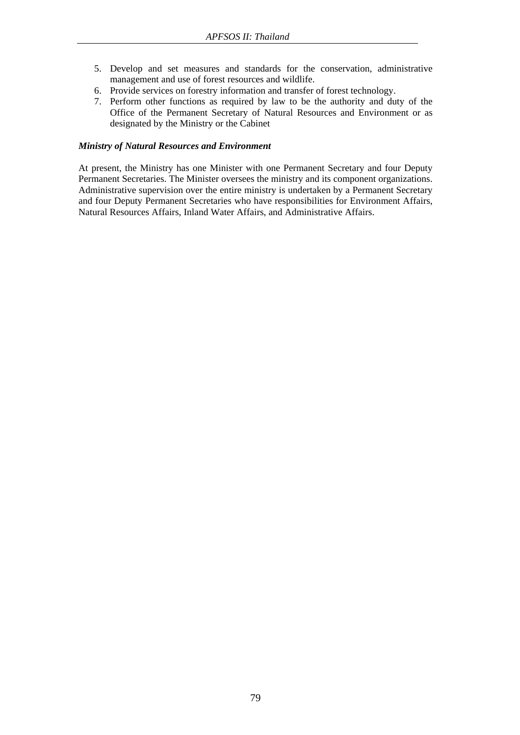5. Develop and set measures and standards for the conservation, administrative management and use of forest resources and wildlife.
6. Provide services on forestry information and transfer of forest technology.
7. Perform other functions as required by law to be the authority and duty of the Office of the Permanent Secretary of Natural Resources and Environment or as designated by the Ministry or the Cabinet

***Ministry of Natural Resources and Environment***

At present, the Ministry has one Minister with one Permanent Secretary and four Deputy Permanent Secretaries. The Minister oversees the ministry and its component organizations. Administrative supervision over the entire ministry is undertaken by a Permanent Secretary and four Deputy Permanent Secretaries who have responsibilities for Environment Affairs, Natural Resources Affairs, Inland Water Affairs, and Administrative Affairs.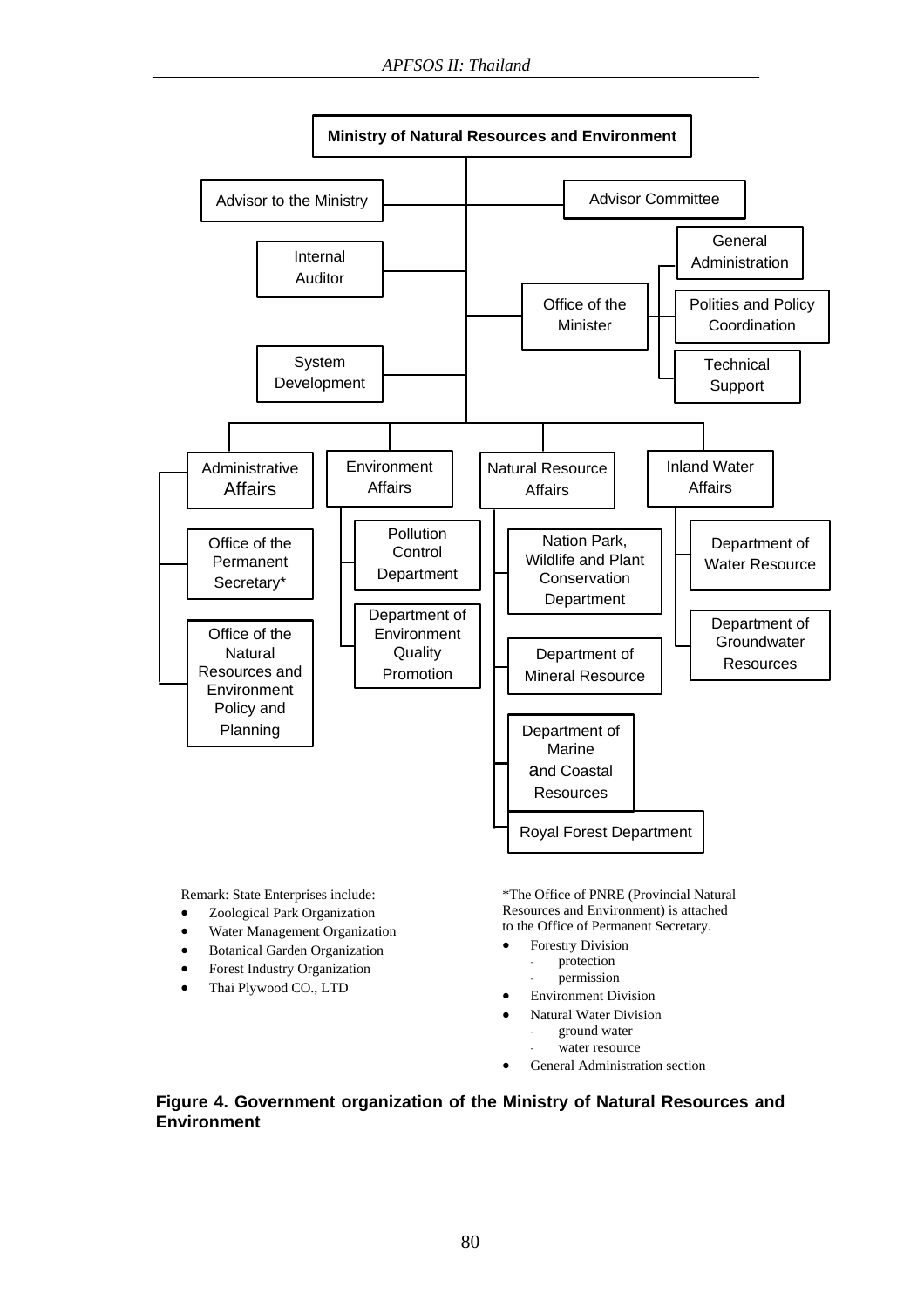Ministry of Natural Resources and Environment

- Advisor to the Ministry
- Advisor Committee
- Internal Auditor
- System Development
- Office of the Minister
  - General Administration
  - Polities and Policy Coordination
  - Technical Support
- Administrative Affairs
  - Office of the Permanent Secretary*
  - Office of the Natural Resources and Environment Policy and Planning
- Environment Affairs
  - Pollution Control Department
  - Department of Environment Quality Promotion
- Natural Resource Affairs
  - Nation Park, Wildlife and Plant Conservation Department
  - Department of Mineral Resource
  - Department of Marine and Coastal Resources
  - Royal Forest Department
- Inland Water Affairs
  - Department of Water Resource
  - Department of Groundwater Resources

Remark: State Enterprises include:

- Zoological Park Organization
- Water Management Organization
- Botanical Garden Organization
- Forest Industry Organization
- Thai Plywood CO., LTD

*The Office of PNRE (Provincial Natural Resources and Environment) is attached to the Office of Permanent Secretary.

- Forestry Division
  - protection
  - permission
- Environment Division
- Natural Water Division
  - ground water
  - water resource
- General Administration section

**Figure 4. Government organization of the Ministry of Natural Resources and Environment**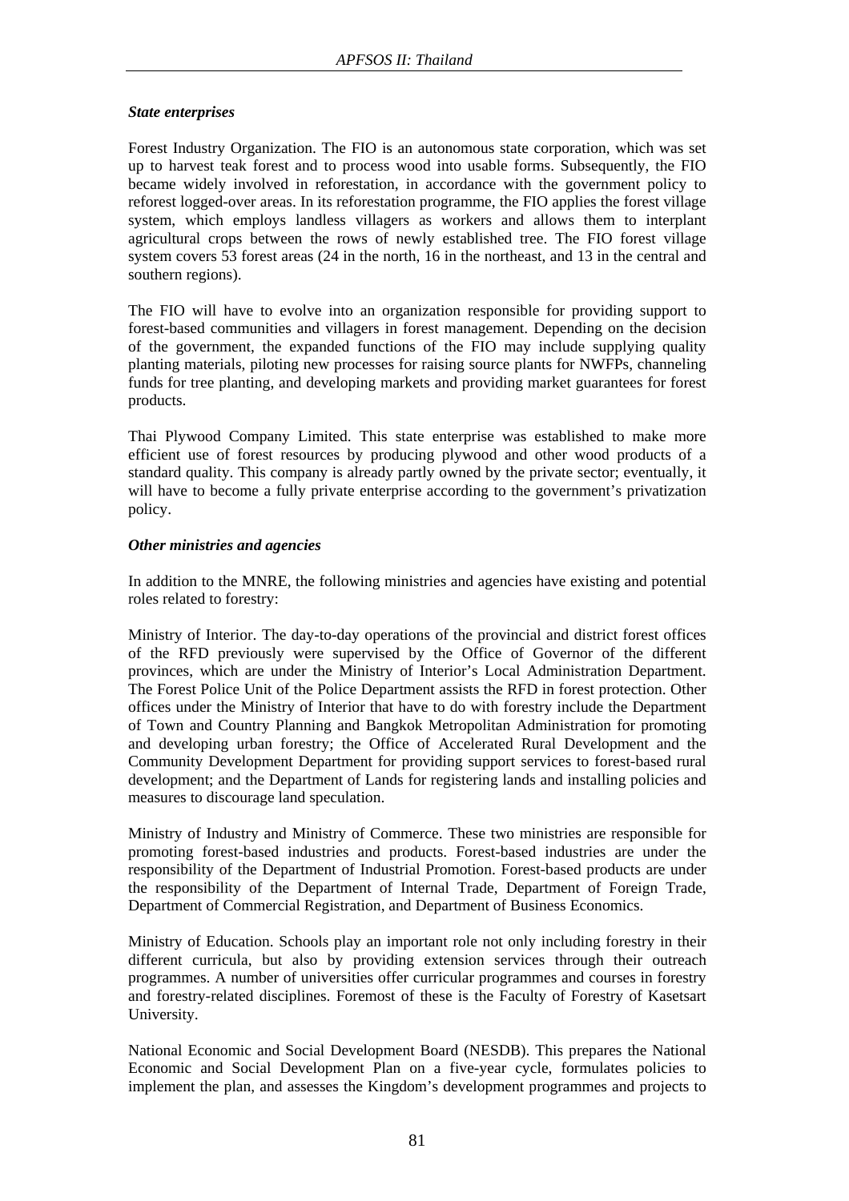***State enterprises***

Forest Industry Organization. The FIO is an autonomous state corporation, which was set up to harvest teak forest and to process wood into usable forms. Subsequently, the FIO became widely involved in reforestation, in accordance with the government policy to reforest logged-over areas. In its reforestation programme, the FIO applies the forest village system, which employs landless villagers as workers and allows them to interplant agricultural crops between the rows of newly established tree. The FIO forest village system covers 53 forest areas (24 in the north, 16 in the northeast, and 13 in the central and southern regions).

The FIO will have to evolve into an organization responsible for providing support to forest-based communities and villagers in forest management. Depending on the decision of the government, the expanded functions of the FIO may include supplying quality planting materials, piloting new processes for raising source plants for NWFPs, channeling funds for tree planting, and developing markets and providing market guarantees for forest products.

Thai Plywood Company Limited. This state enterprise was established to make more efficient use of forest resources by producing plywood and other wood products of a standard quality. This company is already partly owned by the private sector; eventually, it will have to become a fully private enterprise according to the government's privatization policy.

***Other ministries and agencies***

In addition to the MNRE, the following ministries and agencies have existing and potential roles related to forestry:

Ministry of Interior. The day-to-day operations of the provincial and district forest offices of the RFD previously were supervised by the Office of Governor of the different provinces, which are under the Ministry of Interior's Local Administration Department. The Forest Police Unit of the Police Department assists the RFD in forest protection. Other offices under the Ministry of Interior that have to do with forestry include the Department of Town and Country Planning and Bangkok Metropolitan Administration for promoting and developing urban forestry; the Office of Accelerated Rural Development and the Community Development Department for providing support services to forest-based rural development; and the Department of Lands for registering lands and installing policies and measures to discourage land speculation.

Ministry of Industry and Ministry of Commerce. These two ministries are responsible for promoting forest-based industries and products. Forest-based industries are under the responsibility of the Department of Industrial Promotion. Forest-based products are under the responsibility of the Department of Internal Trade, Department of Foreign Trade, Department of Commercial Registration, and Department of Business Economics.

Ministry of Education. Schools play an important role not only including forestry in their different curricula, but also by providing extension services through their outreach programmes. A number of universities offer curricular programmes and courses in forestry and forestry-related disciplines. Foremost of these is the Faculty of Forestry of Kasetsart University.

National Economic and Social Development Board (NESDB). This prepares the National Economic and Social Development Plan on a five-year cycle, formulates policies to implement the plan, and assesses the Kingdom's development programmes and projects to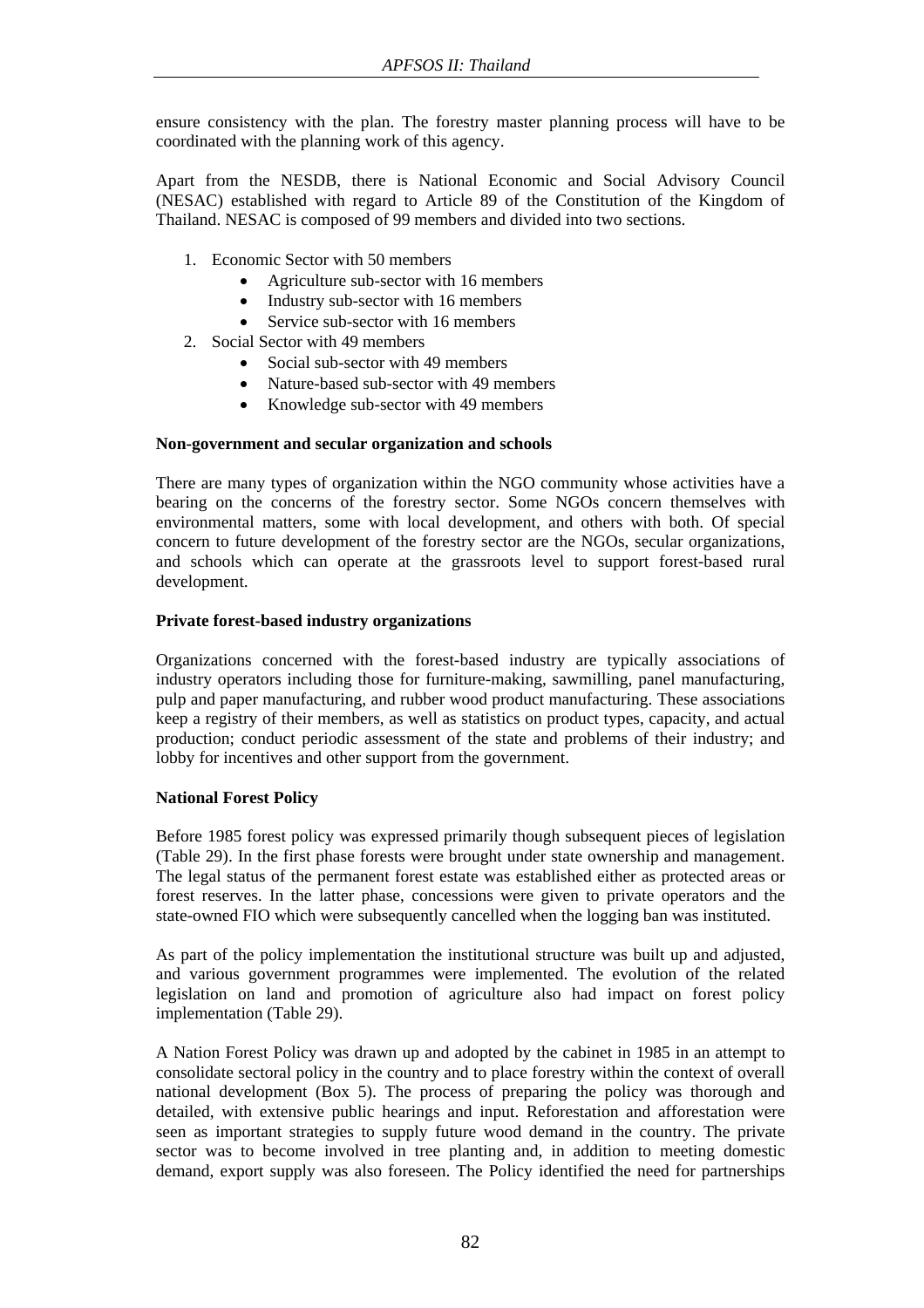ensure consistency with the plan. The forestry master planning process will have to be coordinated with the planning work of this agency.

Apart from the NESDB, there is National Economic and Social Advisory Council (NESAC) established with regard to Article 89 of the Constitution of the Kingdom of Thailand. NESAC is composed of 99 members and divided into two sections.

1. Economic Sector with 50 members
   - Agriculture sub-sector with 16 members
   - Industry sub-sector with 16 members
   - Service sub-sector with 16 members
2. Social Sector with 49 members
   - Social sub-sector with 49 members
   - Nature-based sub-sector with 49 members
   - Knowledge sub-sector with 49 members

**Non-government and secular organization and schools**

There are many types of organization within the NGO community whose activities have a bearing on the concerns of the forestry sector. Some NGOs concern themselves with environmental matters, some with local development, and others with both. Of special concern to future development of the forestry sector are the NGOs, secular organizations, and schools which can operate at the grassroots level to support forest-based rural development.

**Private forest-based industry organizations**

Organizations concerned with the forest-based industry are typically associations of industry operators including those for furniture-making, sawmilling, panel manufacturing, pulp and paper manufacturing, and rubber wood product manufacturing. These associations keep a registry of their members, as well as statistics on product types, capacity, and actual production; conduct periodic assessment of the state and problems of their industry; and lobby for incentives and other support from the government.

**National Forest Policy**

Before 1985 forest policy was expressed primarily though subsequent pieces of legislation (Table 29). In the first phase forests were brought under state ownership and management. The legal status of the permanent forest estate was established either as protected areas or forest reserves. In the latter phase, concessions were given to private operators and the state-owned FIO which were subsequently cancelled when the logging ban was instituted.

As part of the policy implementation the institutional structure was built up and adjusted, and various government programmes were implemented. The evolution of the related legislation on land and promotion of agriculture also had impact on forest policy implementation (Table 29).

A Nation Forest Policy was drawn up and adopted by the cabinet in 1985 in an attempt to consolidate sectoral policy in the country and to place forestry within the context of overall national development (Box 5). The process of preparing the policy was thorough and detailed, with extensive public hearings and input. Reforestation and afforestation were seen as important strategies to supply future wood demand in the country. The private sector was to become involved in tree planting and, in addition to meeting domestic demand, export supply was also foreseen. The Policy identified the need for partnerships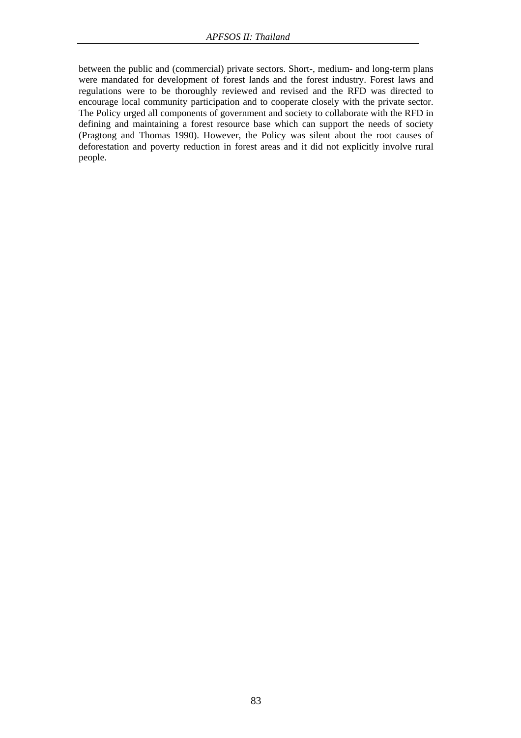between the public and (commercial) private sectors. Short-, medium- and long-term plans were mandated for development of forest lands and the forest industry. Forest laws and regulations were to be thoroughly reviewed and revised and the RFD was directed to encourage local community participation and to cooperate closely with the private sector. The Policy urged all components of government and society to collaborate with the RFD in defining and maintaining a forest resource base which can support the needs of society (Pragtong and Thomas 1990). However, the Policy was silent about the root causes of deforestation and poverty reduction in forest areas and it did not explicitly involve rural people.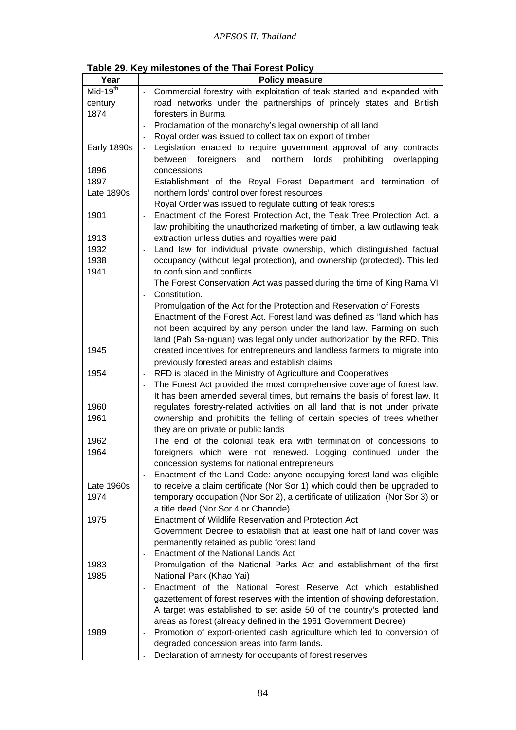**Table 29. Key milestones of the Thai Forest Policy**

| Year | Policy measure |
|---|---|
| Mid-19th century | - Commercial forestry with exploitation of teak started and expanded with road networks under the partnerships of princely states and British foresters in Burma |
| 1874 | - Proclamation of the monarchy's legal ownership of all land |
| Early 1890s | - Royal order was issued to collect tax on export of timber |
| 1896 | - Legislation enacted to require government approval of any contracts between foreigners and northern lords prohibiting overlapping concessions |
| 1897 | - Establishment of the Royal Forest Department and termination of northern lords' control over forest resources |
| Late 1890s | - Royal Order was issued to regulate cutting of teak forests |
| 1901 | - Enactment of the Forest Protection Act, the Teak Tree Protection Act, a law prohibiting the unauthorized marketing of timber, a law outlawing teak extraction unless duties and royalties were paid |
| 1913 | - Land law for individual private ownership, which distinguished factual occupancy (without legal protection), and ownership (protected). This led to confusion and conflicts |
| 1932 | - The Forest Conservation Act was passed during the time of King Rama VI |
| 1938 | - Constitution. |
| 1941 | - Promulgation of the Act for the Protection and Reservation of Forests |
| 1945 | - Enactment of the Forest Act. Forest land was defined as "land which has not been acquired by any person under the land law. Farming on such land (Pah Sa-nguan) was legal only under authorization by the RFD. This created incentives for entrepreneurs and landless farmers to migrate into previously forested areas and establish claims |
| 1954 | - RFD is placed in the Ministry of Agriculture and Cooperatives |
| 1960 | - The Forest Act provided the most comprehensive coverage of forest law. It has been amended several times, but remains the basis of forest law. It regulates forestry-related activities on all land that is not under private ownership and prohibits the felling of certain species of trees whether they are on private or public lands |
| 1961 | - The end of the colonial teak era with termination of concessions to foreigners which were not renewed. Logging continued under the concession systems for national entrepreneurs |
| 1962 | - Enactment of the Land Code: anyone occupying forest land was eligible to receive a claim certificate (Nor Sor 1) which could then be upgraded to temporary occupation (Nor Sor 2), a certificate of utilization (Nor Sor 3) or a title deed (Nor Sor 4 or Chanode) |
| 1964 | - Enactment of Wildlife Reservation and Protection Act |
| Late 1960s | - Government Decree to establish that at least one half of land cover was permanently retained as public forest land |
| 1974 | - Enactment of the National Lands Act |
| 1975 | - Promulgation of the National Parks Act and establishment of the first National Park (Khao Yai) |
| 1983 | - Enactment of the National Forest Reserve Act which established gazettement of forest reserves with the intention of showing deforestation. A target was established to set aside 50 of the country's protected land areas as forest (already defined in the 1961 Government Decree) |
| 1985 | - Promotion of export-oriented cash agriculture which led to conversion of degraded concession areas into farm lands. |
| 1989 | - Declaration of amnesty for occupants of forest reserves |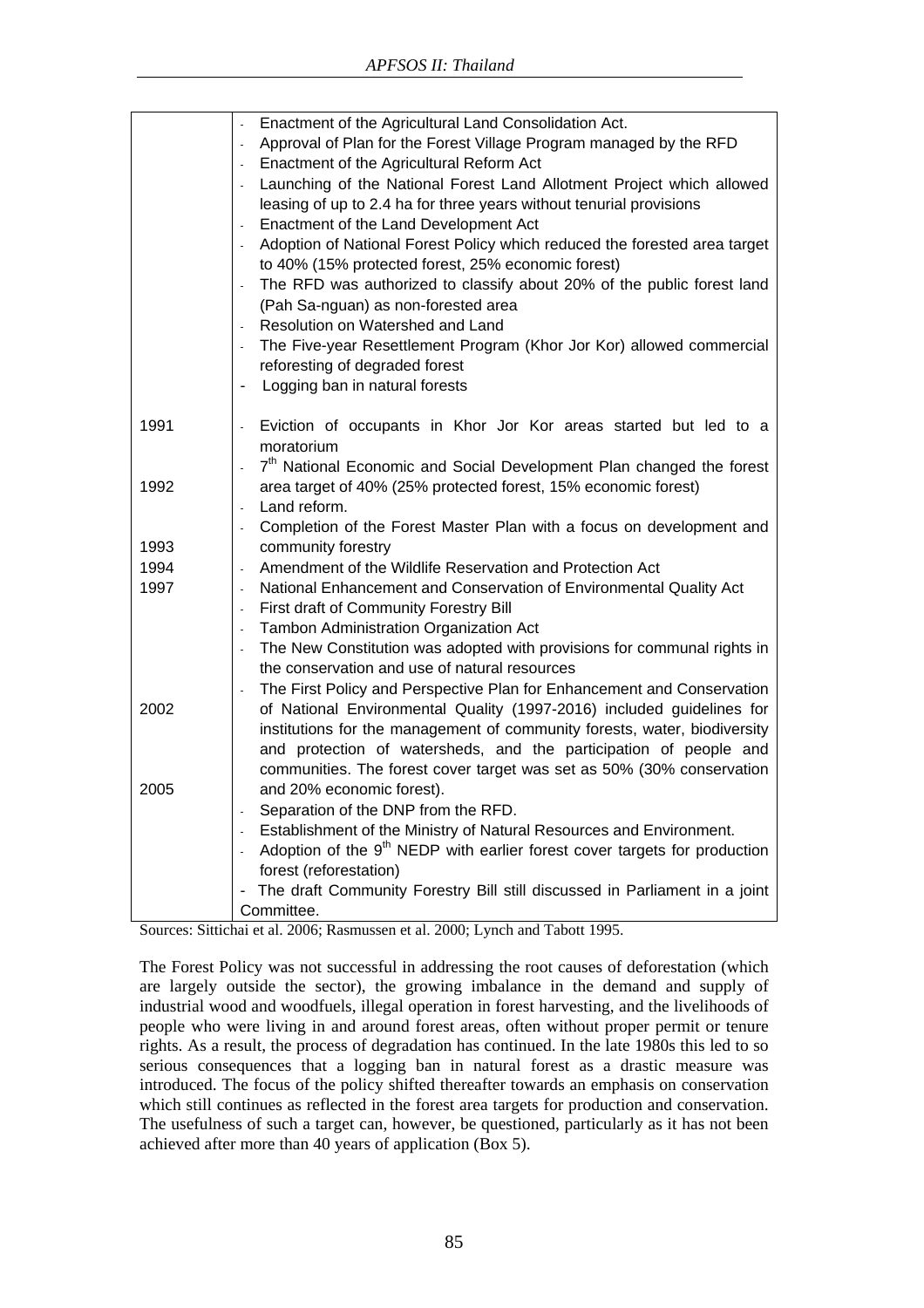| | |
|---|---|
| | - Enactment of the Agricultural Land Consolidation Act.<br>- Approval of Plan for the Forest Village Program managed by the RFD<br>- Enactment of the Agricultural Reform Act<br>- Launching of the National Forest Land Allotment Project which allowed leasing of up to 2.4 ha for three years without tenurial provisions<br>- Enactment of the Land Development Act<br>- Adoption of National Forest Policy which reduced the forested area target to 40% (15% protected forest, 25% economic forest)<br>- The RFD was authorized to classify about 20% of the public forest land (Pah Sa-nguan) as non-forested area<br>- Resolution on Watershed and Land<br>- The Five-year Resettlement Program (Khor Jor Kor) allowed commercial reforesting of degraded forest<br>- Logging ban in natural forests |
| 1991 | - Eviction of occupants in Khor Jor Kor areas started but led to a moratorium |
| 1992 | - 7th National Economic and Social Development Plan changed the forest area target of 40% (25% protected forest, 15% economic forest)<br>- Land reform. |
| 1993 | - Completion of the Forest Master Plan with a focus on development and community forestry |
| 1994 | - Amendment of the Wildlife Reservation and Protection Act |
| 1997 | - National Enhancement and Conservation of Environmental Quality Act<br>- First draft of Community Forestry Bill<br>- Tambon Administration Organization Act<br>- The New Constitution was adopted with provisions for communal rights in the conservation and use of natural resources |
| 2002 | - The First Policy and Perspective Plan for Enhancement and Conservation of National Environmental Quality (1997-2016) included guidelines for institutions for the management of community forests, water, biodiversity and protection of watersheds, and the participation of people and communities. The forest cover target was set as 50% (30% conservation and 20% economic forest). |
| 2005 | - Separation of the DNP from the RFD.<br>- Establishment of the Ministry of Natural Resources and Environment.<br>- Adoption of the 9th NEDP with earlier forest cover targets for production forest (reforestation)<br>- The draft Community Forestry Bill still discussed in Parliament in a joint Committee. |

Sources: Sittichai et al. 2006; Rasmussen et al. 2000; Lynch and Tabott 1995.

The Forest Policy was not successful in addressing the root causes of deforestation (which are largely outside the sector), the growing imbalance in the demand and supply of industrial wood and woodfuels, illegal operation in forest harvesting, and the livelihoods of people who were living in and around forest areas, often without proper permit or tenure rights. As a result, the process of degradation has continued. In the late 1980s this led to so serious consequences that a logging ban in natural forest as a drastic measure was introduced. The focus of the policy shifted thereafter towards an emphasis on conservation which still continues as reflected in the forest area targets for production and conservation. The usefulness of such a target can, however, be questioned, particularly as it has not been achieved after more than 40 years of application (Box 5).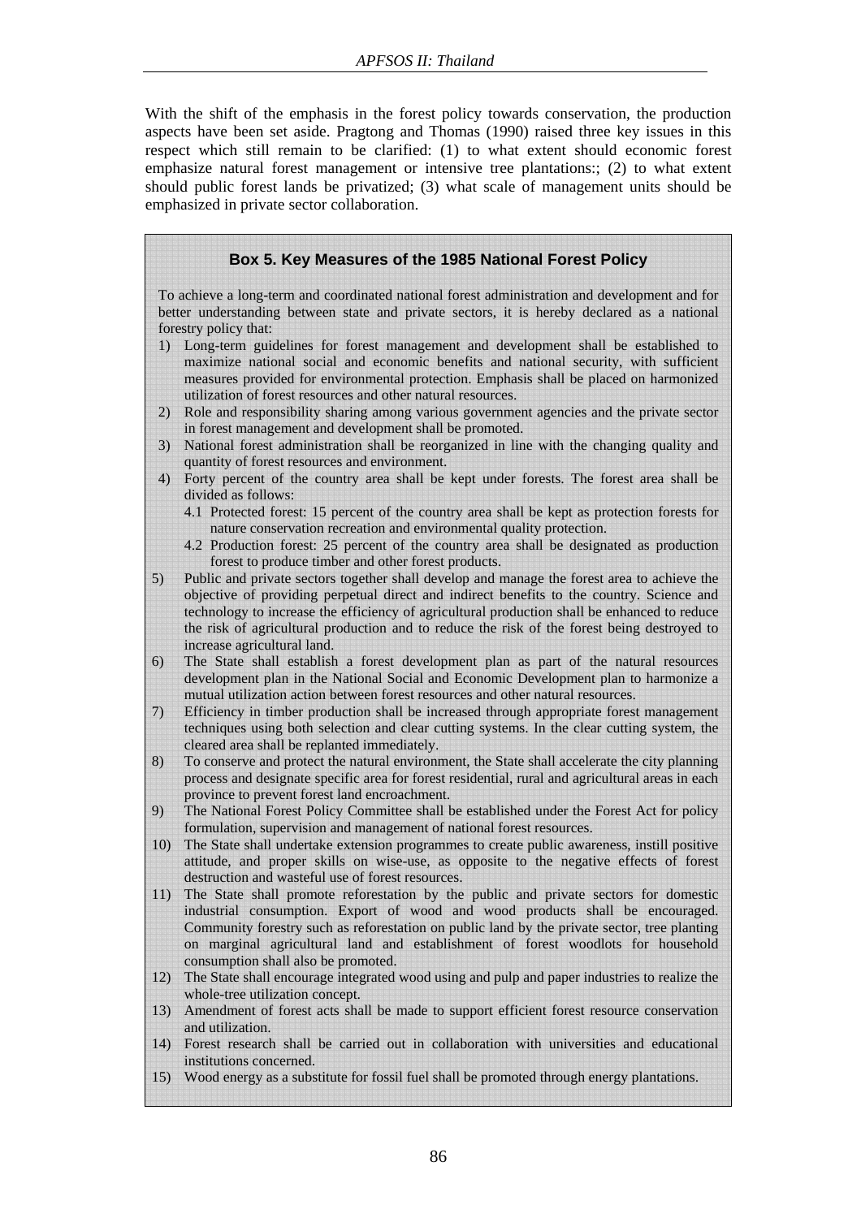With the shift of the emphasis in the forest policy towards conservation, the production aspects have been set aside. Pragtong and Thomas (1990) raised three key issues in this respect which still remain to be clarified: (1) to what extent should economic forest emphasize natural forest management or intensive tree plantations:; (2) to what extent should public forest lands be privatized; (3) what scale of management units should be emphasized in private sector collaboration.

**Box 5. Key Measures of the 1985 National Forest Policy**

To achieve a long-term and coordinated national forest administration and development and for better understanding between state and private sectors, it is hereby declared as a national forestry policy that:

1) Long-term guidelines for forest management and development shall be established to maximize national social and economic benefits and national security, with sufficient measures provided for environmental protection. Emphasis shall be placed on harmonized utilization of forest resources and other natural resources.
2) Role and responsibility sharing among various government agencies and the private sector in forest management and development shall be promoted.
3) National forest administration shall be reorganized in line with the changing quality and quantity of forest resources and environment.
4) Forty percent of the country area shall be kept under forests. The forest area shall be divided as follows:
   - 4.1 Protected forest: 15 percent of the country area shall be kept as protection forests for nature conservation recreation and environmental quality protection.
   - 4.2 Production forest: 25 percent of the country area shall be designated as production forest to produce timber and other forest products.
5) Public and private sectors together shall develop and manage the forest area to achieve the objective of providing perpetual direct and indirect benefits to the country. Science and technology to increase the efficiency of agricultural production shall be enhanced to reduce the risk of agricultural production and to reduce the risk of the forest being destroyed to increase agricultural land.
6) The State shall establish a forest development plan as part of the natural resources development plan in the National Social and Economic Development plan to harmonize a mutual utilization action between forest resources and other natural resources.
7) Efficiency in timber production shall be increased through appropriate forest management techniques using both selection and clear cutting systems. In the clear cutting system, the cleared area shall be replanted immediately.
8) To conserve and protect the natural environment, the State shall accelerate the city planning process and designate specific area for forest residential, rural and agricultural areas in each province to prevent forest land encroachment.
9) The National Forest Policy Committee shall be established under the Forest Act for policy formulation, supervision and management of national forest resources.
10) The State shall undertake extension programmes to create public awareness, instill positive attitude, and proper skills on wise-use, as opposite to the negative effects of forest destruction and wasteful use of forest resources.
11) The State shall promote reforestation by the public and private sectors for domestic industrial consumption. Export of wood and wood products shall be encouraged. Community forestry such as reforestation on public land by the private sector, tree planting on marginal agricultural land and establishment of forest woodlots for household consumption shall also be promoted.
12) The State shall encourage integrated wood using and pulp and paper industries to realize the whole-tree utilization concept.
13) Amendment of forest acts shall be made to support efficient forest resource conservation and utilization.
14) Forest research shall be carried out in collaboration with universities and educational institutions concerned.
15) Wood energy as a substitute for fossil fuel shall be promoted through energy plantations.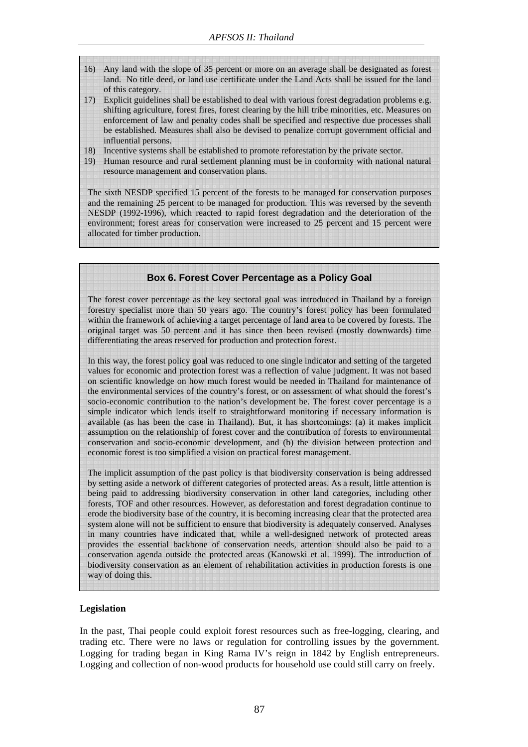16) Any land with the slope of 35 percent or more on an average shall be designated as forest land. No title deed, or land use certificate under the Land Acts shall be issued for the land of this category.
17) Explicit guidelines shall be established to deal with various forest degradation problems e.g. shifting agriculture, forest fires, forest clearing by the hill tribe minorities, etc. Measures on enforcement of law and penalty codes shall be specified and respective due processes shall be established. Measures shall also be devised to penalize corrupt government official and influential persons.
18) Incentive systems shall be established to promote reforestation by the private sector.
19) Human resource and rural settlement planning must be in conformity with national natural resource management and conservation plans.

The sixth NESDP specified 15 percent of the forests to be managed for conservation purposes and the remaining 25 percent to be managed for production. This was reversed by the seventh NESDP (1992-1996), which reacted to rapid forest degradation and the deterioration of the environment; forest areas for conservation were increased to 25 percent and 15 percent were allocated for timber production.

### Box 6. Forest Cover Percentage as a Policy Goal

The forest cover percentage as the key sectoral goal was introduced in Thailand by a foreign forestry specialist more than 50 years ago. The country's forest policy has been formulated within the framework of achieving a target percentage of land area to be covered by forests. The original target was 50 percent and it has since then been revised (mostly downwards) time differentiating the areas reserved for production and protection forest.

In this way, the forest policy goal was reduced to one single indicator and setting of the targeted values for economic and protection forest was a reflection of value judgment. It was not based on scientific knowledge on how much forest would be needed in Thailand for maintenance of the environmental services of the country's forest, or on assessment of what should the forest's socio-economic contribution to the nation's development be. The forest cover percentage is a simple indicator which lends itself to straightforward monitoring if necessary information is available (as has been the case in Thailand). But, it has shortcomings: (a) it makes implicit assumption on the relationship of forest cover and the contribution of forests to environmental conservation and socio-economic development, and (b) the division between protection and economic forest is too simplified a vision on practical forest management.

The implicit assumption of the past policy is that biodiversity conservation is being addressed by setting aside a network of different categories of protected areas. As a result, little attention is being paid to addressing biodiversity conservation in other land categories, including other forests, TOF and other resources. However, as deforestation and forest degradation continue to erode the biodiversity base of the country, it is becoming increasing clear that the protected area system alone will not be sufficient to ensure that biodiversity is adequately conserved. Analyses in many countries have indicated that, while a well-designed network of protected areas provides the essential backbone of conservation needs, attention should also be paid to a conservation agenda outside the protected areas (Kanowski et al. 1999). The introduction of biodiversity conservation as an element of rehabilitation activities in production forests is one way of doing this.

**Legislation**

In the past, Thai people could exploit forest resources such as free-logging, clearing, and trading etc. There were no laws or regulation for controlling issues by the government. Logging for trading began in King Rama IV's reign in 1842 by English entrepreneurs. Logging and collection of non-wood products for household use could still carry on freely.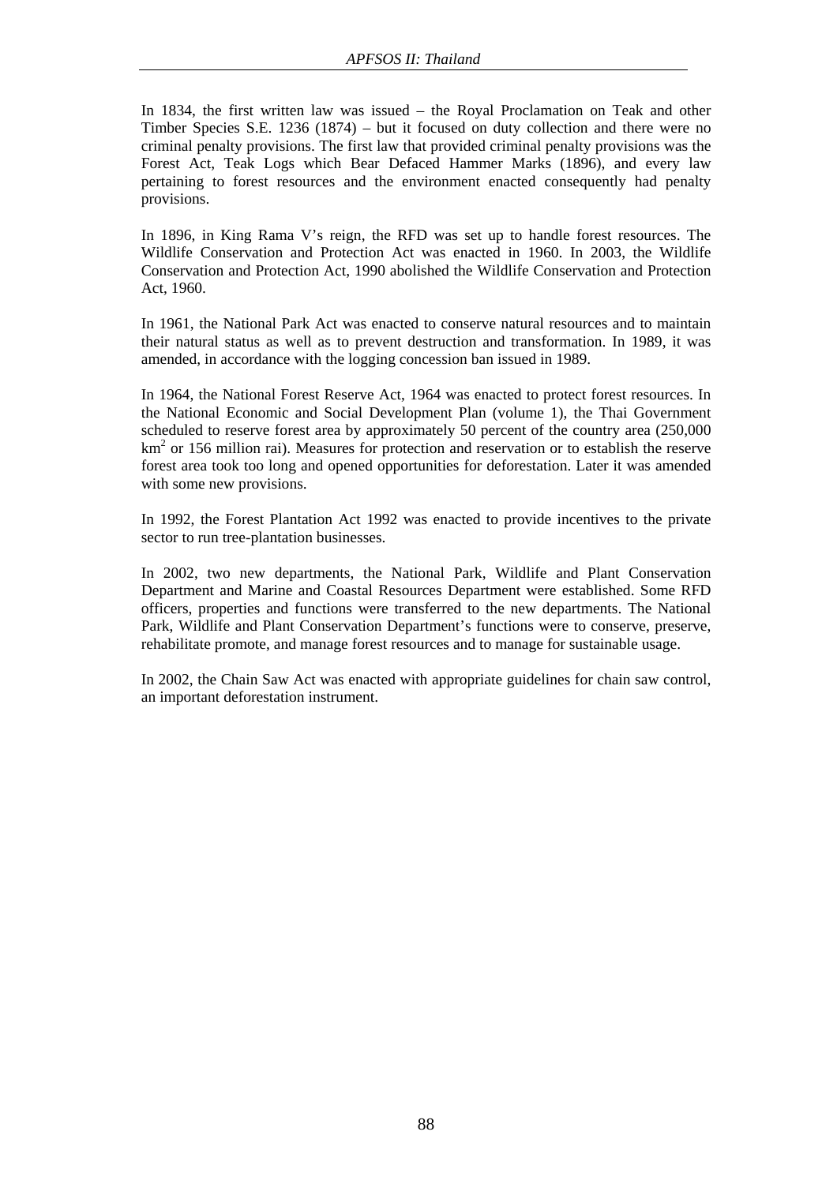In 1834, the first written law was issued – the Royal Proclamation on Teak and other Timber Species S.E. 1236 (1874) – but it focused on duty collection and there were no criminal penalty provisions. The first law that provided criminal penalty provisions was the Forest Act, Teak Logs which Bear Defaced Hammer Marks (1896), and every law pertaining to forest resources and the environment enacted consequently had penalty provisions.

In 1896, in King Rama V's reign, the RFD was set up to handle forest resources. The Wildlife Conservation and Protection Act was enacted in 1960. In 2003, the Wildlife Conservation and Protection Act, 1990 abolished the Wildlife Conservation and Protection Act, 1960.

In 1961, the National Park Act was enacted to conserve natural resources and to maintain their natural status as well as to prevent destruction and transformation. In 1989, it was amended, in accordance with the logging concession ban issued in 1989.

In 1964, the National Forest Reserve Act, 1964 was enacted to protect forest resources. In the National Economic and Social Development Plan (volume 1), the Thai Government scheduled to reserve forest area by approximately 50 percent of the country area (250,000 $km^2$ or 156 million rai). Measures for protection and reservation or to establish the reserve forest area took too long and opened opportunities for deforestation. Later it was amended with some new provisions.

In 1992, the Forest Plantation Act 1992 was enacted to provide incentives to the private sector to run tree-plantation businesses.

In 2002, two new departments, the National Park, Wildlife and Plant Conservation Department and Marine and Coastal Resources Department were established. Some RFD officers, properties and functions were transferred to the new departments. The National Park, Wildlife and Plant Conservation Department's functions were to conserve, preserve, rehabilitate promote, and manage forest resources and to manage for sustainable usage.

In 2002, the Chain Saw Act was enacted with appropriate guidelines for chain saw control, an important deforestation instrument.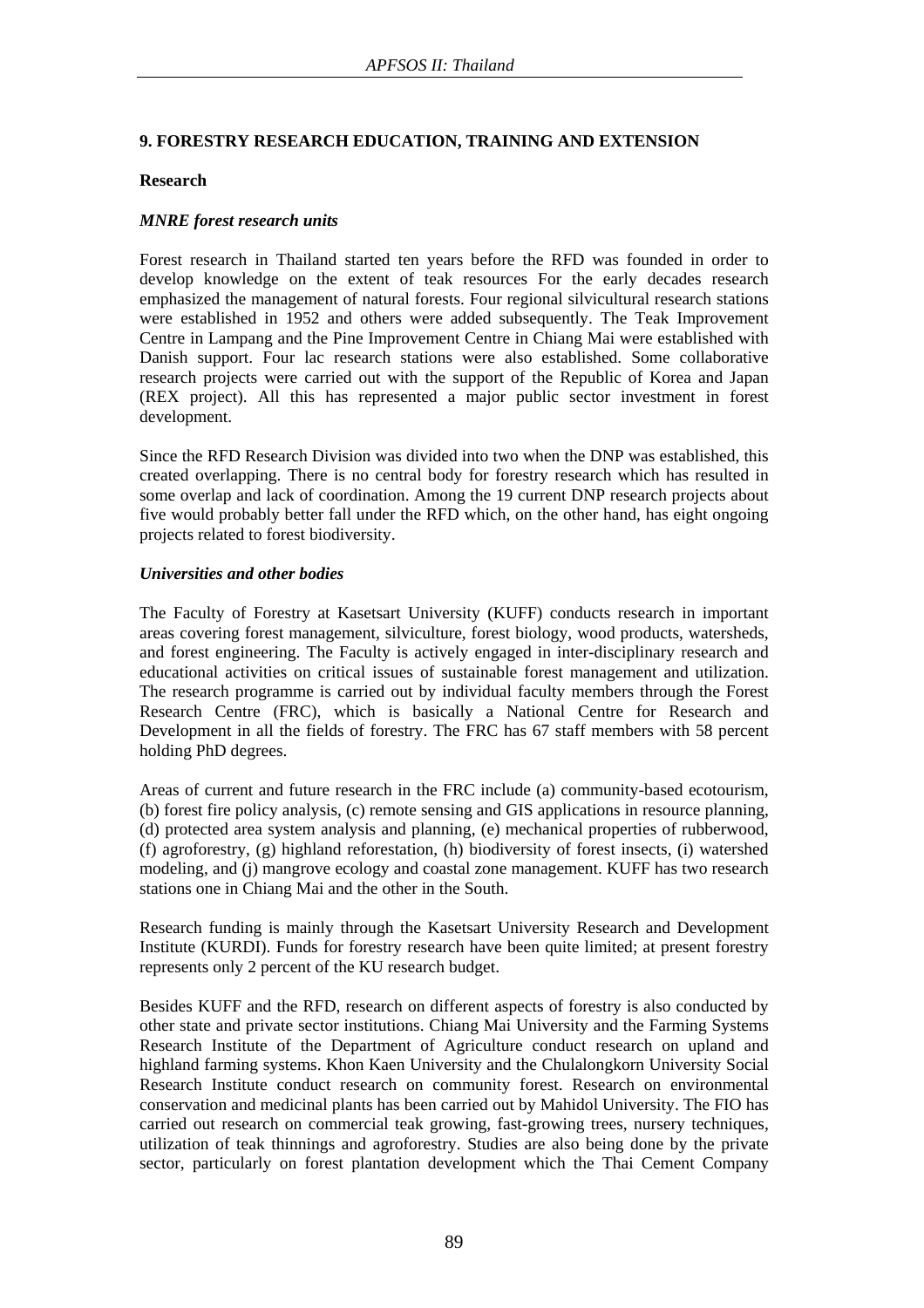## 9. FORESTRY RESEARCH EDUCATION, TRAINING AND EXTENSION

### Research

#### *MNRE forest research units*

Forest research in Thailand started ten years before the RFD was founded in order to develop knowledge on the extent of teak resources For the early decades research emphasized the management of natural forests. Four regional silvicultural research stations were established in 1952 and others were added subsequently. The Teak Improvement Centre in Lampang and the Pine Improvement Centre in Chiang Mai were established with Danish support. Four lac research stations were also established. Some collaborative research projects were carried out with the support of the Republic of Korea and Japan (REX project). All this has represented a major public sector investment in forest development.

Since the RFD Research Division was divided into two when the DNP was established, this created overlapping. There is no central body for forestry research which has resulted in some overlap and lack of coordination. Among the 19 current DNP research projects about five would probably better fall under the RFD which, on the other hand, has eight ongoing projects related to forest biodiversity.

#### *Universities and other bodies*

The Faculty of Forestry at Kasetsart University (KUFF) conducts research in important areas covering forest management, silviculture, forest biology, wood products, watersheds, and forest engineering. The Faculty is actively engaged in inter-disciplinary research and educational activities on critical issues of sustainable forest management and utilization. The research programme is carried out by individual faculty members through the Forest Research Centre (FRC), which is basically a National Centre for Research and Development in all the fields of forestry. The FRC has 67 staff members with 58 percent holding PhD degrees.

Areas of current and future research in the FRC include (a) community-based ecotourism, (b) forest fire policy analysis, (c) remote sensing and GIS applications in resource planning, (d) protected area system analysis and planning, (e) mechanical properties of rubberwood, (f) agroforestry, (g) highland reforestation, (h) biodiversity of forest insects, (i) watershed modeling, and (j) mangrove ecology and coastal zone management. KUFF has two research stations one in Chiang Mai and the other in the South.

Research funding is mainly through the Kasetsart University Research and Development Institute (KURDI). Funds for forestry research have been quite limited; at present forestry represents only 2 percent of the KU research budget.

Besides KUFF and the RFD, research on different aspects of forestry is also conducted by other state and private sector institutions. Chiang Mai University and the Farming Systems Research Institute of the Department of Agriculture conduct research on upland and highland farming systems. Khon Kaen University and the Chulalongkorn University Social Research Institute conduct research on community forest. Research on environmental conservation and medicinal plants has been carried out by Mahidol University. The FIO has carried out research on commercial teak growing, fast-growing trees, nursery techniques, utilization of teak thinnings and agroforestry. Studies are also being done by the private sector, particularly on forest plantation development which the Thai Cement Company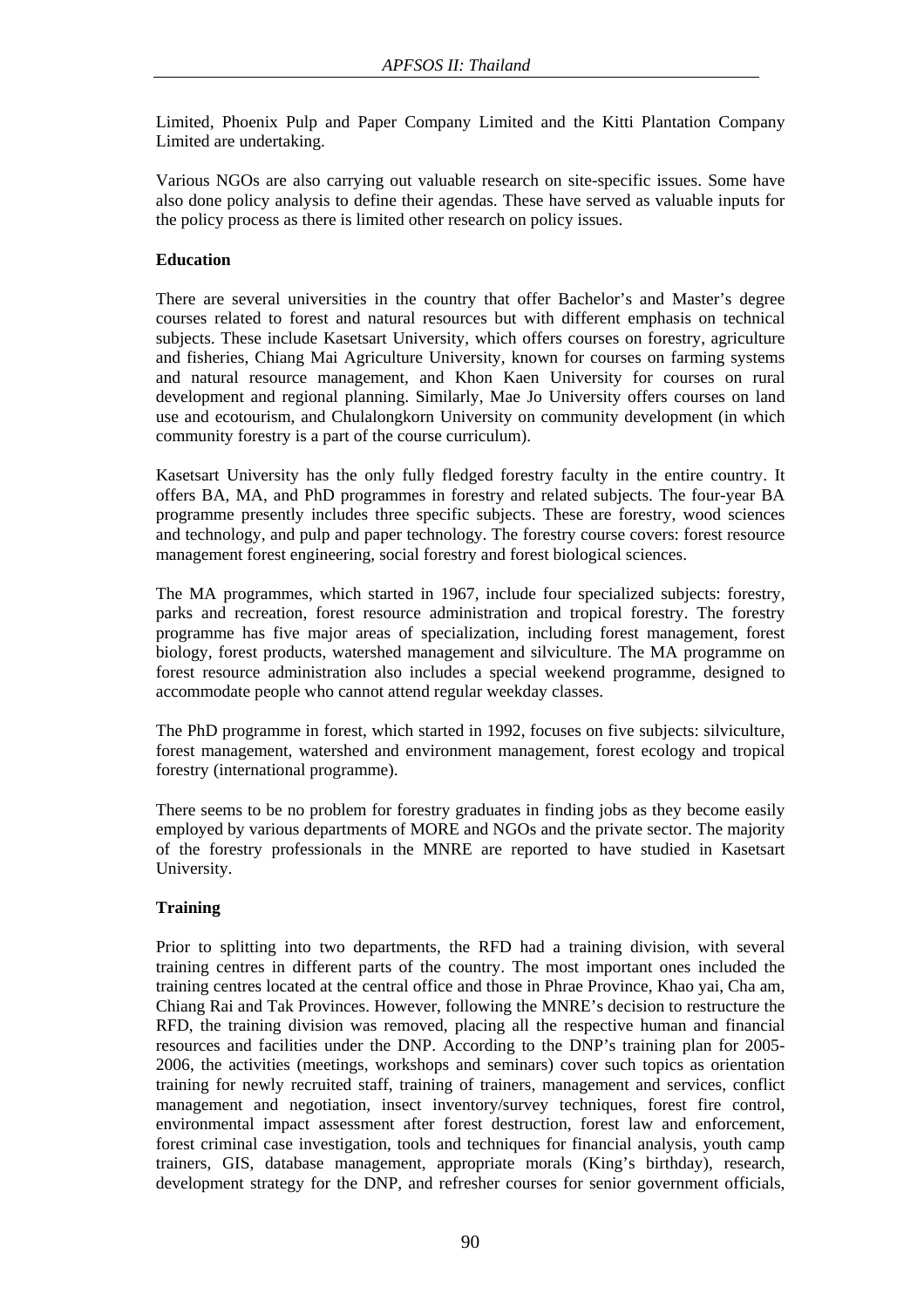Limited, Phoenix Pulp and Paper Company Limited and the Kitti Plantation Company Limited are undertaking.

Various NGOs are also carrying out valuable research on site-specific issues. Some have also done policy analysis to define their agendas. These have served as valuable inputs for the policy process as there is limited other research on policy issues.

**Education**

There are several universities in the country that offer Bachelor's and Master's degree courses related to forest and natural resources but with different emphasis on technical subjects. These include Kasetsart University, which offers courses on forestry, agriculture and fisheries, Chiang Mai Agriculture University, known for courses on farming systems and natural resource management, and Khon Kaen University for courses on rural development and regional planning. Similarly, Mae Jo University offers courses on land use and ecotourism, and Chulalongkorn University on community development (in which community forestry is a part of the course curriculum).

Kasetsart University has the only fully fledged forestry faculty in the entire country. It offers BA, MA, and PhD programmes in forestry and related subjects. The four-year BA programme presently includes three specific subjects. These are forestry, wood sciences and technology, and pulp and paper technology. The forestry course covers: forest resource management forest engineering, social forestry and forest biological sciences.

The MA programmes, which started in 1967, include four specialized subjects: forestry, parks and recreation, forest resource administration and tropical forestry. The forestry programme has five major areas of specialization, including forest management, forest biology, forest products, watershed management and silviculture. The MA programme on forest resource administration also includes a special weekend programme, designed to accommodate people who cannot attend regular weekday classes.

The PhD programme in forest, which started in 1992, focuses on five subjects: silviculture, forest management, watershed and environment management, forest ecology and tropical forestry (international programme).

There seems to be no problem for forestry graduates in finding jobs as they become easily employed by various departments of MORE and NGOs and the private sector. The majority of the forestry professionals in the MNRE are reported to have studied in Kasetsart University.

**Training**

Prior to splitting into two departments, the RFD had a training division, with several training centres in different parts of the country. The most important ones included the training centres located at the central office and those in Phrae Province, Khao yai, Cha am, Chiang Rai and Tak Provinces. However, following the MNRE's decision to restructure the RFD, the training division was removed, placing all the respective human and financial resources and facilities under the DNP. According to the DNP's training plan for 2005-2006, the activities (meetings, workshops and seminars) cover such topics as orientation training for newly recruited staff, training of trainers, management and services, conflict management and negotiation, insect inventory/survey techniques, forest fire control, environmental impact assessment after forest destruction, forest law and enforcement, forest criminal case investigation, tools and techniques for financial analysis, youth camp trainers, GIS, database management, appropriate morals (King's birthday), research, development strategy for the DNP, and refresher courses for senior government officials,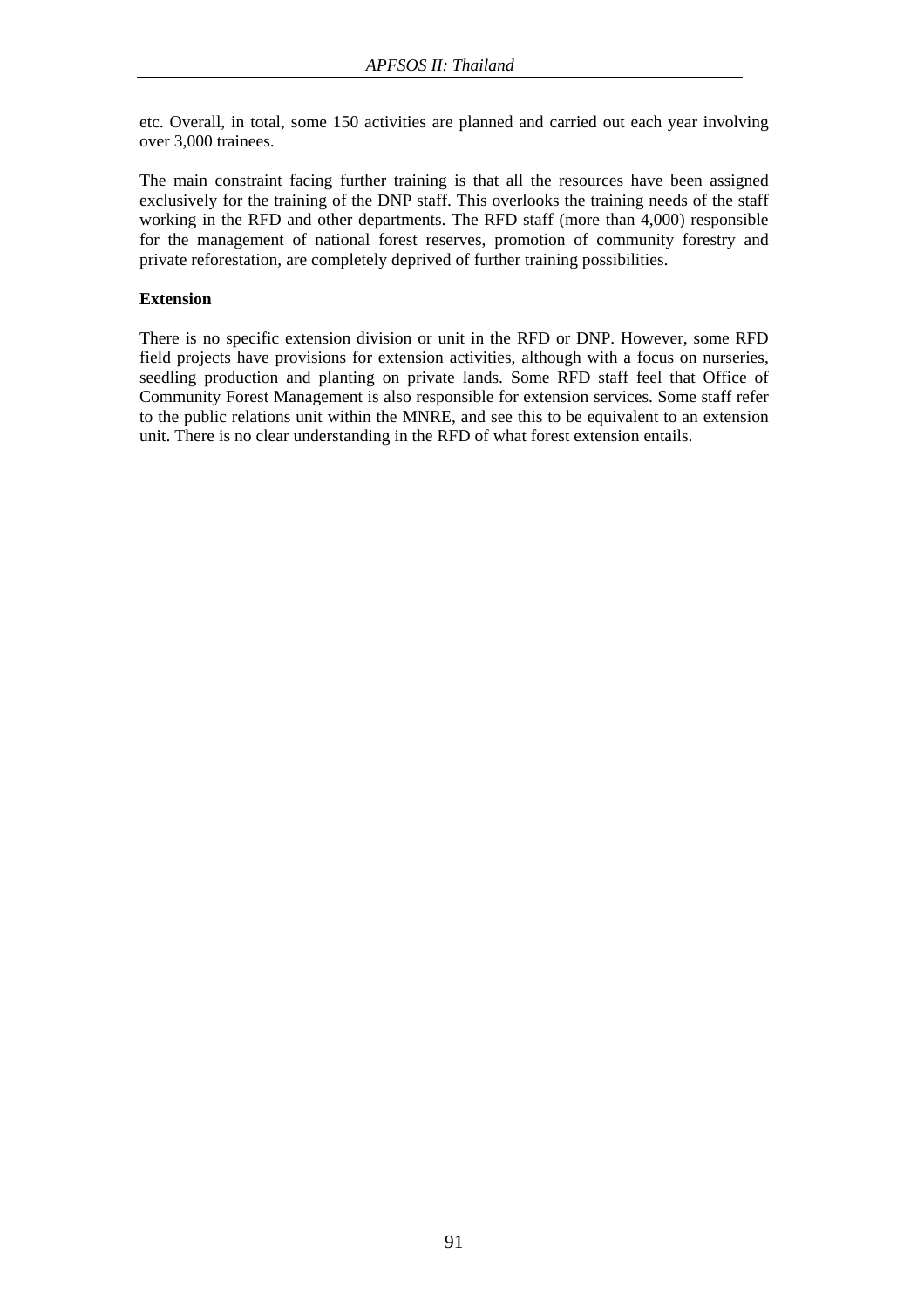etc. Overall, in total, some 150 activities are planned and carried out each year involving over 3,000 trainees.

The main constraint facing further training is that all the resources have been assigned exclusively for the training of the DNP staff. This overlooks the training needs of the staff working in the RFD and other departments. The RFD staff (more than 4,000) responsible for the management of national forest reserves, promotion of community forestry and private reforestation, are completely deprived of further training possibilities.

**Extension**

There is no specific extension division or unit in the RFD or DNP. However, some RFD field projects have provisions for extension activities, although with a focus on nurseries, seedling production and planting on private lands. Some RFD staff feel that Office of Community Forest Management is also responsible for extension services. Some staff refer to the public relations unit within the MNRE, and see this to be equivalent to an extension unit. There is no clear understanding in the RFD of what forest extension entails.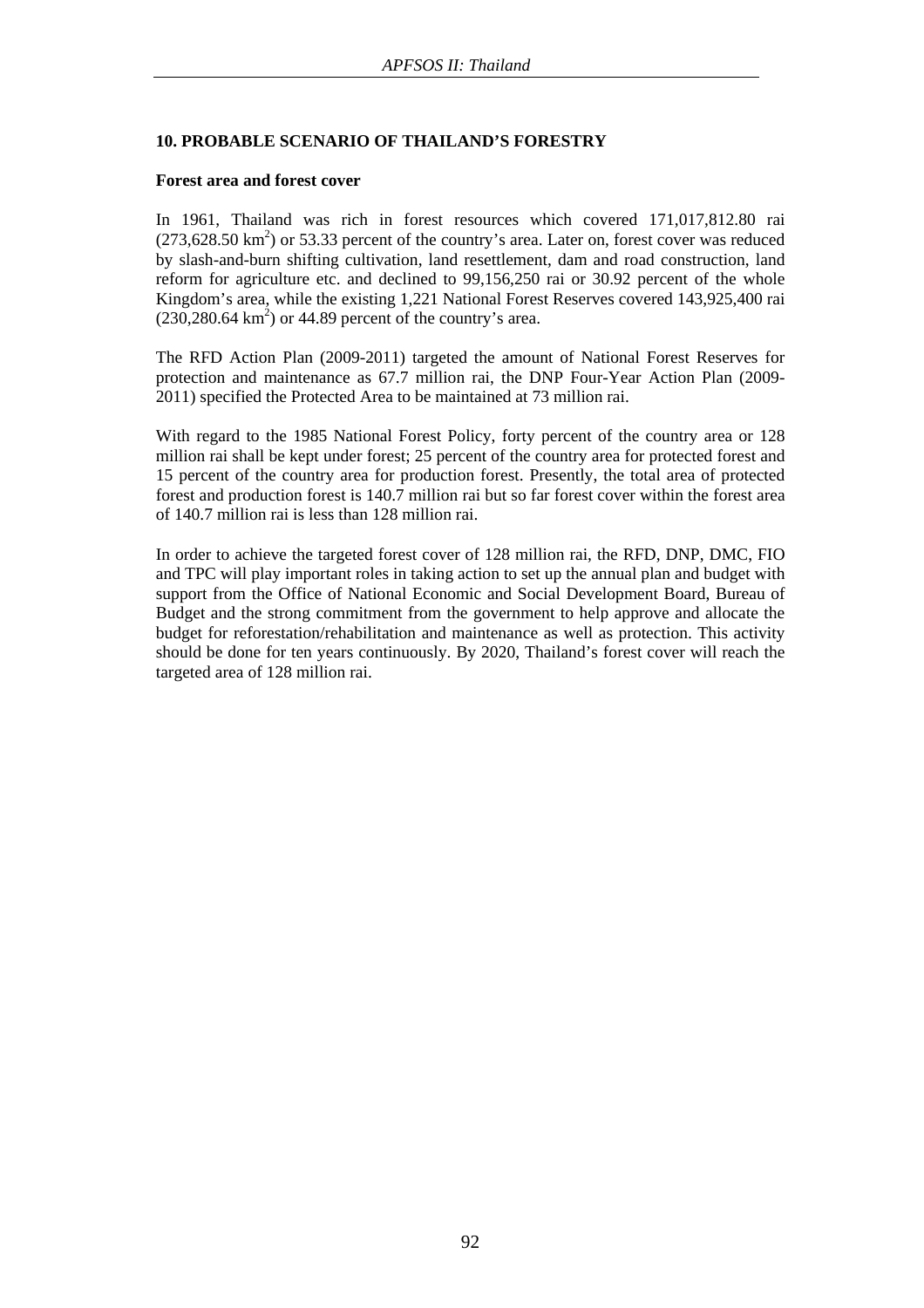## 10. PROBABLE SCENARIO OF THAILAND'S FORESTRY

### Forest area and forest cover

In 1961, Thailand was rich in forest resources which covered 171,017,812.80 rai (273,628.50 km$^2$) or 53.33 percent of the country's area. Later on, forest cover was reduced by slash-and-burn shifting cultivation, land resettlement, dam and road construction, land reform for agriculture etc. and declined to 99,156,250 rai or 30.92 percent of the whole Kingdom's area, while the existing 1,221 National Forest Reserves covered 143,925,400 rai (230,280.64 km$^2$) or 44.89 percent of the country's area.

The RFD Action Plan (2009-2011) targeted the amount of National Forest Reserves for protection and maintenance as 67.7 million rai, the DNP Four-Year Action Plan (2009-2011) specified the Protected Area to be maintained at 73 million rai.

With regard to the 1985 National Forest Policy, forty percent of the country area or 128 million rai shall be kept under forest; 25 percent of the country area for protected forest and 15 percent of the country area for production forest. Presently, the total area of protected forest and production forest is 140.7 million rai but so far forest cover within the forest area of 140.7 million rai is less than 128 million rai.

In order to achieve the targeted forest cover of 128 million rai, the RFD, DNP, DMC, FIO and TPC will play important roles in taking action to set up the annual plan and budget with support from the Office of National Economic and Social Development Board, Bureau of Budget and the strong commitment from the government to help approve and allocate the budget for reforestation/rehabilitation and maintenance as well as protection. This activity should be done for ten years continuously. By 2020, Thailand's forest cover will reach the targeted area of 128 million rai.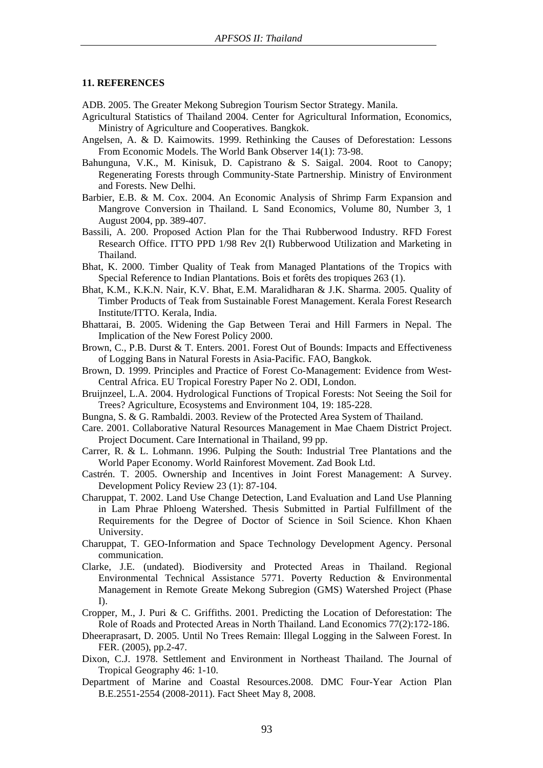## 11. REFERENCES

ADB. 2005. The Greater Mekong Subregion Tourism Sector Strategy. Manila.

Agricultural Statistics of Thailand 2004. Center for Agricultural Information, Economics, Ministry of Agriculture and Cooperatives. Bangkok.

Angelsen, A. & D. Kaimowits. 1999. Rethinking the Causes of Deforestation: Lessons From Economic Models. The World Bank Observer 14(1): 73-98.

Bahunguna, V.K., M. Kinisuk, D. Capistrano & S. Saigal. 2004. Root to Canopy; Regenerating Forests through Community-State Partnership. Ministry of Environment and Forests. New Delhi.

Barbier, E.B. & M. Cox. 2004. An Economic Analysis of Shrimp Farm Expansion and Mangrove Conversion in Thailand. L Sand Economics, Volume 80, Number 3, 1 August 2004, pp. 389-407.

Bassili, A. 200. Proposed Action Plan for the Thai Rubberwood Industry. RFD Forest Research Office. ITTO PPD 1/98 Rev 2(I) Rubberwood Utilization and Marketing in Thailand.

Bhat, K. 2000. Timber Quality of Teak from Managed Plantations of the Tropics with Special Reference to Indian Plantations. Bois et forêts des tropiques 263 (1).

Bhat, K.M., K.K.N. Nair, K.V. Bhat, E.M. Maralidharan & J.K. Sharma. 2005. Quality of Timber Products of Teak from Sustainable Forest Management. Kerala Forest Research Institute/ITTO. Kerala, India.

Bhattarai, B. 2005. Widening the Gap Between Terai and Hill Farmers in Nepal. The Implication of the New Forest Policy 2000.

Brown, C., P.B. Durst & T. Enters. 2001. Forest Out of Bounds: Impacts and Effectiveness of Logging Bans in Natural Forests in Asia-Pacific. FAO, Bangkok.

Brown, D. 1999. Principles and Practice of Forest Co-Management: Evidence from West-Central Africa. EU Tropical Forestry Paper No 2. ODI, London.

Bruijnzeel, L.A. 2004. Hydrological Functions of Tropical Forests: Not Seeing the Soil for Trees? Agriculture, Ecosystems and Environment 104, 19: 185-228.

Bungna, S. & G. Rambaldi. 2003. Review of the Protected Area System of Thailand.

Care. 2001. Collaborative Natural Resources Management in Mae Chaem District Project. Project Document. Care International in Thailand, 99 pp.

Carrer, R. & L. Lohmann. 1996. Pulping the South: Industrial Tree Plantations and the World Paper Economy. World Rainforest Movement. Zad Book Ltd.

Castrén. T. 2005. Ownership and Incentives in Joint Forest Management: A Survey. Development Policy Review 23 (1): 87-104.

Charuppat, T. 2002. Land Use Change Detection, Land Evaluation and Land Use Planning in Lam Phrae Phloeng Watershed. Thesis Submitted in Partial Fulfillment of the Requirements for the Degree of Doctor of Science in Soil Science. Khon Khaen University.

Charuppat, T. GEO-Information and Space Technology Development Agency. Personal communication.

Clarke, J.E. (undated). Biodiversity and Protected Areas in Thailand. Regional Environmental Technical Assistance 5771. Poverty Reduction & Environmental Management in Remote Greate Mekong Subregion (GMS) Watershed Project (Phase I).

Cropper, M., J. Puri & C. Griffiths. 2001. Predicting the Location of Deforestation: The Role of Roads and Protected Areas in North Thailand. Land Economics 77(2):172-186.

Dheeraprasart, D. 2005. Until No Trees Remain: Illegal Logging in the Salween Forest. In FER. (2005), pp.2-47.

Dixon, C.J. 1978. Settlement and Environment in Northeast Thailand. The Journal of Tropical Geography 46: 1-10.

Department of Marine and Coastal Resources.2008. DMC Four-Year Action Plan B.E.2551-2554 (2008-2011). Fact Sheet May 8, 2008.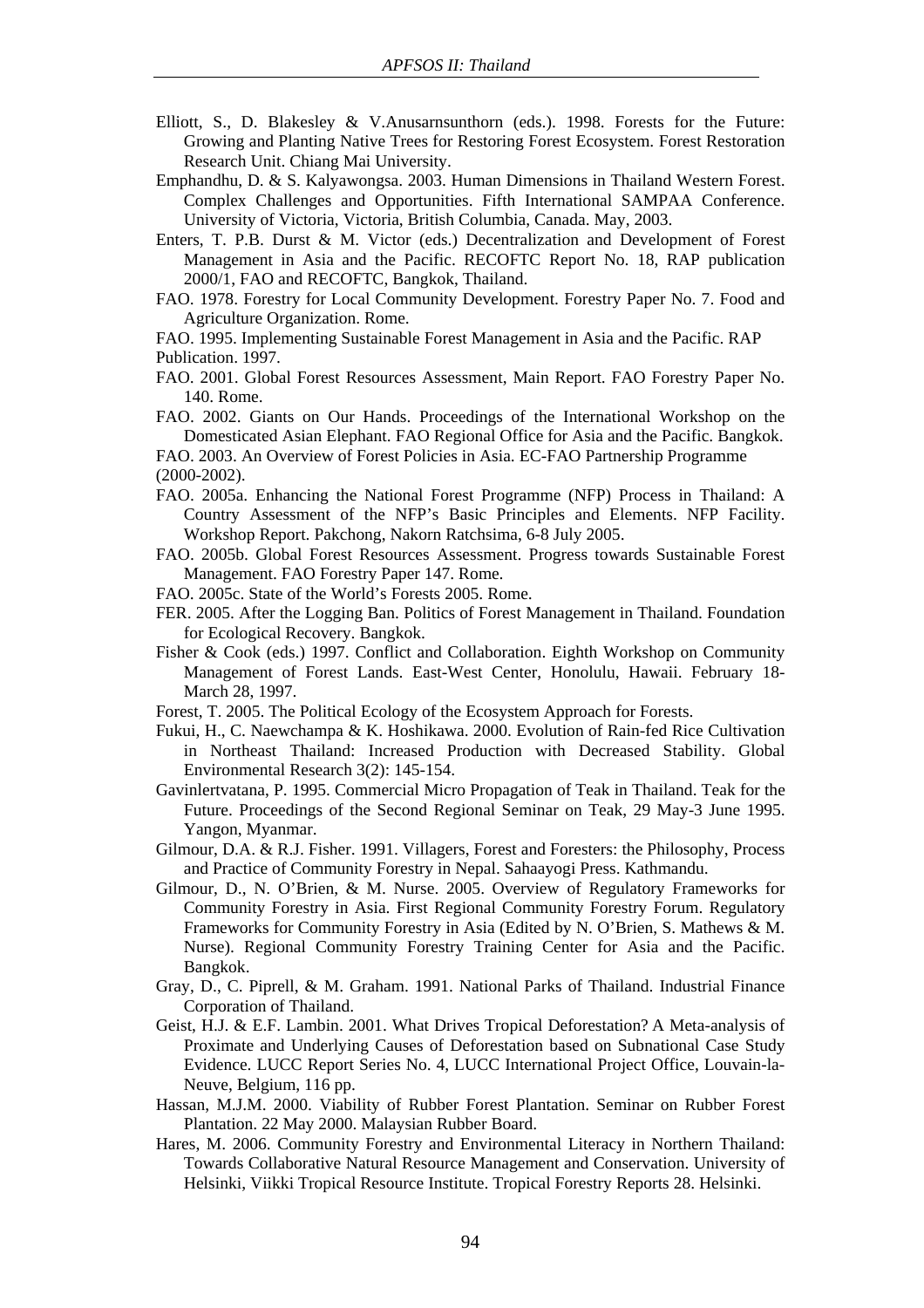Elliott, S., D. Blakesley & V.Anusarnsunthorn (eds.). 1998. Forests for the Future: Growing and Planting Native Trees for Restoring Forest Ecosystem. Forest Restoration Research Unit. Chiang Mai University.

Emphandhu, D. & S. Kalyawongsa. 2003. Human Dimensions in Thailand Western Forest. Complex Challenges and Opportunities. Fifth International SAMPAA Conference. University of Victoria, Victoria, British Columbia, Canada. May, 2003.

Enters, T. P.B. Durst & M. Victor (eds.) Decentralization and Development of Forest Management in Asia and the Pacific. RECOFTC Report No. 18, RAP publication 2000/1, FAO and RECOFTC, Bangkok, Thailand.

FAO. 1978. Forestry for Local Community Development. Forestry Paper No. 7. Food and Agriculture Organization. Rome.

FAO. 1995. Implementing Sustainable Forest Management in Asia and the Pacific. RAP Publication. 1997.

FAO. 2001. Global Forest Resources Assessment, Main Report. FAO Forestry Paper No. 140. Rome.

FAO. 2002. Giants on Our Hands. Proceedings of the International Workshop on the Domesticated Asian Elephant. FAO Regional Office for Asia and the Pacific. Bangkok.

FAO. 2003. An Overview of Forest Policies in Asia. EC-FAO Partnership Programme (2000-2002).

FAO. 2005a. Enhancing the National Forest Programme (NFP) Process in Thailand: A Country Assessment of the NFP's Basic Principles and Elements. NFP Facility. Workshop Report. Pakchong, Nakorn Ratchsima, 6-8 July 2005.

FAO. 2005b. Global Forest Resources Assessment. Progress towards Sustainable Forest Management. FAO Forestry Paper 147. Rome.

FAO. 2005c. State of the World's Forests 2005. Rome.

FER. 2005. After the Logging Ban. Politics of Forest Management in Thailand. Foundation for Ecological Recovery. Bangkok.

Fisher & Cook (eds.) 1997. Conflict and Collaboration. Eighth Workshop on Community Management of Forest Lands. East-West Center, Honolulu, Hawaii. February 18-March 28, 1997.

Forest, T. 2005. The Political Ecology of the Ecosystem Approach for Forests.

Fukui, H., C. Naewchampa & K. Hoshikawa. 2000. Evolution of Rain-fed Rice Cultivation in Northeast Thailand: Increased Production with Decreased Stability. Global Environmental Research 3(2): 145-154.

Gavinlertvatana, P. 1995. Commercial Micro Propagation of Teak in Thailand. Teak for the Future. Proceedings of the Second Regional Seminar on Teak, 29 May-3 June 1995. Yangon, Myanmar.

Gilmour, D.A. & R.J. Fisher. 1991. Villagers, Forest and Foresters: the Philosophy, Process and Practice of Community Forestry in Nepal. Sahaayogi Press. Kathmandu.

Gilmour, D., N. O'Brien, & M. Nurse. 2005. Overview of Regulatory Frameworks for Community Forestry in Asia. First Regional Community Forestry Forum. Regulatory Frameworks for Community Forestry in Asia (Edited by N. O'Brien, S. Mathews & M. Nurse). Regional Community Forestry Training Center for Asia and the Pacific. Bangkok.

Gray, D., C. Piprell, & M. Graham. 1991. National Parks of Thailand. Industrial Finance Corporation of Thailand.

Geist, H.J. & E.F. Lambin. 2001. What Drives Tropical Deforestation? A Meta-analysis of Proximate and Underlying Causes of Deforestation based on Subnational Case Study Evidence. LUCC Report Series No. 4, LUCC International Project Office, Louvain-la-Neuve, Belgium, 116 pp.

Hassan, M.J.M. 2000. Viability of Rubber Forest Plantation. Seminar on Rubber Forest Plantation. 22 May 2000. Malaysian Rubber Board.

Hares, M. 2006. Community Forestry and Environmental Literacy in Northern Thailand: Towards Collaborative Natural Resource Management and Conservation. University of Helsinki, Viikki Tropical Resource Institute. Tropical Forestry Reports 28. Helsinki.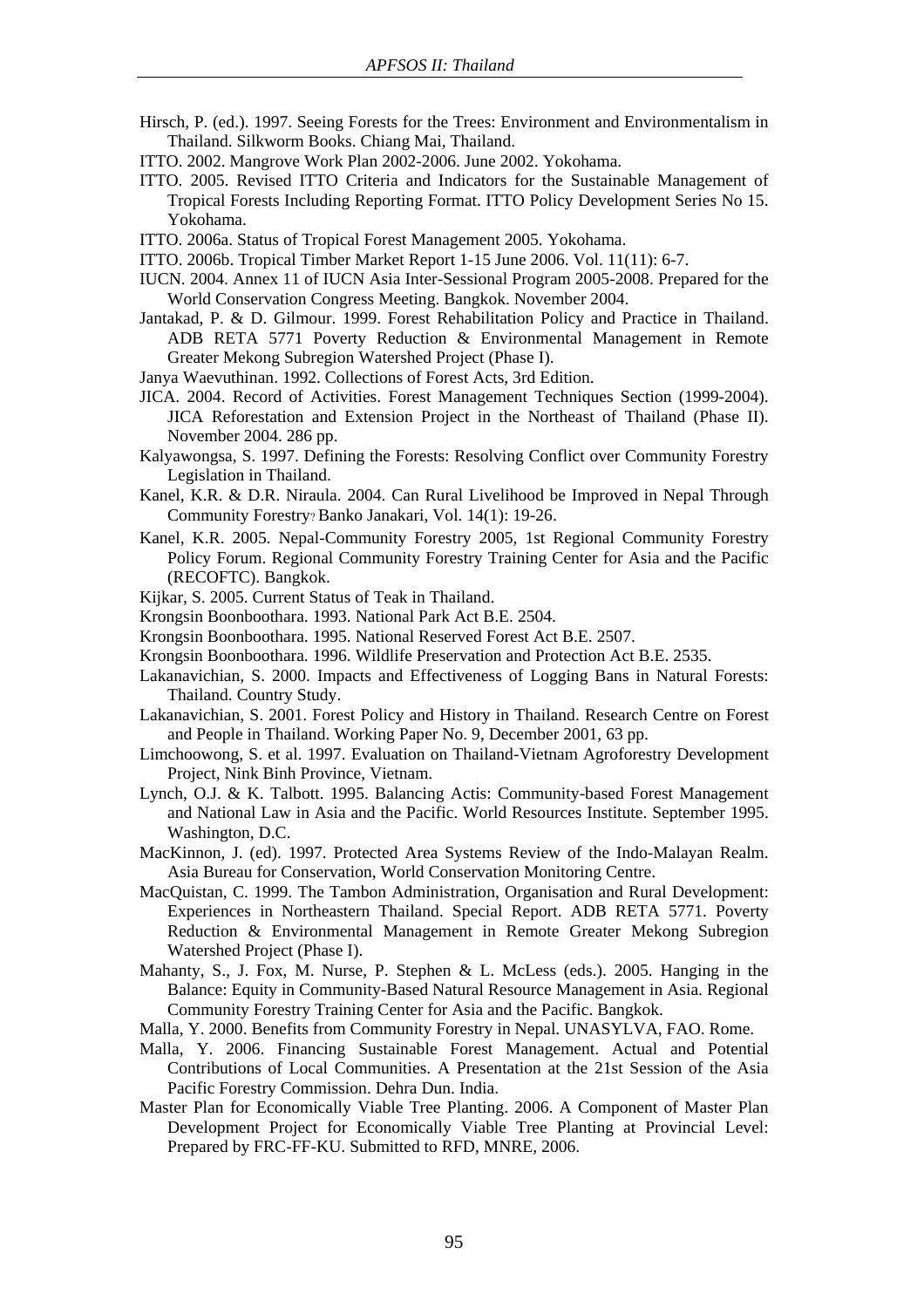Hirsch, P. (ed.). 1997. Seeing Forests for the Trees: Environment and Environmentalism in Thailand. Silkworm Books. Chiang Mai, Thailand.

ITTO. 2002. Mangrove Work Plan 2002-2006. June 2002. Yokohama.

ITTO. 2005. Revised ITTO Criteria and Indicators for the Sustainable Management of Tropical Forests Including Reporting Format. ITTO Policy Development Series No 15. Yokohama.

ITTO. 2006a. Status of Tropical Forest Management 2005. Yokohama.

ITTO. 2006b. Tropical Timber Market Report 1-15 June 2006. Vol. 11(11): 6-7.

IUCN. 2004. Annex 11 of IUCN Asia Inter-Sessional Program 2005-2008. Prepared for the World Conservation Congress Meeting. Bangkok. November 2004.

Jantakad, P. & D. Gilmour. 1999. Forest Rehabilitation Policy and Practice in Thailand. ADB RETA 5771 Poverty Reduction & Environmental Management in Remote Greater Mekong Subregion Watershed Project (Phase I).

Janya Waevuthinan. 1992. Collections of Forest Acts, 3rd Edition.

JICA. 2004. Record of Activities. Forest Management Techniques Section (1999-2004). JICA Reforestation and Extension Project in the Northeast of Thailand (Phase II). November 2004. 286 pp.

Kalyawongsa, S. 1997. Defining the Forests: Resolving Conflict over Community Forestry Legislation in Thailand.

Kanel, K.R. & D.R. Niraula. 2004. Can Rural Livelihood be Improved in Nepal Through Community Forestry? Banko Janakari, Vol. 14(1): 19-26.

Kanel, K.R. 2005. Nepal-Community Forestry 2005, 1st Regional Community Forestry Policy Forum. Regional Community Forestry Training Center for Asia and the Pacific (RECOFTC). Bangkok.

Kijkar, S. 2005. Current Status of Teak in Thailand.

Krongsin Boonboothara. 1993. National Park Act B.E. 2504.

Krongsin Boonboothara. 1995. National Reserved Forest Act B.E. 2507.

Krongsin Boonboothara. 1996. Wildlife Preservation and Protection Act B.E. 2535.

Lakanavichian, S. 2000. Impacts and Effectiveness of Logging Bans in Natural Forests: Thailand. Country Study.

Lakanavichian, S. 2001. Forest Policy and History in Thailand. Research Centre on Forest and People in Thailand. Working Paper No. 9, December 2001, 63 pp.

Limchoowong, S. et al. 1997. Evaluation on Thailand-Vietnam Agroforestry Development Project, Nink Binh Province, Vietnam.

Lynch, O.J. & K. Talbott. 1995. Balancing Actis: Community-based Forest Management and National Law in Asia and the Pacific. World Resources Institute. September 1995. Washington, D.C.

MacKinnon, J. (ed). 1997. Protected Area Systems Review of the Indo-Malayan Realm. Asia Bureau for Conservation, World Conservation Monitoring Centre.

MacQuistan, C. 1999. The Tambon Administration, Organisation and Rural Development: Experiences in Northeastern Thailand. Special Report. ADB RETA 5771. Poverty Reduction & Environmental Management in Remote Greater Mekong Subregion Watershed Project (Phase I).

Mahanty, S., J. Fox, M. Nurse, P. Stephen & L. McLess (eds.). 2005. Hanging in the Balance: Equity in Community-Based Natural Resource Management in Asia. Regional Community Forestry Training Center for Asia and the Pacific. Bangkok.

Malla, Y. 2000. Benefits from Community Forestry in Nepal. UNASYLVA, FAO. Rome.

Malla, Y. 2006. Financing Sustainable Forest Management. Actual and Potential Contributions of Local Communities. A Presentation at the 21st Session of the Asia Pacific Forestry Commission. Dehra Dun. India.

Master Plan for Economically Viable Tree Planting. 2006. A Component of Master Plan Development Project for Economically Viable Tree Planting at Provincial Level: Prepared by FRC-FF-KU. Submitted to RFD, MNRE, 2006.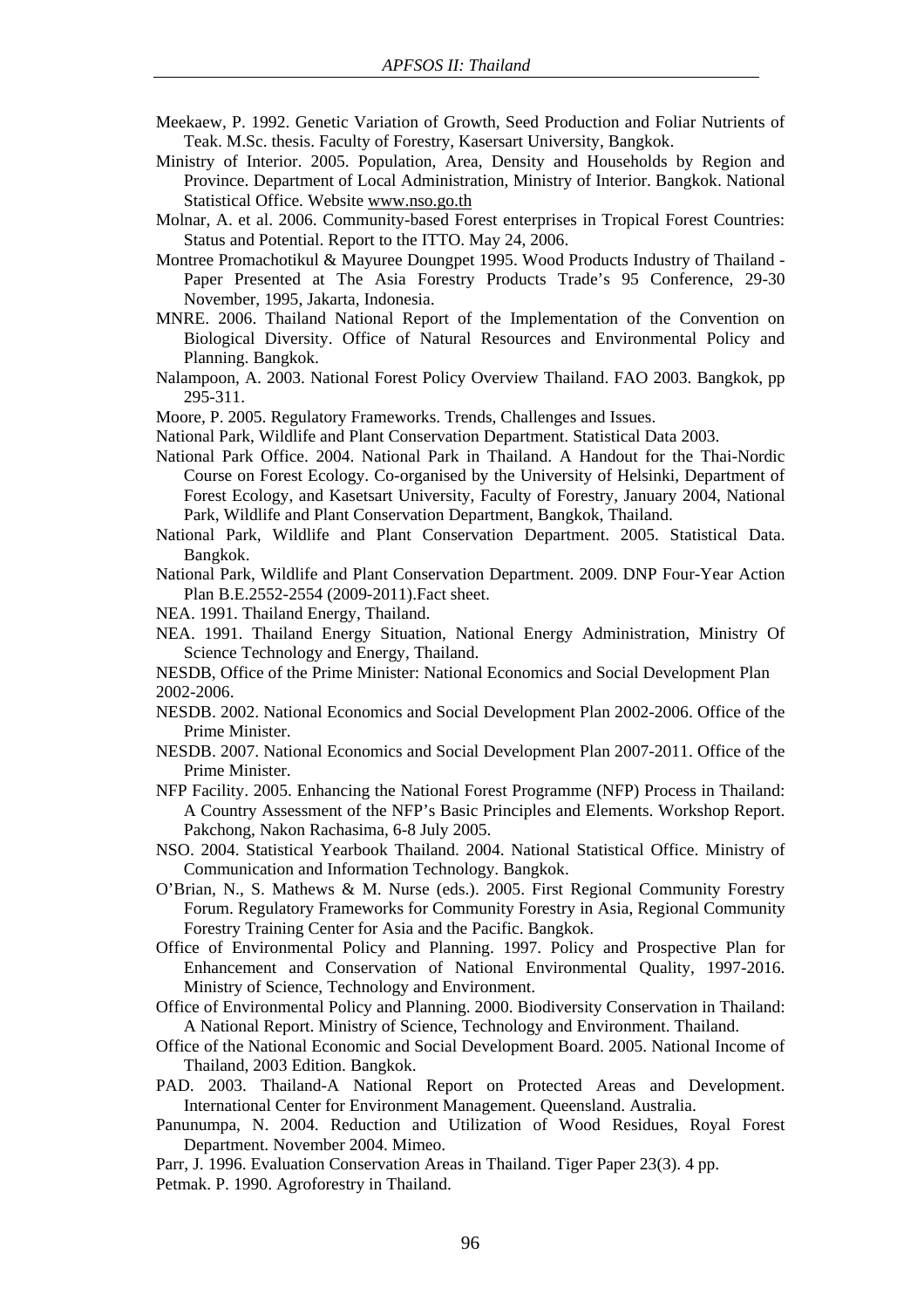Meekaew, P. 1992. Genetic Variation of Growth, Seed Production and Foliar Nutrients of Teak. M.Sc. thesis. Faculty of Forestry, Kasersart University, Bangkok.

Ministry of Interior. 2005. Population, Area, Density and Households by Region and Province. Department of Local Administration, Ministry of Interior. Bangkok. National Statistical Office. Website www.nso.go.th

Molnar, A. et al. 2006. Community-based Forest enterprises in Tropical Forest Countries: Status and Potential. Report to the ITTO. May 24, 2006.

Montree Promachotikul & Mayuree Doungpet 1995. Wood Products Industry of Thailand - Paper Presented at The Asia Forestry Products Trade's 95 Conference, 29-30 November, 1995, Jakarta, Indonesia.

MNRE. 2006. Thailand National Report of the Implementation of the Convention on Biological Diversity. Office of Natural Resources and Environmental Policy and Planning. Bangkok.

Nalampoon, A. 2003. National Forest Policy Overview Thailand. FAO 2003. Bangkok, pp 295-311.

Moore, P. 2005. Regulatory Frameworks. Trends, Challenges and Issues.

National Park, Wildlife and Plant Conservation Department. Statistical Data 2003.

National Park Office. 2004. National Park in Thailand. A Handout for the Thai-Nordic Course on Forest Ecology. Co-organised by the University of Helsinki, Department of Forest Ecology, and Kasetsart University, Faculty of Forestry, January 2004, National Park, Wildlife and Plant Conservation Department, Bangkok, Thailand.

National Park, Wildlife and Plant Conservation Department. 2005. Statistical Data. Bangkok.

National Park, Wildlife and Plant Conservation Department. 2009. DNP Four-Year Action Plan B.E.2552-2554 (2009-2011).Fact sheet.

NEA. 1991. Thailand Energy, Thailand.

NEA. 1991. Thailand Energy Situation, National Energy Administration, Ministry Of Science Technology and Energy, Thailand.

NESDB, Office of the Prime Minister: National Economics and Social Development Plan 2002-2006.

NESDB. 2002. National Economics and Social Development Plan 2002-2006. Office of the Prime Minister.

NESDB. 2007. National Economics and Social Development Plan 2007-2011. Office of the Prime Minister.

NFP Facility. 2005. Enhancing the National Forest Programme (NFP) Process in Thailand: A Country Assessment of the NFP's Basic Principles and Elements. Workshop Report. Pakchong, Nakon Rachasima, 6-8 July 2005.

NSO. 2004. Statistical Yearbook Thailand. 2004. National Statistical Office. Ministry of Communication and Information Technology. Bangkok.

O'Brian, N., S. Mathews & M. Nurse (eds.). 2005. First Regional Community Forestry Forum. Regulatory Frameworks for Community Forestry in Asia, Regional Community Forestry Training Center for Asia and the Pacific. Bangkok.

Office of Environmental Policy and Planning. 1997. Policy and Prospective Plan for Enhancement and Conservation of National Environmental Quality, 1997-2016. Ministry of Science, Technology and Environment.

Office of Environmental Policy and Planning. 2000. Biodiversity Conservation in Thailand: A National Report. Ministry of Science, Technology and Environment. Thailand.

Office of the National Economic and Social Development Board. 2005. National Income of Thailand, 2003 Edition. Bangkok.

PAD. 2003. Thailand-A National Report on Protected Areas and Development. International Center for Environment Management. Queensland. Australia.

Panunumpa, N. 2004. Reduction and Utilization of Wood Residues, Royal Forest Department. November 2004. Mimeo.

Parr, J. 1996. Evaluation Conservation Areas in Thailand. Tiger Paper 23(3). 4 pp.

Petmak. P. 1990. Agroforestry in Thailand.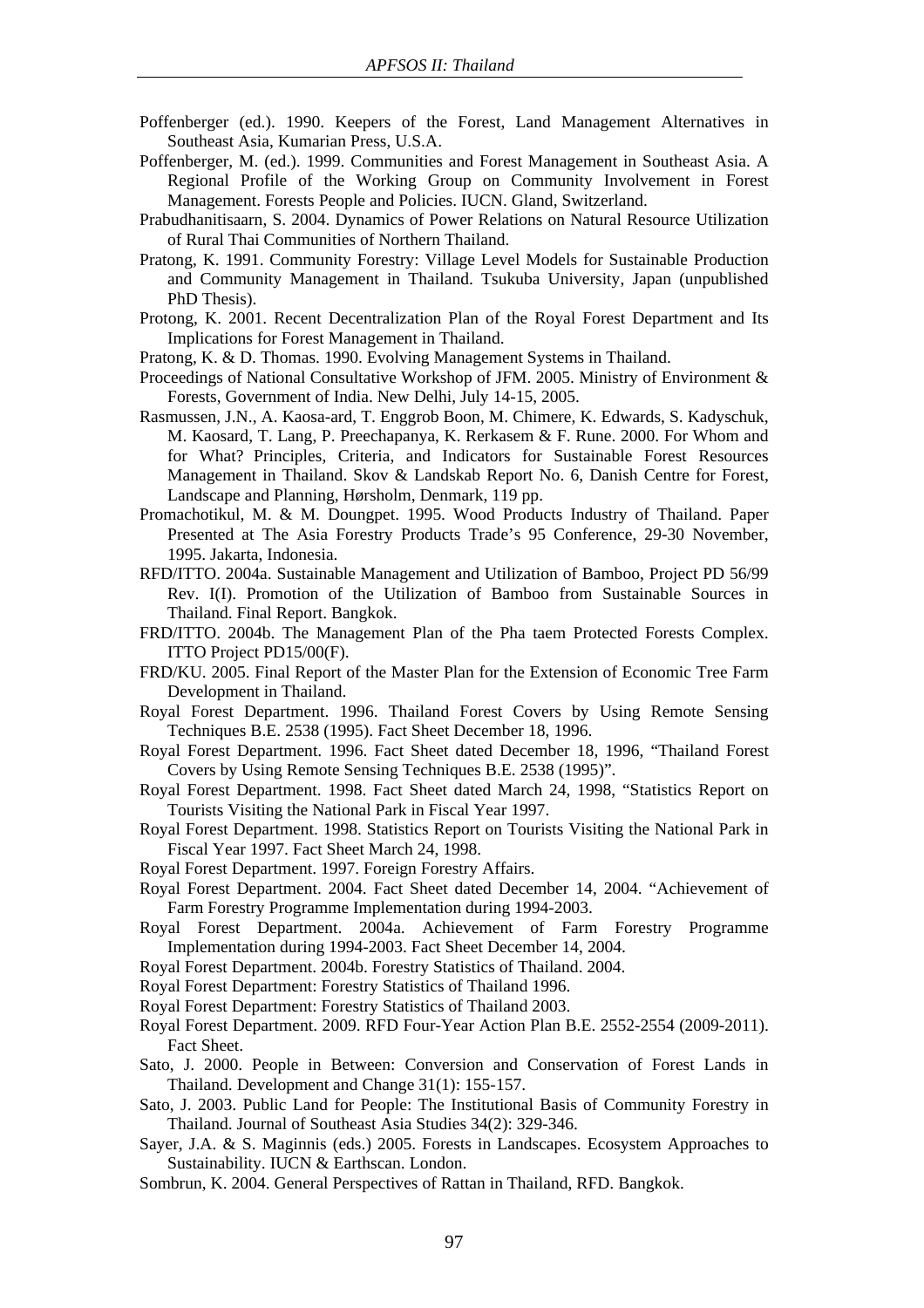Poffenberger (ed.). 1990. Keepers of the Forest, Land Management Alternatives in Southeast Asia, Kumarian Press, U.S.A.

Poffenberger, M. (ed.). 1999. Communities and Forest Management in Southeast Asia. A Regional Profile of the Working Group on Community Involvement in Forest Management. Forests People and Policies. IUCN. Gland, Switzerland.

Prabudhanitisaarn, S. 2004. Dynamics of Power Relations on Natural Resource Utilization of Rural Thai Communities of Northern Thailand.

Pratong, K. 1991. Community Forestry: Village Level Models for Sustainable Production and Community Management in Thailand. Tsukuba University, Japan (unpublished PhD Thesis).

Protong, K. 2001. Recent Decentralization Plan of the Royal Forest Department and Its Implications for Forest Management in Thailand.

Pratong, K. & D. Thomas. 1990. Evolving Management Systems in Thailand.

Proceedings of National Consultative Workshop of JFM. 2005. Ministry of Environment & Forests, Government of India. New Delhi, July 14-15, 2005.

Rasmussen, J.N., A. Kaosa-ard, T. Enggrob Boon, M. Chimere, K. Edwards, S. Kadyschuk, M. Kaosard, T. Lang, P. Preechapanya, K. Rerkasem & F. Rune. 2000. For Whom and for What? Principles, Criteria, and Indicators for Sustainable Forest Resources Management in Thailand. Skov & Landskab Report No. 6, Danish Centre for Forest, Landscape and Planning, Hørsholm, Denmark, 119 pp.

Promachotikul, M. & M. Doungpet. 1995. Wood Products Industry of Thailand. Paper Presented at The Asia Forestry Products Trade's 95 Conference, 29-30 November, 1995. Jakarta, Indonesia.

RFD/ITTO. 2004a. Sustainable Management and Utilization of Bamboo, Project PD 56/99 Rev. I(I). Promotion of the Utilization of Bamboo from Sustainable Sources in Thailand. Final Report. Bangkok.

FRD/ITTO. 2004b. The Management Plan of the Pha taem Protected Forests Complex. ITTO Project PD15/00(F).

FRD/KU. 2005. Final Report of the Master Plan for the Extension of Economic Tree Farm Development in Thailand.

Royal Forest Department. 1996. Thailand Forest Covers by Using Remote Sensing Techniques B.E. 2538 (1995). Fact Sheet December 18, 1996.

Royal Forest Department. 1996. Fact Sheet dated December 18, 1996, "Thailand Forest Covers by Using Remote Sensing Techniques B.E. 2538 (1995)".

Royal Forest Department. 1998. Fact Sheet dated March 24, 1998, "Statistics Report on Tourists Visiting the National Park in Fiscal Year 1997.

Royal Forest Department. 1998. Statistics Report on Tourists Visiting the National Park in Fiscal Year 1997. Fact Sheet March 24, 1998.

Royal Forest Department. 1997. Foreign Forestry Affairs.

Royal Forest Department. 2004. Fact Sheet dated December 14, 2004. "Achievement of Farm Forestry Programme Implementation during 1994-2003.

Royal Forest Department. 2004a. Achievement of Farm Forestry Programme Implementation during 1994-2003. Fact Sheet December 14, 2004.

Royal Forest Department. 2004b. Forestry Statistics of Thailand. 2004.

Royal Forest Department: Forestry Statistics of Thailand 1996.

Royal Forest Department: Forestry Statistics of Thailand 2003.

Royal Forest Department. 2009. RFD Four-Year Action Plan B.E. 2552-2554 (2009-2011). Fact Sheet.

Sato, J. 2000. People in Between: Conversion and Conservation of Forest Lands in Thailand. Development and Change 31(1): 155-157.

Sato, J. 2003. Public Land for People: The Institutional Basis of Community Forestry in Thailand. Journal of Southeast Asia Studies 34(2): 329-346.

Sayer, J.A. & S. Maginnis (eds.) 2005. Forests in Landscapes. Ecosystem Approaches to Sustainability. IUCN & Earthscan. London.

Sombrun, K. 2004. General Perspectives of Rattan in Thailand, RFD. Bangkok.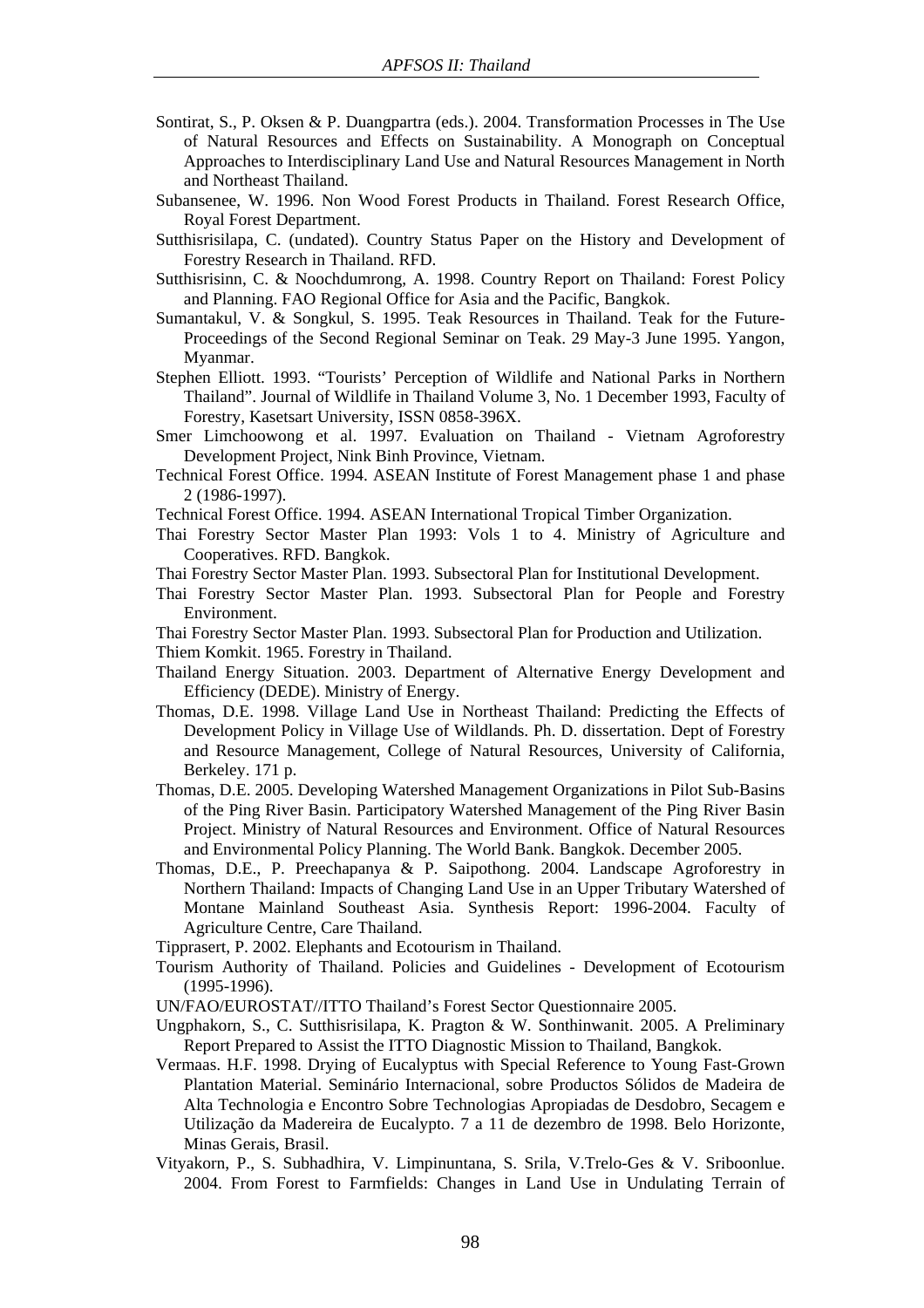Sontirat, S., P. Oksen & P. Duangpartra (eds.). 2004. Transformation Processes in The Use of Natural Resources and Effects on Sustainability. A Monograph on Conceptual Approaches to Interdisciplinary Land Use and Natural Resources Management in North and Northeast Thailand.

Subansenee, W. 1996. Non Wood Forest Products in Thailand. Forest Research Office, Royal Forest Department.

Sutthisrisilapa, C. (undated). Country Status Paper on the History and Development of Forestry Research in Thailand. RFD.

Sutthisrisinn, C. & Noochdumrong, A. 1998. Country Report on Thailand: Forest Policy and Planning. FAO Regional Office for Asia and the Pacific, Bangkok.

Sumantakul, V. & Songkul, S. 1995. Teak Resources in Thailand. Teak for the Future-Proceedings of the Second Regional Seminar on Teak. 29 May-3 June 1995. Yangon, Myanmar.

Stephen Elliott. 1993. "Tourists' Perception of Wildlife and National Parks in Northern Thailand". Journal of Wildlife in Thailand Volume 3, No. 1 December 1993, Faculty of Forestry, Kasetsart University, ISSN 0858-396X.

Smer Limchoowong et al. 1997. Evaluation on Thailand - Vietnam Agroforestry Development Project, Nink Binh Province, Vietnam.

Technical Forest Office. 1994. ASEAN Institute of Forest Management phase 1 and phase 2 (1986-1997).

Technical Forest Office. 1994. ASEAN International Tropical Timber Organization.

Thai Forestry Sector Master Plan 1993: Vols 1 to 4. Ministry of Agriculture and Cooperatives. RFD. Bangkok.

Thai Forestry Sector Master Plan. 1993. Subsectoral Plan for Institutional Development.

Thai Forestry Sector Master Plan. 1993. Subsectoral Plan for People and Forestry Environment.

Thai Forestry Sector Master Plan. 1993. Subsectoral Plan for Production and Utilization.

Thiem Komkit. 1965. Forestry in Thailand.

Thailand Energy Situation. 2003. Department of Alternative Energy Development and Efficiency (DEDE). Ministry of Energy.

Thomas, D.E. 1998. Village Land Use in Northeast Thailand: Predicting the Effects of Development Policy in Village Use of Wildlands. Ph. D. dissertation. Dept of Forestry and Resource Management, College of Natural Resources, University of California, Berkeley. 171 p.

Thomas, D.E. 2005. Developing Watershed Management Organizations in Pilot Sub-Basins of the Ping River Basin. Participatory Watershed Management of the Ping River Basin Project. Ministry of Natural Resources and Environment. Office of Natural Resources and Environmental Policy Planning. The World Bank. Bangkok. December 2005.

Thomas, D.E., P. Preechapanya & P. Saipothong. 2004. Landscape Agroforestry in Northern Thailand: Impacts of Changing Land Use in an Upper Tributary Watershed of Montane Mainland Southeast Asia. Synthesis Report: 1996-2004. Faculty of Agriculture Centre, Care Thailand.

Tipprasert, P. 2002. Elephants and Ecotourism in Thailand.

Tourism Authority of Thailand. Policies and Guidelines - Development of Ecotourism (1995-1996).

UN/FAO/EUROSTAT//ITTO Thailand's Forest Sector Questionnaire 2005.

Ungphakorn, S., C. Sutthisrisilapa, K. Pragton & W. Sonthinwanit. 2005. A Preliminary Report Prepared to Assist the ITTO Diagnostic Mission to Thailand, Bangkok.

Vermaas. H.F. 1998. Drying of Eucalyptus with Special Reference to Young Fast-Grown Plantation Material. Seminário Internacional, sobre Productos Sólidos de Madeira de Alta Technologia e Encontro Sobre Technologias Apropiadas de Desdobro, Secagem e Utilização da Madereira de Eucalypto. 7 a 11 de dezembro de 1998. Belo Horizonte, Minas Gerais, Brasil.

Vityakorn, P., S. Subhadhira, V. Limpinuntana, S. Srila, V.Trelo-Ges & V. Sriboonlue. 2004. From Forest to Farmfields: Changes in Land Use in Undulating Terrain of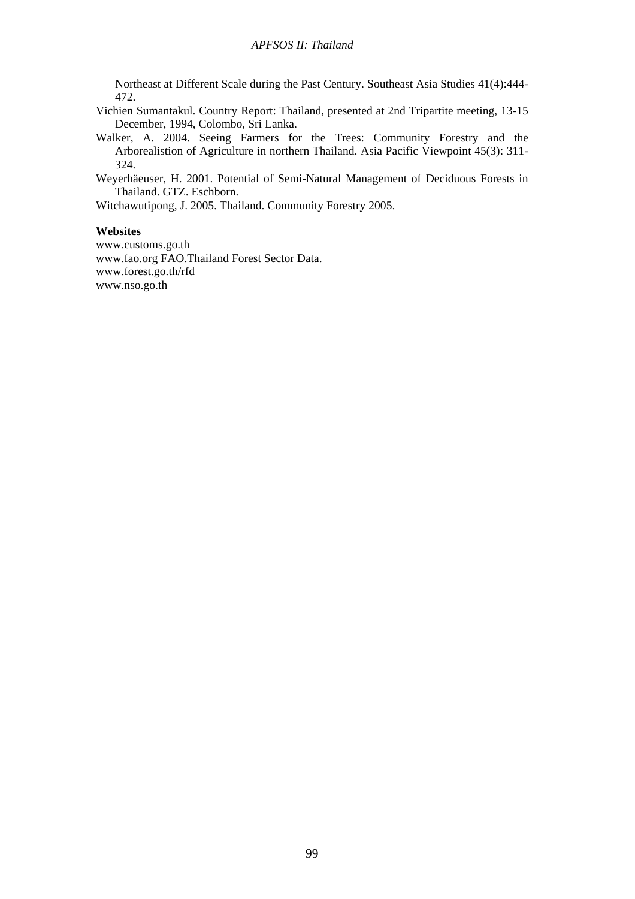Northeast at Different Scale during the Past Century. Southeast Asia Studies 41(4):444-472.

Vichien Sumantakul. Country Report: Thailand, presented at 2nd Tripartite meeting, 13-15 December, 1994, Colombo, Sri Lanka.

Walker, A. 2004. Seeing Farmers for the Trees: Community Forestry and the Arborealistion of Agriculture in northern Thailand. Asia Pacific Viewpoint 45(3): 311-324.

Weyerhäeuser, H. 2001. Potential of Semi-Natural Management of Deciduous Forests in Thailand. GTZ. Eschborn.

Witchawutipong, J. 2005. Thailand. Community Forestry 2005.

**Websites**

www.customs.go.th
www.fao.org FAO.Thailand Forest Sector Data.
www.forest.go.th/rfd
www.nso.go.th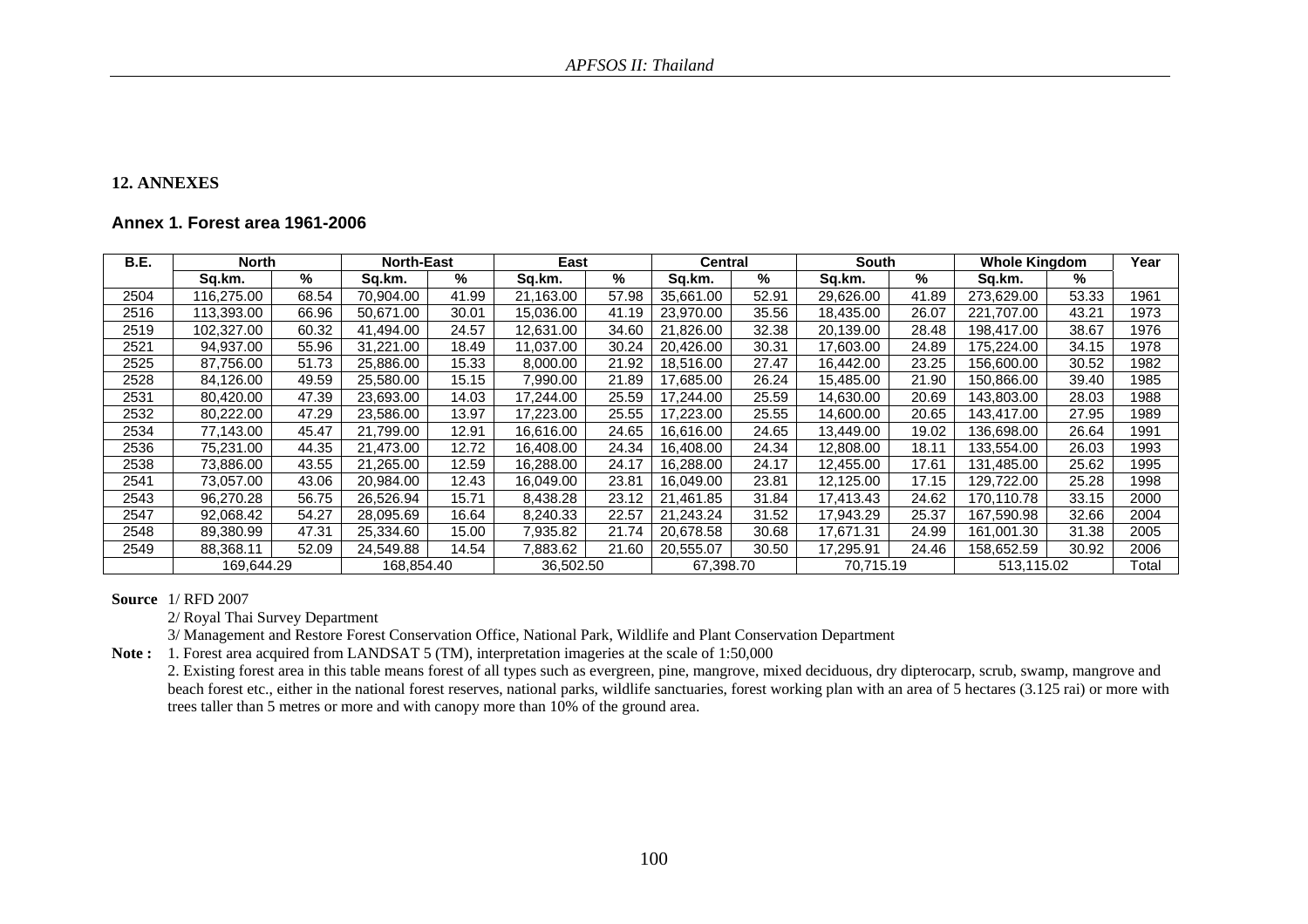## 12. ANNEXES

### Annex 1. Forest area 1961-2006

| B.E. | North | | North-East | | East | | Central | | South | | Whole Kingdom | | Year |
|---|---|---|---|---|---|---|---|---|---|---|---|---|---|
| | Sq.km. | % | Sq.km. | % | Sq.km. | % | Sq.km. | % | Sq.km. | % | Sq.km. | % | |
| 2504 | 116,275.00 | 68.54 | 70,904.00 | 41.99 | 21,163.00 | 57.98 | 35,661.00 | 52.91 | 29,626.00 | 41.89 | 273,629.00 | 53.33 | 1961 |
| 2516 | 113,393.00 | 66.96 | 50,671.00 | 30.01 | 15,036.00 | 41.19 | 23,970.00 | 35.56 | 18,435.00 | 26.07 | 221,707.00 | 43.21 | 1973 |
| 2519 | 102,327.00 | 60.32 | 41,494.00 | 24.57 | 12,631.00 | 34.60 | 21,826.00 | 32.38 | 20,139.00 | 28.48 | 198,417.00 | 38.67 | 1976 |
| 2521 | 94,937.00 | 55.96 | 31,221.00 | 18.49 | 11,037.00 | 30.24 | 20,426.00 | 30.31 | 17,603.00 | 24.89 | 175,224.00 | 34.15 | 1978 |
| 2525 | 87,756.00 | 51.73 | 25,886.00 | 15.33 | 8,000.00 | 21.92 | 18,516.00 | 27.47 | 16,442.00 | 23.25 | 156,600.00 | 30.52 | 1982 |
| 2528 | 84,126.00 | 49.59 | 25,580.00 | 15.15 | 7,990.00 | 21.89 | 17,685.00 | 26.24 | 15,485.00 | 21.90 | 150,866.00 | 39.40 | 1985 |
| 2531 | 80,420.00 | 47.39 | 23,693.00 | 14.03 | 17,244.00 | 25.59 | 17,244.00 | 25.59 | 14,630.00 | 20.69 | 143,803.00 | 28.03 | 1988 |
| 2532 | 80,222.00 | 47.29 | 23,586.00 | 13.97 | 17,223.00 | 25.55 | 17,223.00 | 25.55 | 14,600.00 | 20.65 | 143,417.00 | 27.95 | 1989 |
| 2534 | 77,143.00 | 45.47 | 21,799.00 | 12.91 | 16,616.00 | 24.65 | 16,616.00 | 24.65 | 13,449.00 | 19.02 | 136,698.00 | 26.64 | 1991 |
| 2536 | 75,231.00 | 44.35 | 21,473.00 | 12.72 | 16,408.00 | 24.34 | 16,408.00 | 24.34 | 12,808.00 | 18.11 | 133,554.00 | 26.03 | 1993 |
| 2538 | 73,886.00 | 43.55 | 21,265.00 | 12.59 | 16,288.00 | 24.17 | 16,288.00 | 24.17 | 12,455.00 | 17.61 | 131,485.00 | 25.62 | 1995 |
| 2541 | 73,057.00 | 43.06 | 20,984.00 | 12.43 | 16,049.00 | 23.81 | 16,049.00 | 23.81 | 12,125.00 | 17.15 | 129,722.00 | 25.28 | 1998 |
| 2543 | 96,270.28 | 56.75 | 26,526.94 | 15.71 | 8,438.28 | 23.12 | 21,461.85 | 31.84 | 17,413.43 | 24.62 | 170,110.78 | 33.15 | 2000 |
| 2547 | 92,068.42 | 54.27 | 28,095.69 | 16.64 | 8,240.33 | 22.57 | 21,243.24 | 31.52 | 17,943.29 | 25.37 | 167,590.98 | 32.66 | 2004 |
| 2548 | 89,380.99 | 47.31 | 25,334.60 | 15.00 | 7,935.82 | 21.74 | 20,678.58 | 30.68 | 17,671.31 | 24.99 | 161,001.30 | 31.38 | 2005 |
| 2549 | 88,368.11 | 52.09 | 24,549.88 | 14.54 | 7,883.62 | 21.60 | 20,555.07 | 30.50 | 17,295.91 | 24.46 | 158,652.59 | 30.92 | 2006 |
| | 169,644.29 | | 168,854.40 | | 36,502.50 | | 67,398.70 | | 70,715.19 | | 513,115.02 | | Total |

**Source** 1/ RFD 2007

2/ Royal Thai Survey Department

3/ Management and Restore Forest Conservation Office, National Park, Wildlife and Plant Conservation Department

**Note :** 1. Forest area acquired from LANDSAT 5 (TM), interpretation imageries at the scale of 1:50,000

2. Existing forest area in this table means forest of all types such as evergreen, pine, mangrove, mixed deciduous, dry dipterocarp, scrub, swamp, mangrove and beach forest etc., either in the national forest reserves, national parks, wildlife sanctuaries, forest working plan with an area of 5 hectares (3.125 rai) or more with trees taller than 5 metres or more and with canopy more than 10% of the ground area.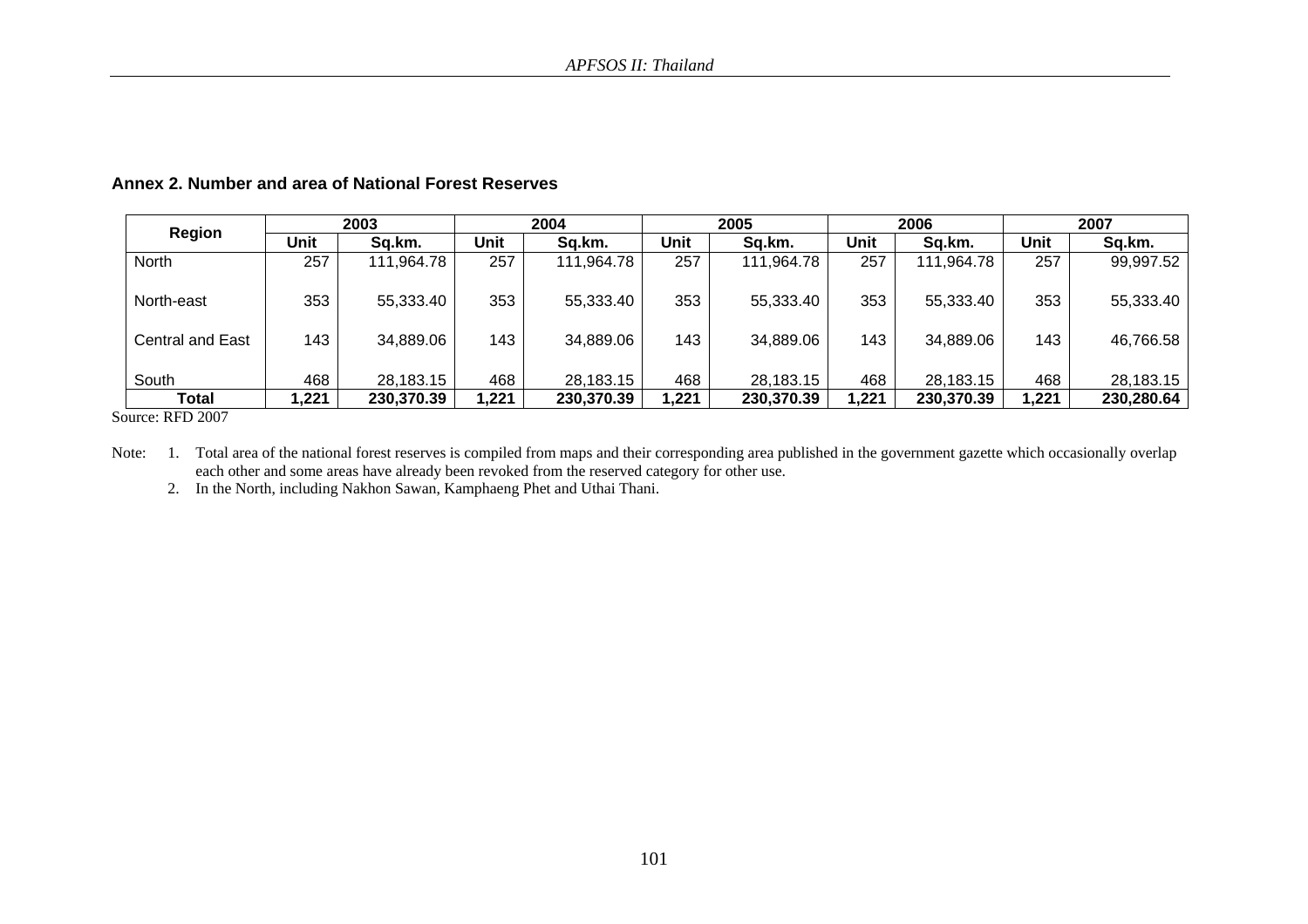**Annex 2. Number and area of National Forest Reserves**

| Region | 2003 | | 2004 | | 2005 | | 2006 | | 2007 | |
|---|---|---|---|---|---|---|---|---|---|---|
| | Unit | Sq.km. | Unit | Sq.km. | Unit | Sq.km. | Unit | Sq.km. | Unit | Sq.km. |
| North | 257 | 111,964.78 | 257 | 111,964.78 | 257 | 111,964.78 | 257 | 111,964.78 | 257 | 99,997.52 |
| North-east | 353 | 55,333.40 | 353 | 55,333.40 | 353 | 55,333.40 | 353 | 55,333.40 | 353 | 55,333.40 |
| Central and East | 143 | 34,889.06 | 143 | 34,889.06 | 143 | 34,889.06 | 143 | 34,889.06 | 143 | 46,766.58 |
| South | 468 | 28,183.15 | 468 | 28,183.15 | 468 | 28,183.15 | 468 | 28,183.15 | 468 | 28,183.15 |
| **Total** | **1,221** | **230,370.39** | **1,221** | **230,370.39** | **1,221** | **230,370.39** | **1,221** | **230,370.39** | **1,221** | **230,280.64** |

Source: RFD 2007

Note:
1. Total area of the national forest reserves is compiled from maps and their corresponding area published in the government gazette which occasionally overlap each other and some areas have already been revoked from the reserved category for other use.
2. In the North, including Nakhon Sawan, Kamphaeng Phet and Uthai Thani.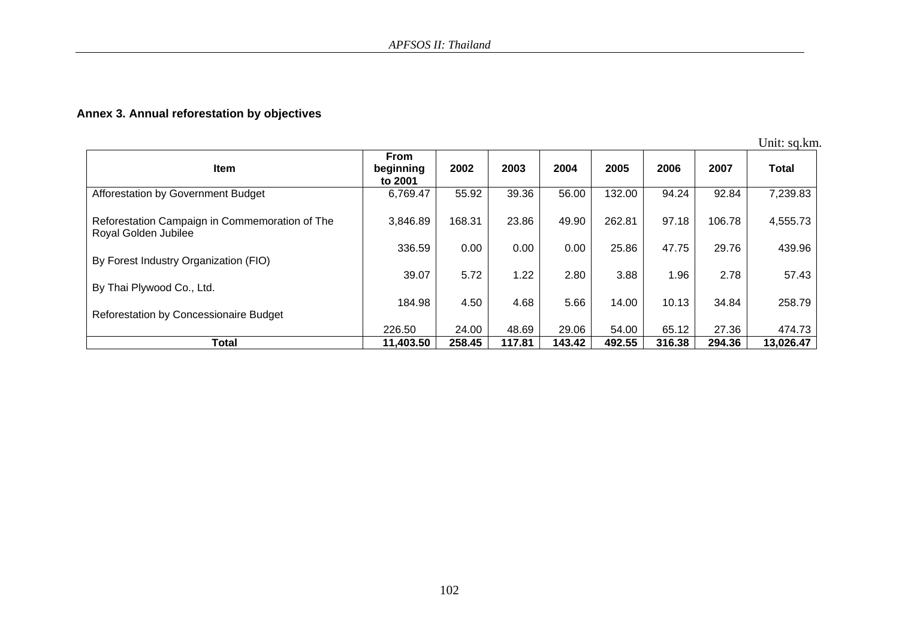## Annex 3. Annual reforestation by objectives

Unit: sq.km.

| Item | From beginning to 2001 | 2002 | 2003 | 2004 | 2005 | 2006 | 2007 | Total |
|---|---|---|---|---|---|---|---|---|
| Afforestation by Government Budget | 6,769.47 | 55.92 | 39.36 | 56.00 | 132.00 | 94.24 | 92.84 | 7,239.83 |
| Reforestation Campaign in Commemoration of The Royal Golden Jubilee | 3,846.89 | 168.31 | 23.86 | 49.90 | 262.81 | 97.18 | 106.78 | 4,555.73 |
| By Forest Industry Organization (FIO) | 336.59 | 0.00 | 0.00 | 0.00 | 25.86 | 47.75 | 29.76 | 439.96 |
| By Thai Plywood Co., Ltd. | 39.07 | 5.72 | 1.22 | 2.80 | 3.88 | 1.96 | 2.78 | 57.43 |
| Reforestation by Concessionaire Budget | 184.98 | 4.50 | 4.68 | 5.66 | 14.00 | 10.13 | 34.84 | 258.79 |
| | 226.50 | 24.00 | 48.69 | 29.06 | 54.00 | 65.12 | 27.36 | 474.73 |
| **Total** | **11,403.50** | **258.45** | **117.81** | **143.42** | **492.55** | **316.38** | **294.36** | **13,026.47** |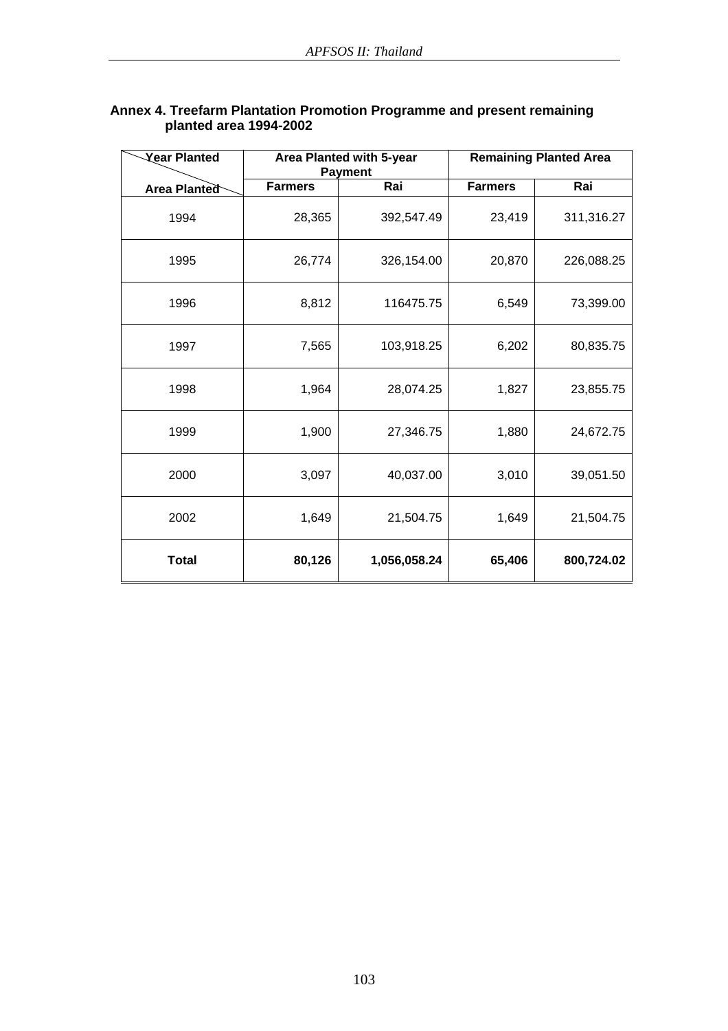**Annex 4. Treefarm Plantation Promotion Programme and present remaining planted area 1994-2002**

| Year Planted / Area Planted | Area Planted with 5-year Payment | | Remaining Planted Area | |
|---|---|---|---|---|
| | Farmers | Rai | Farmers | Rai |
| 1994 | 28,365 | 392,547.49 | 23,419 | 311,316.27 |
| 1995 | 26,774 | 326,154.00 | 20,870 | 226,088.25 |
| 1996 | 8,812 | 116475.75 | 6,549 | 73,399.00 |
| 1997 | 7,565 | 103,918.25 | 6,202 | 80,835.75 |
| 1998 | 1,964 | 28,074.25 | 1,827 | 23,855.75 |
| 1999 | 1,900 | 27,346.75 | 1,880 | 24,672.75 |
| 2000 | 3,097 | 40,037.00 | 3,010 | 39,051.50 |
| 2002 | 1,649 | 21,504.75 | 1,649 | 21,504.75 |
| **Total** | **80,126** | **1,056,058.24** | **65,406** | **800,724.02** |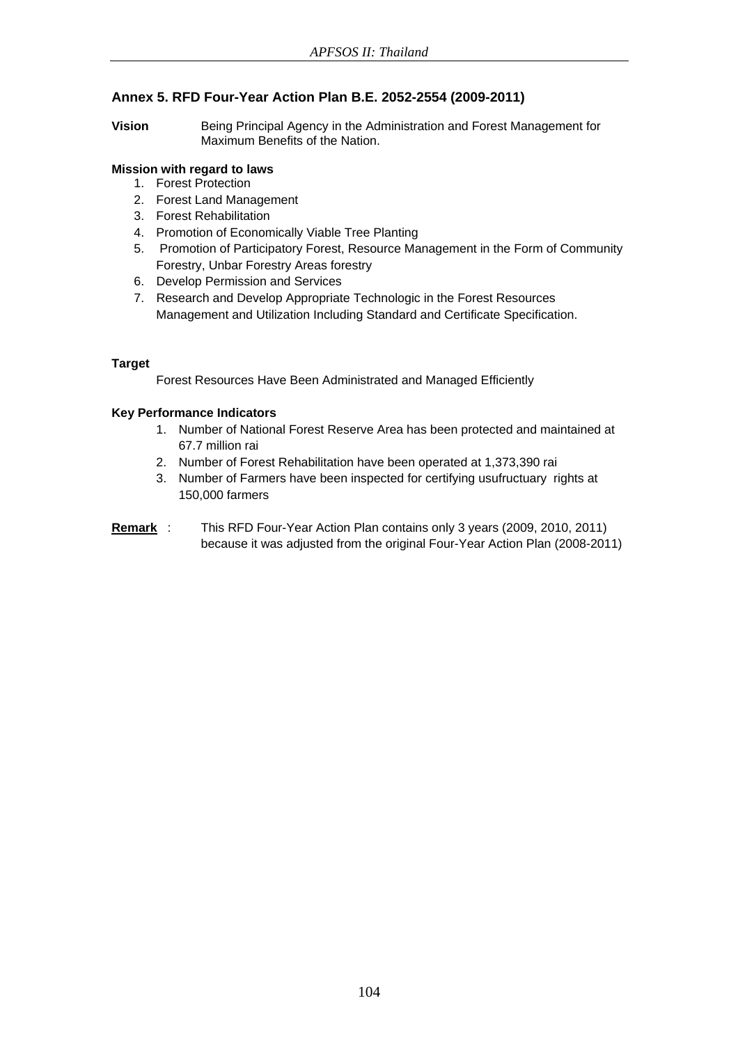## Annex 5. RFD Four-Year Action Plan B.E. 2052-2554 (2009-2011)

**Vision** Being Principal Agency in the Administration and Forest Management for Maximum Benefits of the Nation.

**Mission with regard to laws**

1. Forest Protection
2. Forest Land Management
3. Forest Rehabilitation
4. Promotion of Economically Viable Tree Planting
5. Promotion of Participatory Forest, Resource Management in the Form of Community Forestry, Unbar Forestry Areas forestry
6. Develop Permission and Services
7. Research and Develop Appropriate Technologic in the Forest Resources Management and Utilization Including Standard and Certificate Specification.

**Target**

Forest Resources Have Been Administrated and Managed Efficiently

**Key Performance Indicators**

1. Number of National Forest Reserve Area has been protected and maintained at 67.7 million rai
2. Number of Forest Rehabilitation have been operated at 1,373,390 rai
3. Number of Farmers have been inspected for certifying usufructuary rights at 150,000 farmers

**Remark** : This RFD Four-Year Action Plan contains only 3 years (2009, 2010, 2011) because it was adjusted from the original Four-Year Action Plan (2008-2011)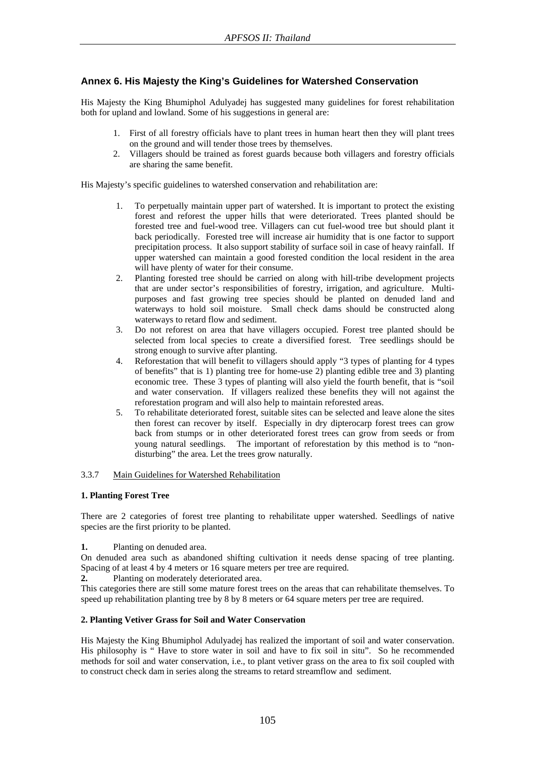## Annex 6. His Majesty the King's Guidelines for Watershed Conservation

His Majesty the King Bhumiphol Adulyadej has suggested many guidelines for forest rehabilitation both for upland and lowland. Some of his suggestions in general are:

1. First of all forestry officials have to plant trees in human heart then they will plant trees on the ground and will tender those trees by themselves.
2. Villagers should be trained as forest guards because both villagers and forestry officials are sharing the same benefit.

His Majesty's specific guidelines to watershed conservation and rehabilitation are:

1. To perpetually maintain upper part of watershed. It is important to protect the existing forest and reforest the upper hills that were deteriorated. Trees planted should be forested tree and fuel-wood tree. Villagers can cut fuel-wood tree but should plant it back periodically. Forested tree will increase air humidity that is one factor to support precipitation process. It also support stability of surface soil in case of heavy rainfall. If upper watershed can maintain a good forested condition the local resident in the area will have plenty of water for their consume.
2. Planting forested tree should be carried on along with hill-tribe development projects that are under sector's responsibilities of forestry, irrigation, and agriculture. Multi-purposes and fast growing tree species should be planted on denuded land and waterways to hold soil moisture. Small check dams should be constructed along waterways to retard flow and sediment.
3. Do not reforest on area that have villagers occupied. Forest tree planted should be selected from local species to create a diversified forest. Tree seedlings should be strong enough to survive after planting.
4. Reforestation that will benefit to villagers should apply "3 types of planting for 4 types of benefits" that is 1) planting tree for home-use 2) planting edible tree and 3) planting economic tree. These 3 types of planting will also yield the fourth benefit, that is "soil and water conservation. If villagers realized these benefits they will not against the reforestation program and will also help to maintain reforested areas.
5. To rehabilitate deteriorated forest, suitable sites can be selected and leave alone the sites then forest can recover by itself. Especially in dry dipterocarp forest trees can grow back from stumps or in other deteriorated forest trees can grow from seeds or from young natural seedlings. The important of reforestation by this method is to "non-disturbing" the area. Let the trees grow naturally.

### 3.3.7 Main Guidelines for Watershed Rehabilitation

**1. Planting Forest Tree**

There are 2 categories of forest tree planting to rehabilitate upper watershed. Seedlings of native species are the first priority to be planted.

**1.** Planting on denuded area.

On denuded area such as abandoned shifting cultivation it needs dense spacing of tree planting. Spacing of at least 4 by 4 meters or 16 square meters per tree are required.

**2.** Planting on moderately deteriorated area.

This categories there are still some mature forest trees on the areas that can rehabilitate themselves. To speed up rehabilitation planting tree by 8 by 8 meters or 64 square meters per tree are required.

**2. Planting Vetiver Grass for Soil and Water Conservation**

His Majesty the King Bhumiphol Adulyadej has realized the important of soil and water conservation. His philosophy is " Have to store water in soil and have to fix soil in situ". So he recommended methods for soil and water conservation, i.e., to plant vetiver grass on the area to fix soil coupled with to construct check dam in series along the streams to retard streamflow and sediment.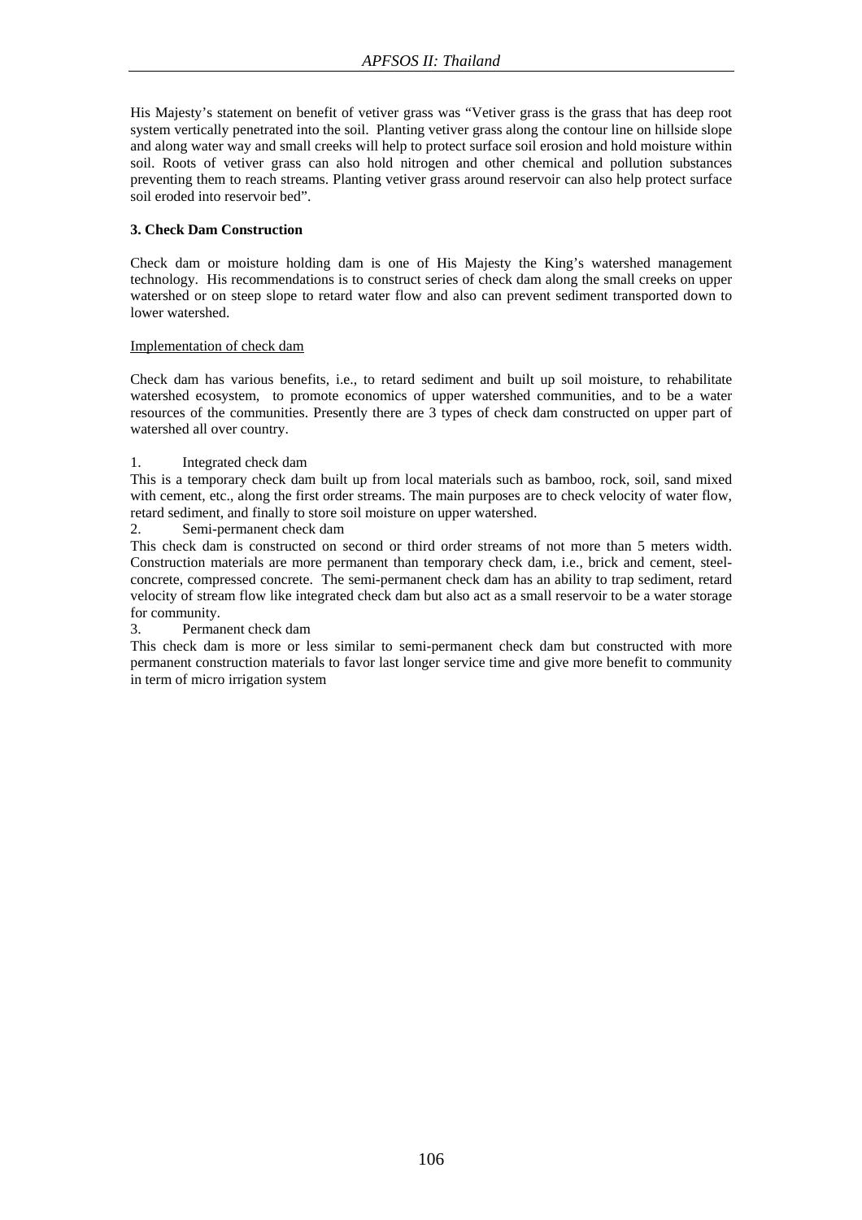His Majesty's statement on benefit of vetiver grass was "Vetiver grass is the grass that has deep root system vertically penetrated into the soil. Planting vetiver grass along the contour line on hillside slope and along water way and small creeks will help to protect surface soil erosion and hold moisture within soil. Roots of vetiver grass can also hold nitrogen and other chemical and pollution substances preventing them to reach streams. Planting vetiver grass around reservoir can also help protect surface soil eroded into reservoir bed".

**3. Check Dam Construction**

Check dam or moisture holding dam is one of His Majesty the King's watershed management technology. His recommendations is to construct series of check dam along the small creeks on upper watershed or on steep slope to retard water flow and also can prevent sediment transported down to lower watershed.

Implementation of check dam

Check dam has various benefits, i.e., to retard sediment and built up soil moisture, to rehabilitate watershed ecosystem, to promote economics of upper watershed communities, and to be a water resources of the communities. Presently there are 3 types of check dam constructed on upper part of watershed all over country.

1. Integrated check dam

This is a temporary check dam built up from local materials such as bamboo, rock, soil, sand mixed with cement, etc., along the first order streams. The main purposes are to check velocity of water flow, retard sediment, and finally to store soil moisture on upper watershed.

2. Semi-permanent check dam

This check dam is constructed on second or third order streams of not more than 5 meters width. Construction materials are more permanent than temporary check dam, i.e., brick and cement, steel-concrete, compressed concrete. The semi-permanent check dam has an ability to trap sediment, retard velocity of stream flow like integrated check dam but also act as a small reservoir to be a water storage for community.

3. Permanent check dam

This check dam is more or less similar to semi-permanent check dam but constructed with more permanent construction materials to favor last longer service time and give more benefit to community in term of micro irrigation system